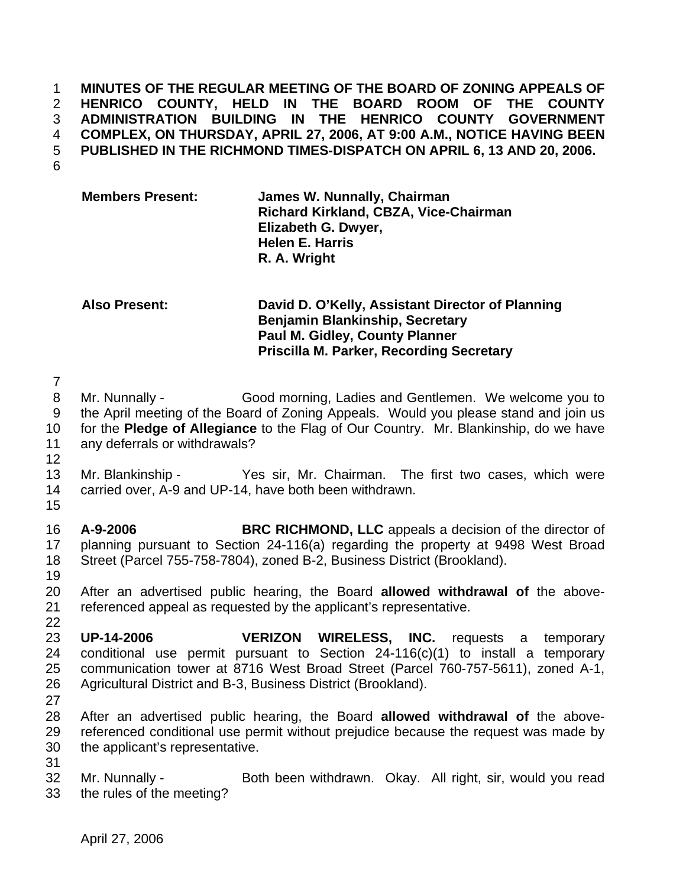**MINUTES OF THE REGULAR MEETING OF THE BOARD OF ZONING APPEALS OF HENRICO COUNTY, HELD IN THE BOARD ROOM OF THE COUNTY ADMINISTRATION BUILDING IN THE HENRICO COUNTY GOVERNMENT COMPLEX, ON THURSDAY, APRIL 27, 2006, AT 9:00 A.M., NOTICE HAVING BEEN PUBLISHED IN THE RICHMOND TIMES-DISPATCH ON APRIL 6, 13 AND 20, 2006.**

| | |
|---|---|
| **Members Present:** | **James W. Nunnally, Chairman** |
| | **Richard Kirkland, CBZA, Vice-Chairman** |
| | **Elizabeth G. Dwyer,** |
| | **Helen E. Harris** |
| | **R. A. Wright** |

| | |
|---|---|
| **Also Present:** | **David D. O'Kelly, Assistant Director of Planning** |
| | **Benjamin Blankinship, Secretary** |
| | **Paul M. Gidley, County Planner** |
| | **Priscilla M. Parker, Recording Secretary** |

Mr. Nunnally - Good morning, Ladies and Gentlemen. We welcome you to the April meeting of the Board of Zoning Appeals. Would you please stand and join us for the **Pledge of Allegiance** to the Flag of Our Country. Mr. Blankinship, do we have any deferrals or withdrawals?

Mr. Blankinship - Yes sir, Mr. Chairman. The first two cases, which were carried over, A-9 and UP-14, have both been withdrawn.

**A-9-2006** **BRC RICHMOND, LLC** appeals a decision of the director of planning pursuant to Section 24-116(a) regarding the property at 9498 West Broad Street (Parcel 755-758-7804), zoned B-2, Business District (Brookland).

After an advertised public hearing, the Board **allowed withdrawal of** the above-referenced appeal as requested by the applicant's representative.

**UP-14-2006** **VERIZON WIRELESS, INC.** requests a temporary conditional use permit pursuant to Section 24-116(c)(1) to install a temporary communication tower at 8716 West Broad Street (Parcel 760-757-5611), zoned A-1, Agricultural District and B-3, Business District (Brookland).

After an advertised public hearing, the Board **allowed withdrawal of** the above-referenced conditional use permit without prejudice because the request was made by the applicant's representative.

Mr. Nunnally - Both been withdrawn. Okay. All right, sir, would you read the rules of the meeting?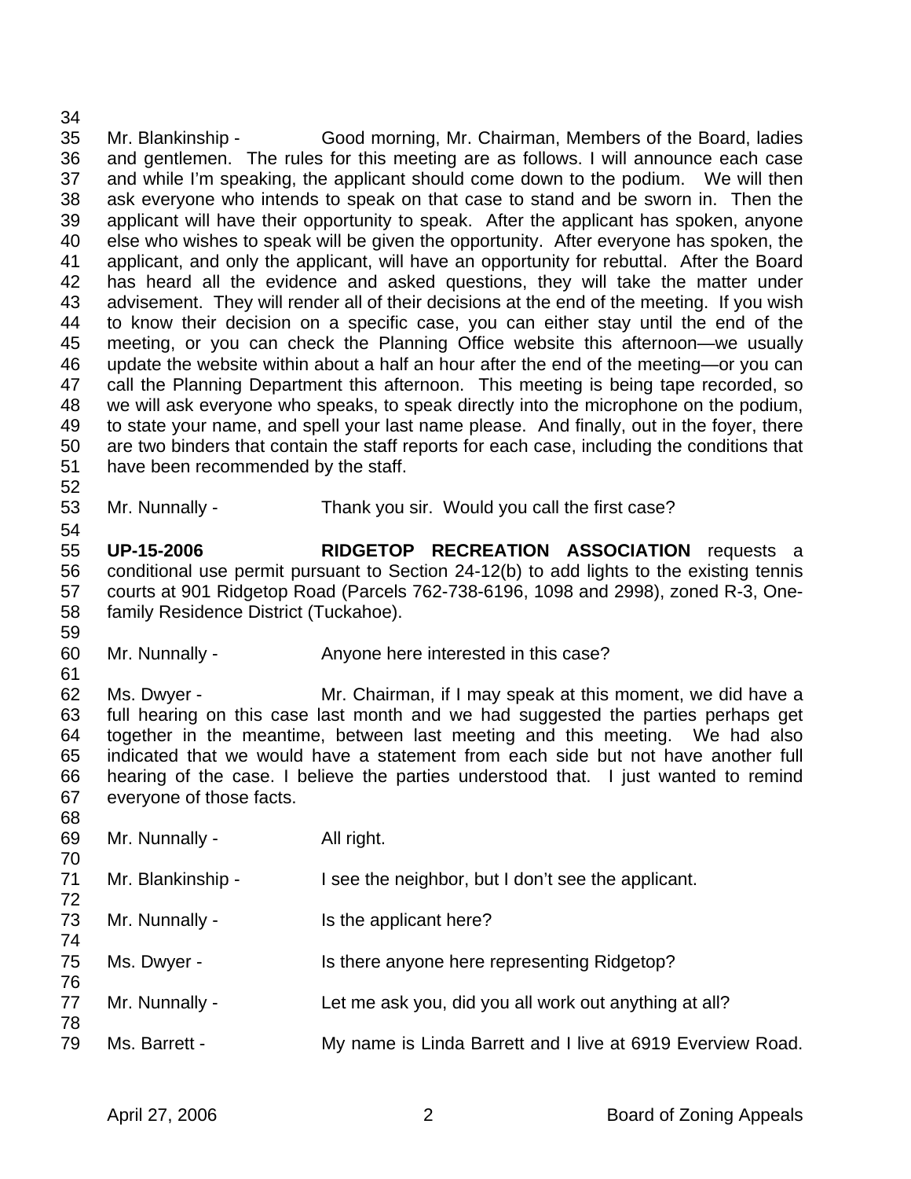Mr. Blankinship - Good morning, Mr. Chairman, Members of the Board, ladies and gentlemen. The rules for this meeting are as follows. I will announce each case and while I'm speaking, the applicant should come down to the podium. We will then ask everyone who intends to speak on that case to stand and be sworn in. Then the applicant will have their opportunity to speak. After the applicant has spoken, anyone else who wishes to speak will be given the opportunity. After everyone has spoken, the applicant, and only the applicant, will have an opportunity for rebuttal. After the Board has heard all the evidence and asked questions, they will take the matter under advisement. They will render all of their decisions at the end of the meeting. If you wish to know their decision on a specific case, you can either stay until the end of the meeting, or you can check the Planning Office website this afternoon—we usually update the website within about a half an hour after the end of the meeting—or you can call the Planning Department this afternoon. This meeting is being tape recorded, so we will ask everyone who speaks, to speak directly into the microphone on the podium, to state your name, and spell your last name please. And finally, out in the foyer, there are two binders that contain the staff reports for each case, including the conditions that have been recommended by the staff.

Mr. Nunnally - Thank you sir. Would you call the first case?

**UP-15-2006** **RIDGETOP RECREATION ASSOCIATION** requests a conditional use permit pursuant to Section 24-12(b) to add lights to the existing tennis courts at 901 Ridgetop Road (Parcels 762-738-6196, 1098 and 2998), zoned R-3, One-family Residence District (Tuckahoe).

Mr. Nunnally - Anyone here interested in this case?

Ms. Dwyer - Mr. Chairman, if I may speak at this moment, we did have a full hearing on this case last month and we had suggested the parties perhaps get together in the meantime, between last meeting and this meeting. We had also indicated that we would have a statement from each side but not have another full hearing of the case. I believe the parties understood that. I just wanted to remind everyone of those facts.

Mr. Nunnally - All right.

Mr. Blankinship - I see the neighbor, but I don't see the applicant.

Mr. Nunnally - Is the applicant here?

Ms. Dwyer - Is there anyone here representing Ridgetop?

Mr. Nunnally - Let me ask you, did you all work out anything at all?

Ms. Barrett - My name is Linda Barrett and I live at 6919 Everview Road.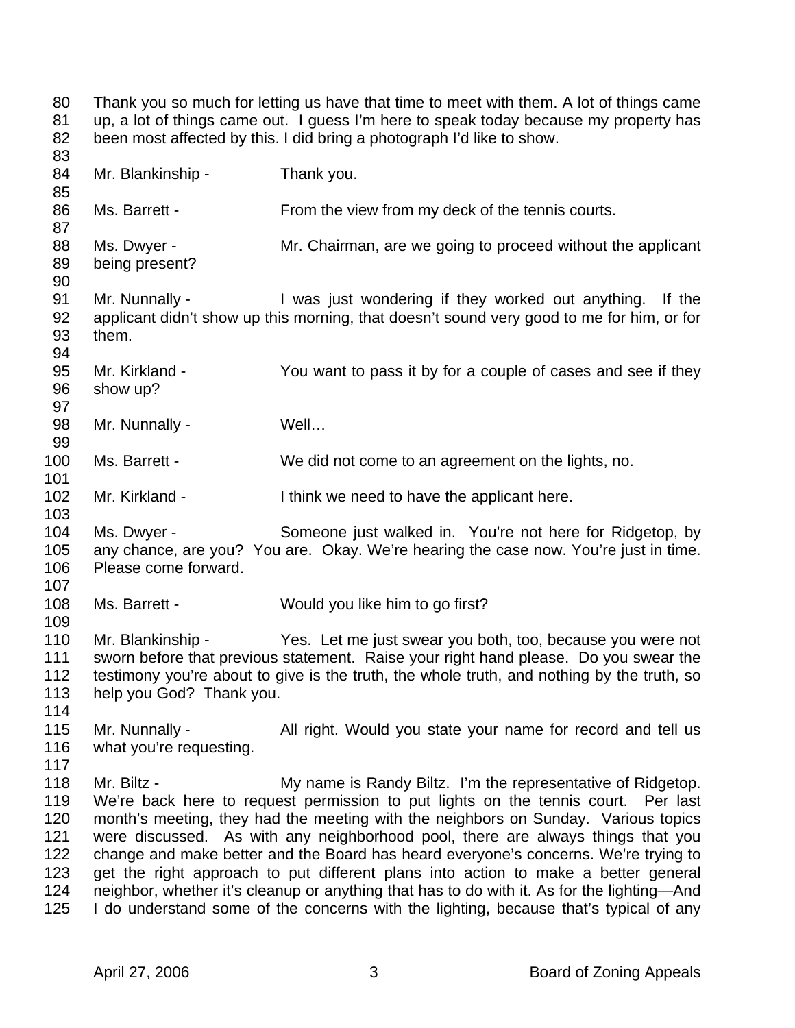Thank you so much for letting us have that time to meet with them. A lot of things came up, a lot of things came out. I guess I'm here to speak today because my property has been most affected by this. I did bring a photograph I'd like to show.

Mr. Blankinship - Thank you.

Ms. Barrett - From the view from my deck of the tennis courts.

Ms. Dwyer - Mr. Chairman, are we going to proceed without the applicant being present?

Mr. Nunnally - I was just wondering if they worked out anything. If the applicant didn't show up this morning, that doesn't sound very good to me for him, or for them.

Mr. Kirkland - You want to pass it by for a couple of cases and see if they show up?

Mr. Nunnally - Well…

Ms. Barrett - We did not come to an agreement on the lights, no.

Mr. Kirkland - I think we need to have the applicant here.

Ms. Dwyer - Someone just walked in. You're not here for Ridgetop, by any chance, are you? You are. Okay. We're hearing the case now. You're just in time. Please come forward.

Ms. Barrett - Would you like him to go first?

Mr. Blankinship - Yes. Let me just swear you both, too, because you were not sworn before that previous statement. Raise your right hand please. Do you swear the testimony you're about to give is the truth, the whole truth, and nothing by the truth, so help you God? Thank you.

Mr. Nunnally - All right. Would you state your name for record and tell us what you're requesting.

Mr. Biltz - My name is Randy Biltz. I'm the representative of Ridgetop. We're back here to request permission to put lights on the tennis court. Per last month's meeting, they had the meeting with the neighbors on Sunday. Various topics were discussed. As with any neighborhood pool, there are always things that you change and make better and the Board has heard everyone's concerns. We're trying to get the right approach to put different plans into action to make a better general neighbor, whether it's cleanup or anything that has to do with it. As for the lighting—And I do understand some of the concerns with the lighting, because that's typical of any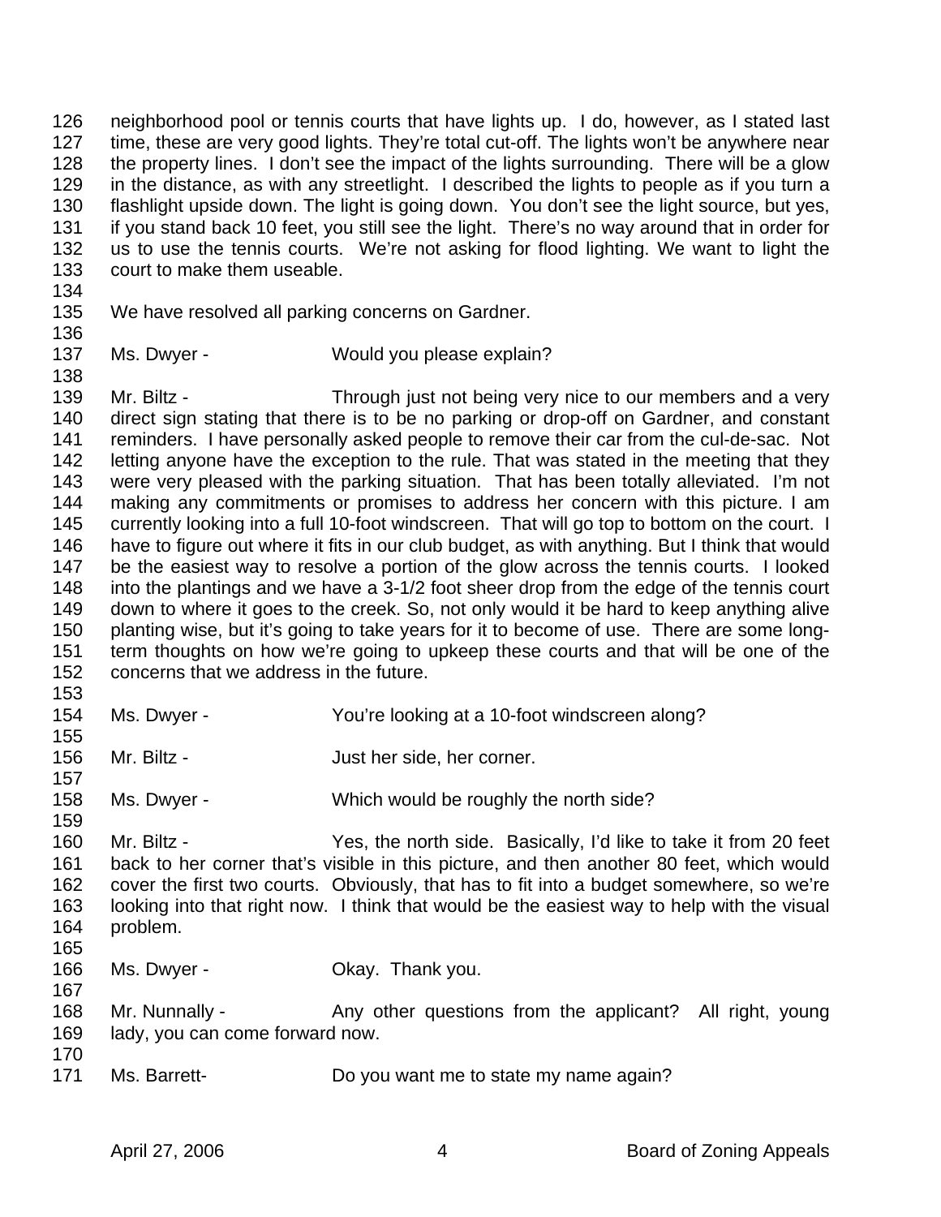neighborhood pool or tennis courts that have lights up. I do, however, as I stated last time, these are very good lights. They're total cut-off. The lights won't be anywhere near the property lines. I don't see the impact of the lights surrounding. There will be a glow in the distance, as with any streetlight. I described the lights to people as if you turn a flashlight upside down. The light is going down. You don't see the light source, but yes, if you stand back 10 feet, you still see the light. There's no way around that in order for us to use the tennis courts. We're not asking for flood lighting. We want to light the court to make them useable.

We have resolved all parking concerns on Gardner.

Ms. Dwyer - Would you please explain?

Mr. Biltz - Through just not being very nice to our members and a very direct sign stating that there is to be no parking or drop-off on Gardner, and constant reminders. I have personally asked people to remove their car from the cul-de-sac. Not letting anyone have the exception to the rule. That was stated in the meeting that they were very pleased with the parking situation. That has been totally alleviated. I'm not making any commitments or promises to address her concern with this picture. I am currently looking into a full 10-foot windscreen. That will go top to bottom on the court. I have to figure out where it fits in our club budget, as with anything. But I think that would be the easiest way to resolve a portion of the glow across the tennis courts. I looked into the plantings and we have a 3-1/2 foot sheer drop from the edge of the tennis court down to where it goes to the creek. So, not only would it be hard to keep anything alive planting wise, but it's going to take years for it to become of use. There are some long-term thoughts on how we're going to upkeep these courts and that will be one of the concerns that we address in the future.

Ms. Dwyer - You're looking at a 10-foot windscreen along?

Mr. Biltz - Just her side, her corner.

Ms. Dwyer - Which would be roughly the north side?

Mr. Biltz - Yes, the north side. Basically, I'd like to take it from 20 feet back to her corner that's visible in this picture, and then another 80 feet, which would cover the first two courts. Obviously, that has to fit into a budget somewhere, so we're looking into that right now. I think that would be the easiest way to help with the visual problem.

Ms. Dwyer - Okay. Thank you.

Mr. Nunnally - Any other questions from the applicant? All right, young lady, you can come forward now.

Ms. Barrett- Do you want me to state my name again?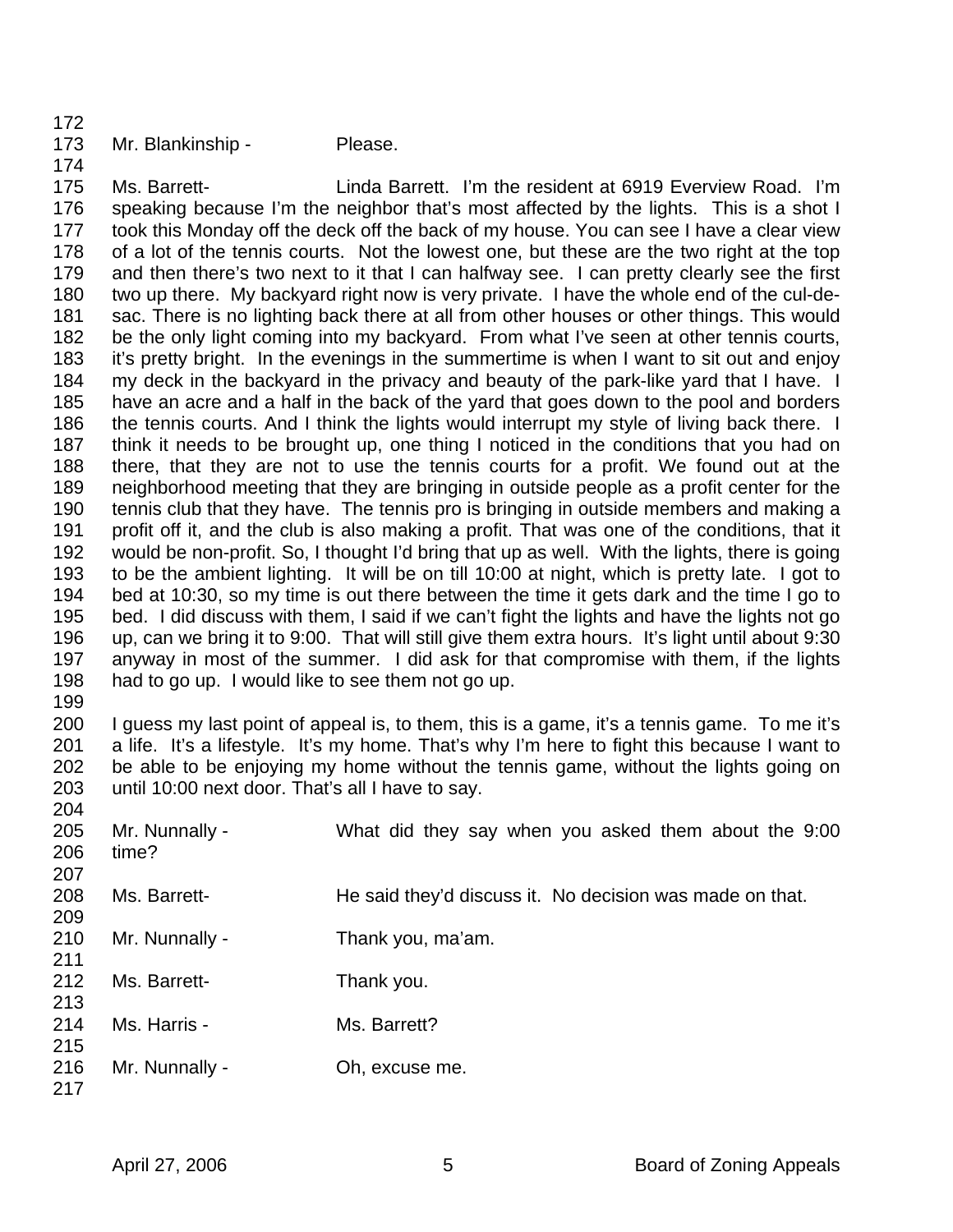Mr. Blankinship - Please.

Ms. Barrett- Linda Barrett. I'm the resident at 6919 Everview Road. I'm speaking because I'm the neighbor that's most affected by the lights. This is a shot I took this Monday off the deck off the back of my house. You can see I have a clear view of a lot of the tennis courts. Not the lowest one, but these are the two right at the top and then there's two next to it that I can halfway see. I can pretty clearly see the first two up there. My backyard right now is very private. I have the whole end of the cul-de-sac. There is no lighting back there at all from other houses or other things. This would be the only light coming into my backyard. From what I've seen at other tennis courts, it's pretty bright. In the evenings in the summertime is when I want to sit out and enjoy my deck in the backyard in the privacy and beauty of the park-like yard that I have. I have an acre and a half in the back of the yard that goes down to the pool and borders the tennis courts. And I think the lights would interrupt my style of living back there. I think it needs to be brought up, one thing I noticed in the conditions that you had on there, that they are not to use the tennis courts for a profit. We found out at the neighborhood meeting that they are bringing in outside people as a profit center for the tennis club that they have. The tennis pro is bringing in outside members and making a profit off it, and the club is also making a profit. That was one of the conditions, that it would be non-profit. So, I thought I'd bring that up as well. With the lights, there is going to be the ambient lighting. It will be on till 10:00 at night, which is pretty late. I got to bed at 10:30, so my time is out there between the time it gets dark and the time I go to bed. I did discuss with them, I said if we can't fight the lights and have the lights not go up, can we bring it to 9:00. That will still give them extra hours. It's light until about 9:30 anyway in most of the summer. I did ask for that compromise with them, if the lights had to go up. I would like to see them not go up.

I guess my last point of appeal is, to them, this is a game, it's a tennis game. To me it's a life. It's a lifestyle. It's my home. That's why I'm here to fight this because I want to be able to be enjoying my home without the tennis game, without the lights going on until 10:00 next door. That's all I have to say.

Mr. Nunnally - What did they say when you asked them about the 9:00 time?

Ms. Barrett- He said they'd discuss it. No decision was made on that.

Mr. Nunnally - Thank you, ma'am.

Ms. Barrett- Thank you.

Ms. Harris - Ms. Barrett?

Mr. Nunnally - Oh, excuse me.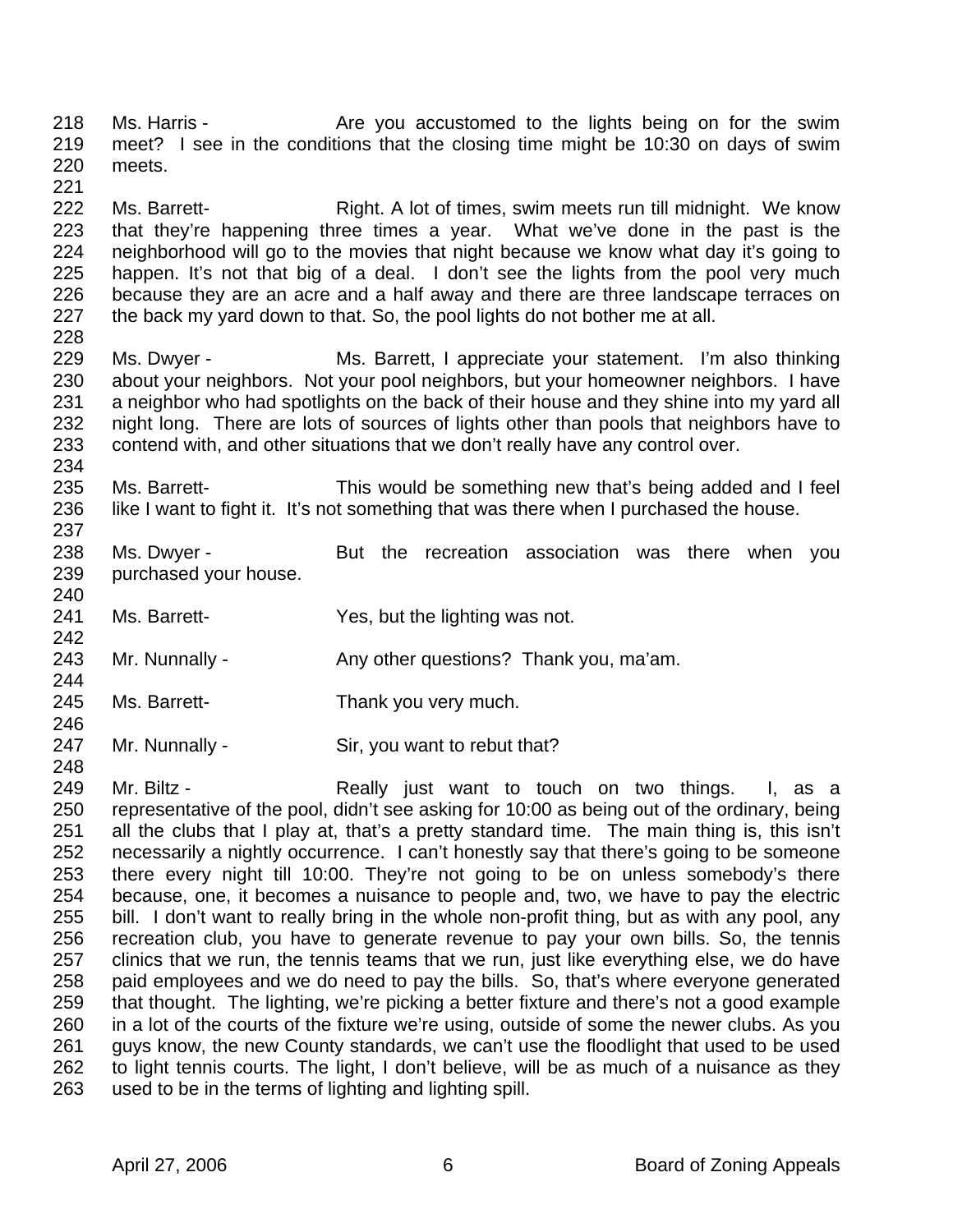218 Ms. Harris - Are you accustomed to the lights being on for the swim
219 meet? I see in the conditions that the closing time might be 10:30 on days of swim
220 meets.
221
222 Ms. Barrett- Right. A lot of times, swim meets run till midnight. We know
223 that they're happening three times a year. What we've done in the past is the
224 neighborhood will go to the movies that night because we know what day it's going to
225 happen. It's not that big of a deal. I don't see the lights from the pool very much
226 because they are an acre and a half away and there are three landscape terraces on
227 the back my yard down to that. So, the pool lights do not bother me at all.
228
229 Ms. Dwyer - Ms. Barrett, I appreciate your statement. I'm also thinking
230 about your neighbors. Not your pool neighbors, but your homeowner neighbors. I have
231 a neighbor who had spotlights on the back of their house and they shine into my yard all
232 night long. There are lots of sources of lights other than pools that neighbors have to
233 contend with, and other situations that we don't really have any control over.
234
235 Ms. Barrett- This would be something new that's being added and I feel
236 like I want to fight it. It's not something that was there when I purchased the house.
237
238 Ms. Dwyer - But the recreation association was there when you
239 purchased your house.
240
241 Ms. Barrett- Yes, but the lighting was not.
242
243 Mr. Nunnally - Any other questions? Thank you, ma'am.
244
245 Ms. Barrett- Thank you very much.
246
247 Mr. Nunnally - Sir, you want to rebut that?
248
249 Mr. Biltz - Really just want to touch on two things. I, as a
250 representative of the pool, didn't see asking for 10:00 as being out of the ordinary, being
251 all the clubs that I play at, that's a pretty standard time. The main thing is, this isn't
252 necessarily a nightly occurrence. I can't honestly say that there's going to be someone
253 there every night till 10:00. They're not going to be on unless somebody's there
254 because, one, it becomes a nuisance to people and, two, we have to pay the electric
255 bill. I don't want to really bring in the whole non-profit thing, but as with any pool, any
256 recreation club, you have to generate revenue to pay your own bills. So, the tennis
257 clinics that we run, the tennis teams that we run, just like everything else, we do have
258 paid employees and we do need to pay the bills. So, that's where everyone generated
259 that thought. The lighting, we're picking a better fixture and there's not a good example
260 in a lot of the courts of the fixture we're using, outside of some the newer clubs. As you
261 guys know, the new County standards, we can't use the floodlight that used to be used
262 to light tennis courts. The light, I don't believe, will be as much of a nuisance as they
263 used to be in the terms of lighting and lighting spill.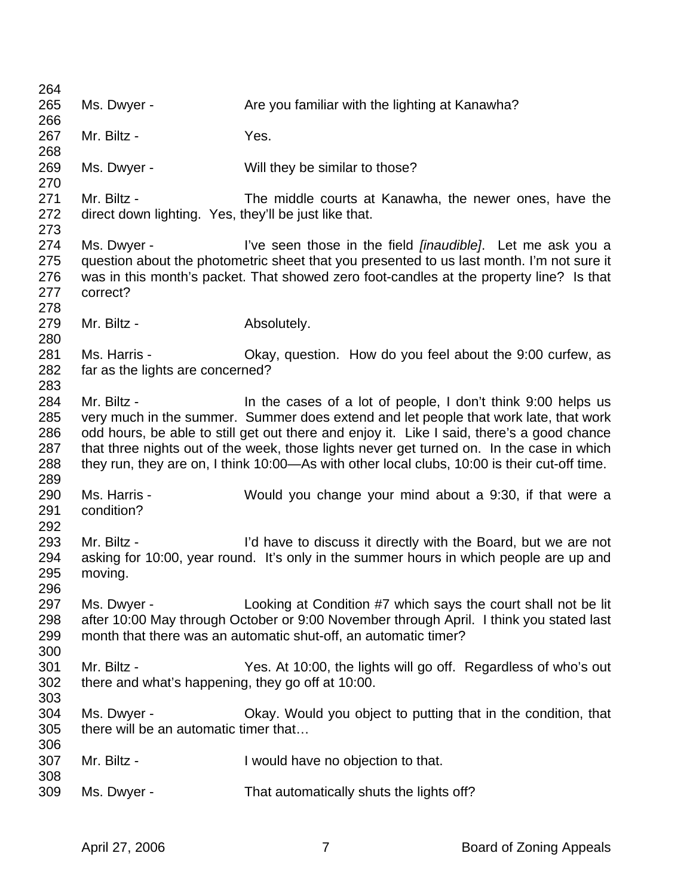Ms. Dwyer - Are you familiar with the lighting at Kanawha?

Mr. Biltz - Yes.

Ms. Dwyer - Will they be similar to those?

Mr. Biltz - The middle courts at Kanawha, the newer ones, have the direct down lighting. Yes, they'll be just like that.

Ms. Dwyer - I've seen those in the field *[inaudible]*. Let me ask you a question about the photometric sheet that you presented to us last month. I'm not sure it was in this month's packet. That showed zero foot-candles at the property line? Is that correct?

Mr. Biltz - Absolutely.

Ms. Harris - Okay, question. How do you feel about the 9:00 curfew, as far as the lights are concerned?

Mr. Biltz - In the cases of a lot of people, I don't think 9:00 helps us very much in the summer. Summer does extend and let people that work late, that work odd hours, be able to still get out there and enjoy it. Like I said, there's a good chance that three nights out of the week, those lights never get turned on. In the case in which they run, they are on, I think 10:00—As with other local clubs, 10:00 is their cut-off time.

Ms. Harris - Would you change your mind about a 9:30, if that were a condition?

Mr. Biltz - I'd have to discuss it directly with the Board, but we are not asking for 10:00, year round. It's only in the summer hours in which people are up and moving.

Ms. Dwyer - Looking at Condition #7 which says the court shall not be lit after 10:00 May through October or 9:00 November through April. I think you stated last month that there was an automatic shut-off, an automatic timer?

Mr. Biltz - Yes. At 10:00, the lights will go off. Regardless of who's out there and what's happening, they go off at 10:00.

Ms. Dwyer - Okay. Would you object to putting that in the condition, that there will be an automatic timer that…

Mr. Biltz - I would have no objection to that.

Ms. Dwyer - That automatically shuts the lights off?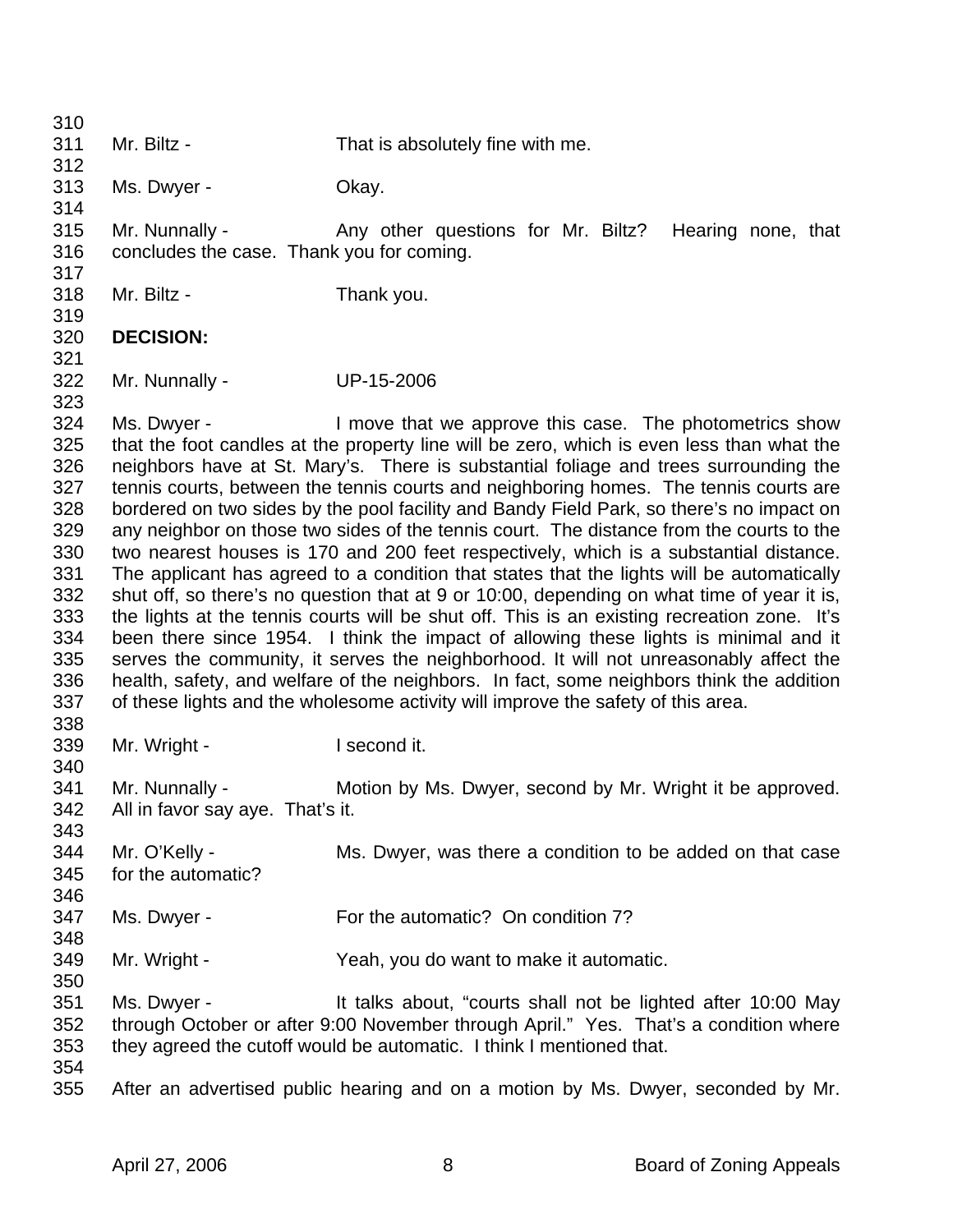Mr. Biltz - That is absolutely fine with me.

Ms. Dwyer - Okay.

Mr. Nunnally - Any other questions for Mr. Biltz? Hearing none, that concludes the case. Thank you for coming.

Mr. Biltz - Thank you.

**DECISION:**

Mr. Nunnally - UP-15-2006

Ms. Dwyer - I move that we approve this case. The photometrics show that the foot candles at the property line will be zero, which is even less than what the neighbors have at St. Mary's. There is substantial foliage and trees surrounding the tennis courts, between the tennis courts and neighboring homes. The tennis courts are bordered on two sides by the pool facility and Bandy Field Park, so there's no impact on any neighbor on those two sides of the tennis court. The distance from the courts to the two nearest houses is 170 and 200 feet respectively, which is a substantial distance. The applicant has agreed to a condition that states that the lights will be automatically shut off, so there's no question that at 9 or 10:00, depending on what time of year it is, the lights at the tennis courts will be shut off. This is an existing recreation zone. It's been there since 1954. I think the impact of allowing these lights is minimal and it serves the community, it serves the neighborhood. It will not unreasonably affect the health, safety, and welfare of the neighbors. In fact, some neighbors think the addition of these lights and the wholesome activity will improve the safety of this area.

Mr. Wright - I second it.

Mr. Nunnally - Motion by Ms. Dwyer, second by Mr. Wright it be approved. All in favor say aye. That's it.

Mr. O'Kelly - Ms. Dwyer, was there a condition to be added on that case for the automatic?

Ms. Dwyer - For the automatic? On condition 7?

Mr. Wright - Yeah, you do want to make it automatic.

Ms. Dwyer - It talks about, "courts shall not be lighted after 10:00 May through October or after 9:00 November through April." Yes. That's a condition where they agreed the cutoff would be automatic. I think I mentioned that.

After an advertised public hearing and on a motion by Ms. Dwyer, seconded by Mr.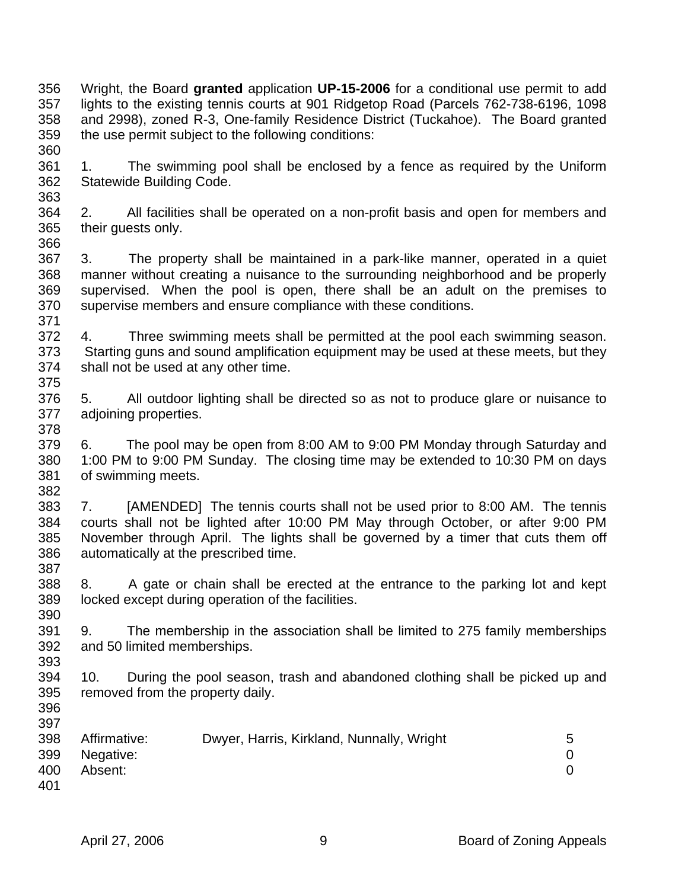Wright, the Board **granted** application **UP-15-2006** for a conditional use permit to add lights to the existing tennis courts at 901 Ridgetop Road (Parcels 762-738-6196, 1098 and 2998), zoned R-3, One-family Residence District (Tuckahoe). The Board granted the use permit subject to the following conditions:

1. The swimming pool shall be enclosed by a fence as required by the Uniform Statewide Building Code.

2. All facilities shall be operated on a non-profit basis and open for members and their guests only.

3. The property shall be maintained in a park-like manner, operated in a quiet manner without creating a nuisance to the surrounding neighborhood and be properly supervised. When the pool is open, there shall be an adult on the premises to supervise members and ensure compliance with these conditions.

4. Three swimming meets shall be permitted at the pool each swimming season. Starting guns and sound amplification equipment may be used at these meets, but they shall not be used at any other time.

5. All outdoor lighting shall be directed so as not to produce glare or nuisance to adjoining properties.

6. The pool may be open from 8:00 AM to 9:00 PM Monday through Saturday and 1:00 PM to 9:00 PM Sunday. The closing time may be extended to 10:30 PM on days of swimming meets.

7. [AMENDED] The tennis courts shall not be used prior to 8:00 AM. The tennis courts shall not be lighted after 10:00 PM May through October, or after 9:00 PM November through April. The lights shall be governed by a timer that cuts them off automatically at the prescribed time.

8. A gate or chain shall be erected at the entrance to the parking lot and kept locked except during operation of the facilities.

9. The membership in the association shall be limited to 275 family memberships and 50 limited memberships.

10. During the pool season, trash and abandoned clothing shall be picked up and removed from the property daily.

| | | |
|---|---|---|
| Affirmative: | Dwyer, Harris, Kirkland, Nunnally, Wright | 5 |
| Negative: | | 0 |
| Absent: | | 0 |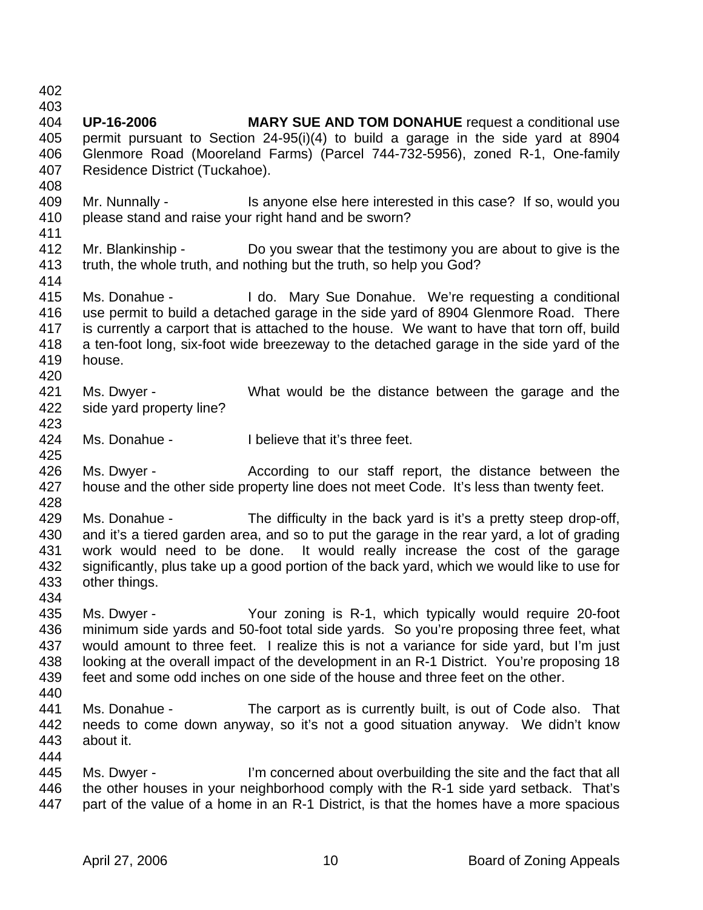**UP-16-2006** **MARY SUE AND TOM DONAHUE** request a conditional use permit pursuant to Section 24-95(i)(4) to build a garage in the side yard at 8904 Glenmore Road (Mooreland Farms) (Parcel 744-732-5956), zoned R-1, One-family Residence District (Tuckahoe).

Mr. Nunnally - Is anyone else here interested in this case? If so, would you please stand and raise your right hand and be sworn?

Mr. Blankinship - Do you swear that the testimony you are about to give is the truth, the whole truth, and nothing but the truth, so help you God?

Ms. Donahue - I do. Mary Sue Donahue. We're requesting a conditional use permit to build a detached garage in the side yard of 8904 Glenmore Road. There is currently a carport that is attached to the house. We want to have that torn off, build a ten-foot long, six-foot wide breezeway to the detached garage in the side yard of the house.

Ms. Dwyer - What would be the distance between the garage and the side yard property line?

Ms. Donahue - I believe that it's three feet.

Ms. Dwyer - According to our staff report, the distance between the house and the other side property line does not meet Code. It's less than twenty feet.

Ms. Donahue - The difficulty in the back yard is it's a pretty steep drop-off, and it's a tiered garden area, and so to put the garage in the rear yard, a lot of grading work would need to be done. It would really increase the cost of the garage significantly, plus take up a good portion of the back yard, which we would like to use for other things.

Ms. Dwyer - Your zoning is R-1, which typically would require 20-foot minimum side yards and 50-foot total side yards. So you're proposing three feet, what would amount to three feet. I realize this is not a variance for side yard, but I'm just looking at the overall impact of the development in an R-1 District. You're proposing 18 feet and some odd inches on one side of the house and three feet on the other.

Ms. Donahue - The carport as is currently built, is out of Code also. That needs to come down anyway, so it's not a good situation anyway. We didn't know about it.

Ms. Dwyer - I'm concerned about overbuilding the site and the fact that all the other houses in your neighborhood comply with the R-1 side yard setback. That's part of the value of a home in an R-1 District, is that the homes have a more spacious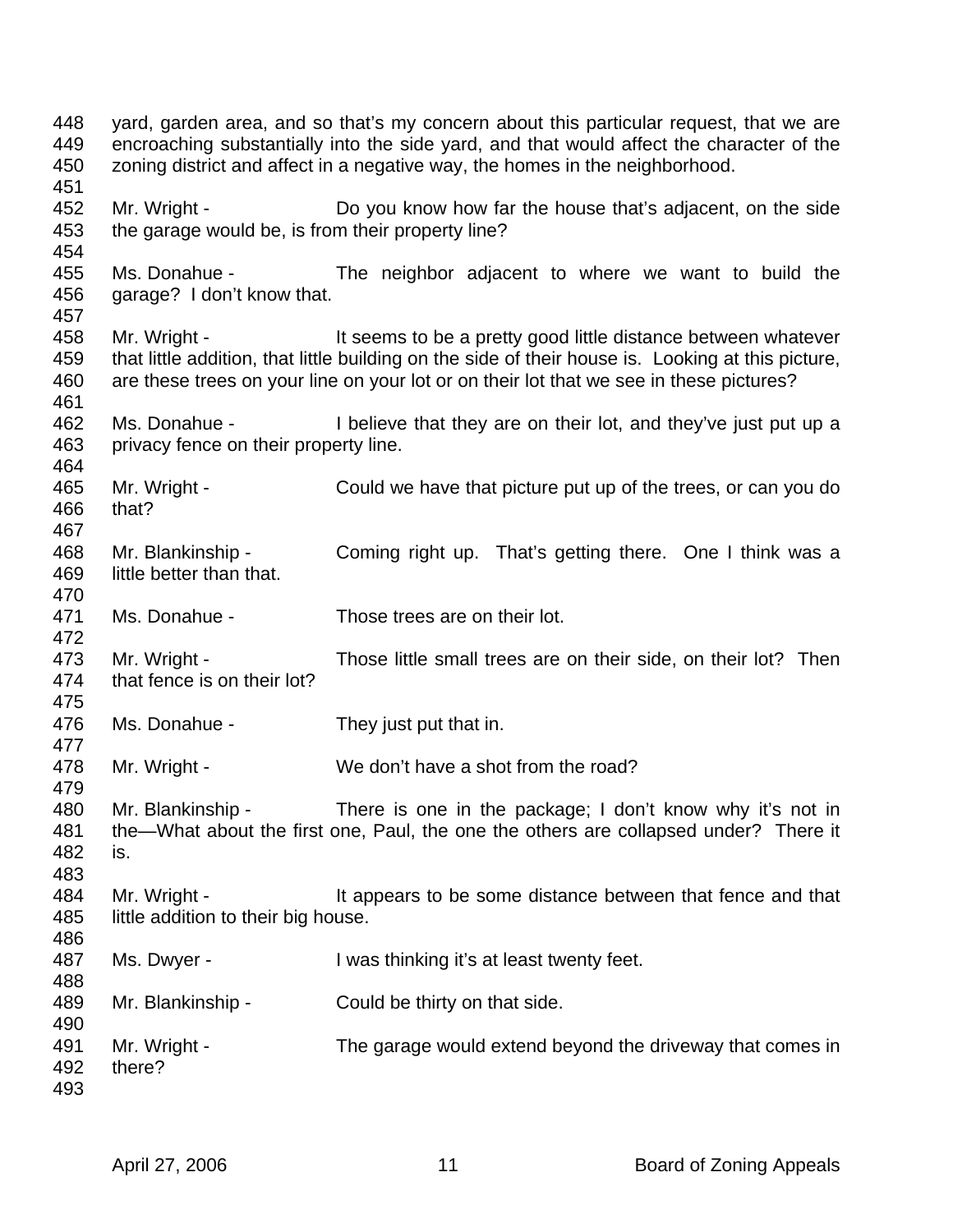yard, garden area, and so that's my concern about this particular request, that we are encroaching substantially into the side yard, and that would affect the character of the zoning district and affect in a negative way, the homes in the neighborhood.

Mr. Wright - Do you know how far the house that's adjacent, on the side the garage would be, is from their property line?

Ms. Donahue - The neighbor adjacent to where we want to build the garage? I don't know that.

Mr. Wright - It seems to be a pretty good little distance between whatever that little addition, that little building on the side of their house is. Looking at this picture, are these trees on your line on your lot or on their lot that we see in these pictures?

Ms. Donahue - I believe that they are on their lot, and they've just put up a privacy fence on their property line.

Mr. Wright - Could we have that picture put up of the trees, or can you do that?

Mr. Blankinship - Coming right up. That's getting there. One I think was a little better than that.

Ms. Donahue - Those trees are on their lot.

Mr. Wright - Those little small trees are on their side, on their lot? Then that fence is on their lot?

Ms. Donahue - They just put that in.

Mr. Wright - We don't have a shot from the road?

Mr. Blankinship - There is one in the package; I don't know why it's not in the—What about the first one, Paul, the one the others are collapsed under? There it is.

Mr. Wright - It appears to be some distance between that fence and that little addition to their big house.

Ms. Dwyer - I was thinking it's at least twenty feet.

Mr. Blankinship - Could be thirty on that side.

Mr. Wright - The garage would extend beyond the driveway that comes in there?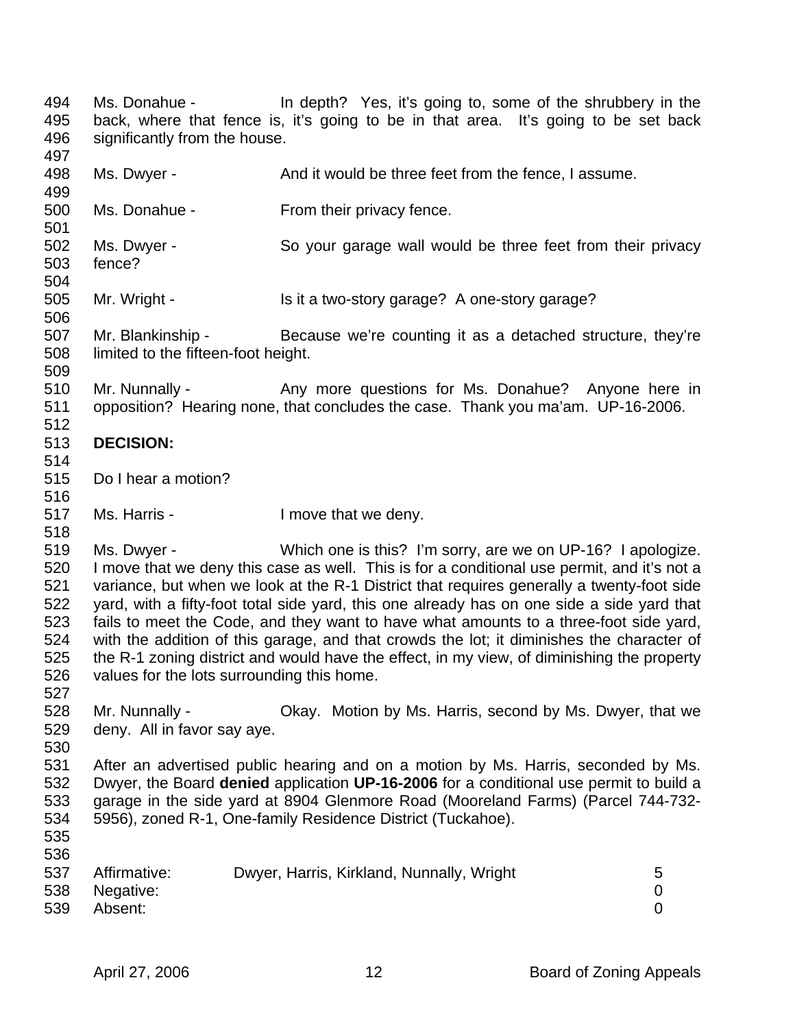Ms. Donahue - In depth? Yes, it's going to, some of the shrubbery in the back, where that fence is, it's going to be in that area. It's going to be set back significantly from the house.

Ms. Dwyer - And it would be three feet from the fence, I assume.

Ms. Donahue - From their privacy fence.

Ms. Dwyer - So your garage wall would be three feet from their privacy fence?

Mr. Wright - Is it a two-story garage? A one-story garage?

Mr. Blankinship - Because we're counting it as a detached structure, they're limited to the fifteen-foot height.

Mr. Nunnally - Any more questions for Ms. Donahue? Anyone here in opposition? Hearing none, that concludes the case. Thank you ma'am. UP-16-2006.

**DECISION:**

Do I hear a motion?

Ms. Harris - I move that we deny.

Ms. Dwyer - Which one is this? I'm sorry, are we on UP-16? I apologize. I move that we deny this case as well. This is for a conditional use permit, and it's not a variance, but when we look at the R-1 District that requires generally a twenty-foot side yard, with a fifty-foot total side yard, this one already has on one side a side yard that fails to meet the Code, and they want to have what amounts to a three-foot side yard, with the addition of this garage, and that crowds the lot; it diminishes the character of the R-1 zoning district and would have the effect, in my view, of diminishing the property values for the lots surrounding this home.

Mr. Nunnally - Okay. Motion by Ms. Harris, second by Ms. Dwyer, that we deny. All in favor say aye.

After an advertised public hearing and on a motion by Ms. Harris, seconded by Ms. Dwyer, the Board **denied** application **UP-16-2006** for a conditional use permit to build a garage in the side yard at 8904 Glenmore Road (Mooreland Farms) (Parcel 744-732-5956), zoned R-1, One-family Residence District (Tuckahoe).

| | | |
|---|---|---|
| Affirmative: | Dwyer, Harris, Kirkland, Nunnally, Wright | 5 |
| Negative: | | 0 |
| Absent: | | 0 |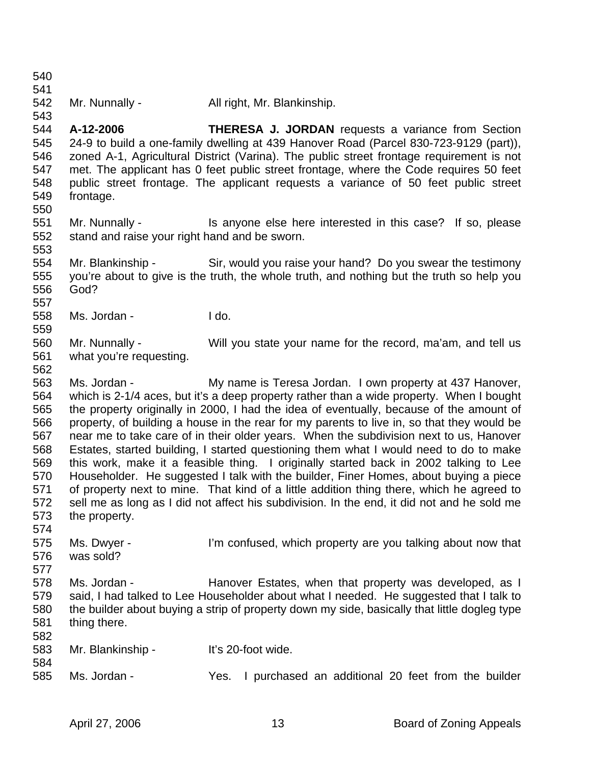Mr. Nunnally - All right, Mr. Blankinship.

**A-12-2006** **THERESA J. JORDAN** requests a variance from Section 24-9 to build a one-family dwelling at 439 Hanover Road (Parcel 830-723-9129 (part)), zoned A-1, Agricultural District (Varina). The public street frontage requirement is not met. The applicant has 0 feet public street frontage, where the Code requires 50 feet public street frontage. The applicant requests a variance of 50 feet public street frontage.

Mr. Nunnally - Is anyone else here interested in this case? If so, please stand and raise your right hand and be sworn.

Mr. Blankinship - Sir, would you raise your hand? Do you swear the testimony you're about to give is the truth, the whole truth, and nothing but the truth so help you God?

Ms. Jordan - I do.

Mr. Nunnally - Will you state your name for the record, ma'am, and tell us what you're requesting.

Ms. Jordan - My name is Teresa Jordan. I own property at 437 Hanover, which is 2-1/4 aces, but it's a deep property rather than a wide property. When I bought the property originally in 2000, I had the idea of eventually, because of the amount of property, of building a house in the rear for my parents to live in, so that they would be near me to take care of in their older years. When the subdivision next to us, Hanover Estates, started building, I started questioning them what I would need to do to make this work, make it a feasible thing. I originally started back in 2002 talking to Lee Householder. He suggested I talk with the builder, Finer Homes, about buying a piece of property next to mine. That kind of a little addition thing there, which he agreed to sell me as long as I did not affect his subdivision. In the end, it did not and he sold me the property.

Ms. Dwyer - I'm confused, which property are you talking about now that was sold?

Ms. Jordan - Hanover Estates, when that property was developed, as I said, I had talked to Lee Householder about what I needed. He suggested that I talk to the builder about buying a strip of property down my side, basically that little dogleg type thing there.

Mr. Blankinship - It's 20-foot wide.

Ms. Jordan - Yes. I purchased an additional 20 feet from the builder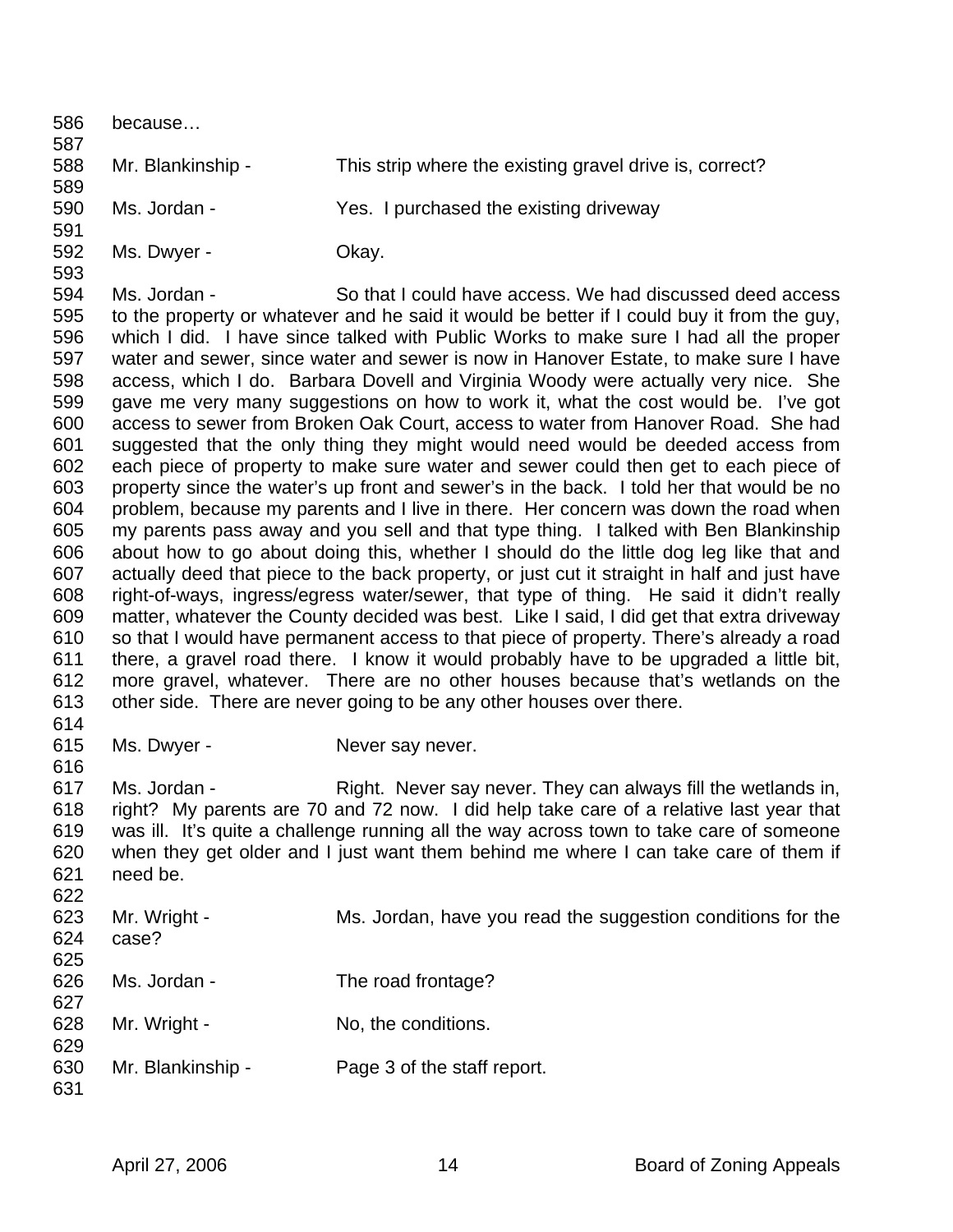because…

Mr. Blankinship - This strip where the existing gravel drive is, correct?

Ms. Jordan - Yes. I purchased the existing driveway

Ms. Dwyer - Okay.

Ms. Jordan - So that I could have access. We had discussed deed access to the property or whatever and he said it would be better if I could buy it from the guy, which I did. I have since talked with Public Works to make sure I had all the proper water and sewer, since water and sewer is now in Hanover Estate, to make sure I have access, which I do. Barbara Dovell and Virginia Woody were actually very nice. She gave me very many suggestions on how to work it, what the cost would be. I've got access to sewer from Broken Oak Court, access to water from Hanover Road. She had suggested that the only thing they might would need would be deeded access from each piece of property to make sure water and sewer could then get to each piece of property since the water's up front and sewer's in the back. I told her that would be no problem, because my parents and I live in there. Her concern was down the road when my parents pass away and you sell and that type thing. I talked with Ben Blankinship about how to go about doing this, whether I should do the little dog leg like that and actually deed that piece to the back property, or just cut it straight in half and just have right-of-ways, ingress/egress water/sewer, that type of thing. He said it didn't really matter, whatever the County decided was best. Like I said, I did get that extra driveway so that I would have permanent access to that piece of property. There's already a road there, a gravel road there. I know it would probably have to be upgraded a little bit, more gravel, whatever. There are no other houses because that's wetlands on the other side. There are never going to be any other houses over there.

Ms. Dwyer - Never say never.

Ms. Jordan - Right. Never say never. They can always fill the wetlands in, right? My parents are 70 and 72 now. I did help take care of a relative last year that was ill. It's quite a challenge running all the way across town to take care of someone when they get older and I just want them behind me where I can take care of them if need be.

Mr. Wright - Ms. Jordan, have you read the suggestion conditions for the case?

Ms. Jordan - The road frontage?

Mr. Wright - No, the conditions.

Mr. Blankinship - Page 3 of the staff report.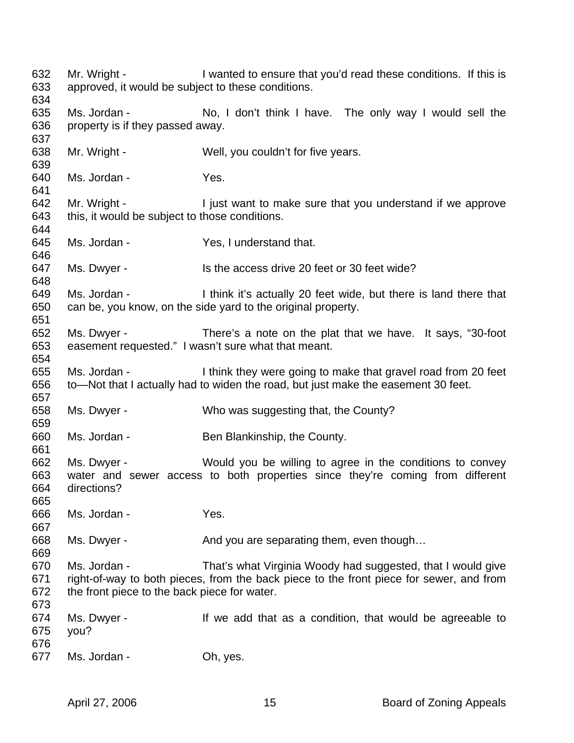632 Mr. Wright - I wanted to ensure that you'd read these conditions. If this is
633 approved, it would be subject to these conditions.
634
635 Ms. Jordan - No, I don't think I have. The only way I would sell the
636 property is if they passed away.
637
638 Mr. Wright - Well, you couldn't for five years.
639
640 Ms. Jordan - Yes.
641
642 Mr. Wright - I just want to make sure that you understand if we approve
643 this, it would be subject to those conditions.
644
645 Ms. Jordan - Yes, I understand that.
646
647 Ms. Dwyer - Is the access drive 20 feet or 30 feet wide?
648
649 Ms. Jordan - I think it's actually 20 feet wide, but there is land there that
650 can be, you know, on the side yard to the original property.
651
652 Ms. Dwyer - There's a note on the plat that we have. It says, "30-foot
653 easement requested." I wasn't sure what that meant.
654
655 Ms. Jordan - I think they were going to make that gravel road from 20 feet
656 to—Not that I actually had to widen the road, but just make the easement 30 feet.
657
658 Ms. Dwyer - Who was suggesting that, the County?
659
660 Ms. Jordan - Ben Blankinship, the County.
661
662 Ms. Dwyer - Would you be willing to agree in the conditions to convey
663 water and sewer access to both properties since they're coming from different
664 directions?
665
666 Ms. Jordan - Yes.
667
668 Ms. Dwyer - And you are separating them, even though…
669
670 Ms. Jordan - That's what Virginia Woody had suggested, that I would give
671 right-of-way to both pieces, from the back piece to the front piece for sewer, and from
672 the front piece to the back piece for water.
673
674 Ms. Dwyer - If we add that as a condition, that would be agreeable to
675 you?
676
677 Ms. Jordan - Oh, yes.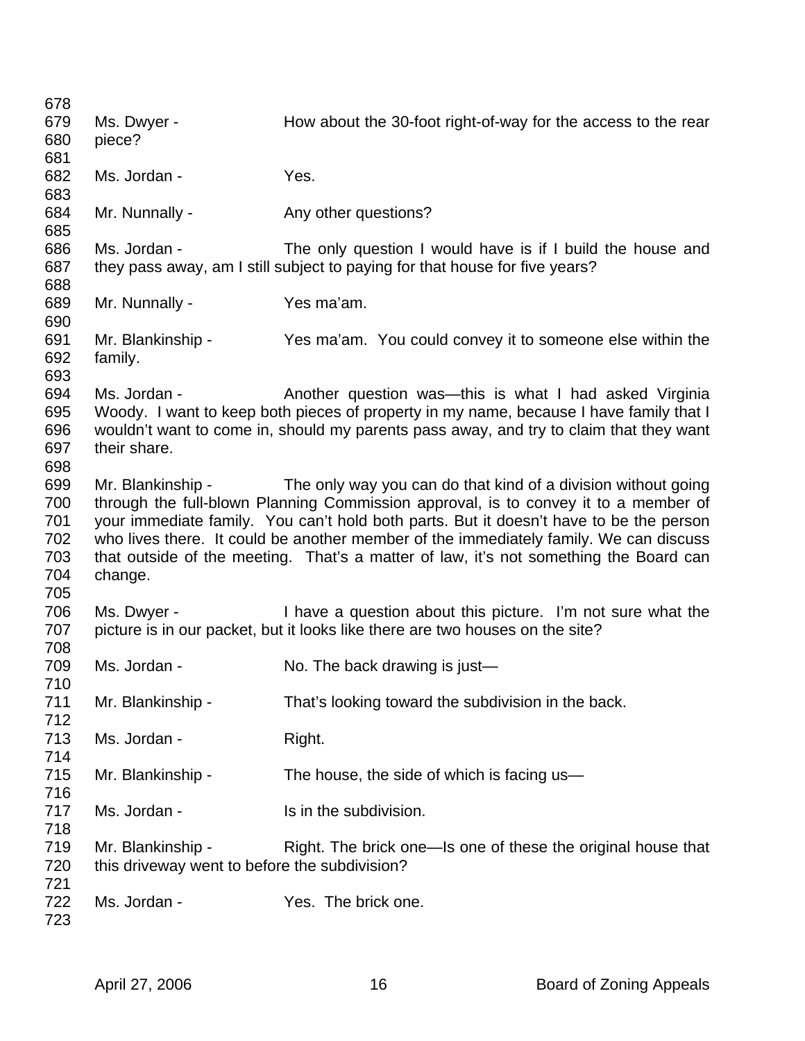Ms. Dwyer - How about the 30-foot right-of-way for the access to the rear piece?

Ms. Jordan - Yes.

Mr. Nunnally - Any other questions?

Ms. Jordan - The only question I would have is if I build the house and they pass away, am I still subject to paying for that house for five years?

Mr. Nunnally - Yes ma'am.

Mr. Blankinship - Yes ma'am. You could convey it to someone else within the family.

Ms. Jordan - Another question was—this is what I had asked Virginia Woody. I want to keep both pieces of property in my name, because I have family that I wouldn't want to come in, should my parents pass away, and try to claim that they want their share.

Mr. Blankinship - The only way you can do that kind of a division without going through the full-blown Planning Commission approval, is to convey it to a member of your immediate family. You can't hold both parts. But it doesn't have to be the person who lives there. It could be another member of the immediately family. We can discuss that outside of the meeting. That's a matter of law, it's not something the Board can change.

Ms. Dwyer - I have a question about this picture. I'm not sure what the picture is in our packet, but it looks like there are two houses on the site?

Ms. Jordan - No. The back drawing is just—

Mr. Blankinship - That's looking toward the subdivision in the back.

Ms. Jordan - Right.

Mr. Blankinship - The house, the side of which is facing us—

Ms. Jordan - Is in the subdivision.

Mr. Blankinship - Right. The brick one—Is one of these the original house that this driveway went to before the subdivision?

Ms. Jordan - Yes. The brick one.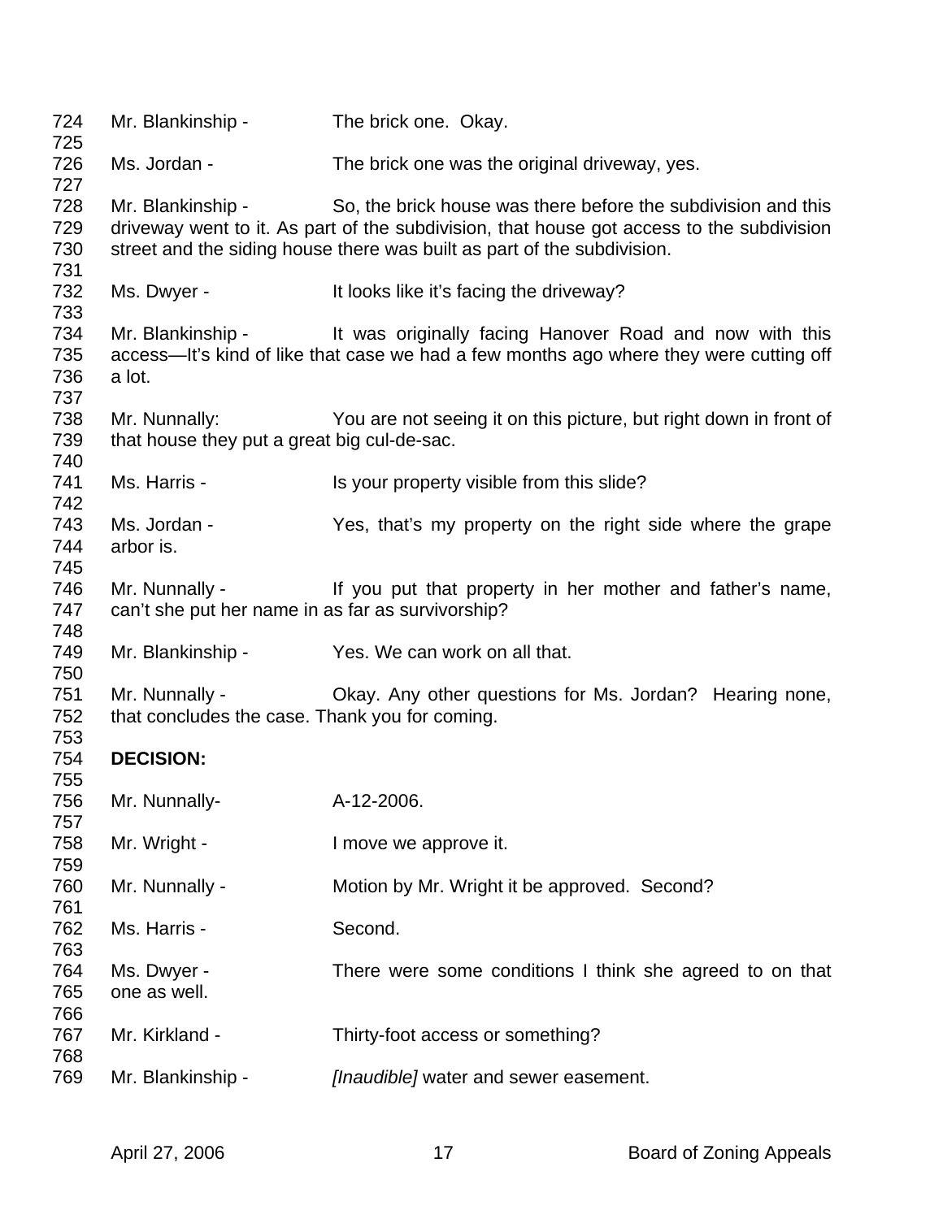Mr. Blankinship - The brick one. Okay.

Ms. Jordan - The brick one was the original driveway, yes.

Mr. Blankinship - So, the brick house was there before the subdivision and this driveway went to it. As part of the subdivision, that house got access to the subdivision street and the siding house there was built as part of the subdivision.

Ms. Dwyer - It looks like it's facing the driveway?

Mr. Blankinship - It was originally facing Hanover Road and now with this access—It's kind of like that case we had a few months ago where they were cutting off a lot.

Mr. Nunnally: You are not seeing it on this picture, but right down in front of that house they put a great big cul-de-sac.

Ms. Harris - Is your property visible from this slide?

Ms. Jordan - Yes, that's my property on the right side where the grape arbor is.

Mr. Nunnally - If you put that property in her mother and father's name, can't she put her name in as far as survivorship?

Mr. Blankinship - Yes. We can work on all that.

Mr. Nunnally - Okay. Any other questions for Ms. Jordan? Hearing none, that concludes the case. Thank you for coming.

**DECISION:**

Mr. Nunnally- A-12-2006.

Mr. Wright - I move we approve it.

Mr. Nunnally - Motion by Mr. Wright it be approved. Second?

Ms. Harris - Second.

Ms. Dwyer - There were some conditions I think she agreed to on that one as well.

Mr. Kirkland - Thirty-foot access or something?

Mr. Blankinship - *[Inaudible]* water and sewer easement.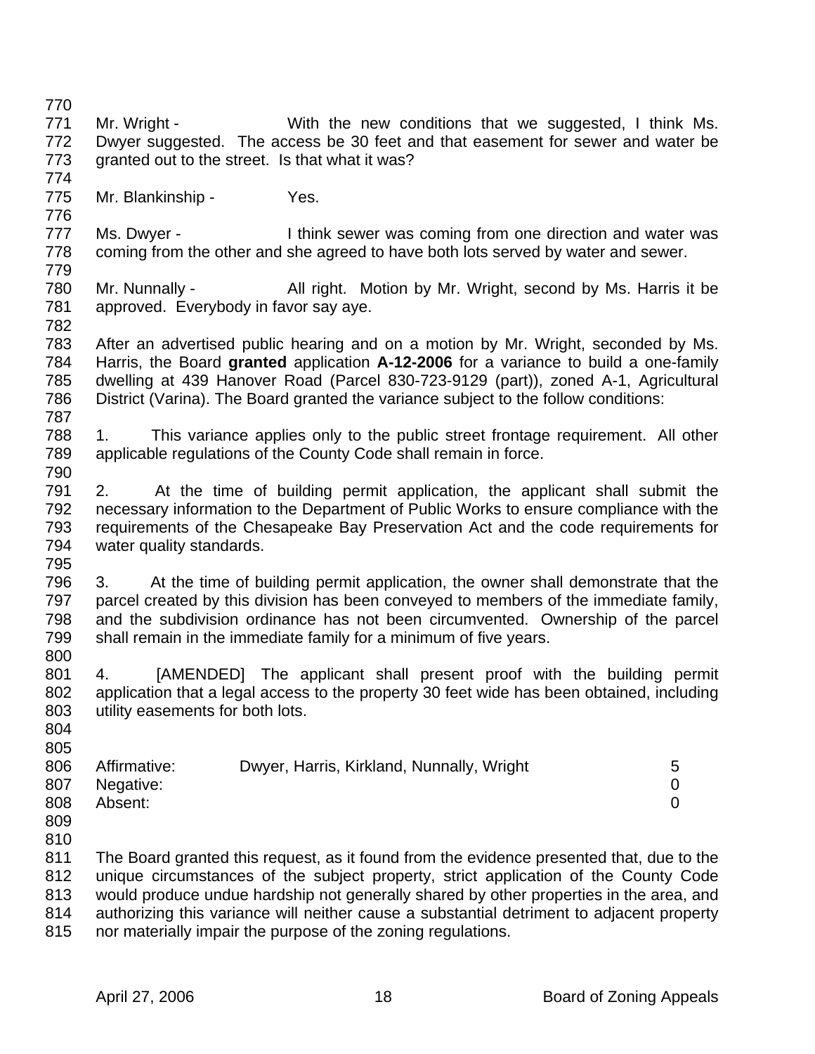Mr. Wright - With the new conditions that we suggested, I think Ms. Dwyer suggested. The access be 30 feet and that easement for sewer and water be granted out to the street. Is that what it was?

Mr. Blankinship - Yes.

Ms. Dwyer - I think sewer was coming from one direction and water was coming from the other and she agreed to have both lots served by water and sewer.

Mr. Nunnally - All right. Motion by Mr. Wright, second by Ms. Harris it be approved. Everybody in favor say aye.

After an advertised public hearing and on a motion by Mr. Wright, seconded by Ms. Harris, the Board **granted** application **A-12-2006** for a variance to build a one-family dwelling at 439 Hanover Road (Parcel 830-723-9129 (part)), zoned A-1, Agricultural District (Varina). The Board granted the variance subject to the follow conditions:

1. This variance applies only to the public street frontage requirement. All other applicable regulations of the County Code shall remain in force.

2. At the time of building permit application, the applicant shall submit the necessary information to the Department of Public Works to ensure compliance with the requirements of the Chesapeake Bay Preservation Act and the code requirements for water quality standards.

3. At the time of building permit application, the owner shall demonstrate that the parcel created by this division has been conveyed to members of the immediate family, and the subdivision ordinance has not been circumvented. Ownership of the parcel shall remain in the immediate family for a minimum of five years.

4. [AMENDED] The applicant shall present proof with the building permit application that a legal access to the property 30 feet wide has been obtained, including utility easements for both lots.

| | | |
|---|---|---|
| Affirmative: | Dwyer, Harris, Kirkland, Nunnally, Wright | 5 |
| Negative: | | 0 |
| Absent: | | 0 |

The Board granted this request, as it found from the evidence presented that, due to the unique circumstances of the subject property, strict application of the County Code would produce undue hardship not generally shared by other properties in the area, and authorizing this variance will neither cause a substantial detriment to adjacent property nor materially impair the purpose of the zoning regulations.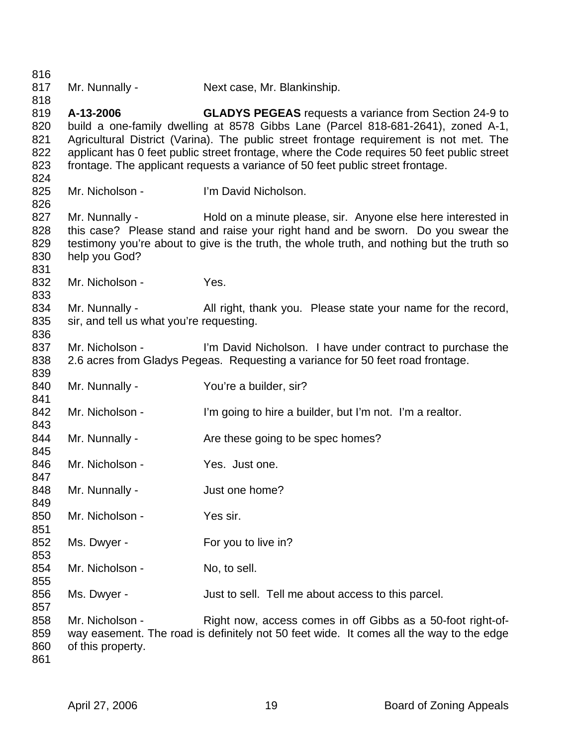Mr. Nunnally - Next case, Mr. Blankinship.

**A-13-2006** **GLADYS PEGEAS** requests a variance from Section 24-9 to build a one-family dwelling at 8578 Gibbs Lane (Parcel 818-681-2641), zoned A-1, Agricultural District (Varina). The public street frontage requirement is not met. The applicant has 0 feet public street frontage, where the Code requires 50 feet public street frontage. The applicant requests a variance of 50 feet public street frontage.

Mr. Nicholson - I'm David Nicholson.

Mr. Nunnally - Hold on a minute please, sir. Anyone else here interested in this case? Please stand and raise your right hand and be sworn. Do you swear the testimony you're about to give is the truth, the whole truth, and nothing but the truth so help you God?

Mr. Nicholson - Yes.

Mr. Nunnally - All right, thank you. Please state your name for the record, sir, and tell us what you're requesting.

Mr. Nicholson - I'm David Nicholson. I have under contract to purchase the 2.6 acres from Gladys Pegeas. Requesting a variance for 50 feet road frontage.

Mr. Nunnally - You're a builder, sir?

Mr. Nicholson - I'm going to hire a builder, but I'm not. I'm a realtor.

Mr. Nunnally - Are these going to be spec homes?

Mr. Nicholson - Yes. Just one.

Mr. Nunnally - Just one home?

Mr. Nicholson - Yes sir.

Ms. Dwyer - For you to live in?

Mr. Nicholson - No, to sell.

Ms. Dwyer - Just to sell. Tell me about access to this parcel.

Mr. Nicholson - Right now, access comes in off Gibbs as a 50-foot right-of-way easement. The road is definitely not 50 feet wide. It comes all the way to the edge of this property.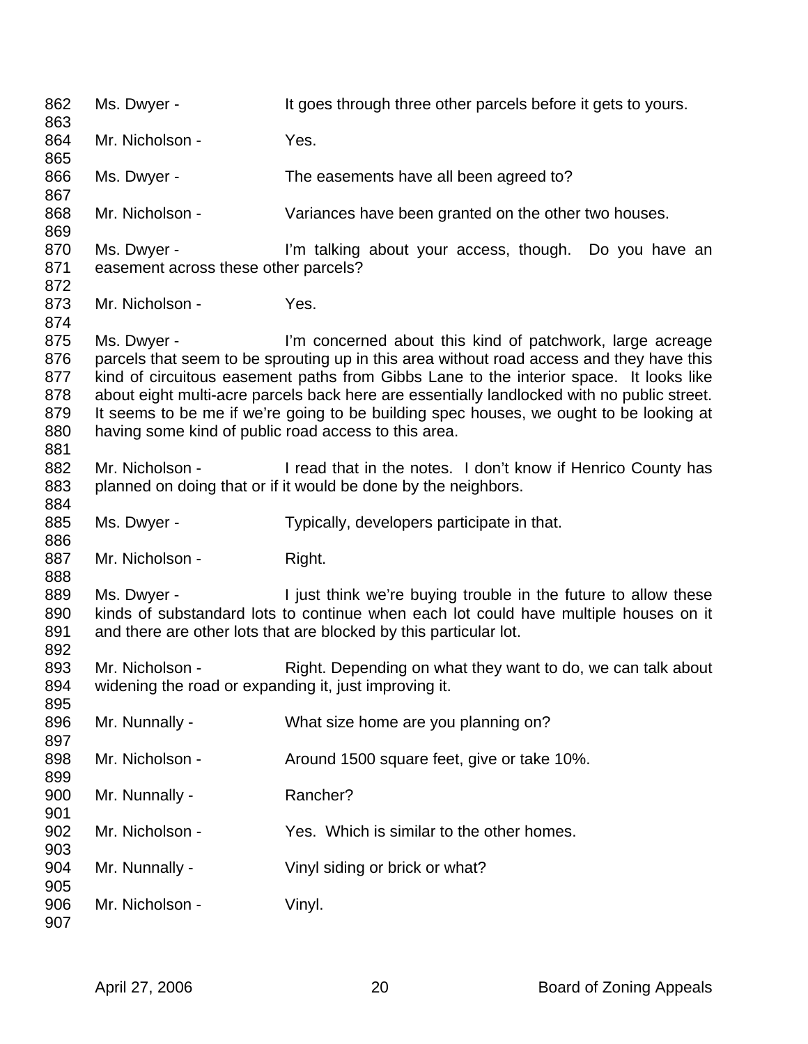862 Ms. Dwyer - It goes through three other parcels before it gets to yours.
863
864 Mr. Nicholson - Yes.
865
866 Ms. Dwyer - The easements have all been agreed to?
867
868 Mr. Nicholson - Variances have been granted on the other two houses.
869
870 Ms. Dwyer - I'm talking about your access, though. Do you have an
871 easement across these other parcels?
872
873 Mr. Nicholson - Yes.
874
875 Ms. Dwyer - I'm concerned about this kind of patchwork, large acreage
876 parcels that seem to be sprouting up in this area without road access and they have this
877 kind of circuitous easement paths from Gibbs Lane to the interior space. It looks like
878 about eight multi-acre parcels back here are essentially landlocked with no public street.
879 It seems to be me if we're going to be building spec houses, we ought to be looking at
880 having some kind of public road access to this area.
881
882 Mr. Nicholson - I read that in the notes. I don't know if Henrico County has
883 planned on doing that or if it would be done by the neighbors.
884
885 Ms. Dwyer - Typically, developers participate in that.
886
887 Mr. Nicholson - Right.
888
889 Ms. Dwyer - I just think we're buying trouble in the future to allow these
890 kinds of substandard lots to continue when each lot could have multiple houses on it
891 and there are other lots that are blocked by this particular lot.
892
893 Mr. Nicholson - Right. Depending on what they want to do, we can talk about
894 widening the road or expanding it, just improving it.
895
896 Mr. Nunnally - What size home are you planning on?
897
898 Mr. Nicholson - Around 1500 square feet, give or take 10%.
899
900 Mr. Nunnally - Rancher?
901
902 Mr. Nicholson - Yes. Which is similar to the other homes.
903
904 Mr. Nunnally - Vinyl siding or brick or what?
905
906 Mr. Nicholson - Vinyl.
907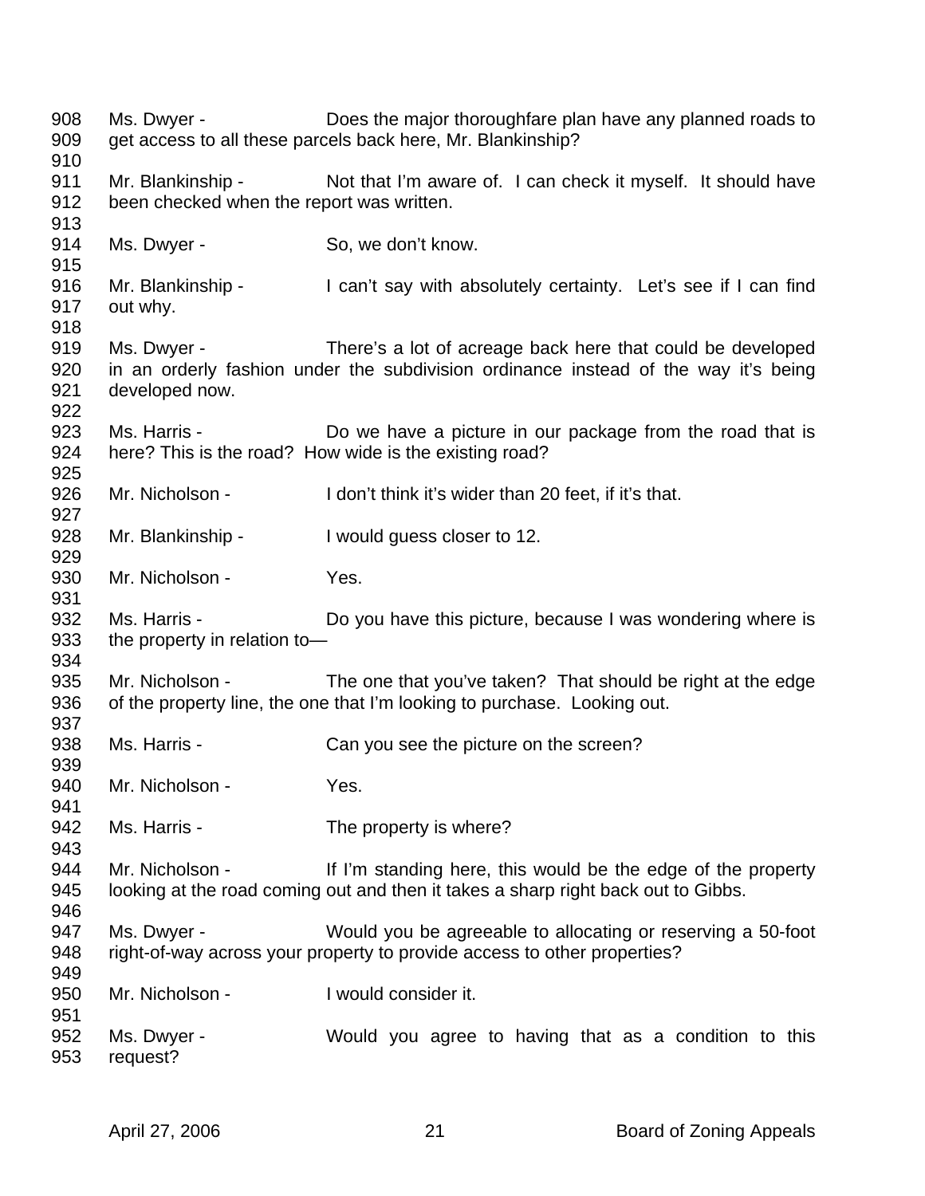908 Ms. Dwyer - Does the major thoroughfare plan have any planned roads to
909 get access to all these parcels back here, Mr. Blankinship?
910
911 Mr. Blankinship - Not that I'm aware of. I can check it myself. It should have
912 been checked when the report was written.
913
914 Ms. Dwyer - So, we don't know.
915
916 Mr. Blankinship - I can't say with absolutely certainty. Let's see if I can find
917 out why.
918
919 Ms. Dwyer - There's a lot of acreage back here that could be developed
920 in an orderly fashion under the subdivision ordinance instead of the way it's being
921 developed now.
922
923 Ms. Harris - Do we have a picture in our package from the road that is
924 here? This is the road? How wide is the existing road?
925
926 Mr. Nicholson - I don't think it's wider than 20 feet, if it's that.
927
928 Mr. Blankinship - I would guess closer to 12.
929
930 Mr. Nicholson - Yes.
931
932 Ms. Harris - Do you have this picture, because I was wondering where is
933 the property in relation to—
934
935 Mr. Nicholson - The one that you've taken? That should be right at the edge
936 of the property line, the one that I'm looking to purchase. Looking out.
937
938 Ms. Harris - Can you see the picture on the screen?
939
940 Mr. Nicholson - Yes.
941
942 Ms. Harris - The property is where?
943
944 Mr. Nicholson - If I'm standing here, this would be the edge of the property
945 looking at the road coming out and then it takes a sharp right back out to Gibbs.
946
947 Ms. Dwyer - Would you be agreeable to allocating or reserving a 50-foot
948 right-of-way across your property to provide access to other properties?
949
950 Mr. Nicholson - I would consider it.
951
952 Ms. Dwyer - Would you agree to having that as a condition to this
953 request?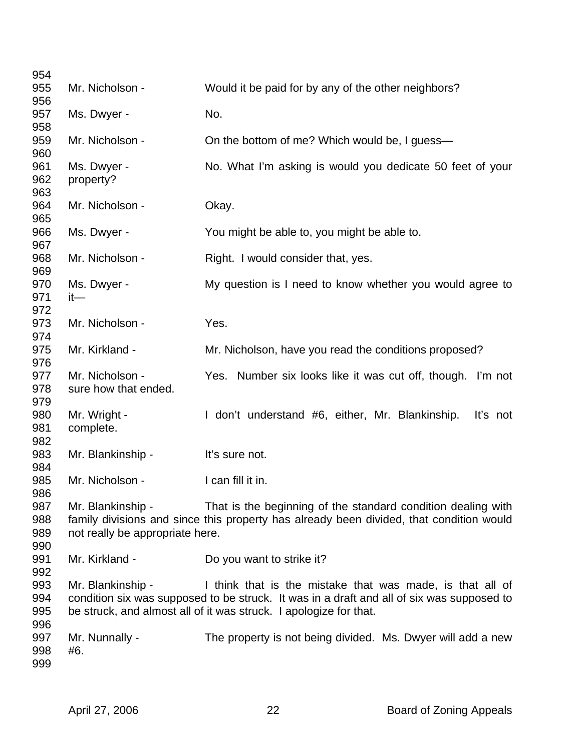954
955 Mr. Nicholson - Would it be paid for by any of the other neighbors?
956
957 Ms. Dwyer - No.
958
959 Mr. Nicholson - On the bottom of me? Which would be, I guess—
960
961 Ms. Dwyer - No. What I'm asking is would you dedicate 50 feet of your
962 property?
963
964 Mr. Nicholson - Okay.
965
966 Ms. Dwyer - You might be able to, you might be able to.
967
968 Mr. Nicholson - Right. I would consider that, yes.
969
970 Ms. Dwyer - My question is I need to know whether you would agree to
971 it—
972
973 Mr. Nicholson - Yes.
974
975 Mr. Kirkland - Mr. Nicholson, have you read the conditions proposed?
976
977 Mr. Nicholson - Yes. Number six looks like it was cut off, though. I'm not
978 sure how that ended.
979
980 Mr. Wright - I don't understand #6, either, Mr. Blankinship. It's not
981 complete.
982
983 Mr. Blankinship - It's sure not.
984
985 Mr. Nicholson - I can fill it in.
986
987 Mr. Blankinship - That is the beginning of the standard condition dealing with
988 family divisions and since this property has already been divided, that condition would
989 not really be appropriate here.
990
991 Mr. Kirkland - Do you want to strike it?
992
993 Mr. Blankinship - I think that is the mistake that was made, is that all of
994 condition six was supposed to be struck. It was in a draft and all of six was supposed to
995 be struck, and almost all of it was struck. I apologize for that.
996
997 Mr. Nunnally - The property is not being divided. Ms. Dwyer will add a new
998 #6.
999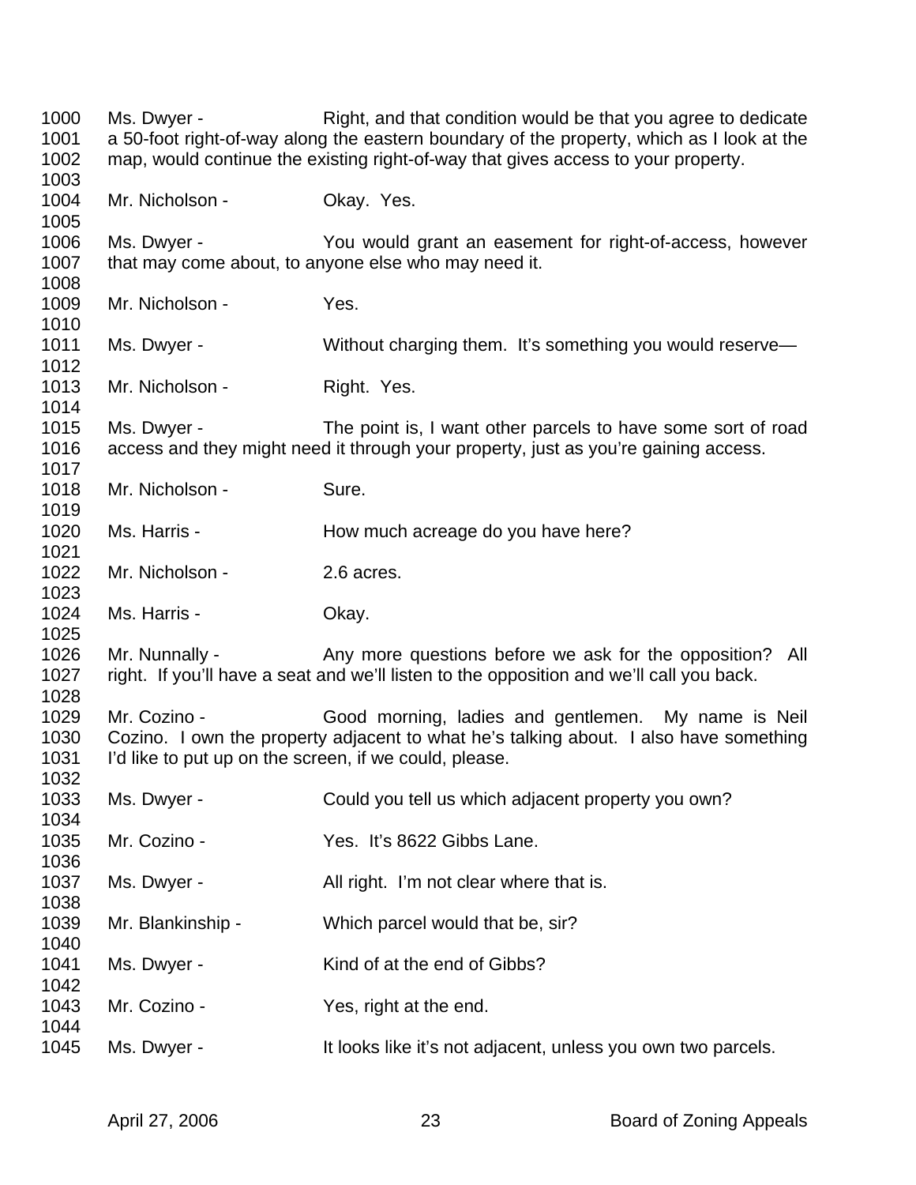1000 Ms. Dwyer - Right, and that condition would be that you agree to dedicate
1001 a 50-foot right-of-way along the eastern boundary of the property, which as I look at the
1002 map, would continue the existing right-of-way that gives access to your property.
1003
1004 Mr. Nicholson - Okay. Yes.
1005
1006 Ms. Dwyer - You would grant an easement for right-of-access, however
1007 that may come about, to anyone else who may need it.
1008
1009 Mr. Nicholson - Yes.
1010
1011 Ms. Dwyer - Without charging them. It's something you would reserve—
1012
1013 Mr. Nicholson - Right. Yes.
1014
1015 Ms. Dwyer - The point is, I want other parcels to have some sort of road
1016 access and they might need it through your property, just as you're gaining access.
1017
1018 Mr. Nicholson - Sure.
1019
1020 Ms. Harris - How much acreage do you have here?
1021
1022 Mr. Nicholson - 2.6 acres.
1023
1024 Ms. Harris - Okay.
1025
1026 Mr. Nunnally - Any more questions before we ask for the opposition? All
1027 right. If you'll have a seat and we'll listen to the opposition and we'll call you back.
1028
1029 Mr. Cozino - Good morning, ladies and gentlemen. My name is Neil
1030 Cozino. I own the property adjacent to what he's talking about. I also have something
1031 I'd like to put up on the screen, if we could, please.
1032
1033 Ms. Dwyer - Could you tell us which adjacent property you own?
1034
1035 Mr. Cozino - Yes. It's 8622 Gibbs Lane.
1036
1037 Ms. Dwyer - All right. I'm not clear where that is.
1038
1039 Mr. Blankinship - Which parcel would that be, sir?
1040
1041 Ms. Dwyer - Kind of at the end of Gibbs?
1042
1043 Mr. Cozino - Yes, right at the end.
1044
1045 Ms. Dwyer - It looks like it's not adjacent, unless you own two parcels.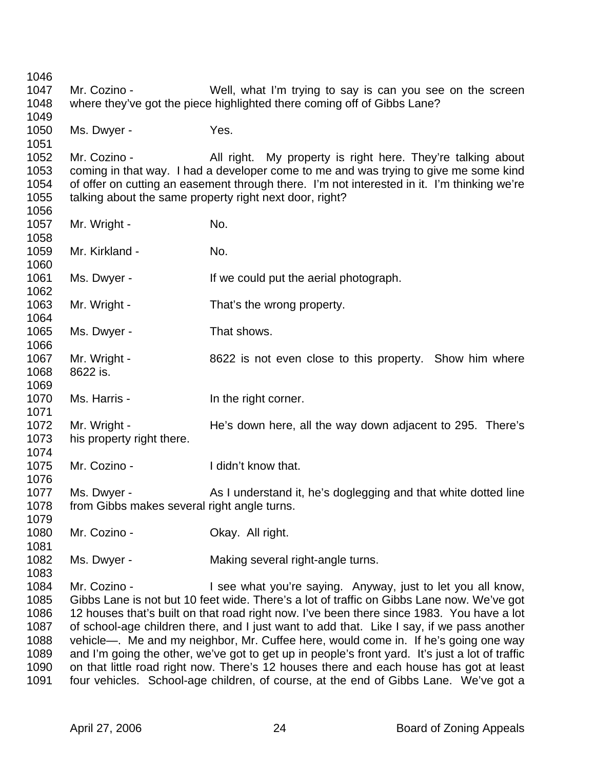1046

1047 Mr. Cozino - Well, what I'm trying to say is can you see on the screen
1048 where they've got the piece highlighted there coming off of Gibbs Lane?
1049

1050 Ms. Dwyer - Yes.
1051

1052 Mr. Cozino - All right. My property is right here. They're talking about
1053 coming in that way. I had a developer come to me and was trying to give me some kind
1054 of offer on cutting an easement through there. I'm not interested in it. I'm thinking we're
1055 talking about the same property right next door, right?
1056

1057 Mr. Wright - No.
1058

1059 Mr. Kirkland - No.
1060

1061 Ms. Dwyer - If we could put the aerial photograph.
1062

1063 Mr. Wright - That's the wrong property.
1064

1065 Ms. Dwyer - That shows.
1066

1067 Mr. Wright - 8622 is not even close to this property. Show him where
1068 8622 is.
1069

1070 Ms. Harris - In the right corner.
1071

1072 Mr. Wright - He's down here, all the way down adjacent to 295. There's
1073 his property right there.
1074

1075 Mr. Cozino - I didn't know that.
1076

1077 Ms. Dwyer - As I understand it, he's doglegging and that white dotted line
1078 from Gibbs makes several right angle turns.
1079

1080 Mr. Cozino - Okay. All right.
1081

1082 Ms. Dwyer - Making several right-angle turns.
1083

1084 Mr. Cozino - I see what you're saying. Anyway, just to let you all know,
1085 Gibbs Lane is not but 10 feet wide. There's a lot of traffic on Gibbs Lane now. We've got
1086 12 houses that's built on that road right now. I've been there since 1983. You have a lot
1087 of school-age children there, and I just want to add that. Like I say, if we pass another
1088 vehicle—. Me and my neighbor, Mr. Cuffee here, would come in. If he's going one way
1089 and I'm going the other, we've got to get up in people's front yard. It's just a lot of traffic
1090 on that little road right now. There's 12 houses there and each house has got at least
1091 four vehicles. School-age children, of course, at the end of Gibbs Lane. We've got a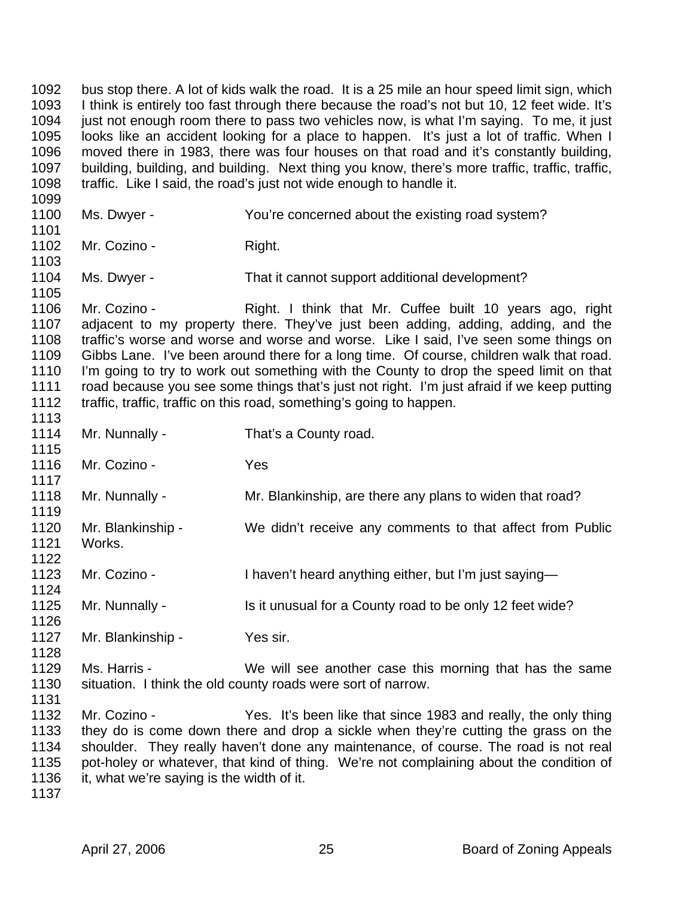bus stop there. A lot of kids walk the road. It is a 25 mile an hour speed limit sign, which I think is entirely too fast through there because the road's not but 10, 12 feet wide. It's just not enough room there to pass two vehicles now, is what I'm saying. To me, it just looks like an accident looking for a place to happen. It's just a lot of traffic. When I moved there in 1983, there was four houses on that road and it's constantly building, building, building, and building. Next thing you know, there's more traffic, traffic, traffic, traffic. Like I said, the road's just not wide enough to handle it.

Ms. Dwyer - You're concerned about the existing road system?

Mr. Cozino - Right.

Ms. Dwyer - That it cannot support additional development?

Mr. Cozino - Right. I think that Mr. Cuffee built 10 years ago, right adjacent to my property there. They've just been adding, adding, adding, and the traffic's worse and worse and worse and worse. Like I said, I've seen some things on Gibbs Lane. I've been around there for a long time. Of course, children walk that road. I'm going to try to work out something with the County to drop the speed limit on that road because you see some things that's just not right. I'm just afraid if we keep putting traffic, traffic, traffic on this road, something's going to happen.

Mr. Nunnally - That's a County road.

Mr. Cozino - Yes

Mr. Nunnally - Mr. Blankinship, are there any plans to widen that road?

Mr. Blankinship - We didn't receive any comments to that affect from Public Works.

Mr. Cozino - I haven't heard anything either, but I'm just saying—

Mr. Nunnally - Is it unusual for a County road to be only 12 feet wide?

Mr. Blankinship - Yes sir.

Ms. Harris - We will see another case this morning that has the same situation. I think the old county roads were sort of narrow.

Mr. Cozino - Yes. It's been like that since 1983 and really, the only thing they do is come down there and drop a sickle when they're cutting the grass on the shoulder. They really haven't done any maintenance, of course. The road is not real pot-holey or whatever, that kind of thing. We're not complaining about the condition of it, what we're saying is the width of it.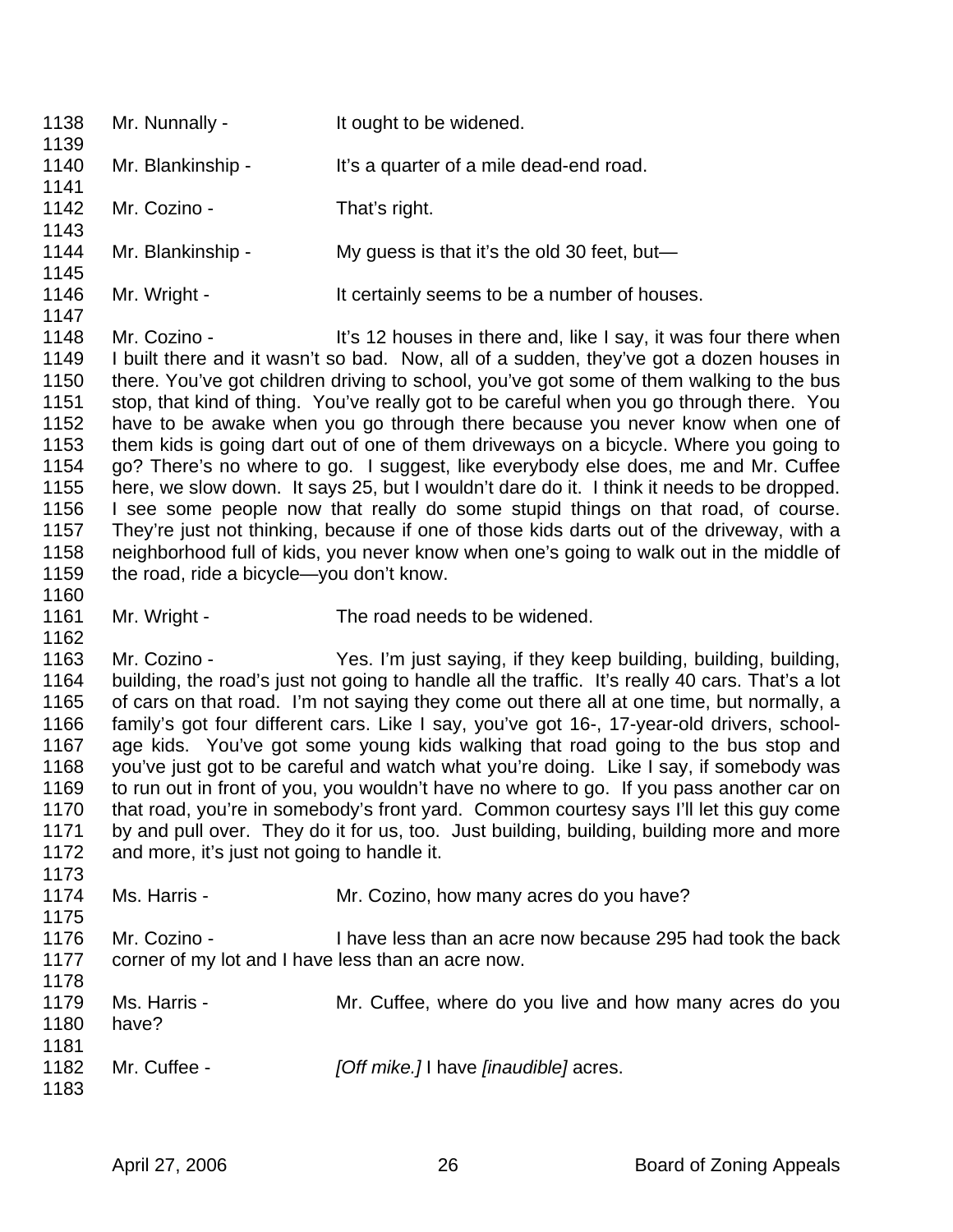1138 Mr. Nunnally - It ought to be widened.
1139
1140 Mr. Blankinship - It's a quarter of a mile dead-end road.
1141
1142 Mr. Cozino - That's right.
1143
1144 Mr. Blankinship - My guess is that it's the old 30 feet, but—
1145
1146 Mr. Wright - It certainly seems to be a number of houses.
1147
1148 Mr. Cozino - It's 12 houses in there and, like I say, it was four there when
1149 I built there and it wasn't so bad. Now, all of a sudden, they've got a dozen houses in
1150 there. You've got children driving to school, you've got some of them walking to the bus
1151 stop, that kind of thing. You've really got to be careful when you go through there. You
1152 have to be awake when you go through there because you never know when one of
1153 them kids is going dart out of one of them driveways on a bicycle. Where you going to
1154 go? There's no where to go. I suggest, like everybody else does, me and Mr. Cuffee
1155 here, we slow down. It says 25, but I wouldn't dare do it. I think it needs to be dropped.
1156 I see some people now that really do some stupid things on that road, of course.
1157 They're just not thinking, because if one of those kids darts out of the driveway, with a
1158 neighborhood full of kids, you never know when one's going to walk out in the middle of
1159 the road, ride a bicycle—you don't know.
1160
1161 Mr. Wright - The road needs to be widened.
1162
1163 Mr. Cozino - Yes. I'm just saying, if they keep building, building, building,
1164 building, the road's just not going to handle all the traffic. It's really 40 cars. That's a lot
1165 of cars on that road. I'm not saying they come out there all at one time, but normally, a
1166 family's got four different cars. Like I say, you've got 16-, 17-year-old drivers, school-
1167 age kids. You've got some young kids walking that road going to the bus stop and
1168 you've just got to be careful and watch what you're doing. Like I say, if somebody was
1169 to run out in front of you, you wouldn't have no where to go. If you pass another car on
1170 that road, you're in somebody's front yard. Common courtesy says I'll let this guy come
1171 by and pull over. They do it for us, too. Just building, building, building more and more
1172 and more, it's just not going to handle it.
1173
1174 Ms. Harris - Mr. Cozino, how many acres do you have?
1175
1176 Mr. Cozino - I have less than an acre now because 295 had took the back
1177 corner of my lot and I have less than an acre now.
1178
1179 Ms. Harris - Mr. Cuffee, where do you live and how many acres do you
1180 have?
1181
1182 Mr. Cuffee - *[Off mike.]* I have *[inaudible]* acres.
1183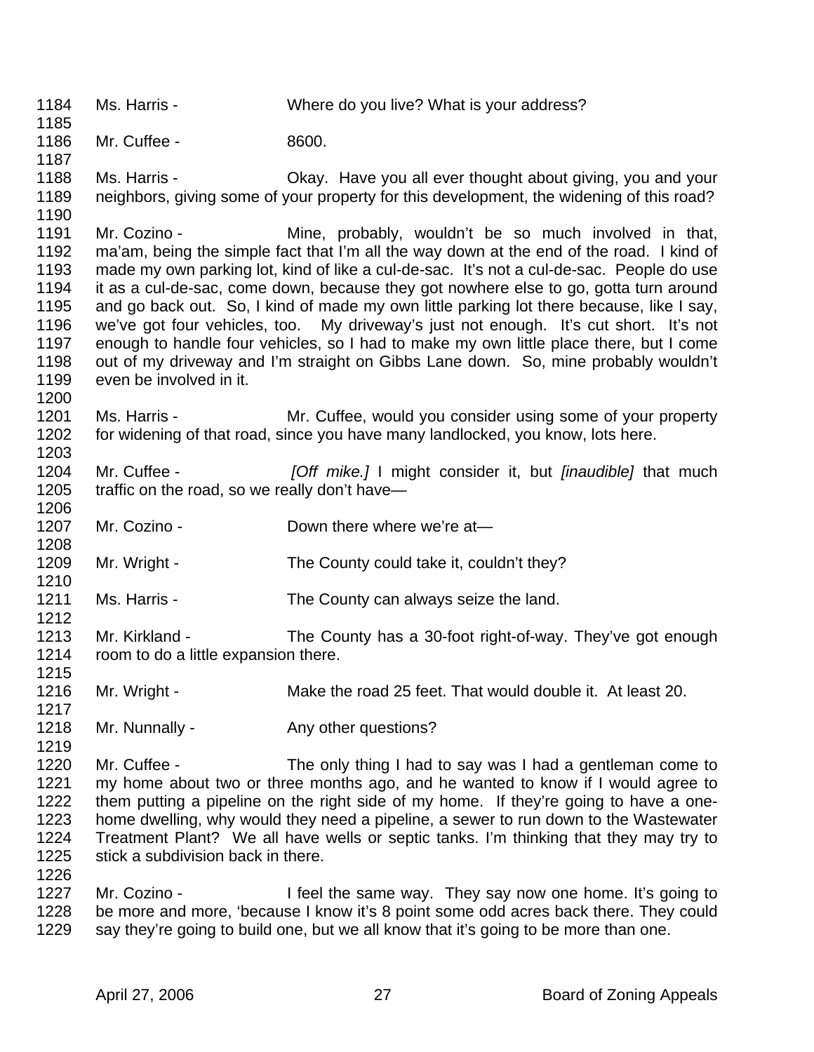1184 Ms. Harris - Where do you live? What is your address?
1185
1186 Mr. Cuffee - 8600.
1187
1188 Ms. Harris - Okay. Have you all ever thought about giving, you and your
1189 neighbors, giving some of your property for this development, the widening of this road?
1190
1191 Mr. Cozino - Mine, probably, wouldn't be so much involved in that,
1192 ma'am, being the simple fact that I'm all the way down at the end of the road. I kind of
1193 made my own parking lot, kind of like a cul-de-sac. It's not a cul-de-sac. People do use
1194 it as a cul-de-sac, come down, because they got nowhere else to go, gotta turn around
1195 and go back out. So, I kind of made my own little parking lot there because, like I say,
1196 we've got four vehicles, too. My driveway's just not enough. It's cut short. It's not
1197 enough to handle four vehicles, so I had to make my own little place there, but I come
1198 out of my driveway and I'm straight on Gibbs Lane down. So, mine probably wouldn't
1199 even be involved in it.
1200
1201 Ms. Harris - Mr. Cuffee, would you consider using some of your property
1202 for widening of that road, since you have many landlocked, you know, lots here.
1203
1204 Mr. Cuffee - *[Off mike.]* I might consider it, but *[inaudible]* that much
1205 traffic on the road, so we really don't have—
1206
1207 Mr. Cozino - Down there where we're at—
1208
1209 Mr. Wright - The County could take it, couldn't they?
1210
1211 Ms. Harris - The County can always seize the land.
1212
1213 Mr. Kirkland - The County has a 30-foot right-of-way. They've got enough
1214 room to do a little expansion there.
1215
1216 Mr. Wright - Make the road 25 feet. That would double it. At least 20.
1217
1218 Mr. Nunnally - Any other questions?
1219
1220 Mr. Cuffee - The only thing I had to say was I had a gentleman come to
1221 my home about two or three months ago, and he wanted to know if I would agree to
1222 them putting a pipeline on the right side of my home. If they're going to have a one-
1223 home dwelling, why would they need a pipeline, a sewer to run down to the Wastewater
1224 Treatment Plant? We all have wells or septic tanks. I'm thinking that they may try to
1225 stick a subdivision back in there.
1226
1227 Mr. Cozino - I feel the same way. They say now one home. It's going to
1228 be more and more, 'because I know it's 8 point some odd acres back there. They could
1229 say they're going to build one, but we all know that it's going to be more than one.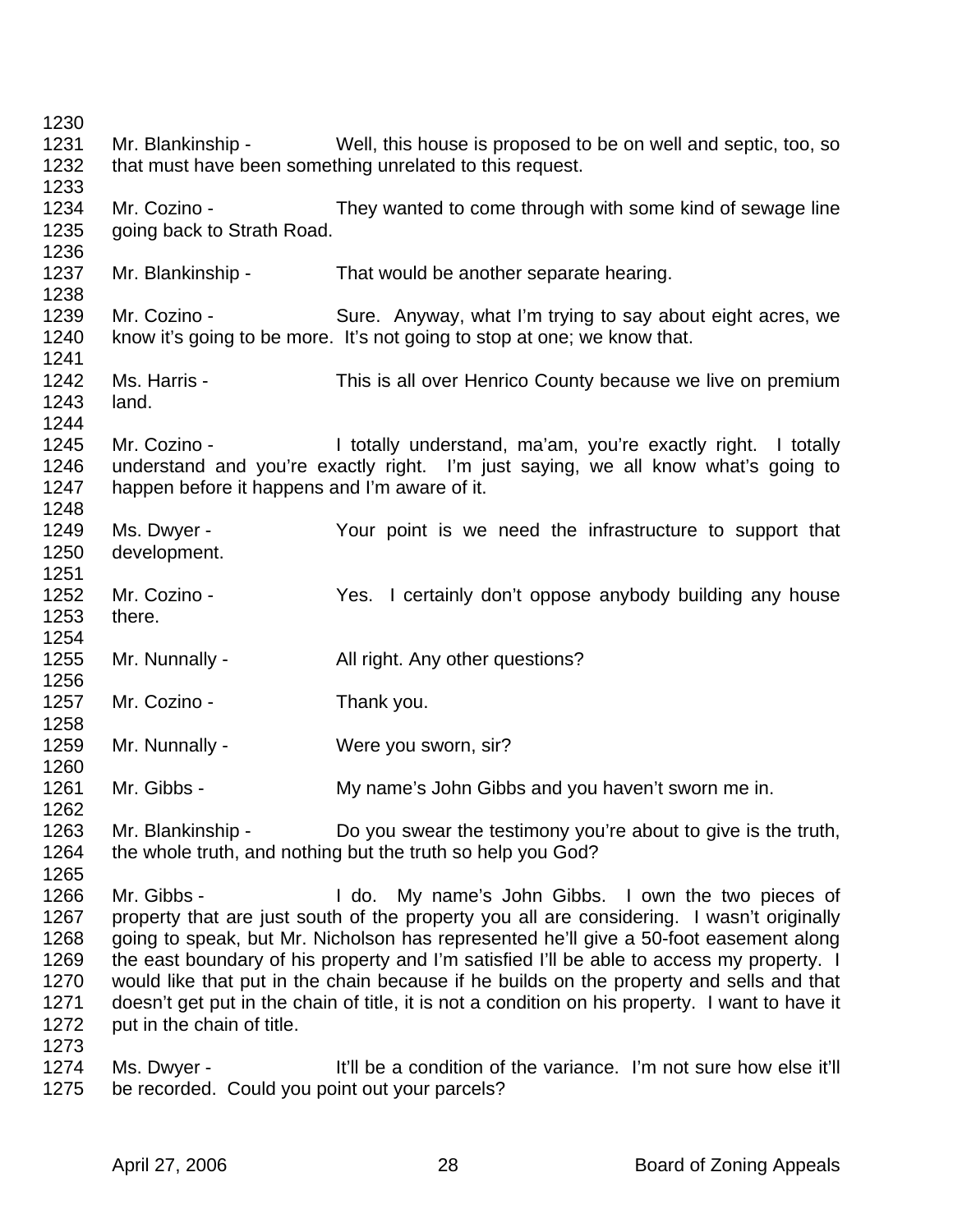Mr. Blankinship - Well, this house is proposed to be on well and septic, too, so that must have been something unrelated to this request.

Mr. Cozino - They wanted to come through with some kind of sewage line going back to Strath Road.

Mr. Blankinship - That would be another separate hearing.

Mr. Cozino - Sure. Anyway, what I'm trying to say about eight acres, we know it's going to be more. It's not going to stop at one; we know that.

Ms. Harris - This is all over Henrico County because we live on premium land.

Mr. Cozino - I totally understand, ma'am, you're exactly right. I totally understand and you're exactly right. I'm just saying, we all know what's going to happen before it happens and I'm aware of it.

Ms. Dwyer - Your point is we need the infrastructure to support that development.

Mr. Cozino - Yes. I certainly don't oppose anybody building any house there.

Mr. Nunnally - All right. Any other questions?

Mr. Cozino - Thank you.

Mr. Nunnally - Were you sworn, sir?

Mr. Gibbs - My name's John Gibbs and you haven't sworn me in.

Mr. Blankinship - Do you swear the testimony you're about to give is the truth, the whole truth, and nothing but the truth so help you God?

Mr. Gibbs - I do. My name's John Gibbs. I own the two pieces of property that are just south of the property you all are considering. I wasn't originally going to speak, but Mr. Nicholson has represented he'll give a 50-foot easement along the east boundary of his property and I'm satisfied I'll be able to access my property. I would like that put in the chain because if he builds on the property and sells and that doesn't get put in the chain of title, it is not a condition on his property. I want to have it put in the chain of title.

Ms. Dwyer - It'll be a condition of the variance. I'm not sure how else it'll be recorded. Could you point out your parcels?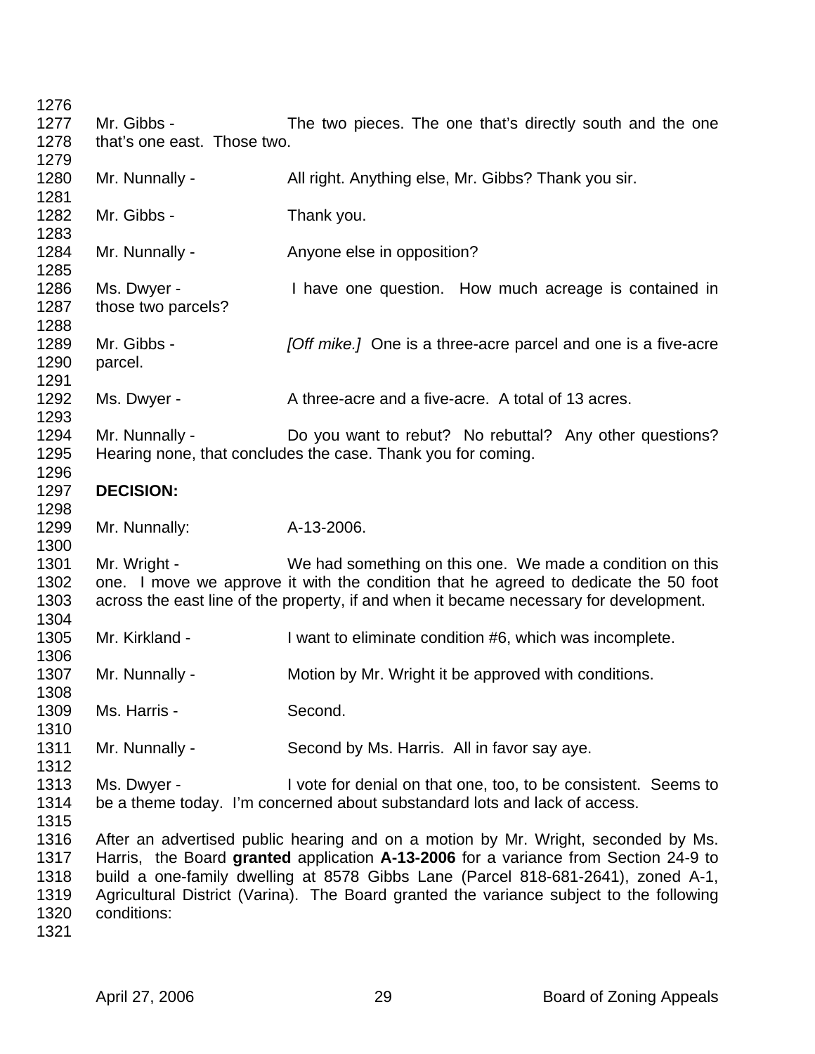Mr. Gibbs - The two pieces. The one that's directly south and the one that's one east. Those two.

Mr. Nunnally - All right. Anything else, Mr. Gibbs? Thank you sir.

Mr. Gibbs - Thank you.

Mr. Nunnally - Anyone else in opposition?

Ms. Dwyer - I have one question. How much acreage is contained in those two parcels?

Mr. Gibbs - *[Off mike.]* One is a three-acre parcel and one is a five-acre parcel.

Ms. Dwyer - A three-acre and a five-acre. A total of 13 acres.

Mr. Nunnally - Do you want to rebut? No rebuttal? Any other questions? Hearing none, that concludes the case. Thank you for coming.

**DECISION:**

Mr. Nunnally: A-13-2006.

Mr. Wright - We had something on this one. We made a condition on this one. I move we approve it with the condition that he agreed to dedicate the 50 foot across the east line of the property, if and when it became necessary for development.

Mr. Kirkland - I want to eliminate condition #6, which was incomplete.

Mr. Nunnally - Motion by Mr. Wright it be approved with conditions.

Ms. Harris - Second.

Mr. Nunnally - Second by Ms. Harris. All in favor say aye.

Ms. Dwyer - I vote for denial on that one, too, to be consistent. Seems to be a theme today. I'm concerned about substandard lots and lack of access.

After an advertised public hearing and on a motion by Mr. Wright, seconded by Ms. Harris, the Board **granted** application **A-13-2006** for a variance from Section 24-9 to build a one-family dwelling at 8578 Gibbs Lane (Parcel 818-681-2641), zoned A-1, Agricultural District (Varina). The Board granted the variance subject to the following conditions: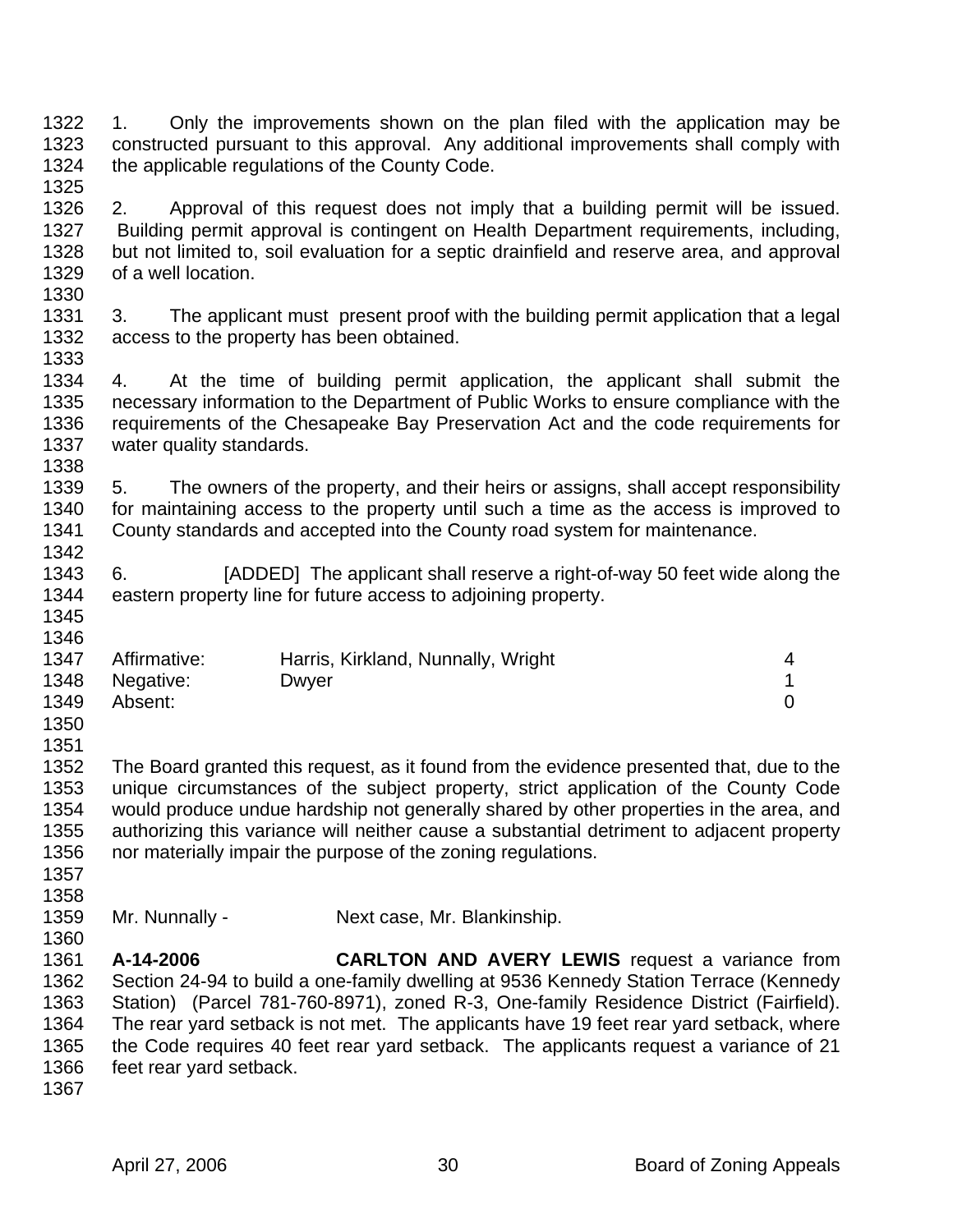1. Only the improvements shown on the plan filed with the application may be constructed pursuant to this approval. Any additional improvements shall comply with the applicable regulations of the County Code.

2. Approval of this request does not imply that a building permit will be issued. Building permit approval is contingent on Health Department requirements, including, but not limited to, soil evaluation for a septic drainfield and reserve area, and approval of a well location.

3. The applicant must present proof with the building permit application that a legal access to the property has been obtained.

4. At the time of building permit application, the applicant shall submit the necessary information to the Department of Public Works to ensure compliance with the requirements of the Chesapeake Bay Preservation Act and the code requirements for water quality standards.

5. The owners of the property, and their heirs or assigns, shall accept responsibility for maintaining access to the property until such a time as the access is improved to County standards and accepted into the County road system for maintenance.

6. [ADDED] The applicant shall reserve a right-of-way 50 feet wide along the eastern property line for future access to adjoining property.

| | | |
|---|---|---|
| Affirmative: | Harris, Kirkland, Nunnally, Wright | 4 |
| Negative: | Dwyer | 1 |
| Absent: | | 0 |

The Board granted this request, as it found from the evidence presented that, due to the unique circumstances of the subject property, strict application of the County Code would produce undue hardship not generally shared by other properties in the area, and authorizing this variance will neither cause a substantial detriment to adjacent property nor materially impair the purpose of the zoning regulations.

Mr. Nunnally - Next case, Mr. Blankinship.

**A-14-2006** **CARLTON AND AVERY LEWIS** request a variance from Section 24-94 to build a one-family dwelling at 9536 Kennedy Station Terrace (Kennedy Station) (Parcel 781-760-8971), zoned R-3, One-family Residence District (Fairfield). The rear yard setback is not met. The applicants have 19 feet rear yard setback, where the Code requires 40 feet rear yard setback. The applicants request a variance of 21 feet rear yard setback.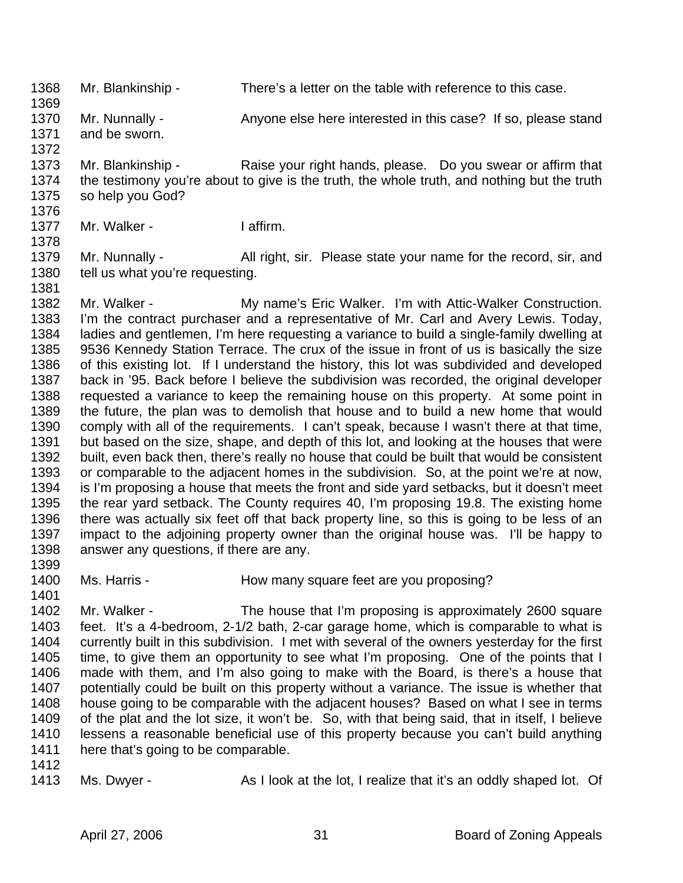1368 Mr. Blankinship - There's a letter on the table with reference to this case.
1369
1370 Mr. Nunnally - Anyone else here interested in this case? If so, please stand
1371 and be sworn.
1372
1373 Mr. Blankinship - Raise your right hands, please. Do you swear or affirm that
1374 the testimony you're about to give is the truth, the whole truth, and nothing but the truth
1375 so help you God?
1376
1377 Mr. Walker - I affirm.
1378
1379 Mr. Nunnally - All right, sir. Please state your name for the record, sir, and
1380 tell us what you're requesting.
1381
1382 Mr. Walker - My name's Eric Walker. I'm with Attic-Walker Construction.
1383 I'm the contract purchaser and a representative of Mr. Carl and Avery Lewis. Today,
1384 ladies and gentlemen, I'm here requesting a variance to build a single-family dwelling at
1385 9536 Kennedy Station Terrace. The crux of the issue in front of us is basically the size
1386 of this existing lot. If I understand the history, this lot was subdivided and developed
1387 back in '95. Back before I believe the subdivision was recorded, the original developer
1388 requested a variance to keep the remaining house on this property. At some point in
1389 the future, the plan was to demolish that house and to build a new home that would
1390 comply with all of the requirements. I can't speak, because I wasn't there at that time,
1391 but based on the size, shape, and depth of this lot, and looking at the houses that were
1392 built, even back then, there's really no house that could be built that would be consistent
1393 or comparable to the adjacent homes in the subdivision. So, at the point we're at now,
1394 is I'm proposing a house that meets the front and side yard setbacks, but it doesn't meet
1395 the rear yard setback. The County requires 40, I'm proposing 19.8. The existing home
1396 there was actually six feet off that back property line, so this is going to be less of an
1397 impact to the adjoining property owner than the original house was. I'll be happy to
1398 answer any questions, if there are any.
1399
1400 Ms. Harris - How many square feet are you proposing?
1401
1402 Mr. Walker - The house that I'm proposing is approximately 2600 square
1403 feet. It's a 4-bedroom, 2-1/2 bath, 2-car garage home, which is comparable to what is
1404 currently built in this subdivision. I met with several of the owners yesterday for the first
1405 time, to give them an opportunity to see what I'm proposing. One of the points that I
1406 made with them, and I'm also going to make with the Board, is there's a house that
1407 potentially could be built on this property without a variance. The issue is whether that
1408 house going to be comparable with the adjacent houses? Based on what I see in terms
1409 of the plat and the lot size, it won't be. So, with that being said, that in itself, I believe
1410 lessens a reasonable beneficial use of this property because you can't build anything
1411 here that's going to be comparable.
1412
1413 Ms. Dwyer - As I look at the lot, I realize that it's an oddly shaped lot. Of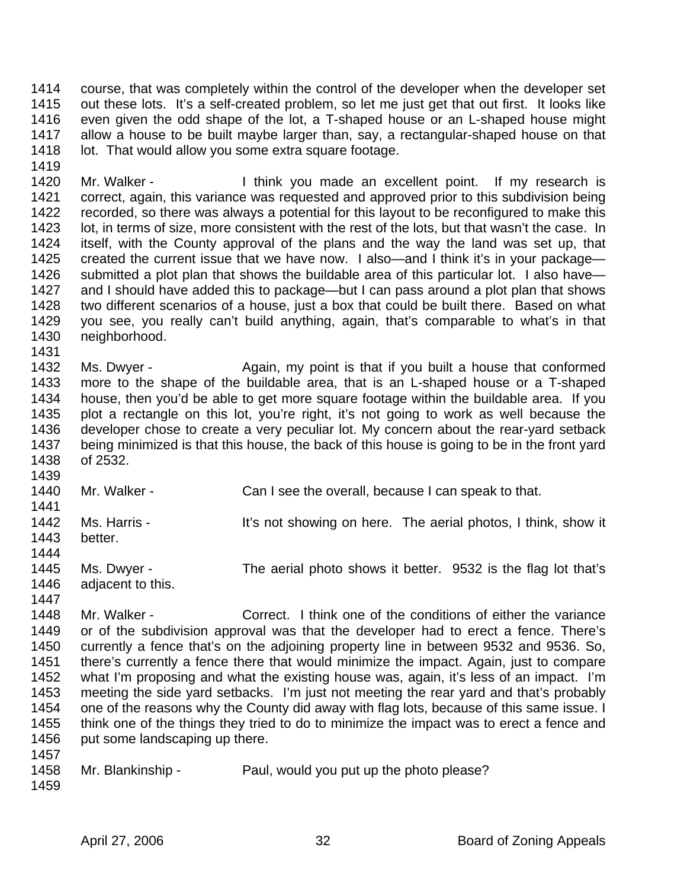1414 course, that was completely within the control of the developer when the developer set
1415 out these lots. It's a self-created problem, so let me just get that out first. It looks like
1416 even given the odd shape of the lot, a T-shaped house or an L-shaped house might
1417 allow a house to be built maybe larger than, say, a rectangular-shaped house on that
1418 lot. That would allow you some extra square footage.
1419
1420 Mr. Walker - I think you made an excellent point. If my research is
1421 correct, again, this variance was requested and approved prior to this subdivision being
1422 recorded, so there was always a potential for this layout to be reconfigured to make this
1423 lot, in terms of size, more consistent with the rest of the lots, but that wasn't the case. In
1424 itself, with the County approval of the plans and the way the land was set up, that
1425 created the current issue that we have now. I also—and I think it's in your package—
1426 submitted a plot plan that shows the buildable area of this particular lot. I also have—
1427 and I should have added this to package—but I can pass around a plot plan that shows
1428 two different scenarios of a house, just a box that could be built there. Based on what
1429 you see, you really can't build anything, again, that's comparable to what's in that
1430 neighborhood.
1431
1432 Ms. Dwyer - Again, my point is that if you built a house that conformed
1433 more to the shape of the buildable area, that is an L-shaped house or a T-shaped
1434 house, then you'd be able to get more square footage within the buildable area. If you
1435 plot a rectangle on this lot, you're right, it's not going to work as well because the
1436 developer chose to create a very peculiar lot. My concern about the rear-yard setback
1437 being minimized is that this house, the back of this house is going to be in the front yard
1438 of 2532.
1439
1440 Mr. Walker - Can I see the overall, because I can speak to that.
1441
1442 Ms. Harris - It's not showing on here. The aerial photos, I think, show it
1443 better.
1444
1445 Ms. Dwyer - The aerial photo shows it better. 9532 is the flag lot that's
1446 adjacent to this.
1447
1448 Mr. Walker - Correct. I think one of the conditions of either the variance
1449 or of the subdivision approval was that the developer had to erect a fence. There's
1450 currently a fence that's on the adjoining property line in between 9532 and 9536. So,
1451 there's currently a fence there that would minimize the impact. Again, just to compare
1452 what I'm proposing and what the existing house was, again, it's less of an impact. I'm
1453 meeting the side yard setbacks. I'm just not meeting the rear yard and that's probably
1454 one of the reasons why the County did away with flag lots, because of this same issue. I
1455 think one of the things they tried to do to minimize the impact was to erect a fence and
1456 put some landscaping up there.
1457
1458 Mr. Blankinship - Paul, would you put up the photo please?
1459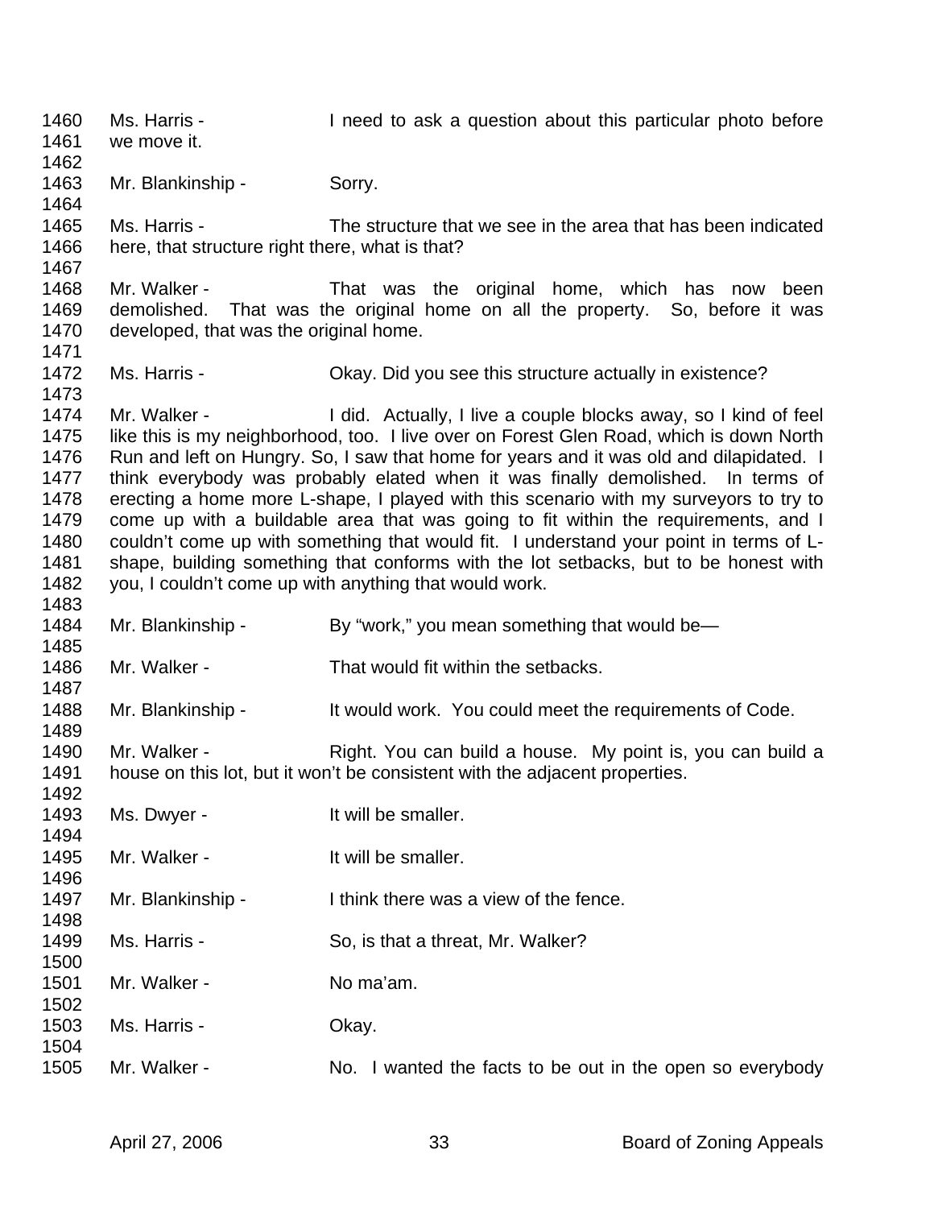1460 Ms. Harris - I need to ask a question about this particular photo before
1461 we move it.
1462
1463 Mr. Blankinship - Sorry.
1464
1465 Ms. Harris - The structure that we see in the area that has been indicated
1466 here, that structure right there, what is that?
1467
1468 Mr. Walker - That was the original home, which has now been
1469 demolished. That was the original home on all the property. So, before it was
1470 developed, that was the original home.
1471
1472 Ms. Harris - Okay. Did you see this structure actually in existence?
1473
1474 Mr. Walker - I did. Actually, I live a couple blocks away, so I kind of feel
1475 like this is my neighborhood, too. I live over on Forest Glen Road, which is down North
1476 Run and left on Hungry. So, I saw that home for years and it was old and dilapidated. I
1477 think everybody was probably elated when it was finally demolished. In terms of
1478 erecting a home more L-shape, I played with this scenario with my surveyors to try to
1479 come up with a buildable area that was going to fit within the requirements, and I
1480 couldn't come up with something that would fit. I understand your point in terms of L-
1481 shape, building something that conforms with the lot setbacks, but to be honest with
1482 you, I couldn't come up with anything that would work.
1483
1484 Mr. Blankinship - By "work," you mean something that would be—
1485
1486 Mr. Walker - That would fit within the setbacks.
1487
1488 Mr. Blankinship - It would work. You could meet the requirements of Code.
1489
1490 Mr. Walker - Right. You can build a house. My point is, you can build a
1491 house on this lot, but it won't be consistent with the adjacent properties.
1492
1493 Ms. Dwyer - It will be smaller.
1494
1495 Mr. Walker - It will be smaller.
1496
1497 Mr. Blankinship - I think there was a view of the fence.
1498
1499 Ms. Harris - So, is that a threat, Mr. Walker?
1500
1501 Mr. Walker - No ma'am.
1502
1503 Ms. Harris - Okay.
1504
1505 Mr. Walker - No. I wanted the facts to be out in the open so everybody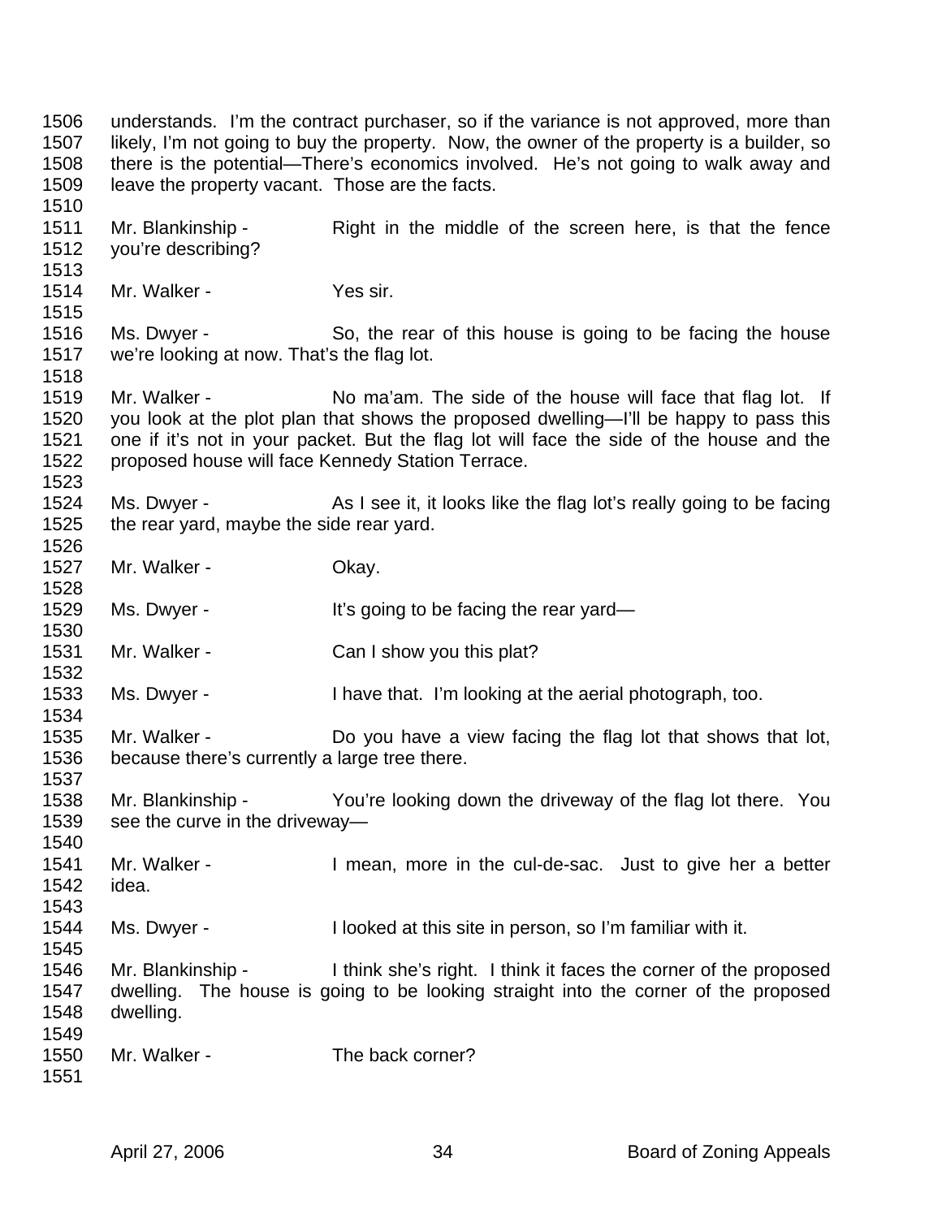1506 understands. I'm the contract purchaser, so if the variance is not approved, more than
1507 likely, I'm not going to buy the property. Now, the owner of the property is a builder, so
1508 there is the potential—There's economics involved. He's not going to walk away and
1509 leave the property vacant. Those are the facts.
1510
1511 Mr. Blankinship - Right in the middle of the screen here, is that the fence
1512 you're describing?
1513
1514 Mr. Walker - Yes sir.
1515
1516 Ms. Dwyer - So, the rear of this house is going to be facing the house
1517 we're looking at now. That's the flag lot.
1518
1519 Mr. Walker - No ma'am. The side of the house will face that flag lot. If
1520 you look at the plot plan that shows the proposed dwelling—I'll be happy to pass this
1521 one if it's not in your packet. But the flag lot will face the side of the house and the
1522 proposed house will face Kennedy Station Terrace.
1523
1524 Ms. Dwyer - As I see it, it looks like the flag lot's really going to be facing
1525 the rear yard, maybe the side rear yard.
1526
1527 Mr. Walker - Okay.
1528
1529 Ms. Dwyer - It's going to be facing the rear yard—
1530
1531 Mr. Walker - Can I show you this plat?
1532
1533 Ms. Dwyer - I have that. I'm looking at the aerial photograph, too.
1534
1535 Mr. Walker - Do you have a view facing the flag lot that shows that lot,
1536 because there's currently a large tree there.
1537
1538 Mr. Blankinship - You're looking down the driveway of the flag lot there. You
1539 see the curve in the driveway—
1540
1541 Mr. Walker - I mean, more in the cul-de-sac. Just to give her a better
1542 idea.
1543
1544 Ms. Dwyer - I looked at this site in person, so I'm familiar with it.
1545
1546 Mr. Blankinship - I think she's right. I think it faces the corner of the proposed
1547 dwelling. The house is going to be looking straight into the corner of the proposed
1548 dwelling.
1549
1550 Mr. Walker - The back corner?
1551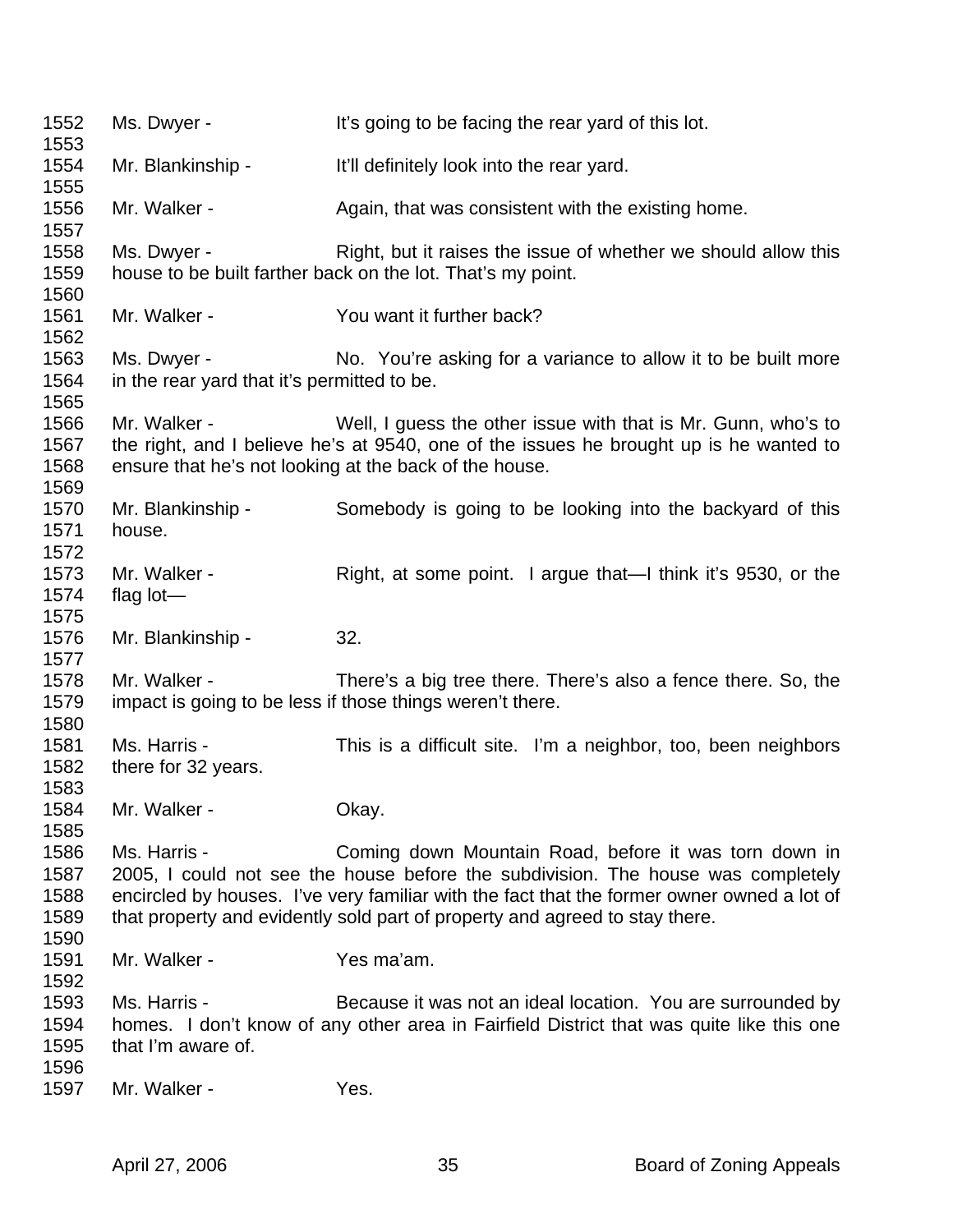1552 Ms. Dwyer - It's going to be facing the rear yard of this lot.
1553
1554 Mr. Blankinship - It'll definitely look into the rear yard.
1555
1556 Mr. Walker - Again, that was consistent with the existing home.
1557
1558 Ms. Dwyer - Right, but it raises the issue of whether we should allow this
1559 house to be built farther back on the lot. That's my point.
1560
1561 Mr. Walker - You want it further back?
1562
1563 Ms. Dwyer - No. You're asking for a variance to allow it to be built more
1564 in the rear yard that it's permitted to be.
1565
1566 Mr. Walker - Well, I guess the other issue with that is Mr. Gunn, who's to
1567 the right, and I believe he's at 9540, one of the issues he brought up is he wanted to
1568 ensure that he's not looking at the back of the house.
1569
1570 Mr. Blankinship - Somebody is going to be looking into the backyard of this
1571 house.
1572
1573 Mr. Walker - Right, at some point. I argue that—I think it's 9530, or the
1574 flag lot—
1575
1576 Mr. Blankinship - 32.
1577
1578 Mr. Walker - There's a big tree there. There's also a fence there. So, the
1579 impact is going to be less if those things weren't there.
1580
1581 Ms. Harris - This is a difficult site. I'm a neighbor, too, been neighbors
1582 there for 32 years.
1583
1584 Mr. Walker - Okay.
1585
1586 Ms. Harris - Coming down Mountain Road, before it was torn down in
1587 2005, I could not see the house before the subdivision. The house was completely
1588 encircled by houses. I've very familiar with the fact that the former owner owned a lot of
1589 that property and evidently sold part of property and agreed to stay there.
1590
1591 Mr. Walker - Yes ma'am.
1592
1593 Ms. Harris - Because it was not an ideal location. You are surrounded by
1594 homes. I don't know of any other area in Fairfield District that was quite like this one
1595 that I'm aware of.
1596
1597 Mr. Walker - Yes.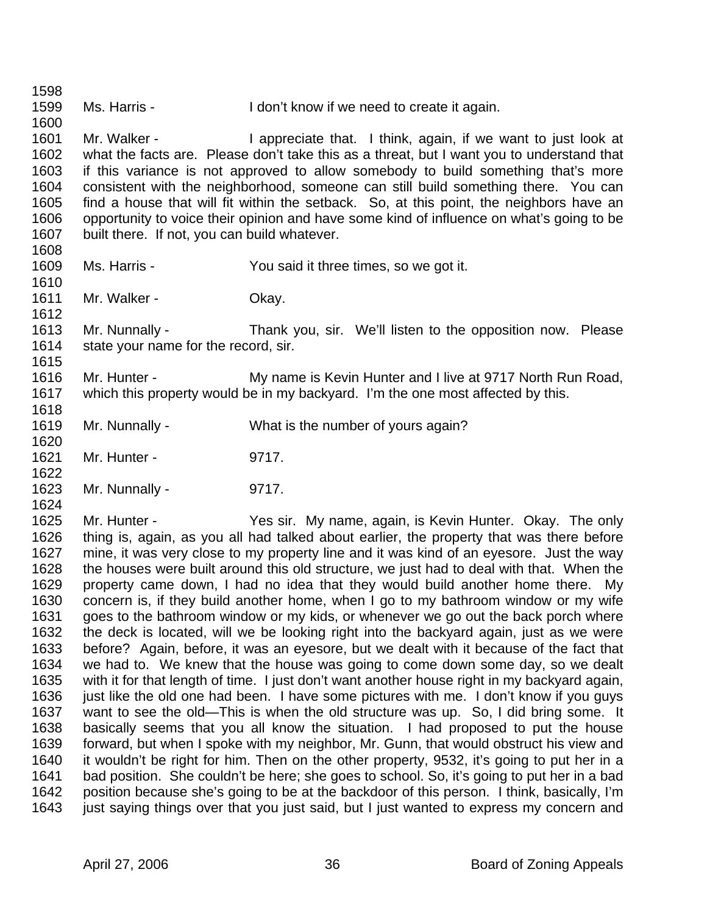Ms. Harris - I don't know if we need to create it again.

Mr. Walker - I appreciate that. I think, again, if we want to just look at what the facts are. Please don't take this as a threat, but I want you to understand that if this variance is not approved to allow somebody to build something that's more consistent with the neighborhood, someone can still build something there. You can find a house that will fit within the setback. So, at this point, the neighbors have an opportunity to voice their opinion and have some kind of influence on what's going to be built there. If not, you can build whatever.

Ms. Harris - You said it three times, so we got it.

Mr. Walker - Okay.

Mr. Nunnally - Thank you, sir. We'll listen to the opposition now. Please state your name for the record, sir.

Mr. Hunter - My name is Kevin Hunter and I live at 9717 North Run Road, which this property would be in my backyard. I'm the one most affected by this.

Mr. Nunnally - What is the number of yours again?

Mr. Hunter - 9717.

Mr. Nunnally - 9717.

Mr. Hunter - Yes sir. My name, again, is Kevin Hunter. Okay. The only thing is, again, as you all had talked about earlier, the property that was there before mine, it was very close to my property line and it was kind of an eyesore. Just the way the houses were built around this old structure, we just had to deal with that. When the property came down, I had no idea that they would build another home there. My concern is, if they build another home, when I go to my bathroom window or my wife goes to the bathroom window or my kids, or whenever we go out the back porch where the deck is located, will we be looking right into the backyard again, just as we were before? Again, before, it was an eyesore, but we dealt with it because of the fact that we had to. We knew that the house was going to come down some day, so we dealt with it for that length of time. I just don't want another house right in my backyard again, just like the old one had been. I have some pictures with me. I don't know if you guys want to see the old—This is when the old structure was up. So, I did bring some. It basically seems that you all know the situation. I had proposed to put the house forward, but when I spoke with my neighbor, Mr. Gunn, that would obstruct his view and it wouldn't be right for him. Then on the other property, 9532, it's going to put her in a bad position. She couldn't be here; she goes to school. So, it's going to put her in a bad position because she's going to be at the backdoor of this person. I think, basically, I'm just saying things over that you just said, but I just wanted to express my concern and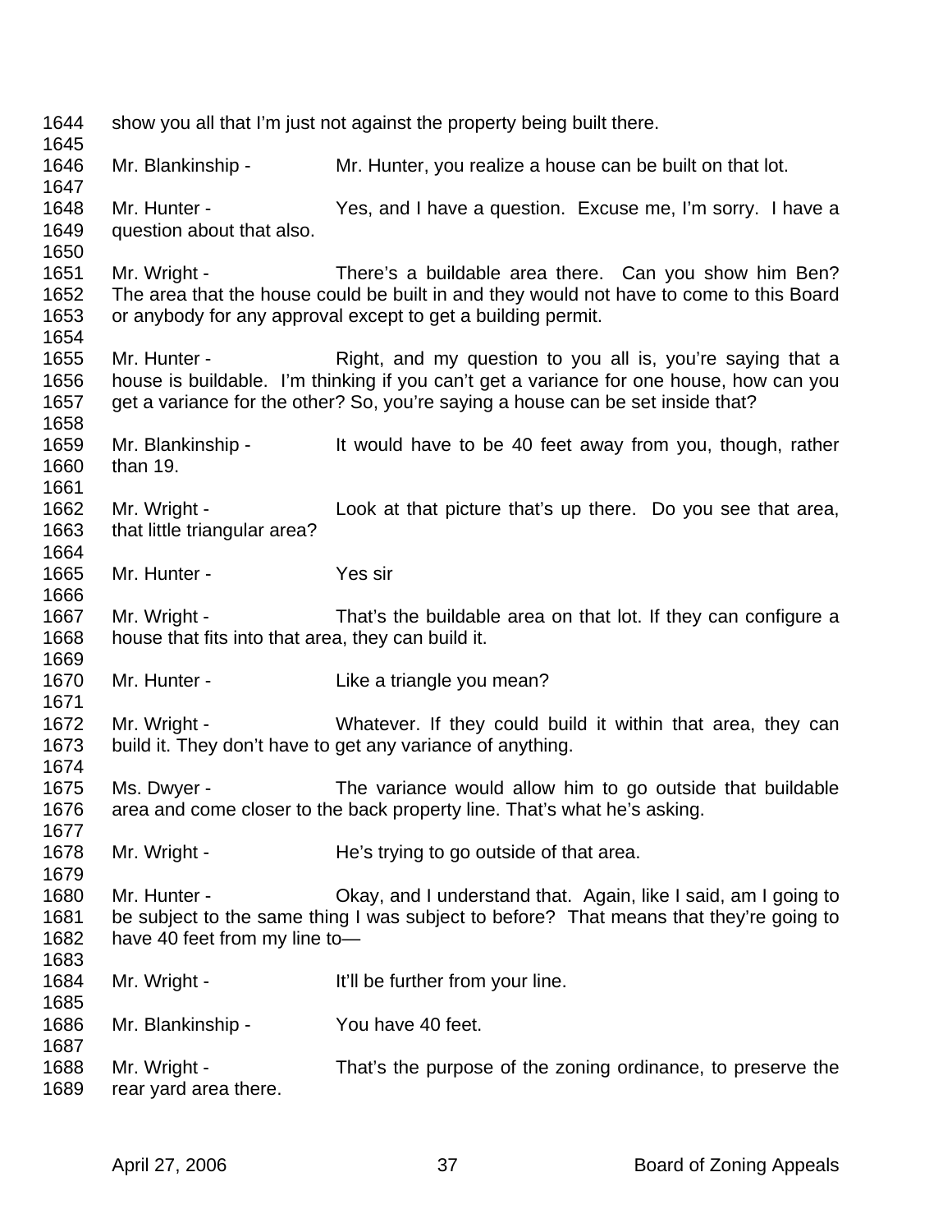show you all that I'm just not against the property being built there.

Mr. Blankinship - Mr. Hunter, you realize a house can be built on that lot.

Mr. Hunter - Yes, and I have a question. Excuse me, I'm sorry. I have a question about that also.

Mr. Wright - There's a buildable area there. Can you show him Ben? The area that the house could be built in and they would not have to come to this Board or anybody for any approval except to get a building permit.

Mr. Hunter - Right, and my question to you all is, you're saying that a house is buildable. I'm thinking if you can't get a variance for one house, how can you get a variance for the other? So, you're saying a house can be set inside that?

Mr. Blankinship - It would have to be 40 feet away from you, though, rather than 19.

Mr. Wright - Look at that picture that's up there. Do you see that area, that little triangular area?

Mr. Hunter - Yes sir

Mr. Wright - That's the buildable area on that lot. If they can configure a house that fits into that area, they can build it.

Mr. Hunter - Like a triangle you mean?

Mr. Wright - Whatever. If they could build it within that area, they can build it. They don't have to get any variance of anything.

Ms. Dwyer - The variance would allow him to go outside that buildable area and come closer to the back property line. That's what he's asking.

Mr. Wright - He's trying to go outside of that area.

Mr. Hunter - Okay, and I understand that. Again, like I said, am I going to be subject to the same thing I was subject to before? That means that they're going to have 40 feet from my line to—

Mr. Wright - It'll be further from your line.

Mr. Blankinship - You have 40 feet.

Mr. Wright - That's the purpose of the zoning ordinance, to preserve the rear yard area there.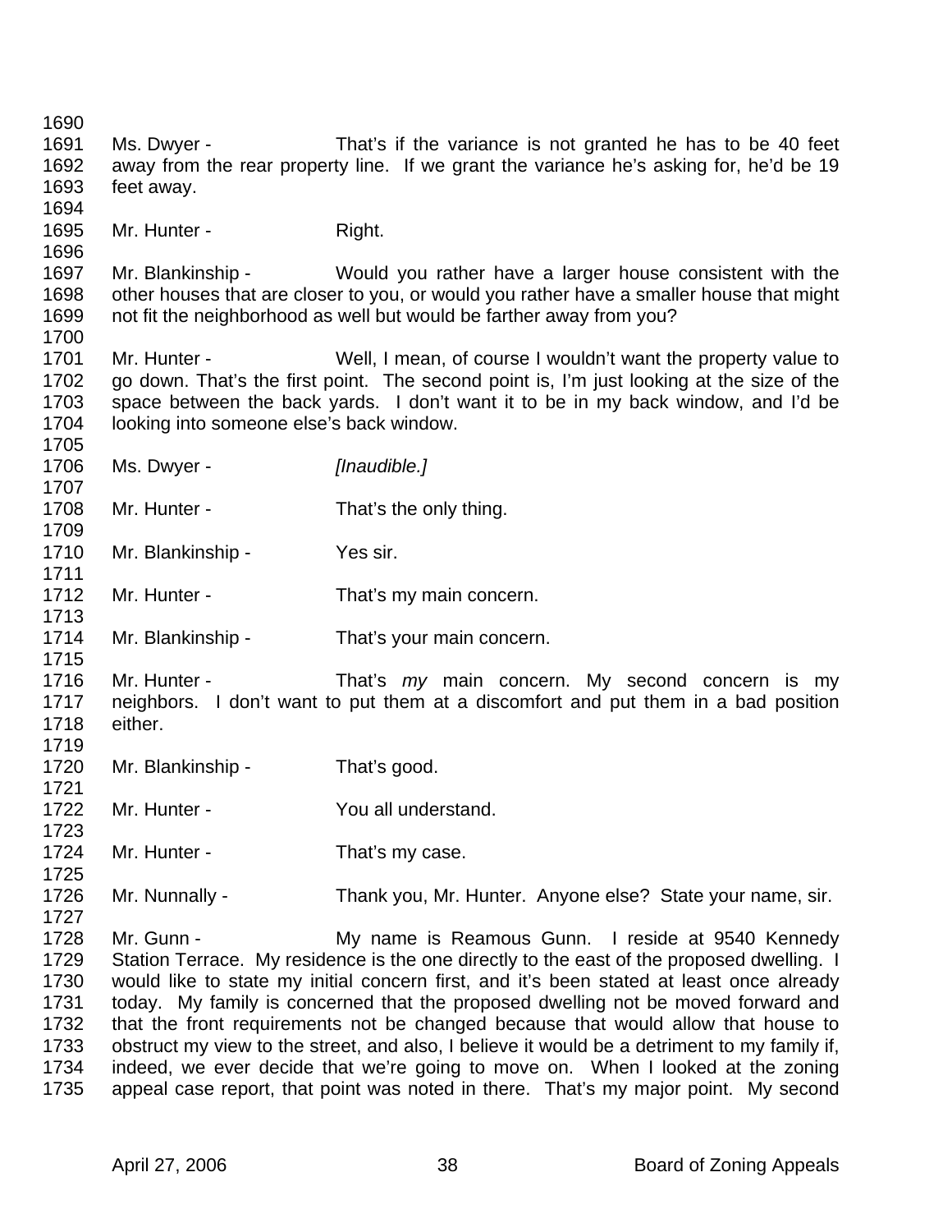Ms. Dwyer - That's if the variance is not granted he has to be 40 feet away from the rear property line. If we grant the variance he's asking for, he'd be 19 feet away.

Mr. Hunter - Right.

Mr. Blankinship - Would you rather have a larger house consistent with the other houses that are closer to you, or would you rather have a smaller house that might not fit the neighborhood as well but would be farther away from you?

Mr. Hunter - Well, I mean, of course I wouldn't want the property value to go down. That's the first point. The second point is, I'm just looking at the size of the space between the back yards. I don't want it to be in my back window, and I'd be looking into someone else's back window.

Ms. Dwyer - *[Inaudible.]*

Mr. Hunter - That's the only thing.

Mr. Blankinship - Yes sir.

Mr. Hunter - That's my main concern.

Mr. Blankinship - That's your main concern.

Mr. Hunter - That's *my* main concern. My second concern is my neighbors. I don't want to put them at a discomfort and put them in a bad position either.

Mr. Blankinship - That's good.

Mr. Hunter - You all understand.

Mr. Hunter - That's my case.

Mr. Nunnally - Thank you, Mr. Hunter. Anyone else? State your name, sir.

Mr. Gunn - My name is Reamous Gunn. I reside at 9540 Kennedy Station Terrace. My residence is the one directly to the east of the proposed dwelling. I would like to state my initial concern first, and it's been stated at least once already today. My family is concerned that the proposed dwelling not be moved forward and that the front requirements not be changed because that would allow that house to obstruct my view to the street, and also, I believe it would be a detriment to my family if, indeed, we ever decide that we're going to move on. When I looked at the zoning appeal case report, that point was noted in there. That's my major point. My second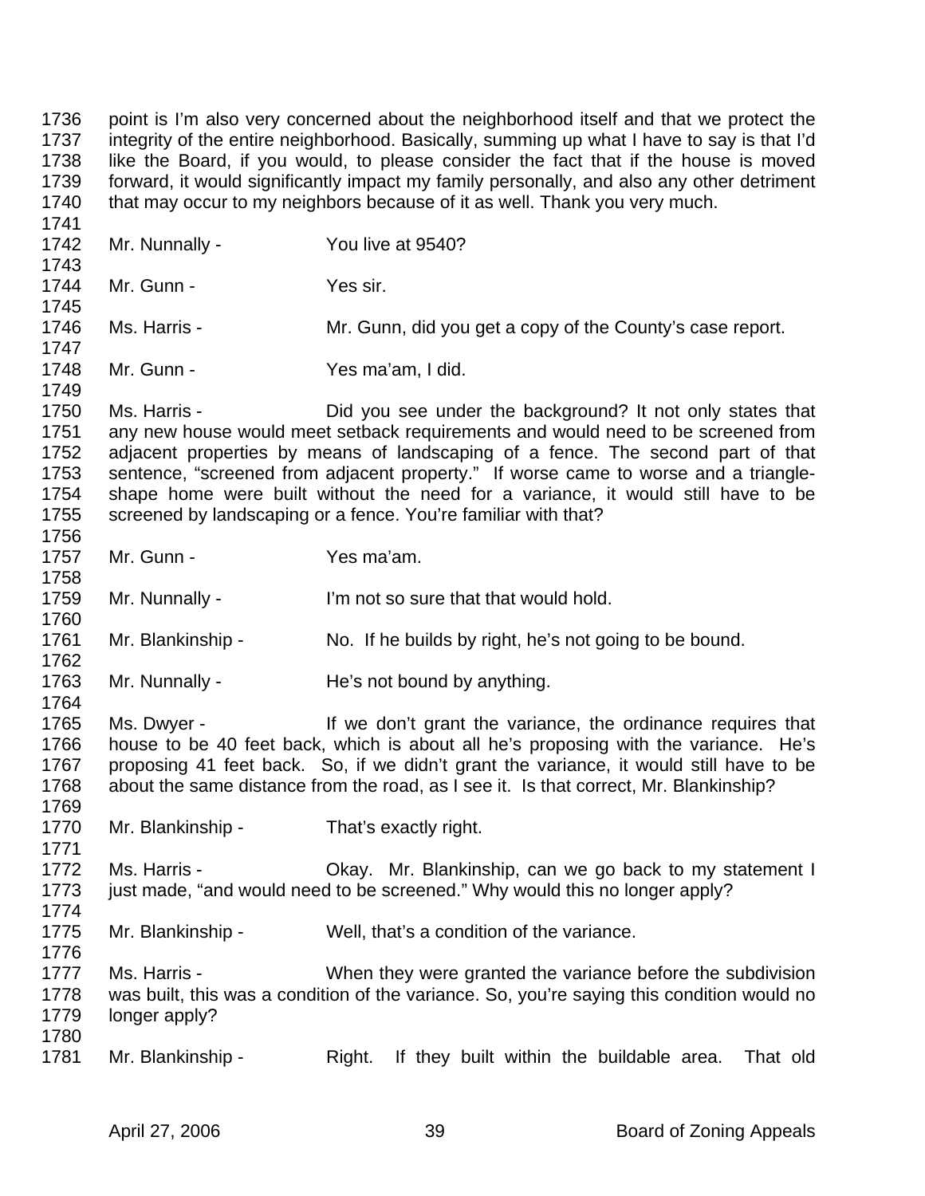point is I'm also very concerned about the neighborhood itself and that we protect the integrity of the entire neighborhood. Basically, summing up what I have to say is that I'd like the Board, if you would, to please consider the fact that if the house is moved forward, it would significantly impact my family personally, and also any other detriment that may occur to my neighbors because of it as well. Thank you very much.

Mr. Nunnally - You live at 9540?

Mr. Gunn - Yes sir.

Ms. Harris - Mr. Gunn, did you get a copy of the County's case report.

Mr. Gunn - Yes ma'am, I did.

Ms. Harris - Did you see under the background? It not only states that any new house would meet setback requirements and would need to be screened from adjacent properties by means of landscaping of a fence. The second part of that sentence, "screened from adjacent property." If worse came to worse and a triangle-shape home were built without the need for a variance, it would still have to be screened by landscaping or a fence. You're familiar with that?

Mr. Gunn - Yes ma'am.

Mr. Nunnally - I'm not so sure that that would hold.

Mr. Blankinship - No. If he builds by right, he's not going to be bound.

Mr. Nunnally - He's not bound by anything.

Ms. Dwyer - If we don't grant the variance, the ordinance requires that house to be 40 feet back, which is about all he's proposing with the variance. He's proposing 41 feet back. So, if we didn't grant the variance, it would still have to be about the same distance from the road, as I see it. Is that correct, Mr. Blankinship?

Mr. Blankinship - That's exactly right.

Ms. Harris - Okay. Mr. Blankinship, can we go back to my statement I just made, "and would need to be screened." Why would this no longer apply?

Mr. Blankinship - Well, that's a condition of the variance.

Ms. Harris - When they were granted the variance before the subdivision was built, this was a condition of the variance. So, you're saying this condition would no longer apply?

Mr. Blankinship - Right. If they built within the buildable area. That old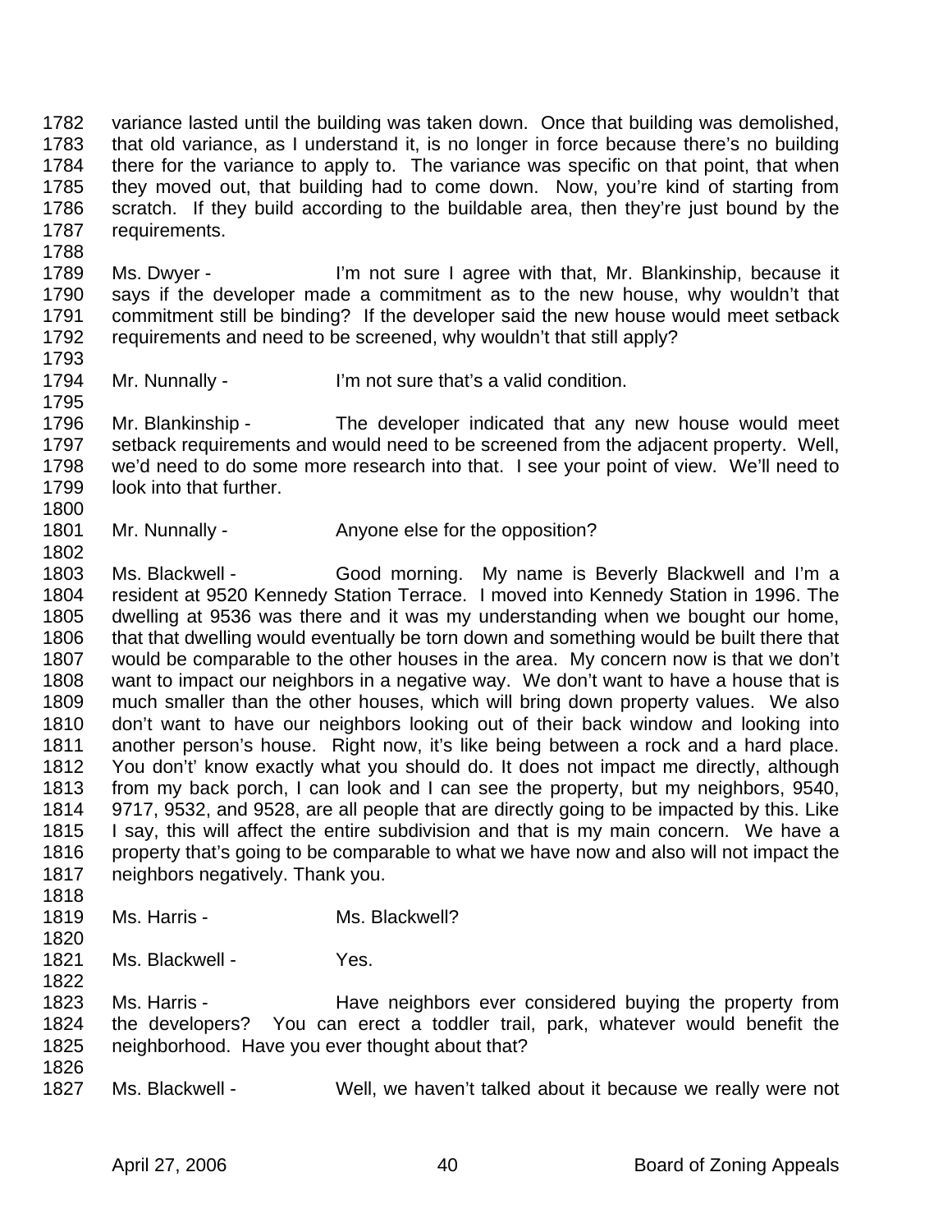variance lasted until the building was taken down. Once that building was demolished, that old variance, as I understand it, is no longer in force because there's no building there for the variance to apply to. The variance was specific on that point, that when they moved out, that building had to come down. Now, you're kind of starting from scratch. If they build according to the buildable area, then they're just bound by the requirements.

Ms. Dwyer - I'm not sure I agree with that, Mr. Blankinship, because it says if the developer made a commitment as to the new house, why wouldn't that commitment still be binding? If the developer said the new house would meet setback requirements and need to be screened, why wouldn't that still apply?

Mr. Nunnally - I'm not sure that's a valid condition.

Mr. Blankinship - The developer indicated that any new house would meet setback requirements and would need to be screened from the adjacent property. Well, we'd need to do some more research into that. I see your point of view. We'll need to look into that further.

Mr. Nunnally - Anyone else for the opposition?

Ms. Blackwell - Good morning. My name is Beverly Blackwell and I'm a resident at 9520 Kennedy Station Terrace. I moved into Kennedy Station in 1996. The dwelling at 9536 was there and it was my understanding when we bought our home, that that dwelling would eventually be torn down and something would be built there that would be comparable to the other houses in the area. My concern now is that we don't want to impact our neighbors in a negative way. We don't want to have a house that is much smaller than the other houses, which will bring down property values. We also don't want to have our neighbors looking out of their back window and looking into another person's house. Right now, it's like being between a rock and a hard place. You don't' know exactly what you should do. It does not impact me directly, although from my back porch, I can look and I can see the property, but my neighbors, 9540, 9717, 9532, and 9528, are all people that are directly going to be impacted by this. Like I say, this will affect the entire subdivision and that is my main concern. We have a property that's going to be comparable to what we have now and also will not impact the neighbors negatively. Thank you.

Ms. Harris - Ms. Blackwell?

Ms. Blackwell - Yes.

Ms. Harris - Have neighbors ever considered buying the property from the developers? You can erect a toddler trail, park, whatever would benefit the neighborhood. Have you ever thought about that?

Ms. Blackwell - Well, we haven't talked about it because we really were not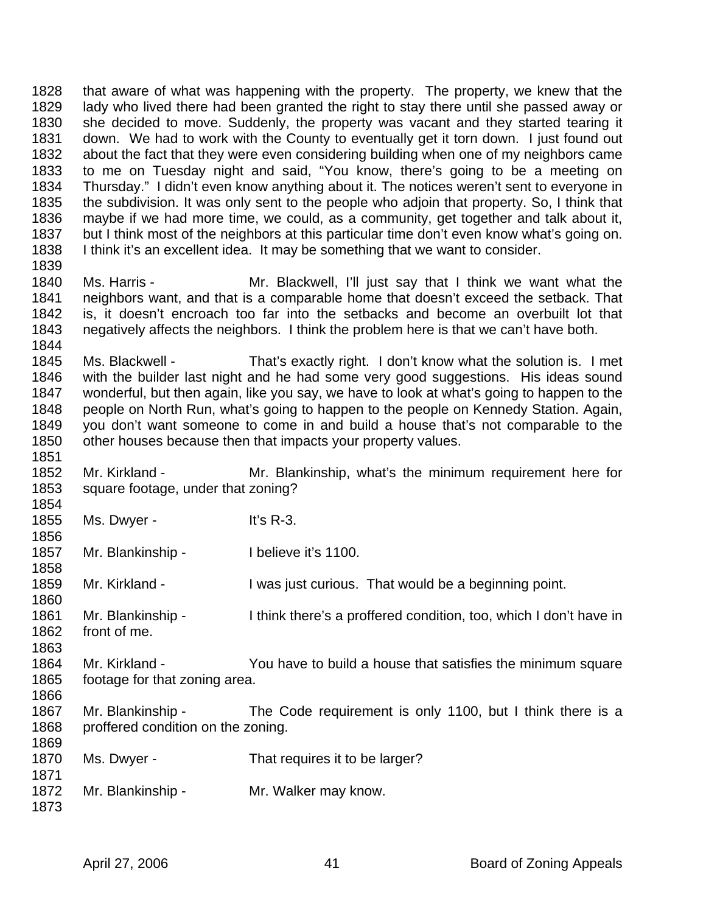that aware of what was happening with the property. The property, we knew that the lady who lived there had been granted the right to stay there until she passed away or she decided to move. Suddenly, the property was vacant and they started tearing it down. We had to work with the County to eventually get it torn down. I just found out about the fact that they were even considering building when one of my neighbors came to me on Tuesday night and said, "You know, there's going to be a meeting on Thursday." I didn't even know anything about it. The notices weren't sent to everyone in the subdivision. It was only sent to the people who adjoin that property. So, I think that maybe if we had more time, we could, as a community, get together and talk about it, but I think most of the neighbors at this particular time don't even know what's going on. I think it's an excellent idea. It may be something that we want to consider.

Ms. Harris - Mr. Blackwell, I'll just say that I think we want what the neighbors want, and that is a comparable home that doesn't exceed the setback. That is, it doesn't encroach too far into the setbacks and become an overbuilt lot that negatively affects the neighbors. I think the problem here is that we can't have both.

Ms. Blackwell - That's exactly right. I don't know what the solution is. I met with the builder last night and he had some very good suggestions. His ideas sound wonderful, but then again, like you say, we have to look at what's going to happen to the people on North Run, what's going to happen to the people on Kennedy Station. Again, you don't want someone to come in and build a house that's not comparable to the other houses because then that impacts your property values.

Mr. Kirkland - Mr. Blankinship, what's the minimum requirement here for square footage, under that zoning?

Ms. Dwyer - It's R-3.

Mr. Blankinship - I believe it's 1100.

Mr. Kirkland - I was just curious. That would be a beginning point.

Mr. Blankinship - I think there's a proffered condition, too, which I don't have in front of me.

Mr. Kirkland - You have to build a house that satisfies the minimum square footage for that zoning area.

Mr. Blankinship - The Code requirement is only 1100, but I think there is a proffered condition on the zoning.

Ms. Dwyer - That requires it to be larger?

Mr. Blankinship - Mr. Walker may know.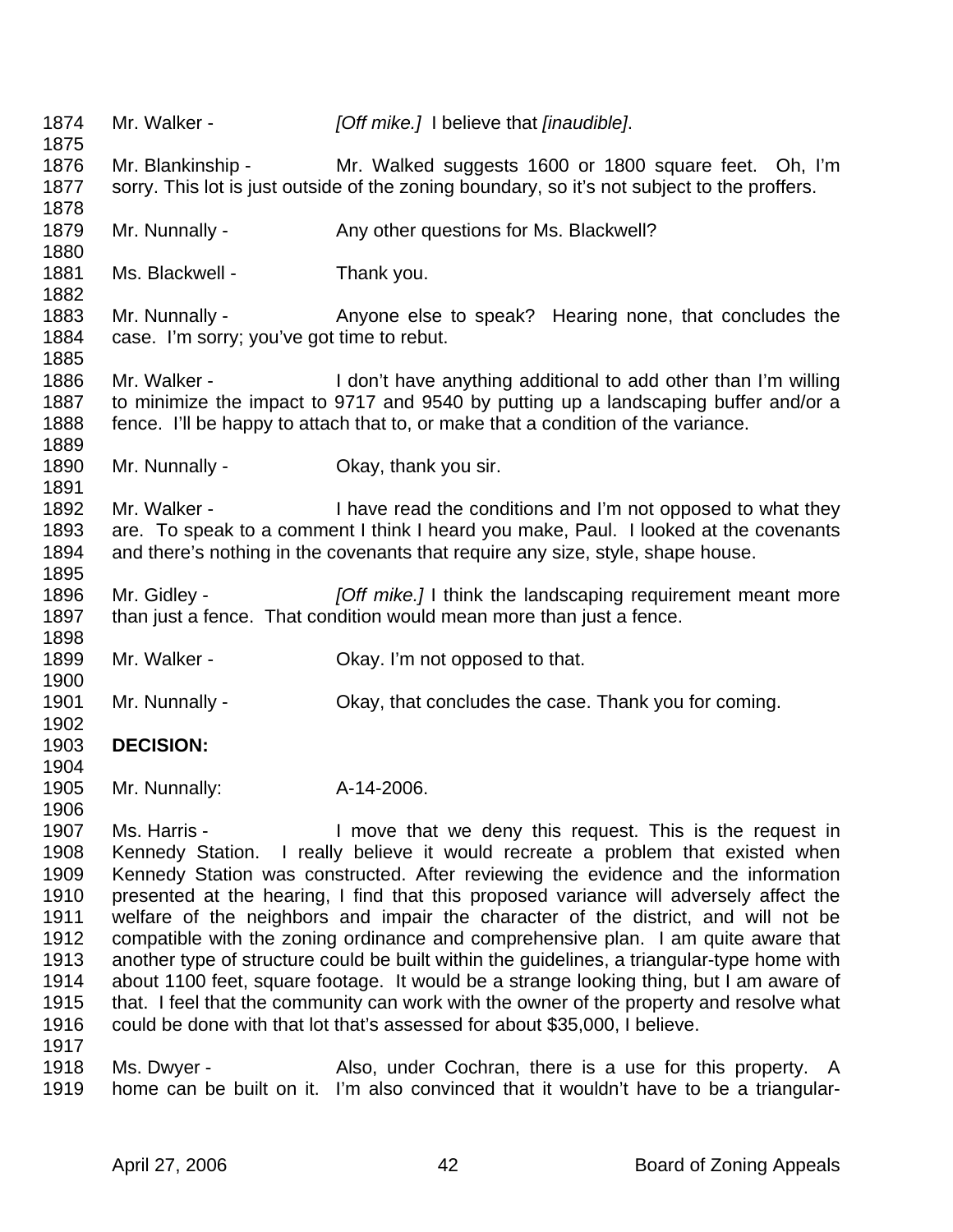1874 Mr. Walker - *[Off mike.]* I believe that *[inaudible]*.

1875

1876 Mr. Blankinship - Mr. Walked suggests 1600 or 1800 square feet. Oh, I'm
1877 sorry. This lot is just outside of the zoning boundary, so it's not subject to the proffers.

1878

1879 Mr. Nunnally - Any other questions for Ms. Blackwell?

1880

1881 Ms. Blackwell - Thank you.

1882

1883 Mr. Nunnally - Anyone else to speak? Hearing none, that concludes the
1884 case. I'm sorry; you've got time to rebut.

1885

1886 Mr. Walker - I don't have anything additional to add other than I'm willing
1887 to minimize the impact to 9717 and 9540 by putting up a landscaping buffer and/or a
1888 fence. I'll be happy to attach that to, or make that a condition of the variance.

1889

1890 Mr. Nunnally - Okay, thank you sir.

1891

1892 Mr. Walker - I have read the conditions and I'm not opposed to what they
1893 are. To speak to a comment I think I heard you make, Paul. I looked at the covenants
1894 and there's nothing in the covenants that require any size, style, shape house.

1895

1896 Mr. Gidley - *[Off mike.]* I think the landscaping requirement meant more
1897 than just a fence. That condition would mean more than just a fence.

1898

1899 Mr. Walker - Okay. I'm not opposed to that.

1900

1901 Mr. Nunnally - Okay, that concludes the case. Thank you for coming.

1902

1903 **DECISION:**

1904

1905 Mr. Nunnally: A-14-2006.

1906

1907 Ms. Harris - I move that we deny this request. This is the request in
1908 Kennedy Station. I really believe it would recreate a problem that existed when
1909 Kennedy Station was constructed. After reviewing the evidence and the information
1910 presented at the hearing, I find that this proposed variance will adversely affect the
1911 welfare of the neighbors and impair the character of the district, and will not be
1912 compatible with the zoning ordinance and comprehensive plan. I am quite aware that
1913 another type of structure could be built within the guidelines, a triangular-type home with
1914 about 1100 feet, square footage. It would be a strange looking thing, but I am aware of
1915 that. I feel that the community can work with the owner of the property and resolve what
1916 could be done with that lot that's assessed for about $35,000, I believe.

1917

1918 Ms. Dwyer - Also, under Cochran, there is a use for this property. A
1919 home can be built on it. I'm also convinced that it wouldn't have to be a triangular-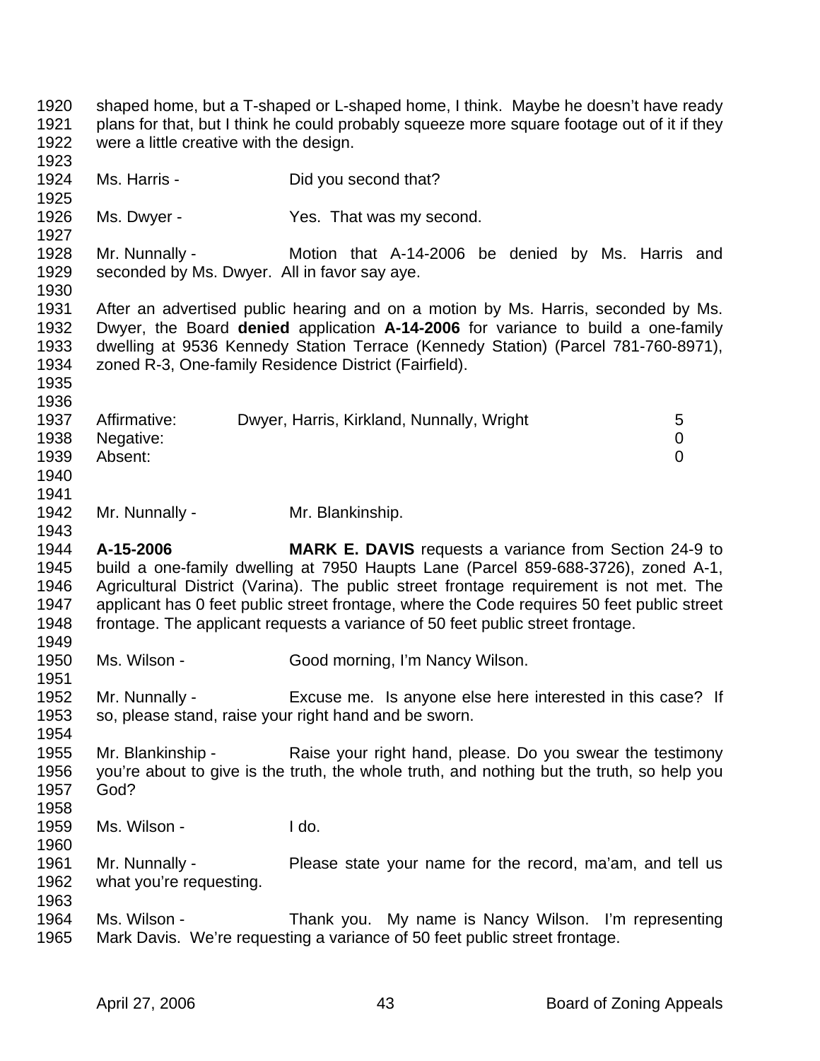shaped home, but a T-shaped or L-shaped home, I think. Maybe he doesn't have ready plans for that, but I think he could probably squeeze more square footage out of it if they were a little creative with the design.

Ms. Harris - Did you second that?

Ms. Dwyer - Yes. That was my second.

Mr. Nunnally - Motion that A-14-2006 be denied by Ms. Harris and seconded by Ms. Dwyer. All in favor say aye.

After an advertised public hearing and on a motion by Ms. Harris, seconded by Ms. Dwyer, the Board **denied** application **A-14-2006** for variance to build a one-family dwelling at 9536 Kennedy Station Terrace (Kennedy Station) (Parcel 781-760-8971), zoned R-3, One-family Residence District (Fairfield).

| | | |
|---|---|---|
| Affirmative: | Dwyer, Harris, Kirkland, Nunnally, Wright | 5 |
| Negative: | | 0 |
| Absent: | | 0 |

Mr. Nunnally - Mr. Blankinship.

**A-15-2006** **MARK E. DAVIS** requests a variance from Section 24-9 to build a one-family dwelling at 7950 Haupts Lane (Parcel 859-688-3726), zoned A-1, Agricultural District (Varina). The public street frontage requirement is not met. The applicant has 0 feet public street frontage, where the Code requires 50 feet public street frontage. The applicant requests a variance of 50 feet public street frontage.

Ms. Wilson - Good morning, I'm Nancy Wilson.

Mr. Nunnally - Excuse me. Is anyone else here interested in this case? If so, please stand, raise your right hand and be sworn.

Mr. Blankinship - Raise your right hand, please. Do you swear the testimony you're about to give is the truth, the whole truth, and nothing but the truth, so help you God?

Ms. Wilson - I do.

Mr. Nunnally - Please state your name for the record, ma'am, and tell us what you're requesting.

Ms. Wilson - Thank you. My name is Nancy Wilson. I'm representing Mark Davis. We're requesting a variance of 50 feet public street frontage.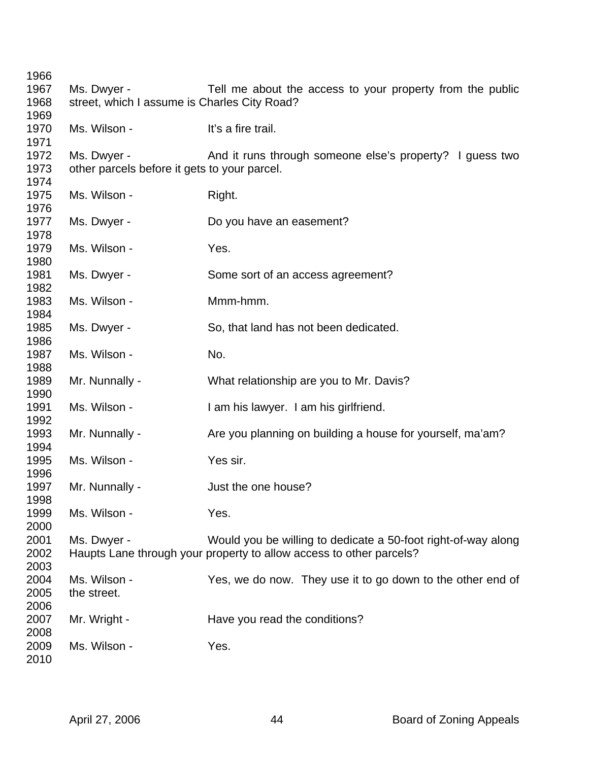Ms. Dwyer - Tell me about the access to your property from the public street, which I assume is Charles City Road?

Ms. Wilson - It's a fire trail.

Ms. Dwyer - And it runs through someone else's property? I guess two other parcels before it gets to your parcel.

Ms. Wilson - Right.

Ms. Dwyer - Do you have an easement?

Ms. Wilson - Yes.

Ms. Dwyer - Some sort of an access agreement?

Ms. Wilson - Mmm-hmm.

Ms. Dwyer - So, that land has not been dedicated.

Ms. Wilson - No.

Mr. Nunnally - What relationship are you to Mr. Davis?

Ms. Wilson - I am his lawyer. I am his girlfriend.

Mr. Nunnally - Are you planning on building a house for yourself, ma'am?

Ms. Wilson - Yes sir.

Mr. Nunnally - Just the one house?

Ms. Wilson - Yes.

Ms. Dwyer - Would you be willing to dedicate a 50-foot right-of-way along Haupts Lane through your property to allow access to other parcels?

Ms. Wilson - Yes, we do now. They use it to go down to the other end of the street.

Mr. Wright - Have you read the conditions?

Ms. Wilson - Yes.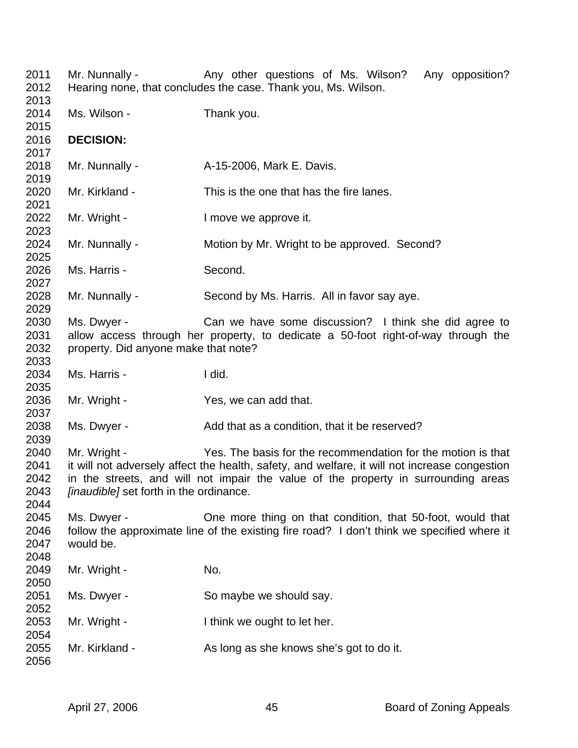Mr. Nunnally - Any other questions of Ms. Wilson? Any opposition? Hearing none, that concludes the case. Thank you, Ms. Wilson.

Ms. Wilson - Thank you.

**DECISION:**

Mr. Nunnally - A-15-2006, Mark E. Davis.

Mr. Kirkland - This is the one that has the fire lanes.

Mr. Wright - I move we approve it.

Mr. Nunnally - Motion by Mr. Wright to be approved. Second?

Ms. Harris - Second.

Mr. Nunnally - Second by Ms. Harris. All in favor say aye.

Ms. Dwyer - Can we have some discussion? I think she did agree to allow access through her property, to dedicate a 50-foot right-of-way through the property. Did anyone make that note?

Ms. Harris - I did.

Mr. Wright - Yes, we can add that.

Ms. Dwyer - Add that as a condition, that it be reserved?

Mr. Wright - Yes. The basis for the recommendation for the motion is that it will not adversely affect the health, safety, and welfare, it will not increase congestion in the streets, and will not impair the value of the property in surrounding areas *[inaudible]* set forth in the ordinance.

Ms. Dwyer - One more thing on that condition, that 50-foot, would that follow the approximate line of the existing fire road? I don't think we specified where it would be.

Mr. Wright - No.

Ms. Dwyer - So maybe we should say.

Mr. Wright - I think we ought to let her.

Mr. Kirkland - As long as she knows she's got to do it.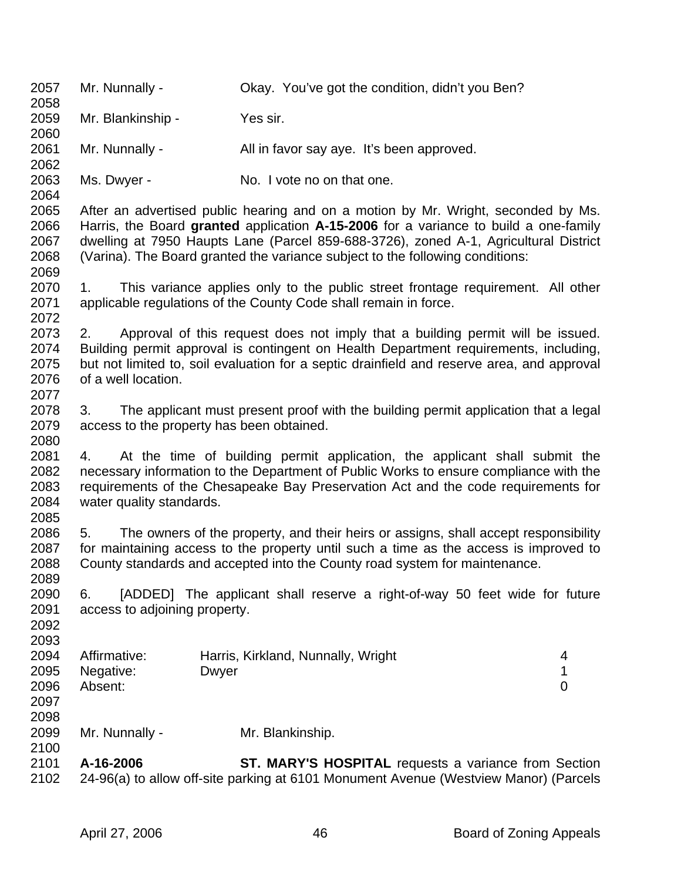Mr. Nunnally - Okay. You've got the condition, didn't you Ben?

Mr. Blankinship - Yes sir.

Mr. Nunnally - All in favor say aye. It's been approved.

Ms. Dwyer - No. I vote no on that one.

After an advertised public hearing and on a motion by Mr. Wright, seconded by Ms. Harris, the Board **granted** application **A-15-2006** for a variance to build a one-family dwelling at 7950 Haupts Lane (Parcel 859-688-3726), zoned A-1, Agricultural District (Varina). The Board granted the variance subject to the following conditions:

1. This variance applies only to the public street frontage requirement. All other applicable regulations of the County Code shall remain in force.

2. Approval of this request does not imply that a building permit will be issued. Building permit approval is contingent on Health Department requirements, including, but not limited to, soil evaluation for a septic drainfield and reserve area, and approval of a well location.

3. The applicant must present proof with the building permit application that a legal access to the property has been obtained.

4. At the time of building permit application, the applicant shall submit the necessary information to the Department of Public Works to ensure compliance with the requirements of the Chesapeake Bay Preservation Act and the code requirements for water quality standards.

5. The owners of the property, and their heirs or assigns, shall accept responsibility for maintaining access to the property until such a time as the access is improved to County standards and accepted into the County road system for maintenance.

6. [ADDED] The applicant shall reserve a right-of-way 50 feet wide for future access to adjoining property.

| | | |
|---|---|---|
| Affirmative: | Harris, Kirkland, Nunnally, Wright | 4 |
| Negative: | Dwyer | 1 |
| Absent: | | 0 |

Mr. Nunnally - Mr. Blankinship.

**A-16-2006** **ST. MARY'S HOSPITAL** requests a variance from Section 24-96(a) to allow off-site parking at 6101 Monument Avenue (Westview Manor) (Parcels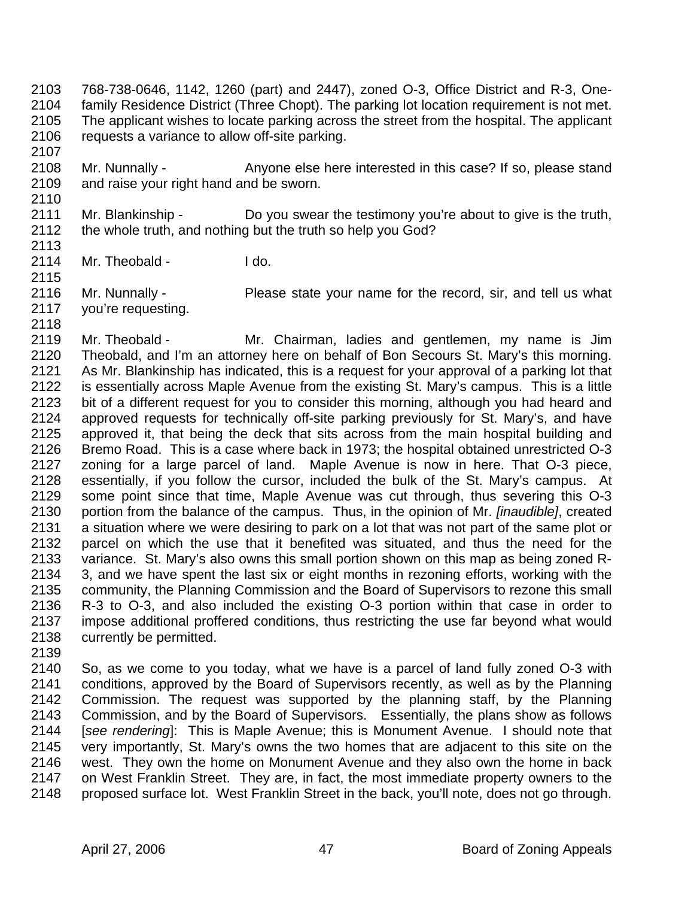768-738-0646, 1142, 1260 (part) and 2447), zoned O-3, Office District and R-3, One-family Residence District (Three Chopt). The parking lot location requirement is not met. The applicant wishes to locate parking across the street from the hospital. The applicant requests a variance to allow off-site parking.

Mr. Nunnally - Anyone else here interested in this case? If so, please stand and raise your right hand and be sworn.

Mr. Blankinship - Do you swear the testimony you're about to give is the truth, the whole truth, and nothing but the truth so help you God?

Mr. Theobald - I do.

Mr. Nunnally - Please state your name for the record, sir, and tell us what you're requesting.

Mr. Theobald - Mr. Chairman, ladies and gentlemen, my name is Jim Theobald, and I'm an attorney here on behalf of Bon Secours St. Mary's this morning. As Mr. Blankinship has indicated, this is a request for your approval of a parking lot that is essentially across Maple Avenue from the existing St. Mary's campus. This is a little bit of a different request for you to consider this morning, although you had heard and approved requests for technically off-site parking previously for St. Mary's, and have approved it, that being the deck that sits across from the main hospital building and Bremo Road. This is a case where back in 1973; the hospital obtained unrestricted O-3 zoning for a large parcel of land. Maple Avenue is now in here. That O-3 piece, essentially, if you follow the cursor, included the bulk of the St. Mary's campus. At some point since that time, Maple Avenue was cut through, thus severing this O-3 portion from the balance of the campus. Thus, in the opinion of Mr. *[inaudible]*, created a situation where we were desiring to park on a lot that was not part of the same plot or parcel on which the use that it benefited was situated, and thus the need for the variance. St. Mary's also owns this small portion shown on this map as being zoned R-3, and we have spent the last six or eight months in rezoning efforts, working with the community, the Planning Commission and the Board of Supervisors to rezone this small R-3 to O-3, and also included the existing O-3 portion within that case in order to impose additional proffered conditions, thus restricting the use far beyond what would currently be permitted.

So, as we come to you today, what we have is a parcel of land fully zoned O-3 with conditions, approved by the Board of Supervisors recently, as well as by the Planning Commission. The request was supported by the planning staff, by the Planning Commission, and by the Board of Supervisors. Essentially, the plans show as follows [*see rendering*]: This is Maple Avenue; this is Monument Avenue. I should note that very importantly, St. Mary's owns the two homes that are adjacent to this site on the west. They own the home on Monument Avenue and they also own the home in back on West Franklin Street. They are, in fact, the most immediate property owners to the proposed surface lot. West Franklin Street in the back, you'll note, does not go through.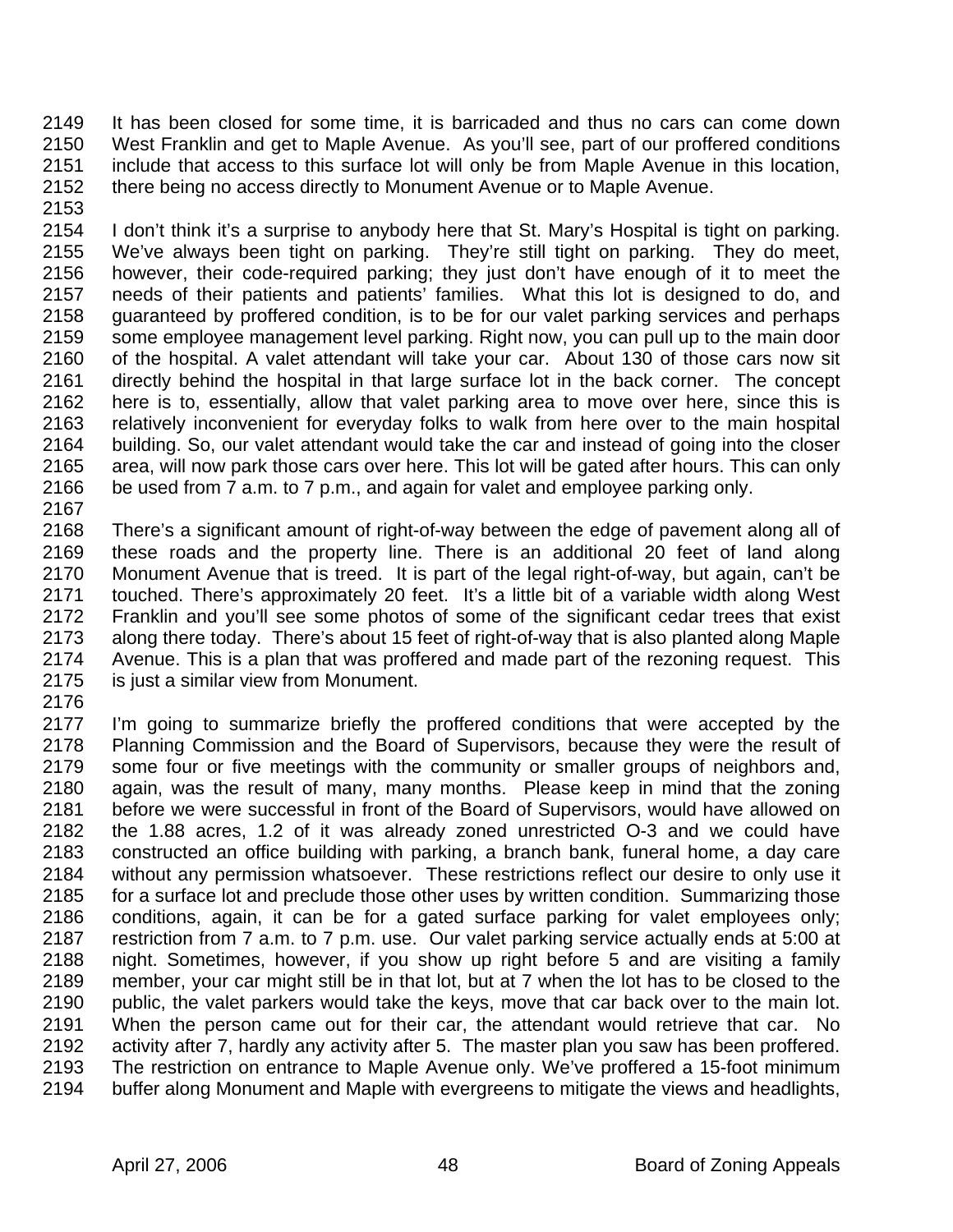It has been closed for some time, it is barricaded and thus no cars can come down West Franklin and get to Maple Avenue. As you'll see, part of our proffered conditions include that access to this surface lot will only be from Maple Avenue in this location, there being no access directly to Monument Avenue or to Maple Avenue.

I don't think it's a surprise to anybody here that St. Mary's Hospital is tight on parking. We've always been tight on parking. They're still tight on parking. They do meet, however, their code-required parking; they just don't have enough of it to meet the needs of their patients and patients' families. What this lot is designed to do, and guaranteed by proffered condition, is to be for our valet parking services and perhaps some employee management level parking. Right now, you can pull up to the main door of the hospital. A valet attendant will take your car. About 130 of those cars now sit directly behind the hospital in that large surface lot in the back corner. The concept here is to, essentially, allow that valet parking area to move over here, since this is relatively inconvenient for everyday folks to walk from here over to the main hospital building. So, our valet attendant would take the car and instead of going into the closer area, will now park those cars over here. This lot will be gated after hours. This can only be used from 7 a.m. to 7 p.m., and again for valet and employee parking only.

There's a significant amount of right-of-way between the edge of pavement along all of these roads and the property line. There is an additional 20 feet of land along Monument Avenue that is treed. It is part of the legal right-of-way, but again, can't be touched. There's approximately 20 feet. It's a little bit of a variable width along West Franklin and you'll see some photos of some of the significant cedar trees that exist along there today. There's about 15 feet of right-of-way that is also planted along Maple Avenue. This is a plan that was proffered and made part of the rezoning request. This is just a similar view from Monument.

I'm going to summarize briefly the proffered conditions that were accepted by the Planning Commission and the Board of Supervisors, because they were the result of some four or five meetings with the community or smaller groups of neighbors and, again, was the result of many, many months. Please keep in mind that the zoning before we were successful in front of the Board of Supervisors, would have allowed on the 1.88 acres, 1.2 of it was already zoned unrestricted O-3 and we could have constructed an office building with parking, a branch bank, funeral home, a day care without any permission whatsoever. These restrictions reflect our desire to only use it for a surface lot and preclude those other uses by written condition. Summarizing those conditions, again, it can be for a gated surface parking for valet employees only; restriction from 7 a.m. to 7 p.m. use. Our valet parking service actually ends at 5:00 at night. Sometimes, however, if you show up right before 5 and are visiting a family member, your car might still be in that lot, but at 7 when the lot has to be closed to the public, the valet parkers would take the keys, move that car back over to the main lot. When the person came out for their car, the attendant would retrieve that car. No activity after 7, hardly any activity after 5. The master plan you saw has been proffered. The restriction on entrance to Maple Avenue only. We've proffered a 15-foot minimum buffer along Monument and Maple with evergreens to mitigate the views and headlights,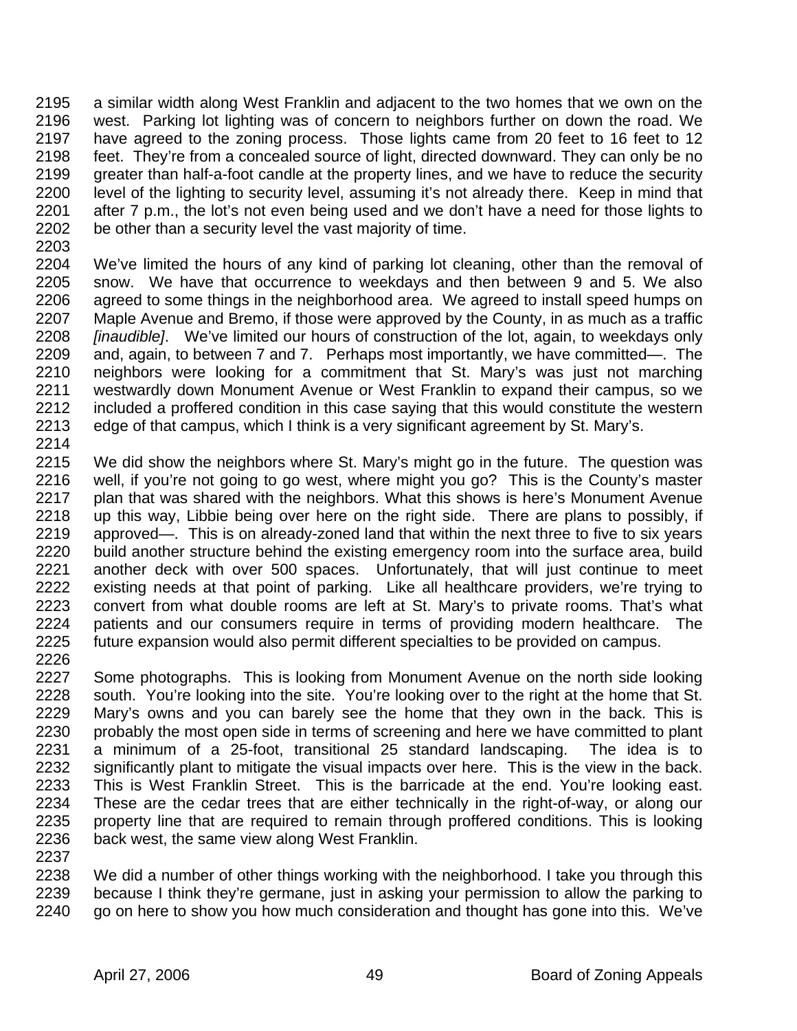2195 a similar width along West Franklin and adjacent to the two homes that we own on the
2196 west. Parking lot lighting was of concern to neighbors further on down the road. We
2197 have agreed to the zoning process. Those lights came from 20 feet to 16 feet to 12
2198 feet. They're from a concealed source of light, directed downward. They can only be no
2199 greater than half-a-foot candle at the property lines, and we have to reduce the security
2200 level of the lighting to security level, assuming it's not already there. Keep in mind that
2201 after 7 p.m., the lot's not even being used and we don't have a need for those lights to
2202 be other than a security level the vast majority of time.
2203
2204 We've limited the hours of any kind of parking lot cleaning, other than the removal of
2205 snow. We have that occurrence to weekdays and then between 9 and 5. We also
2206 agreed to some things in the neighborhood area. We agreed to install speed humps on
2207 Maple Avenue and Bremo, if those were approved by the County, in as much as a traffic
2208 *[inaudible]*. We've limited our hours of construction of the lot, again, to weekdays only
2209 and, again, to between 7 and 7. Perhaps most importantly, we have committed—. The
2210 neighbors were looking for a commitment that St. Mary's was just not marching
2211 westwardly down Monument Avenue or West Franklin to expand their campus, so we
2212 included a proffered condition in this case saying that this would constitute the western
2213 edge of that campus, which I think is a very significant agreement by St. Mary's.
2214
2215 We did show the neighbors where St. Mary's might go in the future. The question was
2216 well, if you're not going to go west, where might you go? This is the County's master
2217 plan that was shared with the neighbors. What this shows is here's Monument Avenue
2218 up this way, Libbie being over here on the right side. There are plans to possibly, if
2219 approved—. This is on already-zoned land that within the next three to five to six years
2220 build another structure behind the existing emergency room into the surface area, build
2221 another deck with over 500 spaces. Unfortunately, that will just continue to meet
2222 existing needs at that point of parking. Like all healthcare providers, we're trying to
2223 convert from what double rooms are left at St. Mary's to private rooms. That's what
2224 patients and our consumers require in terms of providing modern healthcare. The
2225 future expansion would also permit different specialties to be provided on campus.
2226
2227 Some photographs. This is looking from Monument Avenue on the north side looking
2228 south. You're looking into the site. You're looking over to the right at the home that St.
2229 Mary's owns and you can barely see the home that they own in the back. This is
2230 probably the most open side in terms of screening and here we have committed to plant
2231 a minimum of a 25-foot, transitional 25 standard landscaping. The idea is to
2232 significantly plant to mitigate the visual impacts over here. This is the view in the back.
2233 This is West Franklin Street. This is the barricade at the end. You're looking east.
2234 These are the cedar trees that are either technically in the right-of-way, or along our
2235 property line that are required to remain through proffered conditions. This is looking
2236 back west, the same view along West Franklin.
2237
2238 We did a number of other things working with the neighborhood. I take you through this
2239 because I think they're germane, just in asking your permission to allow the parking to
2240 go on here to show you how much consideration and thought has gone into this. We've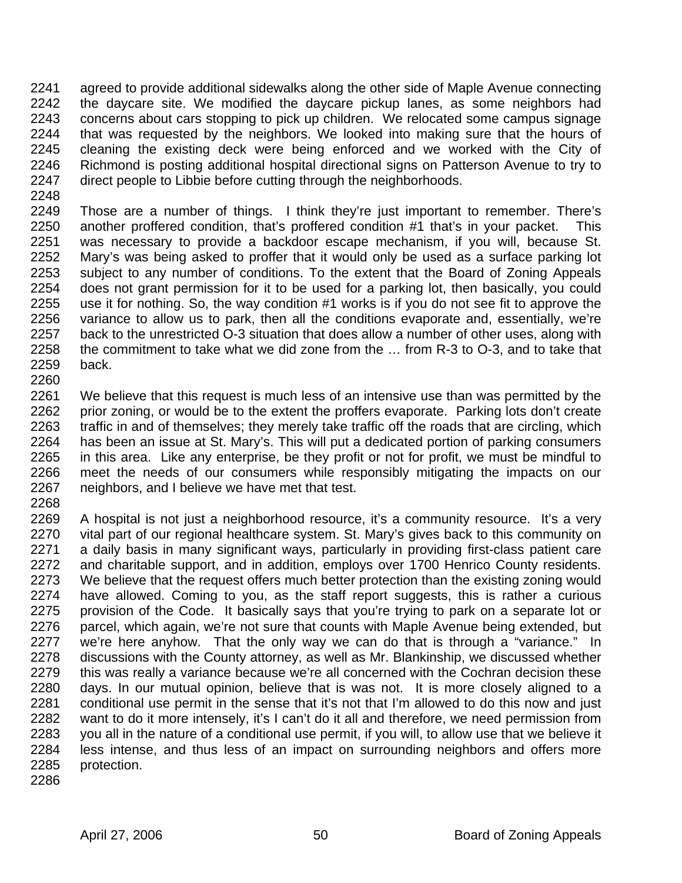agreed to provide additional sidewalks along the other side of Maple Avenue connecting the daycare site. We modified the daycare pickup lanes, as some neighbors had concerns about cars stopping to pick up children. We relocated some campus signage that was requested by the neighbors. We looked into making sure that the hours of cleaning the existing deck were being enforced and we worked with the City of Richmond is posting additional hospital directional signs on Patterson Avenue to try to direct people to Libbie before cutting through the neighborhoods.

Those are a number of things. I think they're just important to remember. There's another proffered condition, that's proffered condition #1 that's in your packet. This was necessary to provide a backdoor escape mechanism, if you will, because St. Mary's was being asked to proffer that it would only be used as a surface parking lot subject to any number of conditions. To the extent that the Board of Zoning Appeals does not grant permission for it to be used for a parking lot, then basically, you could use it for nothing. So, the way condition #1 works is if you do not see fit to approve the variance to allow us to park, then all the conditions evaporate and, essentially, we're back to the unrestricted O-3 situation that does allow a number of other uses, along with the commitment to take what we did zone from the … from R-3 to O-3, and to take that back.

We believe that this request is much less of an intensive use than was permitted by the prior zoning, or would be to the extent the proffers evaporate. Parking lots don't create traffic in and of themselves; they merely take traffic off the roads that are circling, which has been an issue at St. Mary's. This will put a dedicated portion of parking consumers in this area. Like any enterprise, be they profit or not for profit, we must be mindful to meet the needs of our consumers while responsibly mitigating the impacts on our neighbors, and I believe we have met that test.

A hospital is not just a neighborhood resource, it's a community resource. It's a very vital part of our regional healthcare system. St. Mary's gives back to this community on a daily basis in many significant ways, particularly in providing first-class patient care and charitable support, and in addition, employs over 1700 Henrico County residents. We believe that the request offers much better protection than the existing zoning would have allowed. Coming to you, as the staff report suggests, this is rather a curious provision of the Code. It basically says that you're trying to park on a separate lot or parcel, which again, we're not sure that counts with Maple Avenue being extended, but we're here anyhow. That the only way we can do that is through a "variance." In discussions with the County attorney, as well as Mr. Blankinship, we discussed whether this was really a variance because we're all concerned with the Cochran decision these days. In our mutual opinion, believe that is was not. It is more closely aligned to a conditional use permit in the sense that it's not that I'm allowed to do this now and just want to do it more intensely, it's I can't do it all and therefore, we need permission from you all in the nature of a conditional use permit, if you will, to allow use that we believe it less intense, and thus less of an impact on surrounding neighbors and offers more protection.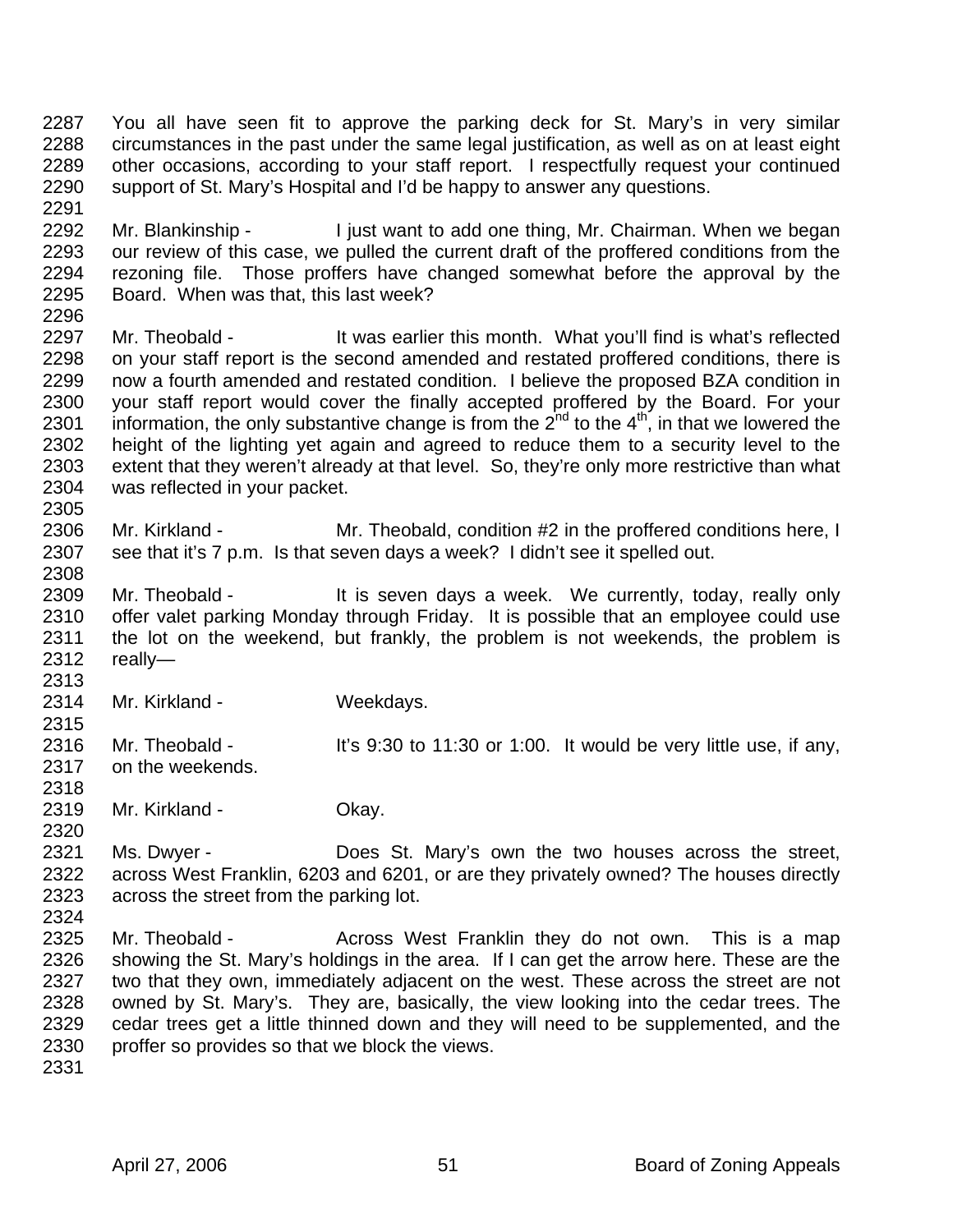You all have seen fit to approve the parking deck for St. Mary's in very similar circumstances in the past under the same legal justification, as well as on at least eight other occasions, according to your staff report. I respectfully request your continued support of St. Mary's Hospital and I'd be happy to answer any questions.

Mr. Blankinship - I just want to add one thing, Mr. Chairman. When we began our review of this case, we pulled the current draft of the proffered conditions from the rezoning file. Those proffers have changed somewhat before the approval by the Board. When was that, this last week?

Mr. Theobald - It was earlier this month. What you'll find is what's reflected on your staff report is the second amended and restated proffered conditions, there is now a fourth amended and restated condition. I believe the proposed BZA condition in your staff report would cover the finally accepted proffered by the Board. For your information, the only substantive change is from the 2nd to the 4th, in that we lowered the height of the lighting yet again and agreed to reduce them to a security level to the extent that they weren't already at that level. So, they're only more restrictive than what was reflected in your packet.

Mr. Kirkland - Mr. Theobald, condition #2 in the proffered conditions here, I see that it's 7 p.m. Is that seven days a week? I didn't see it spelled out.

Mr. Theobald - It is seven days a week. We currently, today, really only offer valet parking Monday through Friday. It is possible that an employee could use the lot on the weekend, but frankly, the problem is not weekends, the problem is really—

Mr. Kirkland - Weekdays.

Mr. Theobald - It's 9:30 to 11:30 or 1:00. It would be very little use, if any, on the weekends.

Mr. Kirkland - Okay.

Ms. Dwyer - Does St. Mary's own the two houses across the street, across West Franklin, 6203 and 6201, or are they privately owned? The houses directly across the street from the parking lot.

Mr. Theobald - Across West Franklin they do not own. This is a map showing the St. Mary's holdings in the area. If I can get the arrow here. These are the two that they own, immediately adjacent on the west. These across the street are not owned by St. Mary's. They are, basically, the view looking into the cedar trees. The cedar trees get a little thinned down and they will need to be supplemented, and the proffer so provides so that we block the views.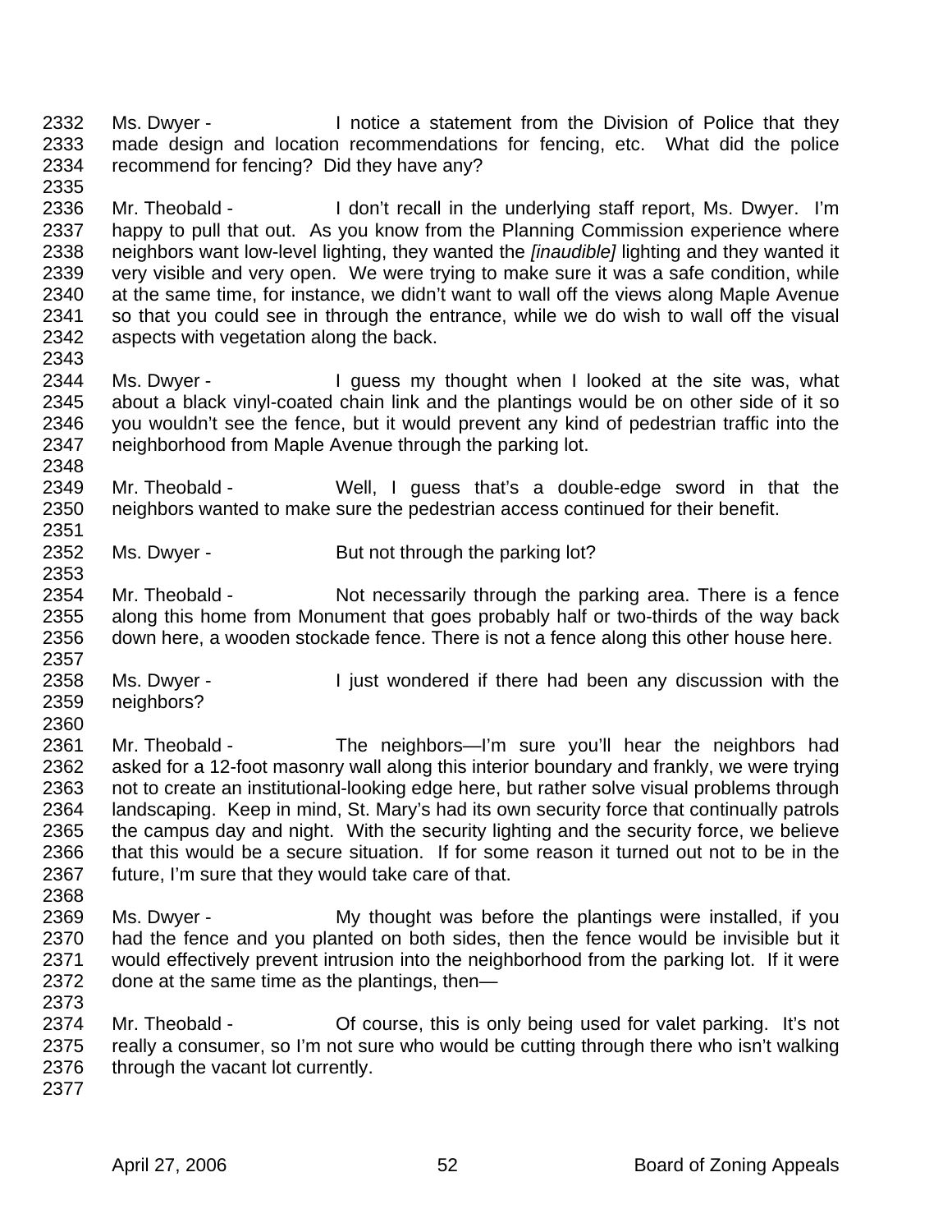2332 Ms. Dwyer - I notice a statement from the Division of Police that they
2333 made design and location recommendations for fencing, etc. What did the police
2334 recommend for fencing? Did they have any?
2335
2336 Mr. Theobald - I don't recall in the underlying staff report, Ms. Dwyer. I'm
2337 happy to pull that out. As you know from the Planning Commission experience where
2338 neighbors want low-level lighting, they wanted the *[inaudible]* lighting and they wanted it
2339 very visible and very open. We were trying to make sure it was a safe condition, while
2340 at the same time, for instance, we didn't want to wall off the views along Maple Avenue
2341 so that you could see in through the entrance, while we do wish to wall off the visual
2342 aspects with vegetation along the back.
2343
2344 Ms. Dwyer - I guess my thought when I looked at the site was, what
2345 about a black vinyl-coated chain link and the plantings would be on other side of it so
2346 you wouldn't see the fence, but it would prevent any kind of pedestrian traffic into the
2347 neighborhood from Maple Avenue through the parking lot.
2348
2349 Mr. Theobald - Well, I guess that's a double-edge sword in that the
2350 neighbors wanted to make sure the pedestrian access continued for their benefit.
2351
2352 Ms. Dwyer - But not through the parking lot?
2353
2354 Mr. Theobald - Not necessarily through the parking area. There is a fence
2355 along this home from Monument that goes probably half or two-thirds of the way back
2356 down here, a wooden stockade fence. There is not a fence along this other house here.
2357
2358 Ms. Dwyer - I just wondered if there had been any discussion with the
2359 neighbors?
2360
2361 Mr. Theobald - The neighbors—I'm sure you'll hear the neighbors had
2362 asked for a 12-foot masonry wall along this interior boundary and frankly, we were trying
2363 not to create an institutional-looking edge here, but rather solve visual problems through
2364 landscaping. Keep in mind, St. Mary's had its own security force that continually patrols
2365 the campus day and night. With the security lighting and the security force, we believe
2366 that this would be a secure situation. If for some reason it turned out not to be in the
2367 future, I'm sure that they would take care of that.
2368
2369 Ms. Dwyer - My thought was before the plantings were installed, if you
2370 had the fence and you planted on both sides, then the fence would be invisible but it
2371 would effectively prevent intrusion into the neighborhood from the parking lot. If it were
2372 done at the same time as the plantings, then—
2373
2374 Mr. Theobald - Of course, this is only being used for valet parking. It's not
2375 really a consumer, so I'm not sure who would be cutting through there who isn't walking
2376 through the vacant lot currently.
2377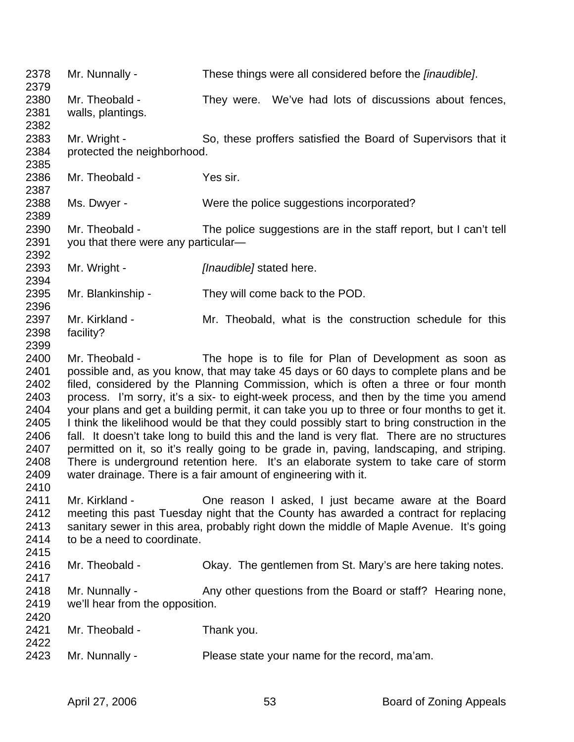2378 Mr. Nunnally - These things were all considered before the *[inaudible]*.
2379
2380 Mr. Theobald - They were. We've had lots of discussions about fences,
2381 walls, plantings.
2382
2383 Mr. Wright - So, these proffers satisfied the Board of Supervisors that it
2384 protected the neighborhood.
2385
2386 Mr. Theobald - Yes sir.
2387
2388 Ms. Dwyer - Were the police suggestions incorporated?
2389
2390 Mr. Theobald - The police suggestions are in the staff report, but I can't tell
2391 you that there were any particular—
2392
2393 Mr. Wright - *[Inaudible]* stated here.
2394
2395 Mr. Blankinship - They will come back to the POD.
2396
2397 Mr. Kirkland - Mr. Theobald, what is the construction schedule for this
2398 facility?
2399
2400 Mr. Theobald - The hope is to file for Plan of Development as soon as
2401 possible and, as you know, that may take 45 days or 60 days to complete plans and be
2402 filed, considered by the Planning Commission, which is often a three or four month
2403 process. I'm sorry, it's a six- to eight-week process, and then by the time you amend
2404 your plans and get a building permit, it can take you up to three or four months to get it.
2405 I think the likelihood would be that they could possibly start to bring construction in the
2406 fall. It doesn't take long to build this and the land is very flat. There are no structures
2407 permitted on it, so it's really going to be grade in, paving, landscaping, and striping.
2408 There is underground retention here. It's an elaborate system to take care of storm
2409 water drainage. There is a fair amount of engineering with it.
2410
2411 Mr. Kirkland - One reason I asked, I just became aware at the Board
2412 meeting this past Tuesday night that the County has awarded a contract for replacing
2413 sanitary sewer in this area, probably right down the middle of Maple Avenue. It's going
2414 to be a need to coordinate.
2415
2416 Mr. Theobald - Okay. The gentlemen from St. Mary's are here taking notes.
2417
2418 Mr. Nunnally - Any other questions from the Board or staff? Hearing none,
2419 we'll hear from the opposition.
2420
2421 Mr. Theobald - Thank you.
2422
2423 Mr. Nunnally - Please state your name for the record, ma'am.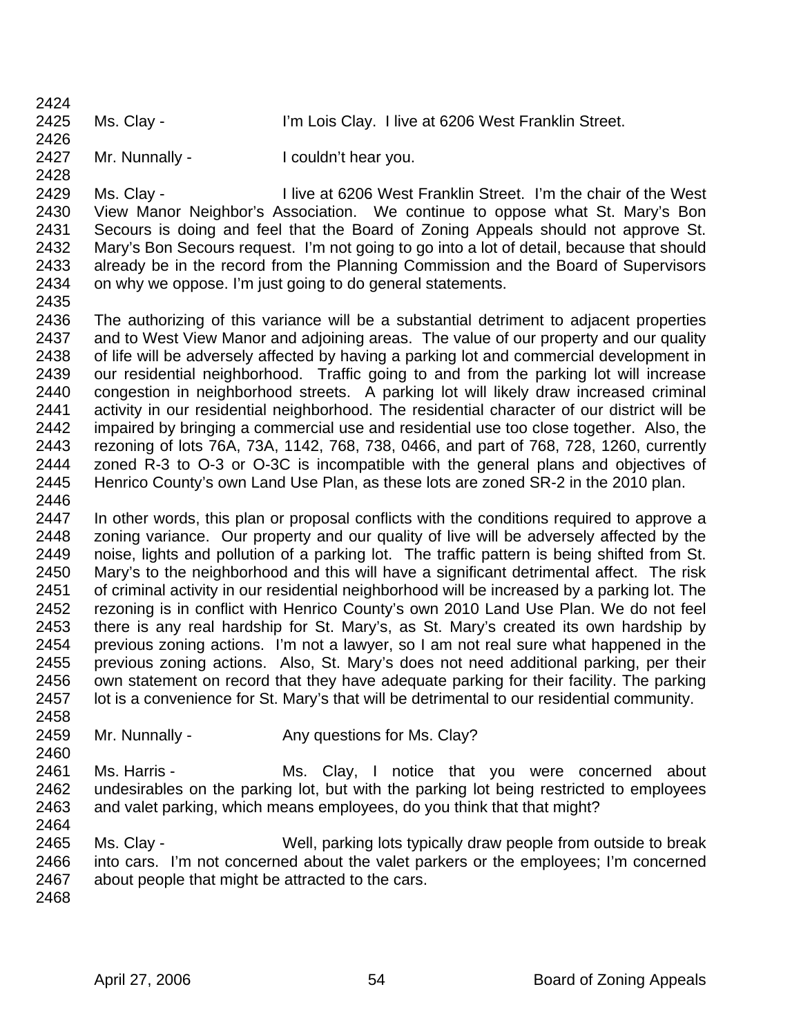Ms. Clay - I'm Lois Clay. I live at 6206 West Franklin Street.

Mr. Nunnally - I couldn't hear you.

Ms. Clay - I live at 6206 West Franklin Street. I'm the chair of the West View Manor Neighbor's Association. We continue to oppose what St. Mary's Bon Secours is doing and feel that the Board of Zoning Appeals should not approve St. Mary's Bon Secours request. I'm not going to go into a lot of detail, because that should already be in the record from the Planning Commission and the Board of Supervisors on why we oppose. I'm just going to do general statements.

The authorizing of this variance will be a substantial detriment to adjacent properties and to West View Manor and adjoining areas. The value of our property and our quality of life will be adversely affected by having a parking lot and commercial development in our residential neighborhood. Traffic going to and from the parking lot will increase congestion in neighborhood streets. A parking lot will likely draw increased criminal activity in our residential neighborhood. The residential character of our district will be impaired by bringing a commercial use and residential use too close together. Also, the rezoning of lots 76A, 73A, 1142, 768, 738, 0466, and part of 768, 728, 1260, currently zoned R-3 to O-3 or O-3C is incompatible with the general plans and objectives of Henrico County's own Land Use Plan, as these lots are zoned SR-2 in the 2010 plan.

In other words, this plan or proposal conflicts with the conditions required to approve a zoning variance. Our property and our quality of live will be adversely affected by the noise, lights and pollution of a parking lot. The traffic pattern is being shifted from St. Mary's to the neighborhood and this will have a significant detrimental affect. The risk of criminal activity in our residential neighborhood will be increased by a parking lot. The rezoning is in conflict with Henrico County's own 2010 Land Use Plan. We do not feel there is any real hardship for St. Mary's, as St. Mary's created its own hardship by previous zoning actions. I'm not a lawyer, so I am not real sure what happened in the previous zoning actions. Also, St. Mary's does not need additional parking, per their own statement on record that they have adequate parking for their facility. The parking lot is a convenience for St. Mary's that will be detrimental to our residential community.

Mr. Nunnally - Any questions for Ms. Clay?

Ms. Harris - Ms. Clay, I notice that you were concerned about undesirables on the parking lot, but with the parking lot being restricted to employees and valet parking, which means employees, do you think that that might?

Ms. Clay - Well, parking lots typically draw people from outside to break into cars. I'm not concerned about the valet parkers or the employees; I'm concerned about people that might be attracted to the cars.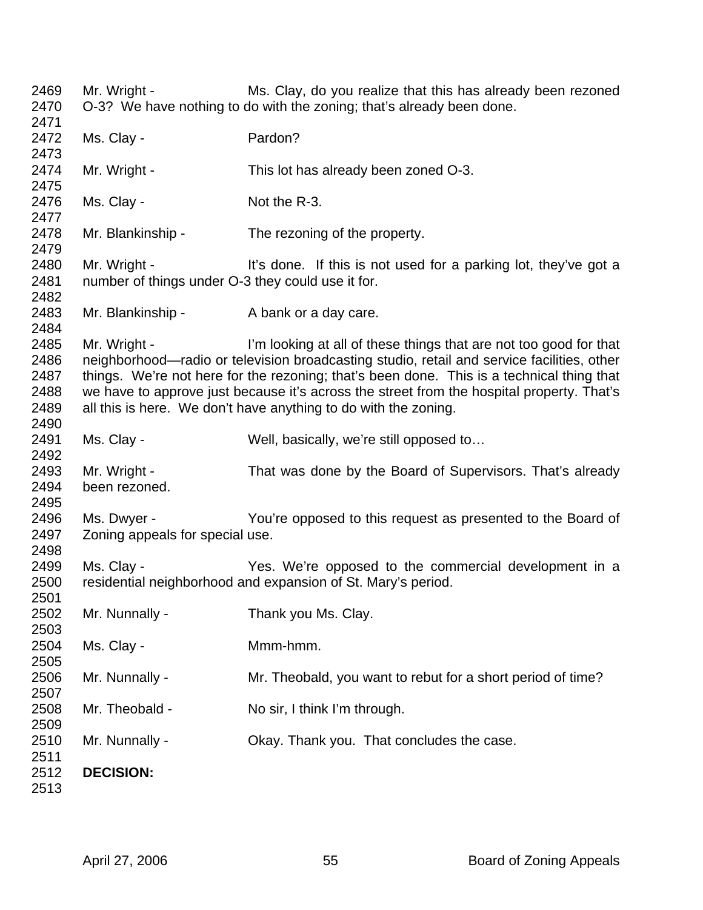Mr. Wright - Ms. Clay, do you realize that this has already been rezoned O-3? We have nothing to do with the zoning; that's already been done.

Ms. Clay - Pardon?

Mr. Wright - This lot has already been zoned O-3.

Ms. Clay - Not the R-3.

Mr. Blankinship - The rezoning of the property.

Mr. Wright - It's done. If this is not used for a parking lot, they've got a number of things under O-3 they could use it for.

Mr. Blankinship - A bank or a day care.

Mr. Wright - I'm looking at all of these things that are not too good for that neighborhood—radio or television broadcasting studio, retail and service facilities, other things. We're not here for the rezoning; that's been done. This is a technical thing that we have to approve just because it's across the street from the hospital property. That's all this is here. We don't have anything to do with the zoning.

Ms. Clay - Well, basically, we're still opposed to…

Mr. Wright - That was done by the Board of Supervisors. That's already been rezoned.

Ms. Dwyer - You're opposed to this request as presented to the Board of Zoning appeals for special use.

Ms. Clay - Yes. We're opposed to the commercial development in a residential neighborhood and expansion of St. Mary's period.

Mr. Nunnally - Thank you Ms. Clay.

Ms. Clay - Mmm-hmm.

Mr. Nunnally - Mr. Theobald, you want to rebut for a short period of time?

Mr. Theobald - No sir, I think I'm through.

Mr. Nunnally - Okay. Thank you. That concludes the case.

**DECISION:**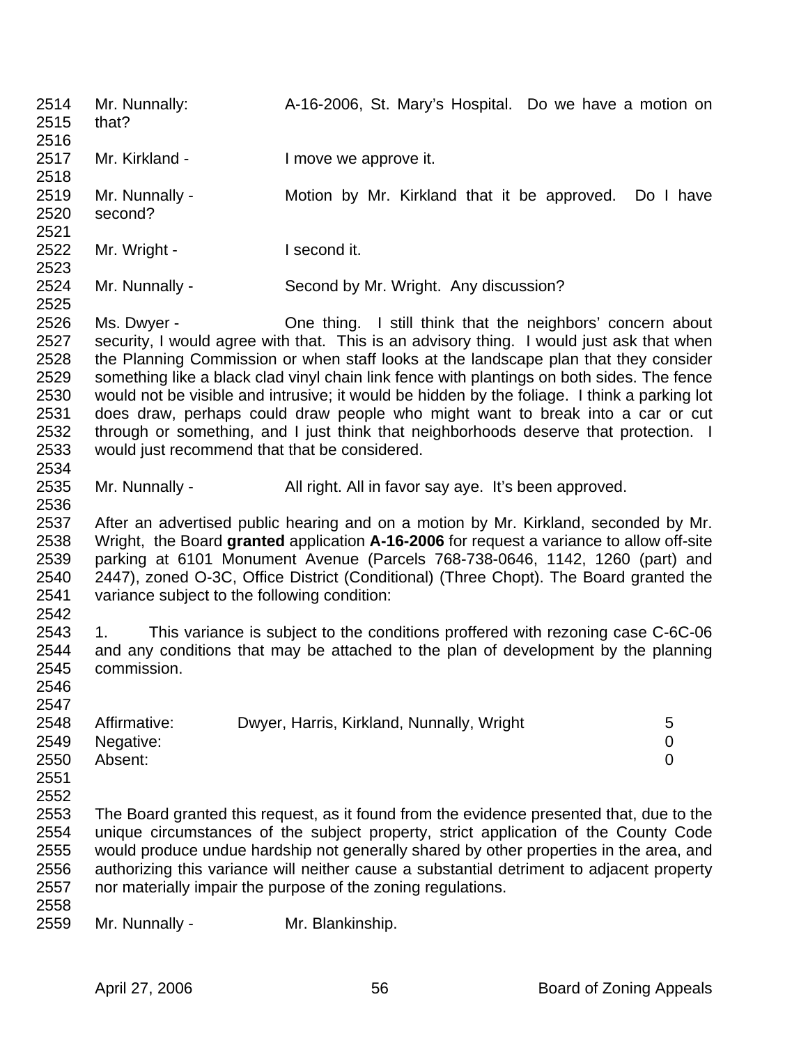2514 Mr. Nunnally: A-16-2006, St. Mary's Hospital. Do we have a motion on
2515 that?
2516
2517 Mr. Kirkland - I move we approve it.
2518
2519 Mr. Nunnally - Motion by Mr. Kirkland that it be approved. Do I have
2520 second?
2521
2522 Mr. Wright - I second it.
2523
2524 Mr. Nunnally - Second by Mr. Wright. Any discussion?
2525
2526 Ms. Dwyer - One thing. I still think that the neighbors' concern about
2527 security, I would agree with that. This is an advisory thing. I would just ask that when
2528 the Planning Commission or when staff looks at the landscape plan that they consider
2529 something like a black clad vinyl chain link fence with plantings on both sides. The fence
2530 would not be visible and intrusive; it would be hidden by the foliage. I think a parking lot
2531 does draw, perhaps could draw people who might want to break into a car or cut
2532 through or something, and I just think that neighborhoods deserve that protection. I
2533 would just recommend that that be considered.
2534
2535 Mr. Nunnally - All right. All in favor say aye. It's been approved.
2536
2537 After an advertised public hearing and on a motion by Mr. Kirkland, seconded by Mr.
2538 Wright, the Board **granted** application **A-16-2006** for request a variance to allow off-site
2539 parking at 6101 Monument Avenue (Parcels 768-738-0646, 1142, 1260 (part) and
2540 2447), zoned O-3C, Office District (Conditional) (Three Chopt). The Board granted the
2541 variance subject to the following condition:
2542
2543 1. This variance is subject to the conditions proffered with rezoning case C-6C-06
2544 and any conditions that may be attached to the plan of development by the planning
2545 commission.
2546
2547

| | | | |
|---|---|---|---|
| 2548 | Affirmative: | Dwyer, Harris, Kirkland, Nunnally, Wright | 5 |
| 2549 | Negative: | | 0 |
| 2550 | Absent: | | 0 |

2551
2552
2553 The Board granted this request, as it found from the evidence presented that, due to the
2554 unique circumstances of the subject property, strict application of the County Code
2555 would produce undue hardship not generally shared by other properties in the area, and
2556 authorizing this variance will neither cause a substantial detriment to adjacent property
2557 nor materially impair the purpose of the zoning regulations.
2558
2559 Mr. Nunnally - Mr. Blankinship.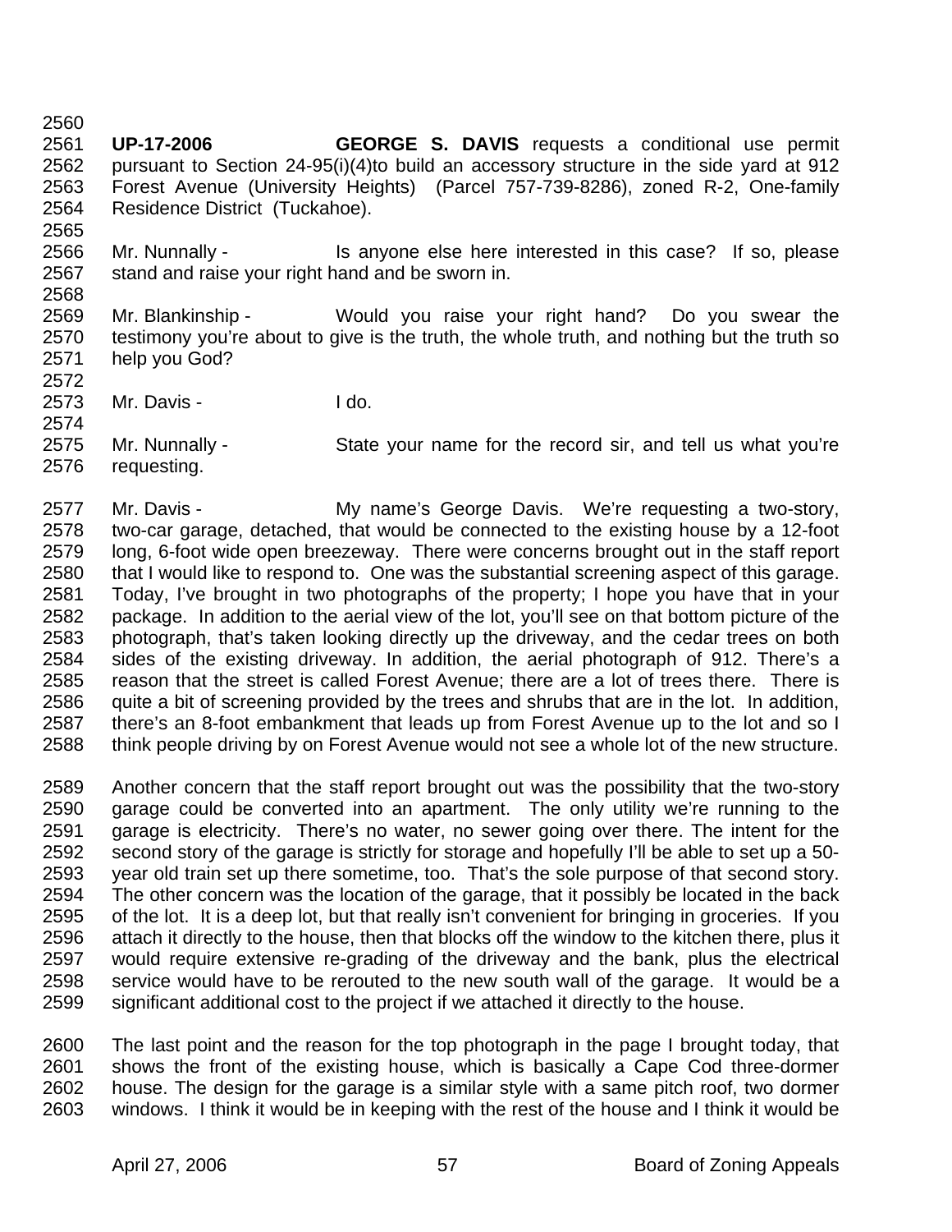**UP-17-2006** **GEORGE S. DAVIS** requests a conditional use permit pursuant to Section 24-95(i)(4)to build an accessory structure in the side yard at 912 Forest Avenue (University Heights) (Parcel 757-739-8286), zoned R-2, One-family Residence District (Tuckahoe).

Mr. Nunnally - Is anyone else here interested in this case? If so, please stand and raise your right hand and be sworn in.

Mr. Blankinship - Would you raise your right hand? Do you swear the testimony you're about to give is the truth, the whole truth, and nothing but the truth so help you God?

Mr. Davis - I do.

Mr. Nunnally - State your name for the record sir, and tell us what you're requesting.

Mr. Davis - My name's George Davis. We're requesting a two-story, two-car garage, detached, that would be connected to the existing house by a 12-foot long, 6-foot wide open breezeway. There were concerns brought out in the staff report that I would like to respond to. One was the substantial screening aspect of this garage. Today, I've brought in two photographs of the property; I hope you have that in your package. In addition to the aerial view of the lot, you'll see on that bottom picture of the photograph, that's taken looking directly up the driveway, and the cedar trees on both sides of the existing driveway. In addition, the aerial photograph of 912. There's a reason that the street is called Forest Avenue; there are a lot of trees there. There is quite a bit of screening provided by the trees and shrubs that are in the lot. In addition, there's an 8-foot embankment that leads up from Forest Avenue up to the lot and so I think people driving by on Forest Avenue would not see a whole lot of the new structure.

Another concern that the staff report brought out was the possibility that the two-story garage could be converted into an apartment. The only utility we're running to the garage is electricity. There's no water, no sewer going over there. The intent for the second story of the garage is strictly for storage and hopefully I'll be able to set up a 50-year old train set up there sometime, too. That's the sole purpose of that second story. The other concern was the location of the garage, that it possibly be located in the back of the lot. It is a deep lot, but that really isn't convenient for bringing in groceries. If you attach it directly to the house, then that blocks off the window to the kitchen there, plus it would require extensive re-grading of the driveway and the bank, plus the electrical service would have to be rerouted to the new south wall of the garage. It would be a significant additional cost to the project if we attached it directly to the house.

The last point and the reason for the top photograph in the page I brought today, that shows the front of the existing house, which is basically a Cape Cod three-dormer house. The design for the garage is a similar style with a same pitch roof, two dormer windows. I think it would be in keeping with the rest of the house and I think it would be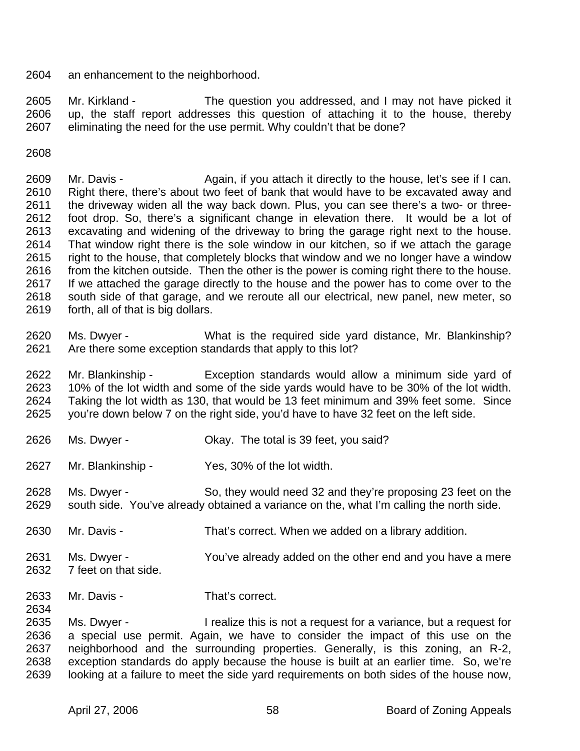2604 an enhancement to the neighborhood.

2605 Mr. Kirkland - The question you addressed, and I may not have picked it
2606 up, the staff report addresses this question of attaching it to the house, thereby
2607 eliminating the need for the use permit. Why couldn't that be done?

2608

2609 Mr. Davis - Again, if you attach it directly to the house, let's see if I can.
2610 Right there, there's about two feet of bank that would have to be excavated away and
2611 the driveway widen all the way back down. Plus, you can see there's a two- or three-
2612 foot drop. So, there's a significant change in elevation there. It would be a lot of
2613 excavating and widening of the driveway to bring the garage right next to the house.
2614 That window right there is the sole window in our kitchen, so if we attach the garage
2615 right to the house, that completely blocks that window and we no longer have a window
2616 from the kitchen outside. Then the other is the power is coming right there to the house.
2617 If we attached the garage directly to the house and the power has to come over to the
2618 south side of that garage, and we reroute all our electrical, new panel, new meter, so
2619 forth, all of that is big dollars.

2620 Ms. Dwyer - What is the required side yard distance, Mr. Blankinship?
2621 Are there some exception standards that apply to this lot?

2622 Mr. Blankinship - Exception standards would allow a minimum side yard of
2623 10% of the lot width and some of the side yards would have to be 30% of the lot width.
2624 Taking the lot width as 130, that would be 13 feet minimum and 39% feet some. Since
2625 you're down below 7 on the right side, you'd have to have 32 feet on the left side.

2626 Ms. Dwyer - Okay. The total is 39 feet, you said?

2627 Mr. Blankinship - Yes, 30% of the lot width.

2628 Ms. Dwyer - So, they would need 32 and they're proposing 23 feet on the
2629 south side. You've already obtained a variance on the, what I'm calling the north side.

2630 Mr. Davis - That's correct. When we added on a library addition.

2631 Ms. Dwyer - You've already added on the other end and you have a mere
2632 7 feet on that side.

2633 Mr. Davis - That's correct.

2634

2635 Ms. Dwyer - I realize this is not a request for a variance, but a request for
2636 a special use permit. Again, we have to consider the impact of this use on the
2637 neighborhood and the surrounding properties. Generally, is this zoning, an R-2,
2638 exception standards do apply because the house is built at an earlier time. So, we're
2639 looking at a failure to meet the side yard requirements on both sides of the house now,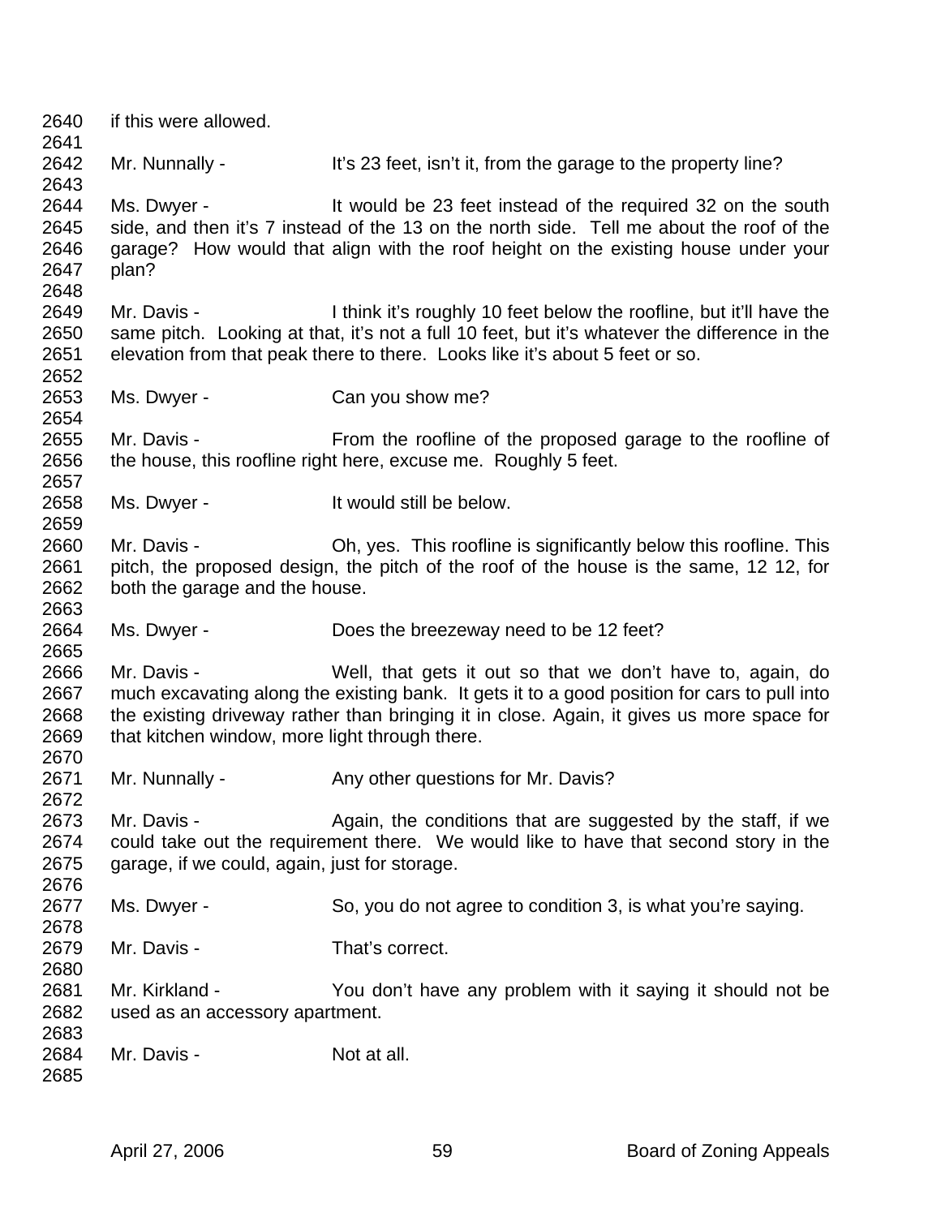if this were allowed.

Mr. Nunnally - It's 23 feet, isn't it, from the garage to the property line?

Ms. Dwyer - It would be 23 feet instead of the required 32 on the south side, and then it's 7 instead of the 13 on the north side. Tell me about the roof of the garage? How would that align with the roof height on the existing house under your plan?

Mr. Davis - I think it's roughly 10 feet below the roofline, but it'll have the same pitch. Looking at that, it's not a full 10 feet, but it's whatever the difference in the elevation from that peak there to there. Looks like it's about 5 feet or so.

Ms. Dwyer - Can you show me?

Mr. Davis - From the roofline of the proposed garage to the roofline of the house, this roofline right here, excuse me. Roughly 5 feet.

Ms. Dwyer - It would still be below.

Mr. Davis - Oh, yes. This roofline is significantly below this roofline. This pitch, the proposed design, the pitch of the roof of the house is the same, 12 12, for both the garage and the house.

Ms. Dwyer - Does the breezeway need to be 12 feet?

Mr. Davis - Well, that gets it out so that we don't have to, again, do much excavating along the existing bank. It gets it to a good position for cars to pull into the existing driveway rather than bringing it in close. Again, it gives us more space for that kitchen window, more light through there.

Mr. Nunnally - Any other questions for Mr. Davis?

Mr. Davis - Again, the conditions that are suggested by the staff, if we could take out the requirement there. We would like to have that second story in the garage, if we could, again, just for storage.

Ms. Dwyer - So, you do not agree to condition 3, is what you're saying.

Mr. Davis - That's correct.

Mr. Kirkland - You don't have any problem with it saying it should not be used as an accessory apartment.

Mr. Davis - Not at all.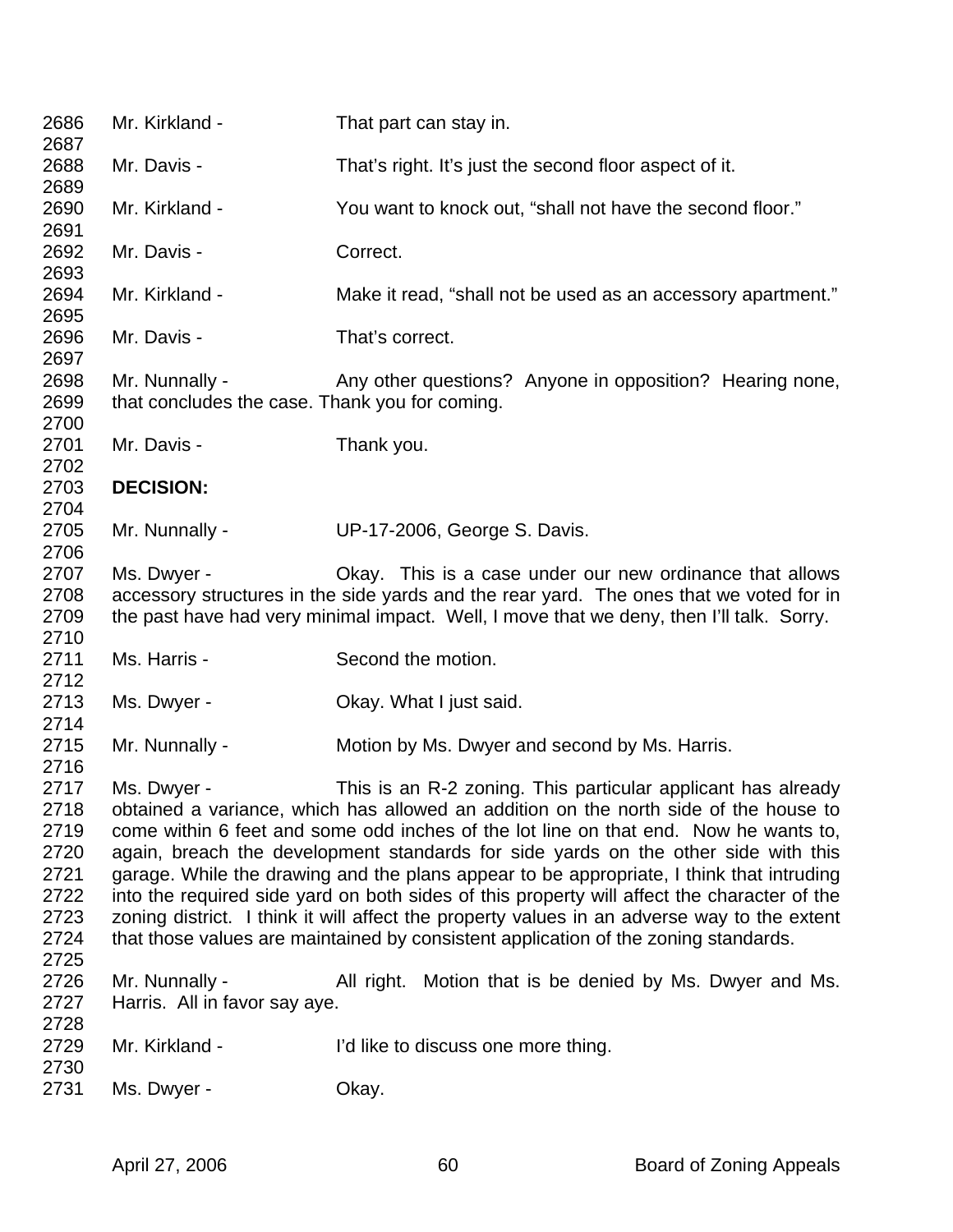Mr. Kirkland - That part can stay in.

Mr. Davis - That's right. It's just the second floor aspect of it.

Mr. Kirkland - You want to knock out, "shall not have the second floor."

Mr. Davis - Correct.

Mr. Kirkland - Make it read, "shall not be used as an accessory apartment."

Mr. Davis - That's correct.

Mr. Nunnally - Any other questions? Anyone in opposition? Hearing none, that concludes the case. Thank you for coming.

Mr. Davis - Thank you.

**DECISION:**

Mr. Nunnally - UP-17-2006, George S. Davis.

Ms. Dwyer - Okay. This is a case under our new ordinance that allows accessory structures in the side yards and the rear yard. The ones that we voted for in the past have had very minimal impact. Well, I move that we deny, then I'll talk. Sorry.

Ms. Harris - Second the motion.

Ms. Dwyer - Okay. What I just said.

Mr. Nunnally - Motion by Ms. Dwyer and second by Ms. Harris.

Ms. Dwyer - This is an R-2 zoning. This particular applicant has already obtained a variance, which has allowed an addition on the north side of the house to come within 6 feet and some odd inches of the lot line on that end. Now he wants to, again, breach the development standards for side yards on the other side with this garage. While the drawing and the plans appear to be appropriate, I think that intruding into the required side yard on both sides of this property will affect the character of the zoning district. I think it will affect the property values in an adverse way to the extent that those values are maintained by consistent application of the zoning standards.

Mr. Nunnally - All right. Motion that is be denied by Ms. Dwyer and Ms. Harris. All in favor say aye.

Mr. Kirkland - I'd like to discuss one more thing.

Ms. Dwyer - Okay.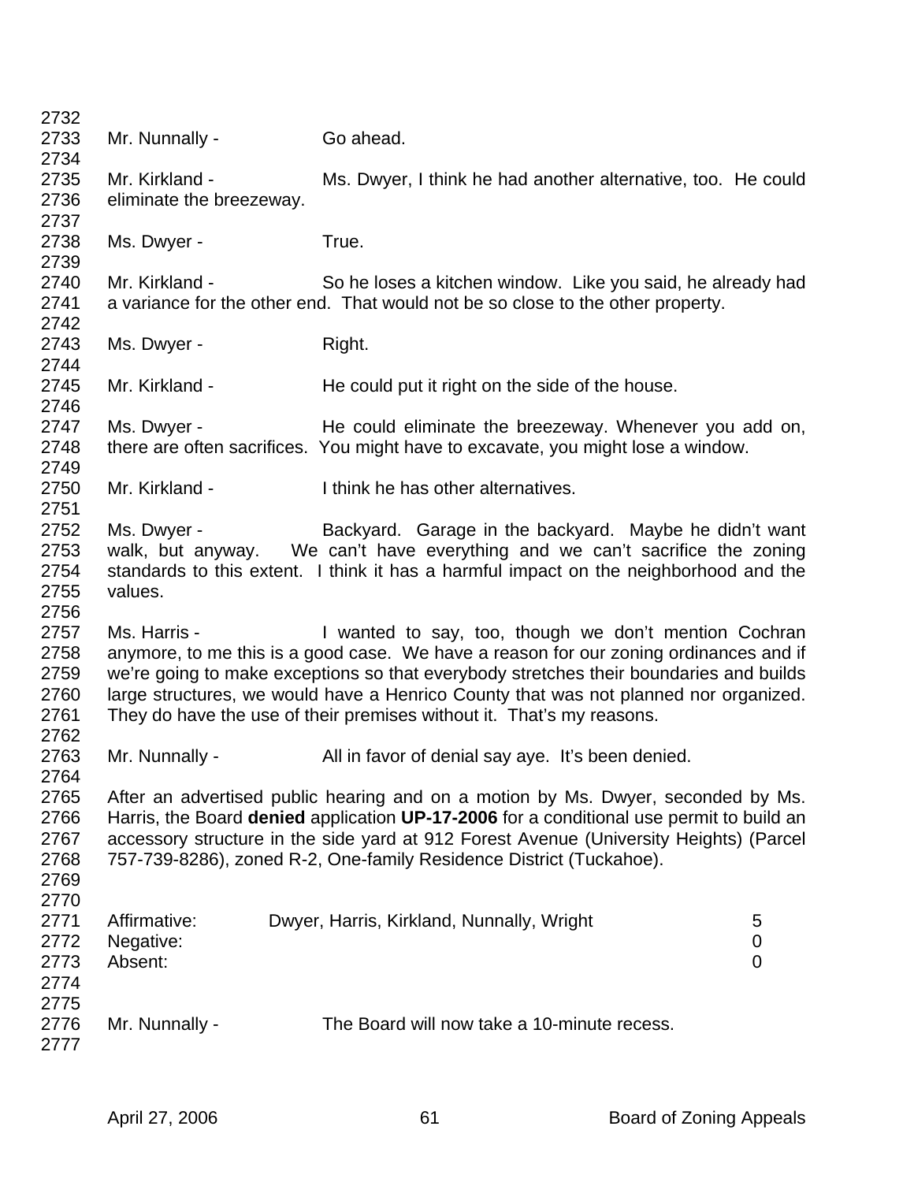Mr. Nunnally - Go ahead.

Mr. Kirkland - Ms. Dwyer, I think he had another alternative, too. He could eliminate the breezeway.

Ms. Dwyer - True.

Mr. Kirkland - So he loses a kitchen window. Like you said, he already had a variance for the other end. That would not be so close to the other property.

Ms. Dwyer - Right.

Mr. Kirkland - He could put it right on the side of the house.

Ms. Dwyer - He could eliminate the breezeway. Whenever you add on, there are often sacrifices. You might have to excavate, you might lose a window.

Mr. Kirkland - I think he has other alternatives.

Ms. Dwyer - Backyard. Garage in the backyard. Maybe he didn't want walk, but anyway. We can't have everything and we can't sacrifice the zoning standards to this extent. I think it has a harmful impact on the neighborhood and the values.

Ms. Harris - I wanted to say, too, though we don't mention Cochran anymore, to me this is a good case. We have a reason for our zoning ordinances and if we're going to make exceptions so that everybody stretches their boundaries and builds large structures, we would have a Henrico County that was not planned nor organized. They do have the use of their premises without it. That's my reasons.

Mr. Nunnally - All in favor of denial say aye. It's been denied.

After an advertised public hearing and on a motion by Ms. Dwyer, seconded by Ms. Harris, the Board **denied** application **UP-17-2006** for a conditional use permit to build an accessory structure in the side yard at 912 Forest Avenue (University Heights) (Parcel 757-739-8286), zoned R-2, One-family Residence District (Tuckahoe).

| | | |
|---|---|---|
| Affirmative: | Dwyer, Harris, Kirkland, Nunnally, Wright | 5 |
| Negative: | | 0 |
| Absent: | | 0 |

Mr. Nunnally - The Board will now take a 10-minute recess.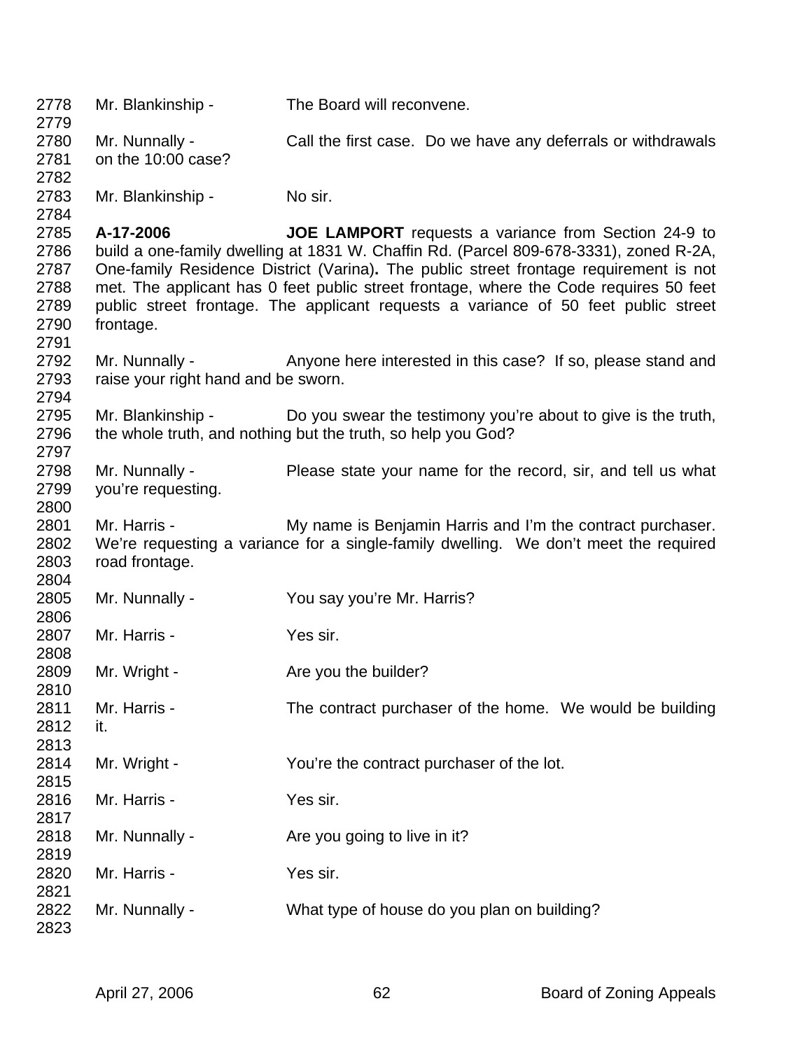2778 Mr. Blankinship - The Board will reconvene.
2779
2780 Mr. Nunnally - Call the first case. Do we have any deferrals or withdrawals
2781 on the 10:00 case?
2782
2783 Mr. Blankinship - No sir.
2784
2785 **A-17-2006** **JOE LAMPORT** requests a variance from Section 24-9 to
2786 build a one-family dwelling at 1831 W. Chaffin Rd. (Parcel 809-678-3331), zoned R-2A,
2787 One-family Residence District (Varina)**.** The public street frontage requirement is not
2788 met. The applicant has 0 feet public street frontage, where the Code requires 50 feet
2789 public street frontage. The applicant requests a variance of 50 feet public street
2790 frontage.
2791
2792 Mr. Nunnally - Anyone here interested in this case? If so, please stand and
2793 raise your right hand and be sworn.
2794
2795 Mr. Blankinship - Do you swear the testimony you're about to give is the truth,
2796 the whole truth, and nothing but the truth, so help you God?
2797
2798 Mr. Nunnally - Please state your name for the record, sir, and tell us what
2799 you're requesting.
2800
2801 Mr. Harris - My name is Benjamin Harris and I'm the contract purchaser.
2802 We're requesting a variance for a single-family dwelling. We don't meet the required
2803 road frontage.
2804
2805 Mr. Nunnally - You say you're Mr. Harris?
2806
2807 Mr. Harris - Yes sir.
2808
2809 Mr. Wright - Are you the builder?
2810
2811 Mr. Harris - The contract purchaser of the home. We would be building
2812 it.
2813
2814 Mr. Wright - You're the contract purchaser of the lot.
2815
2816 Mr. Harris - Yes sir.
2817
2818 Mr. Nunnally - Are you going to live in it?
2819
2820 Mr. Harris - Yes sir.
2821
2822 Mr. Nunnally - What type of house do you plan on building?
2823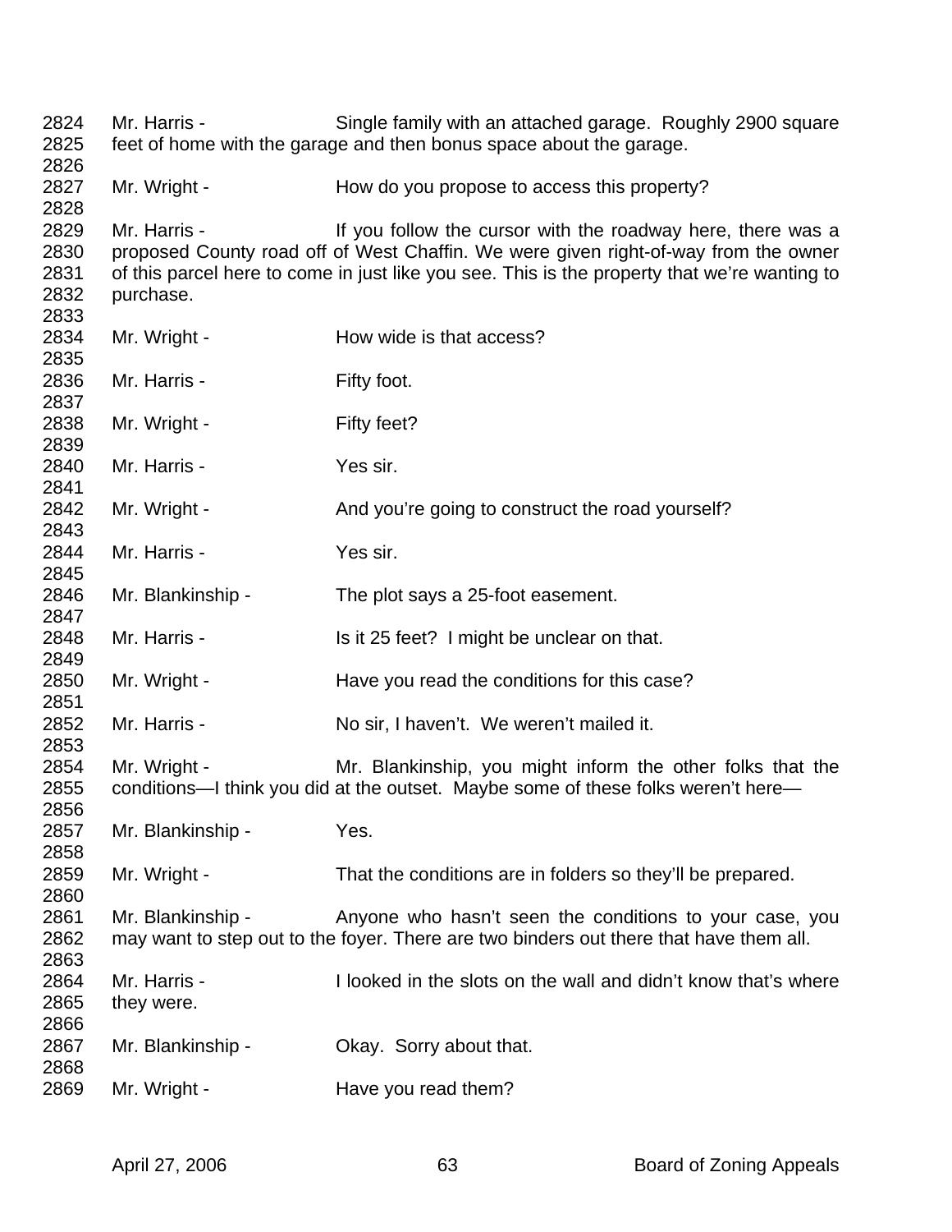2824 Mr. Harris - Single family with an attached garage. Roughly 2900 square
2825 feet of home with the garage and then bonus space about the garage.
2826
2827 Mr. Wright - How do you propose to access this property?
2828
2829 Mr. Harris - If you follow the cursor with the roadway here, there was a
2830 proposed County road off of West Chaffin. We were given right-of-way from the owner
2831 of this parcel here to come in just like you see. This is the property that we're wanting to
2832 purchase.
2833
2834 Mr. Wright - How wide is that access?
2835
2836 Mr. Harris - Fifty foot.
2837
2838 Mr. Wright - Fifty feet?
2839
2840 Mr. Harris - Yes sir.
2841
2842 Mr. Wright - And you're going to construct the road yourself?
2843
2844 Mr. Harris - Yes sir.
2845
2846 Mr. Blankinship - The plot says a 25-foot easement.
2847
2848 Mr. Harris - Is it 25 feet? I might be unclear on that.
2849
2850 Mr. Wright - Have you read the conditions for this case?
2851
2852 Mr. Harris - No sir, I haven't. We weren't mailed it.
2853
2854 Mr. Wright - Mr. Blankinship, you might inform the other folks that the
2855 conditions—I think you did at the outset. Maybe some of these folks weren't here—
2856
2857 Mr. Blankinship - Yes.
2858
2859 Mr. Wright - That the conditions are in folders so they'll be prepared.
2860
2861 Mr. Blankinship - Anyone who hasn't seen the conditions to your case, you
2862 may want to step out to the foyer. There are two binders out there that have them all.
2863
2864 Mr. Harris - I looked in the slots on the wall and didn't know that's where
2865 they were.
2866
2867 Mr. Blankinship - Okay. Sorry about that.
2868
2869 Mr. Wright - Have you read them?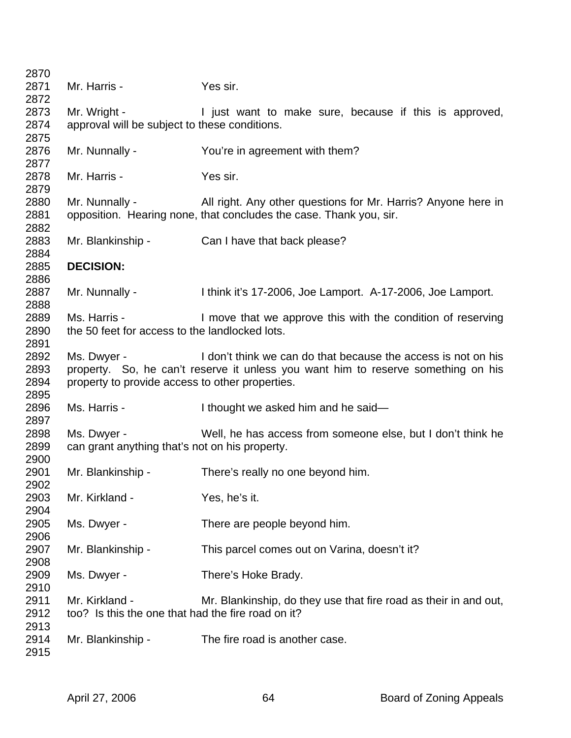2870
2871 Mr. Harris - Yes sir.
2872
2873 Mr. Wright - I just want to make sure, because if this is approved,
2874 approval will be subject to these conditions.
2875
2876 Mr. Nunnally - You're in agreement with them?
2877
2878 Mr. Harris - Yes sir.
2879
2880 Mr. Nunnally - All right. Any other questions for Mr. Harris? Anyone here in
2881 opposition. Hearing none, that concludes the case. Thank you, sir.
2882
2883 Mr. Blankinship - Can I have that back please?
2884
2885 **DECISION:**
2886
2887 Mr. Nunnally - I think it's 17-2006, Joe Lamport. A-17-2006, Joe Lamport.
2888
2889 Ms. Harris - I move that we approve this with the condition of reserving
2890 the 50 feet for access to the landlocked lots.
2891
2892 Ms. Dwyer - I don't think we can do that because the access is not on his
2893 property. So, he can't reserve it unless you want him to reserve something on his
2894 property to provide access to other properties.
2895
2896 Ms. Harris - I thought we asked him and he said—
2897
2898 Ms. Dwyer - Well, he has access from someone else, but I don't think he
2899 can grant anything that's not on his property.
2900
2901 Mr. Blankinship - There's really no one beyond him.
2902
2903 Mr. Kirkland - Yes, he's it.
2904
2905 Ms. Dwyer - There are people beyond him.
2906
2907 Mr. Blankinship - This parcel comes out on Varina, doesn't it?
2908
2909 Ms. Dwyer - There's Hoke Brady.
2910
2911 Mr. Kirkland - Mr. Blankinship, do they use that fire road as their in and out,
2912 too? Is this the one that had the fire road on it?
2913
2914 Mr. Blankinship - The fire road is another case.
2915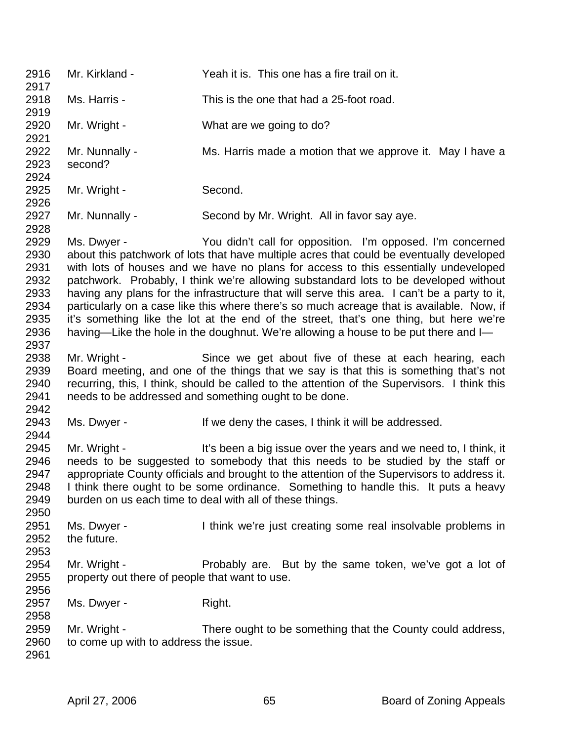2916 Mr. Kirkland - Yeah it is. This one has a fire trail on it.
2917
2918 Ms. Harris - This is the one that had a 25-foot road.
2919
2920 Mr. Wright - What are we going to do?
2921
2922 Mr. Nunnally - Ms. Harris made a motion that we approve it. May I have a
2923 second?
2924
2925 Mr. Wright - Second.
2926
2927 Mr. Nunnally - Second by Mr. Wright. All in favor say aye.
2928
2929 Ms. Dwyer - You didn't call for opposition. I'm opposed. I'm concerned
2930 about this patchwork of lots that have multiple acres that could be eventually developed
2931 with lots of houses and we have no plans for access to this essentially undeveloped
2932 patchwork. Probably, I think we're allowing substandard lots to be developed without
2933 having any plans for the infrastructure that will serve this area. I can't be a party to it,
2934 particularly on a case like this where there's so much acreage that is available. Now, if
2935 it's something like the lot at the end of the street, that's one thing, but here we're
2936 having—Like the hole in the doughnut. We're allowing a house to be put there and I—
2937
2938 Mr. Wright - Since we get about five of these at each hearing, each
2939 Board meeting, and one of the things that we say is that this is something that's not
2940 recurring, this, I think, should be called to the attention of the Supervisors. I think this
2941 needs to be addressed and something ought to be done.
2942
2943 Ms. Dwyer - If we deny the cases, I think it will be addressed.
2944
2945 Mr. Wright - It's been a big issue over the years and we need to, I think, it
2946 needs to be suggested to somebody that this needs to be studied by the staff or
2947 appropriate County officials and brought to the attention of the Supervisors to address it.
2948 I think there ought to be some ordinance. Something to handle this. It puts a heavy
2949 burden on us each time to deal with all of these things.
2950
2951 Ms. Dwyer - I think we're just creating some real insolvable problems in
2952 the future.
2953
2954 Mr. Wright - Probably are. But by the same token, we've got a lot of
2955 property out there of people that want to use.
2956
2957 Ms. Dwyer - Right.
2958
2959 Mr. Wright - There ought to be something that the County could address,
2960 to come up with to address the issue.
2961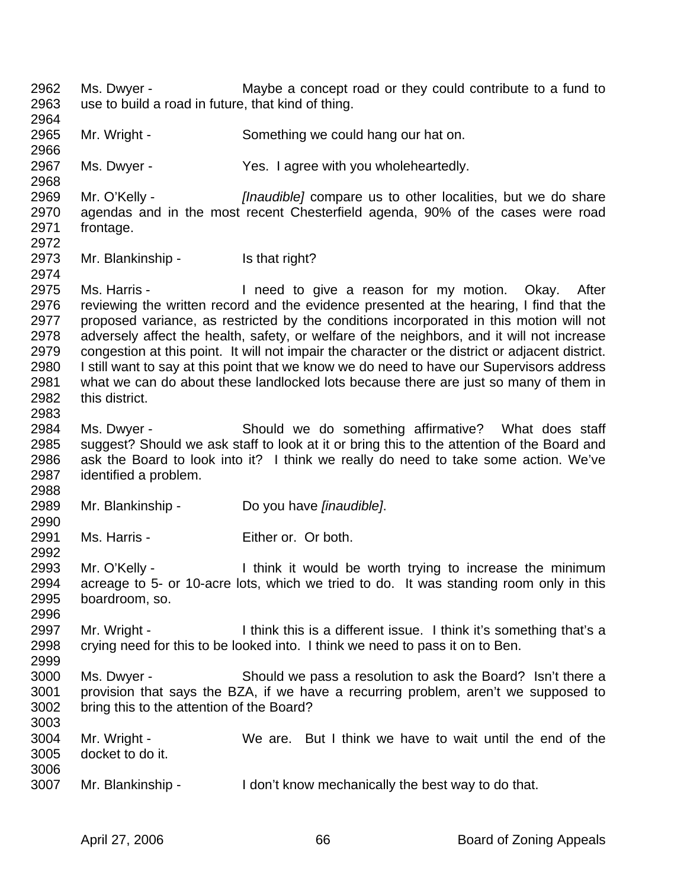2962 Ms. Dwyer - Maybe a concept road or they could contribute to a fund to
2963 use to build a road in future, that kind of thing.
2964
2965 Mr. Wright - Something we could hang our hat on.
2966
2967 Ms. Dwyer - Yes. I agree with you wholeheartedly.
2968
2969 Mr. O'Kelly - *[Inaudible]* compare us to other localities, but we do share
2970 agendas and in the most recent Chesterfield agenda, 90% of the cases were road
2971 frontage.
2972
2973 Mr. Blankinship - Is that right?
2974
2975 Ms. Harris - I need to give a reason for my motion. Okay. After
2976 reviewing the written record and the evidence presented at the hearing, I find that the
2977 proposed variance, as restricted by the conditions incorporated in this motion will not
2978 adversely affect the health, safety, or welfare of the neighbors, and it will not increase
2979 congestion at this point. It will not impair the character or the district or adjacent district.
2980 I still want to say at this point that we know we do need to have our Supervisors address
2981 what we can do about these landlocked lots because there are just so many of them in
2982 this district.
2983
2984 Ms. Dwyer - Should we do something affirmative? What does staff
2985 suggest? Should we ask staff to look at it or bring this to the attention of the Board and
2986 ask the Board to look into it? I think we really do need to take some action. We've
2987 identified a problem.
2988
2989 Mr. Blankinship - Do you have *[inaudible]*.
2990
2991 Ms. Harris - Either or. Or both.
2992
2993 Mr. O'Kelly - I think it would be worth trying to increase the minimum
2994 acreage to 5- or 10-acre lots, which we tried to do. It was standing room only in this
2995 boardroom, so.
2996
2997 Mr. Wright - I think this is a different issue. I think it's something that's a
2998 crying need for this to be looked into. I think we need to pass it on to Ben.
2999
3000 Ms. Dwyer - Should we pass a resolution to ask the Board? Isn't there a
3001 provision that says the BZA, if we have a recurring problem, aren't we supposed to
3002 bring this to the attention of the Board?
3003
3004 Mr. Wright - We are. But I think we have to wait until the end of the
3005 docket to do it.
3006
3007 Mr. Blankinship - I don't know mechanically the best way to do that.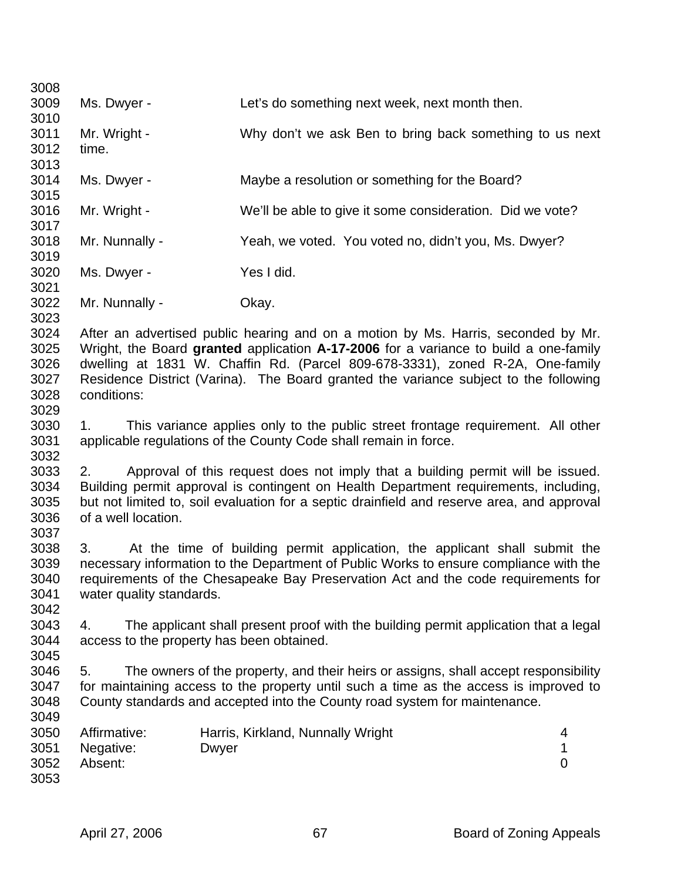Ms. Dwyer - Let's do something next week, next month then.

Mr. Wright - Why don't we ask Ben to bring back something to us next time.

Ms. Dwyer - Maybe a resolution or something for the Board?

Mr. Wright - We'll be able to give it some consideration. Did we vote?

Mr. Nunnally - Yeah, we voted. You voted no, didn't you, Ms. Dwyer?

Ms. Dwyer - Yes I did.

Mr. Nunnally - Okay.

After an advertised public hearing and on a motion by Ms. Harris, seconded by Mr. Wright, the Board **granted** application **A-17-2006** for a variance to build a one-family dwelling at 1831 W. Chaffin Rd. (Parcel 809-678-3331), zoned R-2A, One-family Residence District (Varina). The Board granted the variance subject to the following conditions:

1. This variance applies only to the public street frontage requirement. All other applicable regulations of the County Code shall remain in force.

2. Approval of this request does not imply that a building permit will be issued. Building permit approval is contingent on Health Department requirements, including, but not limited to, soil evaluation for a septic drainfield and reserve area, and approval of a well location.

3. At the time of building permit application, the applicant shall submit the necessary information to the Department of Public Works to ensure compliance with the requirements of the Chesapeake Bay Preservation Act and the code requirements for water quality standards.

4. The applicant shall present proof with the building permit application that a legal access to the property has been obtained.

5. The owners of the property, and their heirs or assigns, shall accept responsibility for maintaining access to the property until such a time as the access is improved to County standards and accepted into the County road system for maintenance.

| | | |
|---|---|---|
| Affirmative: | Harris, Kirkland, Nunnally Wright | 4 |
| Negative: | Dwyer | 1 |
| Absent: | | 0 |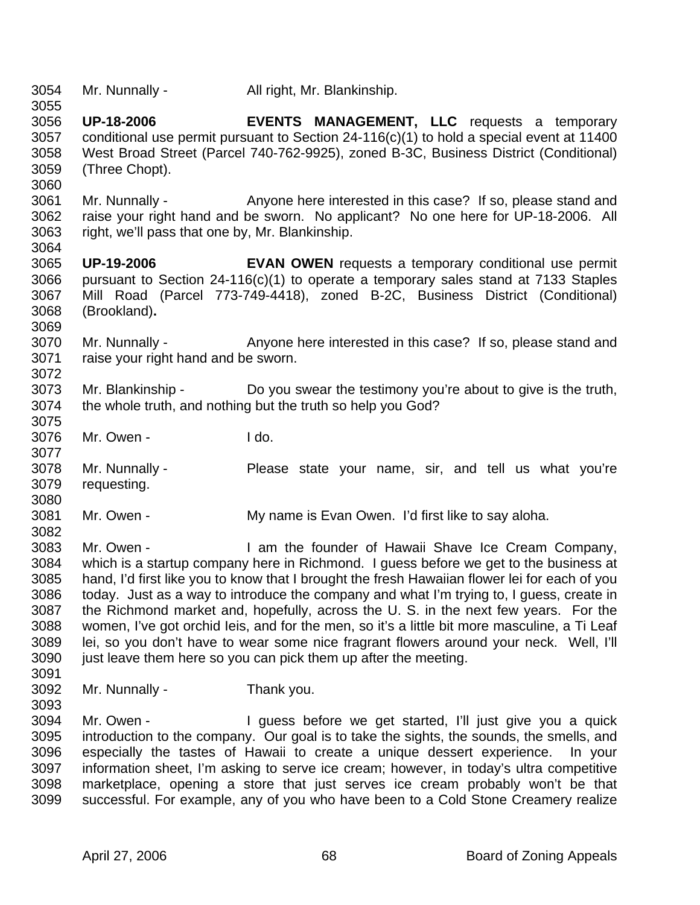Mr. Nunnally - All right, Mr. Blankinship.

**UP-18-2006** **EVENTS MANAGEMENT, LLC** requests a temporary conditional use permit pursuant to Section 24-116(c)(1) to hold a special event at 11400 West Broad Street (Parcel 740-762-9925), zoned B-3C, Business District (Conditional) (Three Chopt).

Mr. Nunnally - Anyone here interested in this case? If so, please stand and raise your right hand and be sworn. No applicant? No one here for UP-18-2006. All right, we'll pass that one by, Mr. Blankinship.

**UP-19-2006** **EVAN OWEN** requests a temporary conditional use permit pursuant to Section 24-116(c)(1) to operate a temporary sales stand at 7133 Staples Mill Road (Parcel 773-749-4418), zoned B-2C, Business District (Conditional) (Brookland)**.**

Mr. Nunnally - Anyone here interested in this case? If so, please stand and raise your right hand and be sworn.

Mr. Blankinship - Do you swear the testimony you're about to give is the truth, the whole truth, and nothing but the truth so help you God?

Mr. Owen - I do.

Mr. Nunnally - Please state your name, sir, and tell us what you're requesting.

Mr. Owen - My name is Evan Owen. I'd first like to say aloha.

Mr. Owen - I am the founder of Hawaii Shave Ice Cream Company, which is a startup company here in Richmond. I guess before we get to the business at hand, I'd first like you to know that I brought the fresh Hawaiian flower lei for each of you today. Just as a way to introduce the company and what I'm trying to, I guess, create in the Richmond market and, hopefully, across the U. S. in the next few years. For the women, I've got orchid leis, and for the men, so it's a little bit more masculine, a Ti Leaf lei, so you don't have to wear some nice fragrant flowers around your neck. Well, I'll just leave them here so you can pick them up after the meeting.

Mr. Nunnally - Thank you.

Mr. Owen - I guess before we get started, I'll just give you a quick introduction to the company. Our goal is to take the sights, the sounds, the smells, and especially the tastes of Hawaii to create a unique dessert experience. In your information sheet, I'm asking to serve ice cream; however, in today's ultra competitive marketplace, opening a store that just serves ice cream probably won't be that successful. For example, any of you who have been to a Cold Stone Creamery realize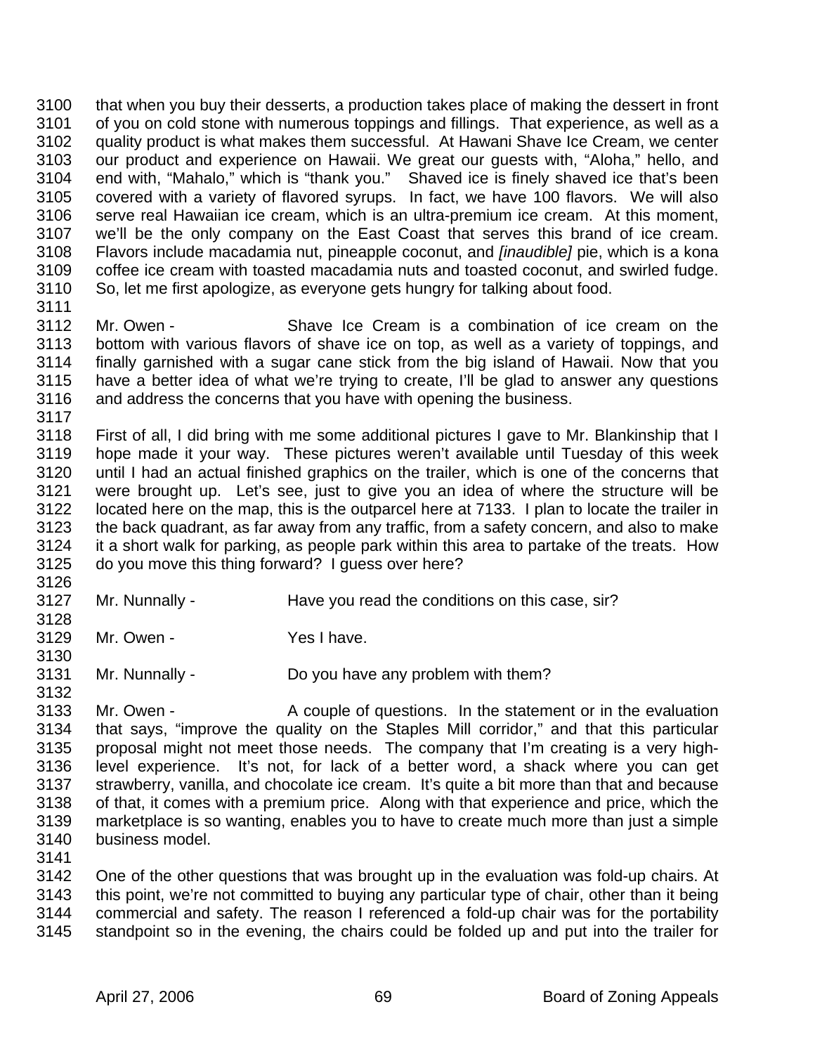that when you buy their desserts, a production takes place of making the dessert in front of you on cold stone with numerous toppings and fillings. That experience, as well as a quality product is what makes them successful. At Hawani Shave Ice Cream, we center our product and experience on Hawaii. We great our guests with, "Aloha," hello, and end with, "Mahalo," which is "thank you." Shaved ice is finely shaved ice that's been covered with a variety of flavored syrups. In fact, we have 100 flavors. We will also serve real Hawaiian ice cream, which is an ultra-premium ice cream. At this moment, we'll be the only company on the East Coast that serves this brand of ice cream. Flavors include macadamia nut, pineapple coconut, and *[inaudible]* pie, which is a kona coffee ice cream with toasted macadamia nuts and toasted coconut, and swirled fudge. So, let me first apologize, as everyone gets hungry for talking about food.

Mr. Owen - Shave Ice Cream is a combination of ice cream on the bottom with various flavors of shave ice on top, as well as a variety of toppings, and finally garnished with a sugar cane stick from the big island of Hawaii. Now that you have a better idea of what we're trying to create, I'll be glad to answer any questions and address the concerns that you have with opening the business.

First of all, I did bring with me some additional pictures I gave to Mr. Blankinship that I hope made it your way. These pictures weren't available until Tuesday of this week until I had an actual finished graphics on the trailer, which is one of the concerns that were brought up. Let's see, just to give you an idea of where the structure will be located here on the map, this is the outparcel here at 7133. I plan to locate the trailer in the back quadrant, as far away from any traffic, from a safety concern, and also to make it a short walk for parking, as people park within this area to partake of the treats. How do you move this thing forward? I guess over here?

Mr. Nunnally - Have you read the conditions on this case, sir?

Mr. Owen - Yes I have.

Mr. Nunnally - Do you have any problem with them?

Mr. Owen - A couple of questions. In the statement or in the evaluation that says, "improve the quality on the Staples Mill corridor," and that this particular proposal might not meet those needs. The company that I'm creating is a very high-level experience. It's not, for lack of a better word, a shack where you can get strawberry, vanilla, and chocolate ice cream. It's quite a bit more than that and because of that, it comes with a premium price. Along with that experience and price, which the marketplace is so wanting, enables you to have to create much more than just a simple business model.

One of the other questions that was brought up in the evaluation was fold-up chairs. At this point, we're not committed to buying any particular type of chair, other than it being commercial and safety. The reason I referenced a fold-up chair was for the portability standpoint so in the evening, the chairs could be folded up and put into the trailer for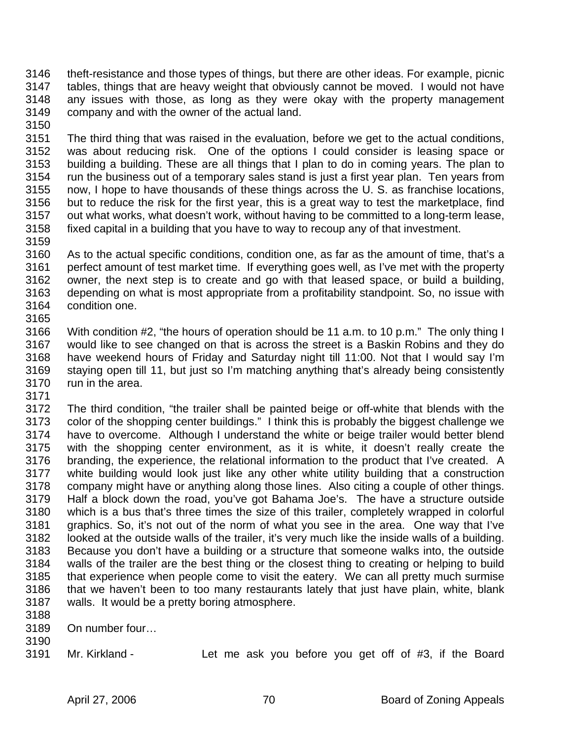3146 theft-resistance and those types of things, but there are other ideas. For example, picnic
3147 tables, things that are heavy weight that obviously cannot be moved. I would not have
3148 any issues with those, as long as they were okay with the property management
3149 company and with the owner of the actual land.
3150
3151 The third thing that was raised in the evaluation, before we get to the actual conditions,
3152 was about reducing risk. One of the options I could consider is leasing space or
3153 building a building. These are all things that I plan to do in coming years. The plan to
3154 run the business out of a temporary sales stand is just a first year plan. Ten years from
3155 now, I hope to have thousands of these things across the U. S. as franchise locations,
3156 but to reduce the risk for the first year, this is a great way to test the marketplace, find
3157 out what works, what doesn't work, without having to be committed to a long-term lease,
3158 fixed capital in a building that you have to way to recoup any of that investment.
3159
3160 As to the actual specific conditions, condition one, as far as the amount of time, that's a
3161 perfect amount of test market time. If everything goes well, as I've met with the property
3162 owner, the next step is to create and go with that leased space, or build a building,
3163 depending on what is most appropriate from a profitability standpoint. So, no issue with
3164 condition one.
3165
3166 With condition #2, "the hours of operation should be 11 a.m. to 10 p.m." The only thing I
3167 would like to see changed on that is across the street is a Baskin Robins and they do
3168 have weekend hours of Friday and Saturday night till 11:00. Not that I would say I'm
3169 staying open till 11, but just so I'm matching anything that's already being consistently
3170 run in the area.
3171
3172 The third condition, "the trailer shall be painted beige or off-white that blends with the
3173 color of the shopping center buildings." I think this is probably the biggest challenge we
3174 have to overcome. Although I understand the white or beige trailer would better blend
3175 with the shopping center environment, as it is white, it doesn't really create the
3176 branding, the experience, the relational information to the product that I've created. A
3177 white building would look just like any other white utility building that a construction
3178 company might have or anything along those lines. Also citing a couple of other things.
3179 Half a block down the road, you've got Bahama Joe's. The have a structure outside
3180 which is a bus that's three times the size of this trailer, completely wrapped in colorful
3181 graphics. So, it's not out of the norm of what you see in the area. One way that I've
3182 looked at the outside walls of the trailer, it's very much like the inside walls of a building.
3183 Because you don't have a building or a structure that someone walks into, the outside
3184 walls of the trailer are the best thing or the closest thing to creating or helping to build
3185 that experience when people come to visit the eatery. We can all pretty much surmise
3186 that we haven't been to too many restaurants lately that just have plain, white, blank
3187 walls. It would be a pretty boring atmosphere.
3188
3189 On number four…
3190
3191 Mr. Kirkland - Let me ask you before you get off of #3, if the Board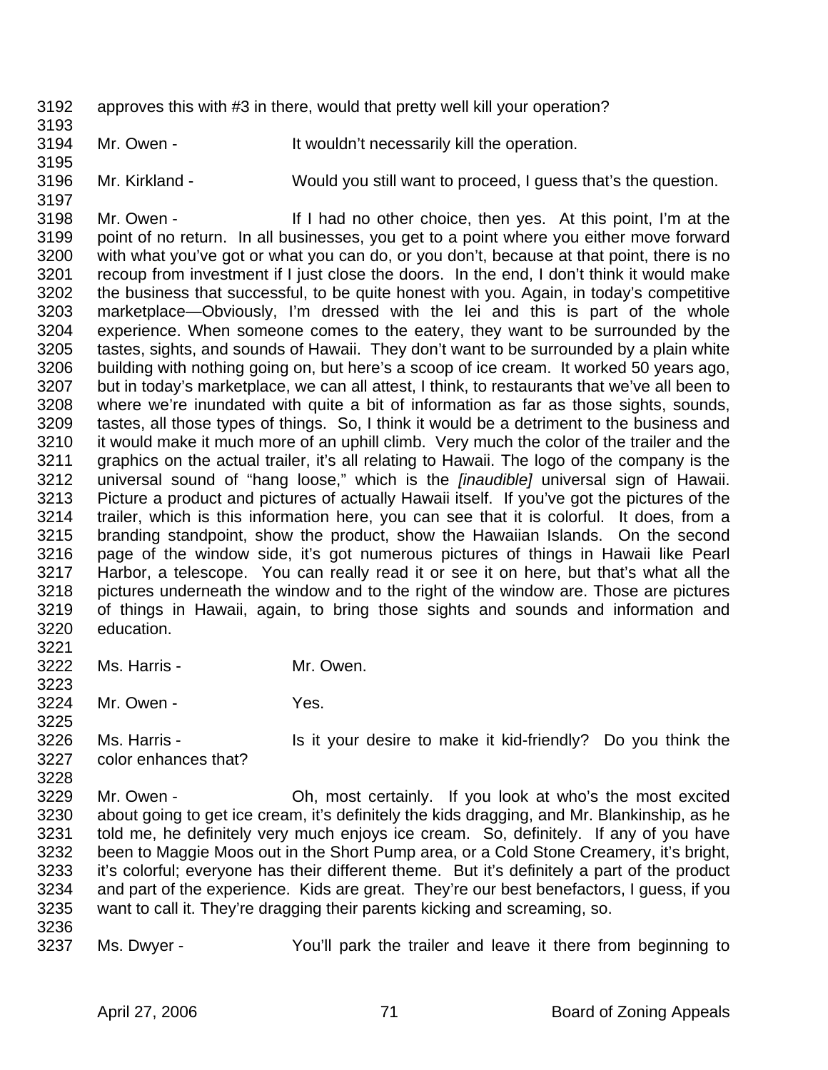approves this with #3 in there, would that pretty well kill your operation?

Mr. Owen - It wouldn't necessarily kill the operation.

Mr. Kirkland - Would you still want to proceed, I guess that's the question.

Mr. Owen - If I had no other choice, then yes. At this point, I'm at the point of no return. In all businesses, you get to a point where you either move forward with what you've got or what you can do, or you don't, because at that point, there is no recoup from investment if I just close the doors. In the end, I don't think it would make the business that successful, to be quite honest with you. Again, in today's competitive marketplace—Obviously, I'm dressed with the lei and this is part of the whole experience. When someone comes to the eatery, they want to be surrounded by the tastes, sights, and sounds of Hawaii. They don't want to be surrounded by a plain white building with nothing going on, but here's a scoop of ice cream. It worked 50 years ago, but in today's marketplace, we can all attest, I think, to restaurants that we've all been to where we're inundated with quite a bit of information as far as those sights, sounds, tastes, all those types of things. So, I think it would be a detriment to the business and it would make it much more of an uphill climb. Very much the color of the trailer and the graphics on the actual trailer, it's all relating to Hawaii. The logo of the company is the universal sound of "hang loose," which is the *[inaudible]* universal sign of Hawaii. Picture a product and pictures of actually Hawaii itself. If you've got the pictures of the trailer, which is this information here, you can see that it is colorful. It does, from a branding standpoint, show the product, show the Hawaiian Islands. On the second page of the window side, it's got numerous pictures of things in Hawaii like Pearl Harbor, a telescope. You can really read it or see it on here, but that's what all the pictures underneath the window and to the right of the window are. Those are pictures of things in Hawaii, again, to bring those sights and sounds and information and education.

Ms. Harris - Mr. Owen.

Mr. Owen - Yes.

Ms. Harris - Is it your desire to make it kid-friendly? Do you think the color enhances that?

Mr. Owen - Oh, most certainly. If you look at who's the most excited about going to get ice cream, it's definitely the kids dragging, and Mr. Blankinship, as he told me, he definitely very much enjoys ice cream. So, definitely. If any of you have been to Maggie Moos out in the Short Pump area, or a Cold Stone Creamery, it's bright, it's colorful; everyone has their different theme. But it's definitely a part of the product and part of the experience. Kids are great. They're our best benefactors, I guess, if you want to call it. They're dragging their parents kicking and screaming, so.

Ms. Dwyer - You'll park the trailer and leave it there from beginning to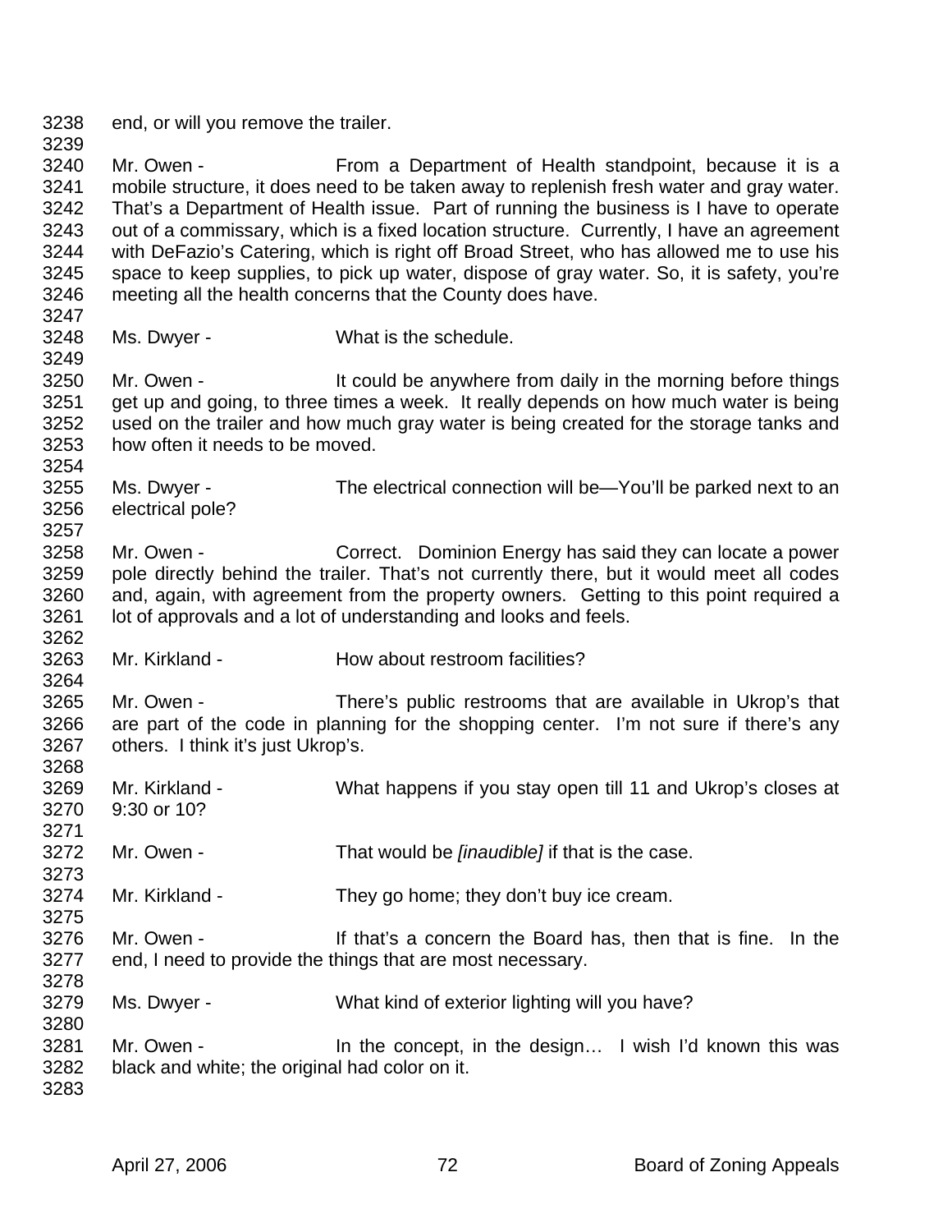end, or will you remove the trailer.

Mr. Owen - From a Department of Health standpoint, because it is a mobile structure, it does need to be taken away to replenish fresh water and gray water. That's a Department of Health issue. Part of running the business is I have to operate out of a commissary, which is a fixed location structure. Currently, I have an agreement with DeFazio's Catering, which is right off Broad Street, who has allowed me to use his space to keep supplies, to pick up water, dispose of gray water. So, it is safety, you're meeting all the health concerns that the County does have.

Ms. Dwyer - What is the schedule.

Mr. Owen - It could be anywhere from daily in the morning before things get up and going, to three times a week. It really depends on how much water is being used on the trailer and how much gray water is being created for the storage tanks and how often it needs to be moved.

Ms. Dwyer - The electrical connection will be—You'll be parked next to an electrical pole?

Mr. Owen - Correct. Dominion Energy has said they can locate a power pole directly behind the trailer. That's not currently there, but it would meet all codes and, again, with agreement from the property owners. Getting to this point required a lot of approvals and a lot of understanding and looks and feels.

Mr. Kirkland - How about restroom facilities?

Mr. Owen - There's public restrooms that are available in Ukrop's that are part of the code in planning for the shopping center. I'm not sure if there's any others. I think it's just Ukrop's.

Mr. Kirkland - What happens if you stay open till 11 and Ukrop's closes at 9:30 or 10?

Mr. Owen - That would be *[inaudible]* if that is the case.

Mr. Kirkland - They go home; they don't buy ice cream.

Mr. Owen - If that's a concern the Board has, then that is fine. In the end, I need to provide the things that are most necessary.

Ms. Dwyer - What kind of exterior lighting will you have?

Mr. Owen - In the concept, in the design… I wish I'd known this was black and white; the original had color on it.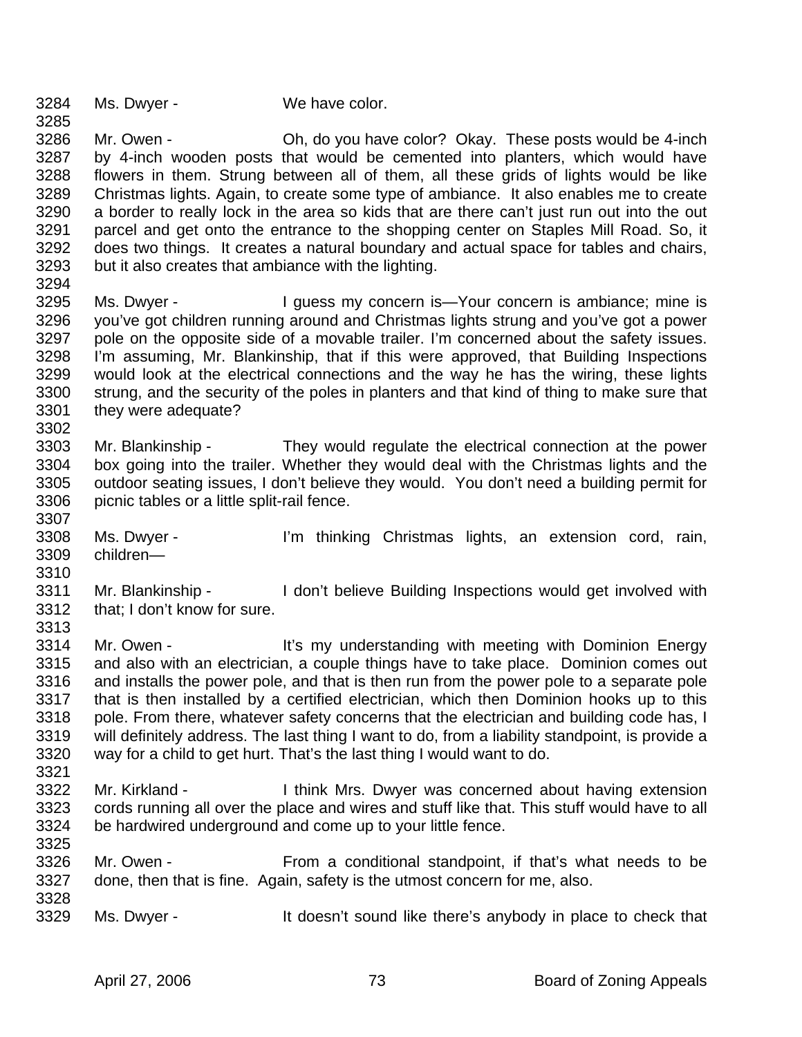3284 Ms. Dwyer - We have color.
3285
3286 Mr. Owen - Oh, do you have color? Okay. These posts would be 4-inch
3287 by 4-inch wooden posts that would be cemented into planters, which would have
3288 flowers in them. Strung between all of them, all these grids of lights would be like
3289 Christmas lights. Again, to create some type of ambiance. It also enables me to create
3290 a border to really lock in the area so kids that are there can't just run out into the out
3291 parcel and get onto the entrance to the shopping center on Staples Mill Road. So, it
3292 does two things. It creates a natural boundary and actual space for tables and chairs,
3293 but it also creates that ambiance with the lighting.
3294
3295 Ms. Dwyer - I guess my concern is—Your concern is ambiance; mine is
3296 you've got children running around and Christmas lights strung and you've got a power
3297 pole on the opposite side of a movable trailer. I'm concerned about the safety issues.
3298 I'm assuming, Mr. Blankinship, that if this were approved, that Building Inspections
3299 would look at the electrical connections and the way he has the wiring, these lights
3300 strung, and the security of the poles in planters and that kind of thing to make sure that
3301 they were adequate?
3302
3303 Mr. Blankinship - They would regulate the electrical connection at the power
3304 box going into the trailer. Whether they would deal with the Christmas lights and the
3305 outdoor seating issues, I don't believe they would. You don't need a building permit for
3306 picnic tables or a little split-rail fence.
3307
3308 Ms. Dwyer - I'm thinking Christmas lights, an extension cord, rain,
3309 children—
3310
3311 Mr. Blankinship - I don't believe Building Inspections would get involved with
3312 that; I don't know for sure.
3313
3314 Mr. Owen - It's my understanding with meeting with Dominion Energy
3315 and also with an electrician, a couple things have to take place. Dominion comes out
3316 and installs the power pole, and that is then run from the power pole to a separate pole
3317 that is then installed by a certified electrician, which then Dominion hooks up to this
3318 pole. From there, whatever safety concerns that the electrician and building code has, I
3319 will definitely address. The last thing I want to do, from a liability standpoint, is provide a
3320 way for a child to get hurt. That's the last thing I would want to do.
3321
3322 Mr. Kirkland - I think Mrs. Dwyer was concerned about having extension
3323 cords running all over the place and wires and stuff like that. This stuff would have to all
3324 be hardwired underground and come up to your little fence.
3325
3326 Mr. Owen - From a conditional standpoint, if that's what needs to be
3327 done, then that is fine. Again, safety is the utmost concern for me, also.
3328
3329 Ms. Dwyer - It doesn't sound like there's anybody in place to check that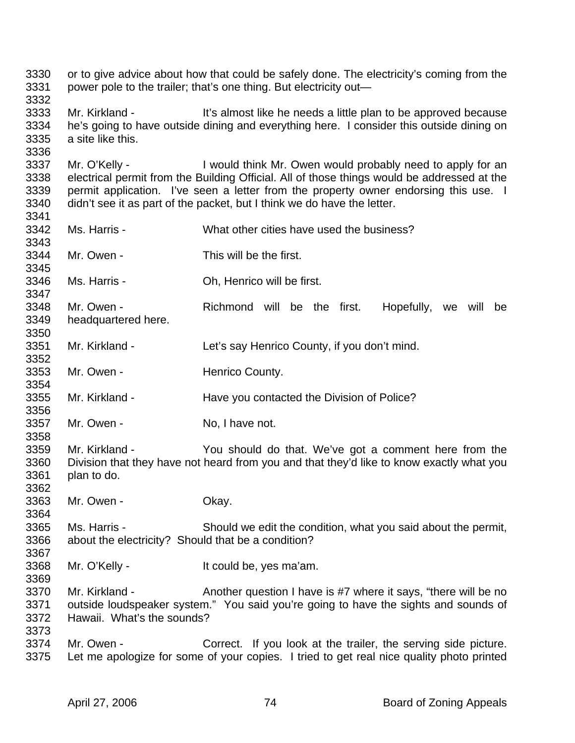or to give advice about how that could be safely done. The electricity's coming from the power pole to the trailer; that's one thing. But electricity out—

Mr. Kirkland - It's almost like he needs a little plan to be approved because he's going to have outside dining and everything here. I consider this outside dining on a site like this.

Mr. O'Kelly - I would think Mr. Owen would probably need to apply for an electrical permit from the Building Official. All of those things would be addressed at the permit application. I've seen a letter from the property owner endorsing this use. I didn't see it as part of the packet, but I think we do have the letter.

Ms. Harris - What other cities have used the business?

Mr. Owen - This will be the first.

Ms. Harris - Oh, Henrico will be first.

Mr. Owen - Richmond will be the first. Hopefully, we will be headquartered here.

Mr. Kirkland - Let's say Henrico County, if you don't mind.

Mr. Owen - Henrico County.

Mr. Kirkland - Have you contacted the Division of Police?

Mr. Owen - No, I have not.

Mr. Kirkland - You should do that. We've got a comment here from the Division that they have not heard from you and that they'd like to know exactly what you plan to do.

Mr. Owen - Okay.

Ms. Harris - Should we edit the condition, what you said about the permit, about the electricity? Should that be a condition?

Mr. O'Kelly - It could be, yes ma'am.

Mr. Kirkland - Another question I have is #7 where it says, "there will be no outside loudspeaker system." You said you're going to have the sights and sounds of Hawaii. What's the sounds?

Mr. Owen - Correct. If you look at the trailer, the serving side picture. Let me apologize for some of your copies. I tried to get real nice quality photo printed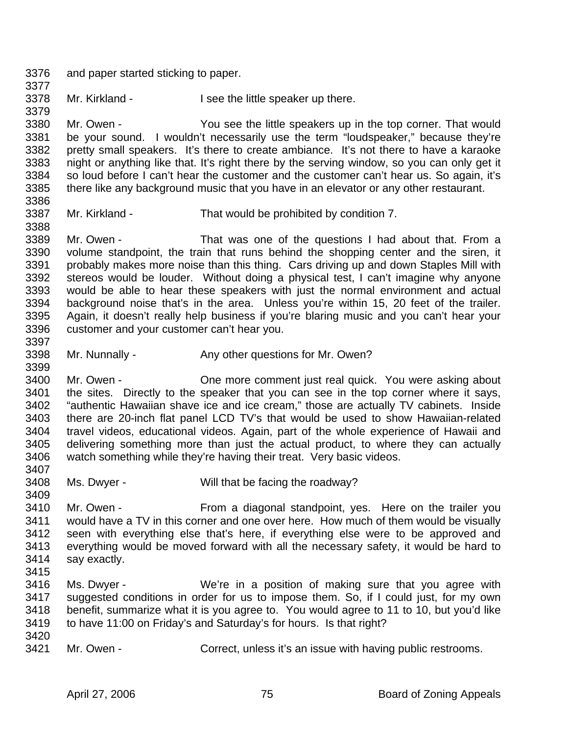and paper started sticking to paper.

Mr. Kirkland - I see the little speaker up there.

Mr. Owen - You see the little speakers up in the top corner. That would be your sound. I wouldn't necessarily use the term "loudspeaker," because they're pretty small speakers. It's there to create ambiance. It's not there to have a karaoke night or anything like that. It's right there by the serving window, so you can only get it so loud before I can't hear the customer and the customer can't hear us. So again, it's there like any background music that you have in an elevator or any other restaurant.

Mr. Kirkland - That would be prohibited by condition 7.

Mr. Owen - That was one of the questions I had about that. From a volume standpoint, the train that runs behind the shopping center and the siren, it probably makes more noise than this thing. Cars driving up and down Staples Mill with stereos would be louder. Without doing a physical test, I can't imagine why anyone would be able to hear these speakers with just the normal environment and actual background noise that's in the area. Unless you're within 15, 20 feet of the trailer. Again, it doesn't really help business if you're blaring music and you can't hear your customer and your customer can't hear you.

Mr. Nunnally - Any other questions for Mr. Owen?

Mr. Owen - One more comment just real quick. You were asking about the sites. Directly to the speaker that you can see in the top corner where it says, "authentic Hawaiian shave ice and ice cream," those are actually TV cabinets. Inside there are 20-inch flat panel LCD TV's that would be used to show Hawaiian-related travel videos, educational videos. Again, part of the whole experience of Hawaii and delivering something more than just the actual product, to where they can actually watch something while they're having their treat. Very basic videos.

Ms. Dwyer - Will that be facing the roadway?

Mr. Owen - From a diagonal standpoint, yes. Here on the trailer you would have a TV in this corner and one over here. How much of them would be visually seen with everything else that's here, if everything else were to be approved and everything would be moved forward with all the necessary safety, it would be hard to say exactly.

Ms. Dwyer - We're in a position of making sure that you agree with suggested conditions in order for us to impose them. So, if I could just, for my own benefit, summarize what it is you agree to. You would agree to 11 to 10, but you'd like to have 11:00 on Friday's and Saturday's for hours. Is that right?

Mr. Owen - Correct, unless it's an issue with having public restrooms.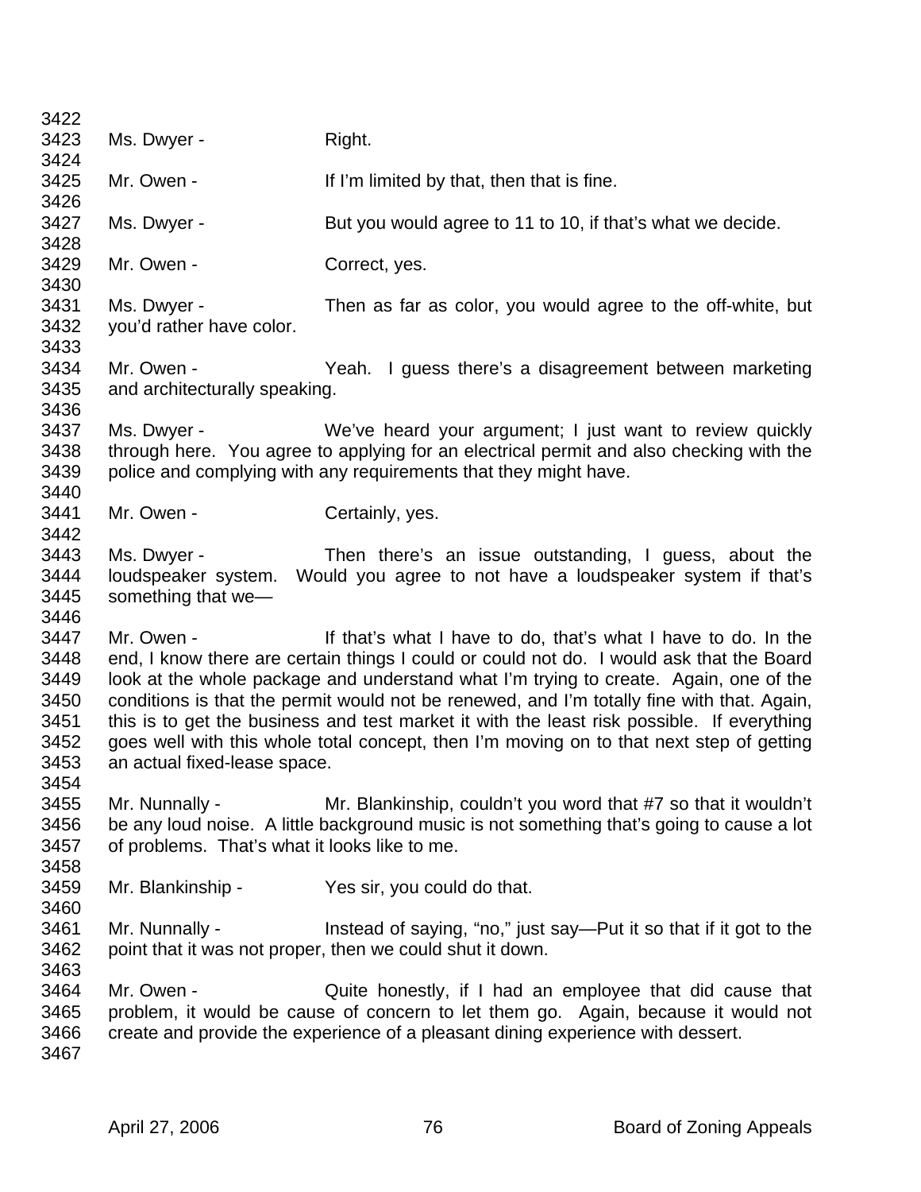3422
3423 Ms. Dwyer - Right.
3424
3425 Mr. Owen - If I'm limited by that, then that is fine.
3426
3427 Ms. Dwyer - But you would agree to 11 to 10, if that's what we decide.
3428
3429 Mr. Owen - Correct, yes.
3430
3431 Ms. Dwyer - Then as far as color, you would agree to the off-white, but
3432 you'd rather have color.
3433
3434 Mr. Owen - Yeah. I guess there's a disagreement between marketing
3435 and architecturally speaking.
3436
3437 Ms. Dwyer - We've heard your argument; I just want to review quickly
3438 through here. You agree to applying for an electrical permit and also checking with the
3439 police and complying with any requirements that they might have.
3440
3441 Mr. Owen - Certainly, yes.
3442
3443 Ms. Dwyer - Then there's an issue outstanding, I guess, about the
3444 loudspeaker system. Would you agree to not have a loudspeaker system if that's
3445 something that we—
3446
3447 Mr. Owen - If that's what I have to do, that's what I have to do. In the
3448 end, I know there are certain things I could or could not do. I would ask that the Board
3449 look at the whole package and understand what I'm trying to create. Again, one of the
3450 conditions is that the permit would not be renewed, and I'm totally fine with that. Again,
3451 this is to get the business and test market it with the least risk possible. If everything
3452 goes well with this whole total concept, then I'm moving on to that next step of getting
3453 an actual fixed-lease space.
3454
3455 Mr. Nunnally - Mr. Blankinship, couldn't you word that #7 so that it wouldn't
3456 be any loud noise. A little background music is not something that's going to cause a lot
3457 of problems. That's what it looks like to me.
3458
3459 Mr. Blankinship - Yes sir, you could do that.
3460
3461 Mr. Nunnally - Instead of saying, "no," just say—Put it so that if it got to the
3462 point that it was not proper, then we could shut it down.
3463
3464 Mr. Owen - Quite honestly, if I had an employee that did cause that
3465 problem, it would be cause of concern to let them go. Again, because it would not
3466 create and provide the experience of a pleasant dining experience with dessert.
3467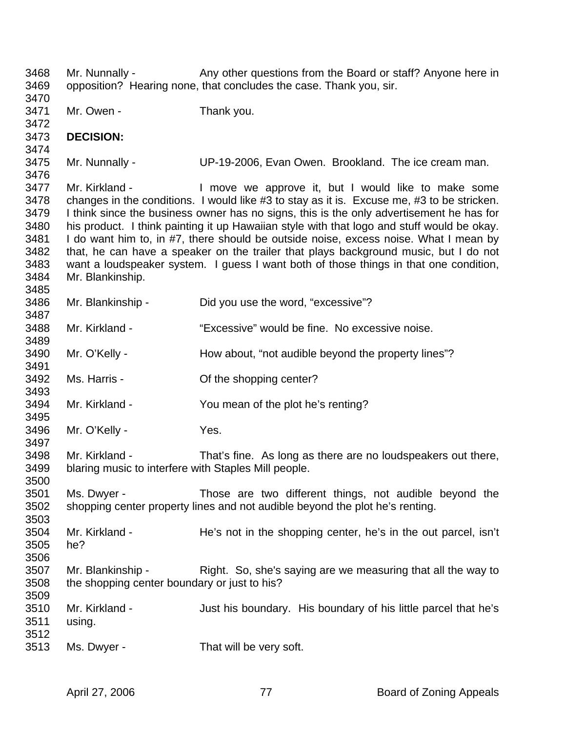Mr. Nunnally - Any other questions from the Board or staff? Anyone here in opposition? Hearing none, that concludes the case. Thank you, sir.

Mr. Owen - Thank you.

**DECISION:**

Mr. Nunnally - UP-19-2006, Evan Owen. Brookland. The ice cream man.

Mr. Kirkland - I move we approve it, but I would like to make some changes in the conditions. I would like #3 to stay as it is. Excuse me, #3 to be stricken. I think since the business owner has no signs, this is the only advertisement he has for his product. I think painting it up Hawaiian style with that logo and stuff would be okay. I do want him to, in #7, there should be outside noise, excess noise. What I mean by that, he can have a speaker on the trailer that plays background music, but I do not want a loudspeaker system. I guess I want both of those things in that one condition, Mr. Blankinship.

Mr. Blankinship - Did you use the word, "excessive"?

Mr. Kirkland - "Excessive" would be fine. No excessive noise.

Mr. O'Kelly - How about, "not audible beyond the property lines"?

Ms. Harris - Of the shopping center?

Mr. Kirkland - You mean of the plot he's renting?

Mr. O'Kelly - Yes.

Mr. Kirkland - That's fine. As long as there are no loudspeakers out there, blaring music to interfere with Staples Mill people.

Ms. Dwyer - Those are two different things, not audible beyond the shopping center property lines and not audible beyond the plot he's renting.

Mr. Kirkland - He's not in the shopping center, he's in the out parcel, isn't he?

Mr. Blankinship - Right. So, she's saying are we measuring that all the way to the shopping center boundary or just to his?

Mr. Kirkland - Just his boundary. His boundary of his little parcel that he's using.

Ms. Dwyer - That will be very soft.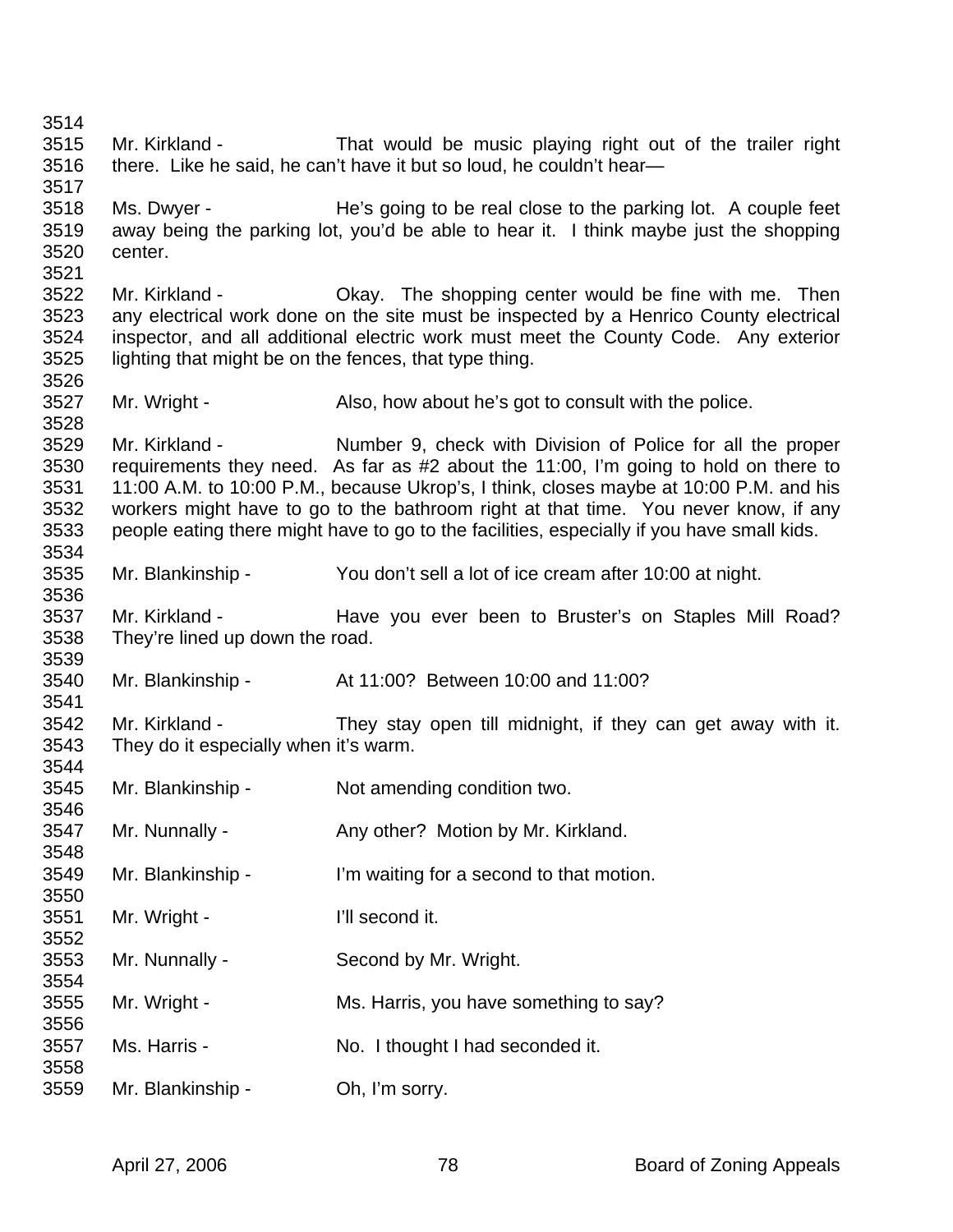3514
3515 Mr. Kirkland - That would be music playing right out of the trailer right
3516 there. Like he said, he can't have it but so loud, he couldn't hear—
3517
3518 Ms. Dwyer - He's going to be real close to the parking lot. A couple feet
3519 away being the parking lot, you'd be able to hear it. I think maybe just the shopping
3520 center.
3521
3522 Mr. Kirkland - Okay. The shopping center would be fine with me. Then
3523 any electrical work done on the site must be inspected by a Henrico County electrical
3524 inspector, and all additional electric work must meet the County Code. Any exterior
3525 lighting that might be on the fences, that type thing.
3526
3527 Mr. Wright - Also, how about he's got to consult with the police.
3528
3529 Mr. Kirkland - Number 9, check with Division of Police for all the proper
3530 requirements they need. As far as #2 about the 11:00, I'm going to hold on there to
3531 11:00 A.M. to 10:00 P.M., because Ukrop's, I think, closes maybe at 10:00 P.M. and his
3532 workers might have to go to the bathroom right at that time. You never know, if any
3533 people eating there might have to go to the facilities, especially if you have small kids.
3534
3535 Mr. Blankinship - You don't sell a lot of ice cream after 10:00 at night.
3536
3537 Mr. Kirkland - Have you ever been to Bruster's on Staples Mill Road?
3538 They're lined up down the road.
3539
3540 Mr. Blankinship - At 11:00? Between 10:00 and 11:00?
3541
3542 Mr. Kirkland - They stay open till midnight, if they can get away with it.
3543 They do it especially when it's warm.
3544
3545 Mr. Blankinship - Not amending condition two.
3546
3547 Mr. Nunnally - Any other? Motion by Mr. Kirkland.
3548
3549 Mr. Blankinship - I'm waiting for a second to that motion.
3550
3551 Mr. Wright - I'll second it.
3552
3553 Mr. Nunnally - Second by Mr. Wright.
3554
3555 Mr. Wright - Ms. Harris, you have something to say?
3556
3557 Ms. Harris - No. I thought I had seconded it.
3558
3559 Mr. Blankinship - Oh, I'm sorry.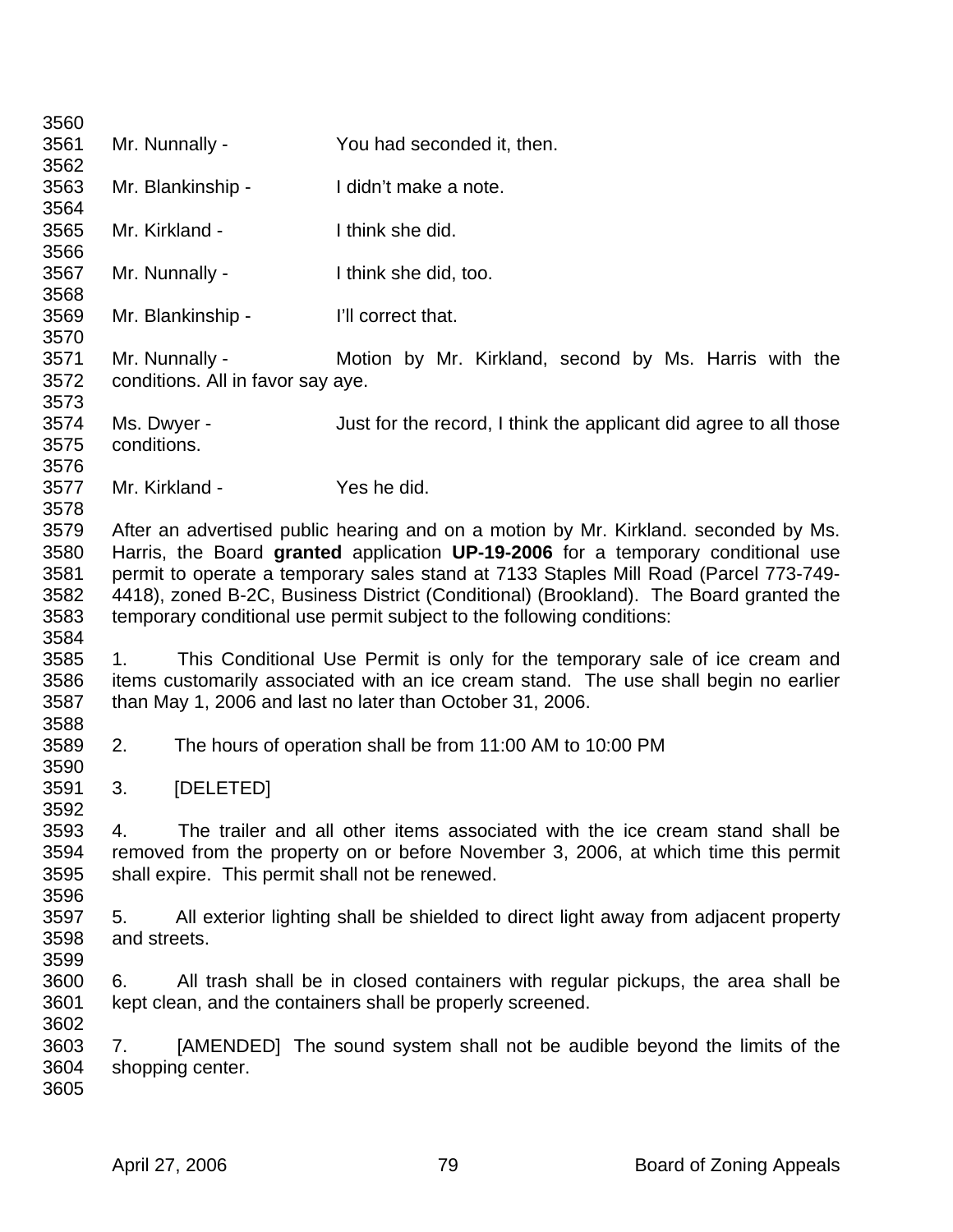Mr. Nunnally - You had seconded it, then.

Mr. Blankinship - I didn't make a note.

Mr. Kirkland - I think she did.

Mr. Nunnally - I think she did, too.

Mr. Blankinship - I'll correct that.

Mr. Nunnally - Motion by Mr. Kirkland, second by Ms. Harris with the conditions. All in favor say aye.

Ms. Dwyer - Just for the record, I think the applicant did agree to all those conditions.

Mr. Kirkland - Yes he did.

After an advertised public hearing and on a motion by Mr. Kirkland. seconded by Ms. Harris, the Board **granted** application **UP-19-2006** for a temporary conditional use permit to operate a temporary sales stand at 7133 Staples Mill Road (Parcel 773-749-4418), zoned B-2C, Business District (Conditional) (Brookland). The Board granted the temporary conditional use permit subject to the following conditions:

1. This Conditional Use Permit is only for the temporary sale of ice cream and items customarily associated with an ice cream stand. The use shall begin no earlier than May 1, 2006 and last no later than October 31, 2006.

2. The hours of operation shall be from 11:00 AM to 10:00 PM

3. [DELETED]

4. The trailer and all other items associated with the ice cream stand shall be removed from the property on or before November 3, 2006, at which time this permit shall expire. This permit shall not be renewed.

5. All exterior lighting shall be shielded to direct light away from adjacent property and streets.

6. All trash shall be in closed containers with regular pickups, the area shall be kept clean, and the containers shall be properly screened.

7. [AMENDED] The sound system shall not be audible beyond the limits of the shopping center.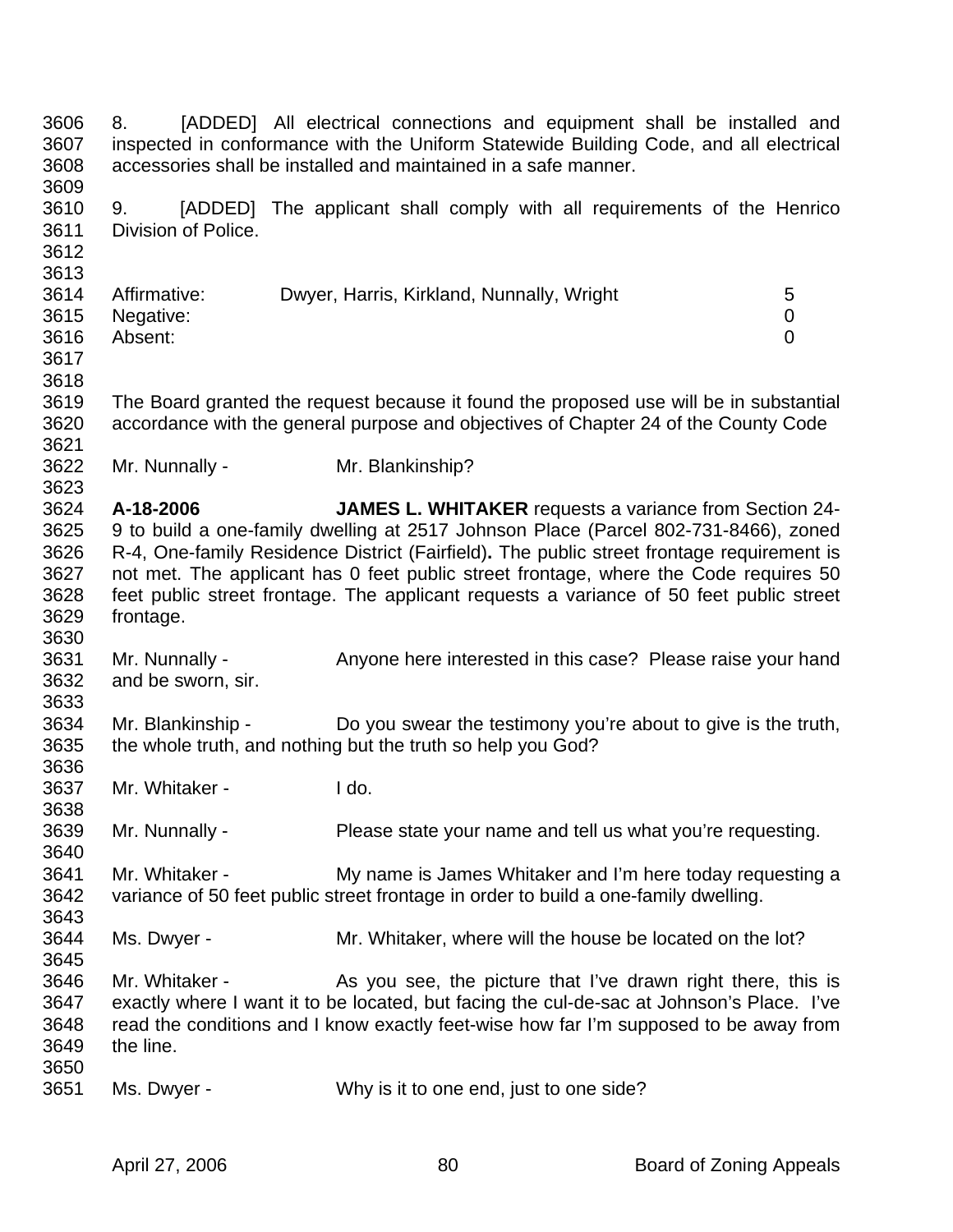8. [ADDED] All electrical connections and equipment shall be installed and inspected in conformance with the Uniform Statewide Building Code, and all electrical accessories shall be installed and maintained in a safe manner.

9. [ADDED] The applicant shall comply with all requirements of the Henrico Division of Police.

| | | |
|---|---|---|
| Affirmative: | Dwyer, Harris, Kirkland, Nunnally, Wright | 5 |
| Negative: | | 0 |
| Absent: | | 0 |

The Board granted the request because it found the proposed use will be in substantial accordance with the general purpose and objectives of Chapter 24 of the County Code

Mr. Nunnally - Mr. Blankinship?

**A-18-2006** **JAMES L. WHITAKER** requests a variance from Section 24-9 to build a one-family dwelling at 2517 Johnson Place (Parcel 802-731-8466), zoned R-4, One-family Residence District (Fairfield)**.** The public street frontage requirement is not met. The applicant has 0 feet public street frontage, where the Code requires 50 feet public street frontage. The applicant requests a variance of 50 feet public street frontage.

Mr. Nunnally - Anyone here interested in this case? Please raise your hand and be sworn, sir.

Mr. Blankinship - Do you swear the testimony you're about to give is the truth, the whole truth, and nothing but the truth so help you God?

Mr. Whitaker - I do.

Mr. Nunnally - Please state your name and tell us what you're requesting.

Mr. Whitaker - My name is James Whitaker and I'm here today requesting a variance of 50 feet public street frontage in order to build a one-family dwelling.

Ms. Dwyer - Mr. Whitaker, where will the house be located on the lot?

Mr. Whitaker - As you see, the picture that I've drawn right there, this is exactly where I want it to be located, but facing the cul-de-sac at Johnson's Place. I've read the conditions and I know exactly feet-wise how far I'm supposed to be away from the line.

Ms. Dwyer - Why is it to one end, just to one side?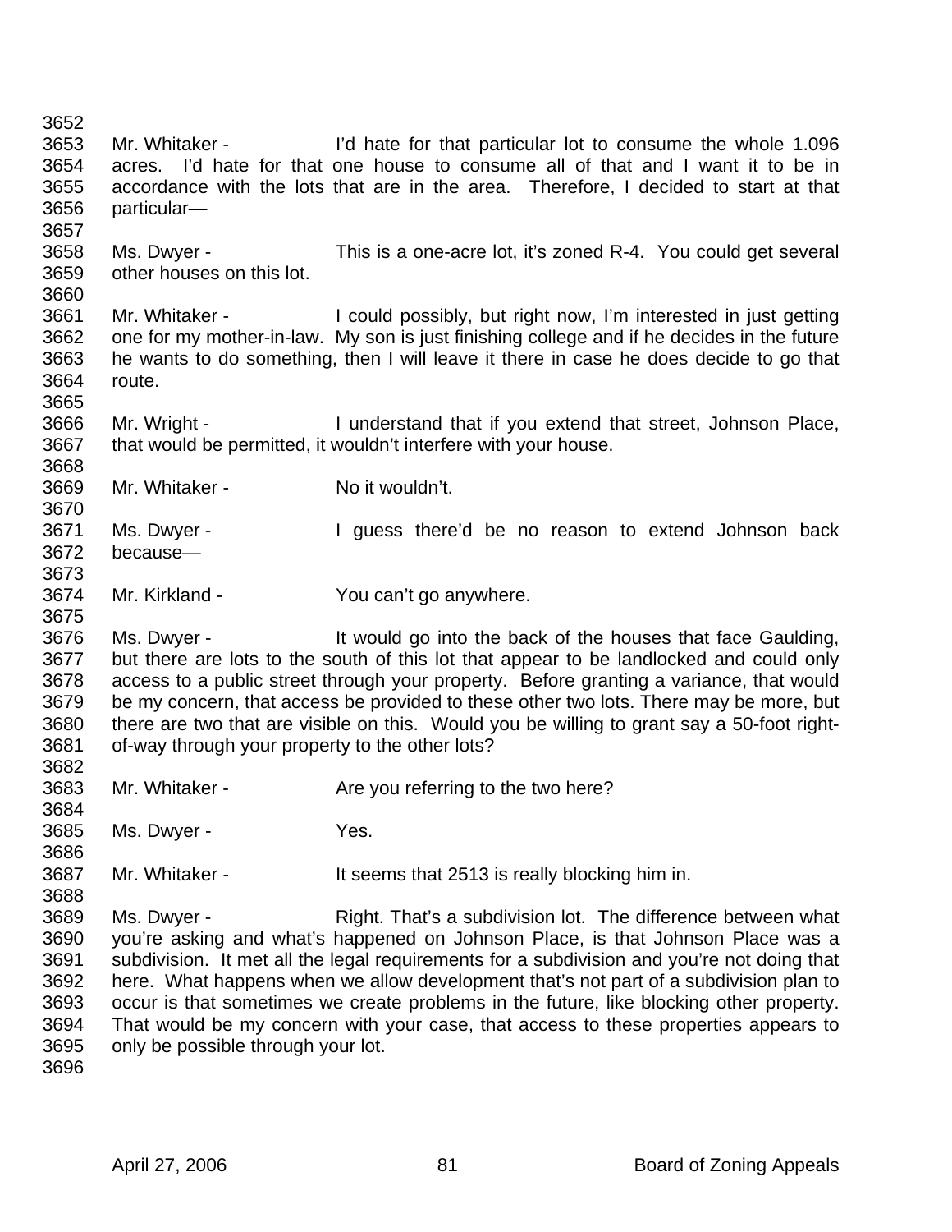Mr. Whitaker - I'd hate for that particular lot to consume the whole 1.096 acres. I'd hate for that one house to consume all of that and I want it to be in accordance with the lots that are in the area. Therefore, I decided to start at that particular—

Ms. Dwyer - This is a one-acre lot, it's zoned R-4. You could get several other houses on this lot.

Mr. Whitaker - I could possibly, but right now, I'm interested in just getting one for my mother-in-law. My son is just finishing college and if he decides in the future he wants to do something, then I will leave it there in case he does decide to go that route.

Mr. Wright - I understand that if you extend that street, Johnson Place, that would be permitted, it wouldn't interfere with your house.

Mr. Whitaker - No it wouldn't.

Ms. Dwyer - I guess there'd be no reason to extend Johnson back because—

Mr. Kirkland - You can't go anywhere.

Ms. Dwyer - It would go into the back of the houses that face Gaulding, but there are lots to the south of this lot that appear to be landlocked and could only access to a public street through your property. Before granting a variance, that would be my concern, that access be provided to these other two lots. There may be more, but there are two that are visible on this. Would you be willing to grant say a 50-foot right-of-way through your property to the other lots?

Mr. Whitaker - Are you referring to the two here?

Ms. Dwyer - Yes.

Mr. Whitaker - It seems that 2513 is really blocking him in.

Ms. Dwyer - Right. That's a subdivision lot. The difference between what you're asking and what's happened on Johnson Place, is that Johnson Place was a subdivision. It met all the legal requirements for a subdivision and you're not doing that here. What happens when we allow development that's not part of a subdivision plan to occur is that sometimes we create problems in the future, like blocking other property. That would be my concern with your case, that access to these properties appears to only be possible through your lot.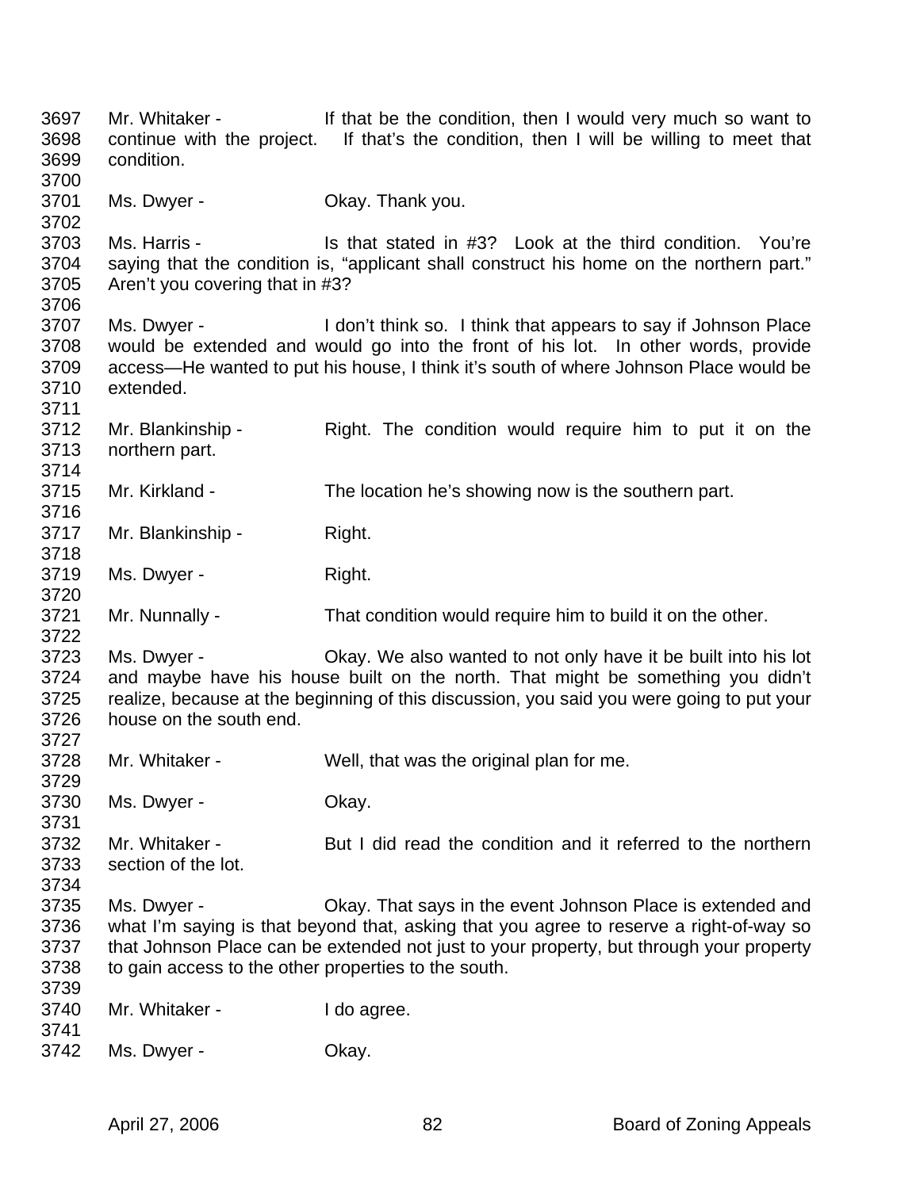3697 Mr. Whitaker - If that be the condition, then I would very much so want to
3698 continue with the project. If that's the condition, then I will be willing to meet that
3699 condition.
3700
3701 Ms. Dwyer - Okay. Thank you.
3702
3703 Ms. Harris - Is that stated in #3? Look at the third condition. You're
3704 saying that the condition is, "applicant shall construct his home on the northern part."
3705 Aren't you covering that in #3?
3706
3707 Ms. Dwyer - I don't think so. I think that appears to say if Johnson Place
3708 would be extended and would go into the front of his lot. In other words, provide
3709 access—He wanted to put his house, I think it's south of where Johnson Place would be
3710 extended.
3711
3712 Mr. Blankinship - Right. The condition would require him to put it on the
3713 northern part.
3714
3715 Mr. Kirkland - The location he's showing now is the southern part.
3716
3717 Mr. Blankinship - Right.
3718
3719 Ms. Dwyer - Right.
3720
3721 Mr. Nunnally - That condition would require him to build it on the other.
3722
3723 Ms. Dwyer - Okay. We also wanted to not only have it be built into his lot
3724 and maybe have his house built on the north. That might be something you didn't
3725 realize, because at the beginning of this discussion, you said you were going to put your
3726 house on the south end.
3727
3728 Mr. Whitaker - Well, that was the original plan for me.
3729
3730 Ms. Dwyer - Okay.
3731
3732 Mr. Whitaker - But I did read the condition and it referred to the northern
3733 section of the lot.
3734
3735 Ms. Dwyer - Okay. That says in the event Johnson Place is extended and
3736 what I'm saying is that beyond that, asking that you agree to reserve a right-of-way so
3737 that Johnson Place can be extended not just to your property, but through your property
3738 to gain access to the other properties to the south.
3739
3740 Mr. Whitaker - I do agree.
3741
3742 Ms. Dwyer - Okay.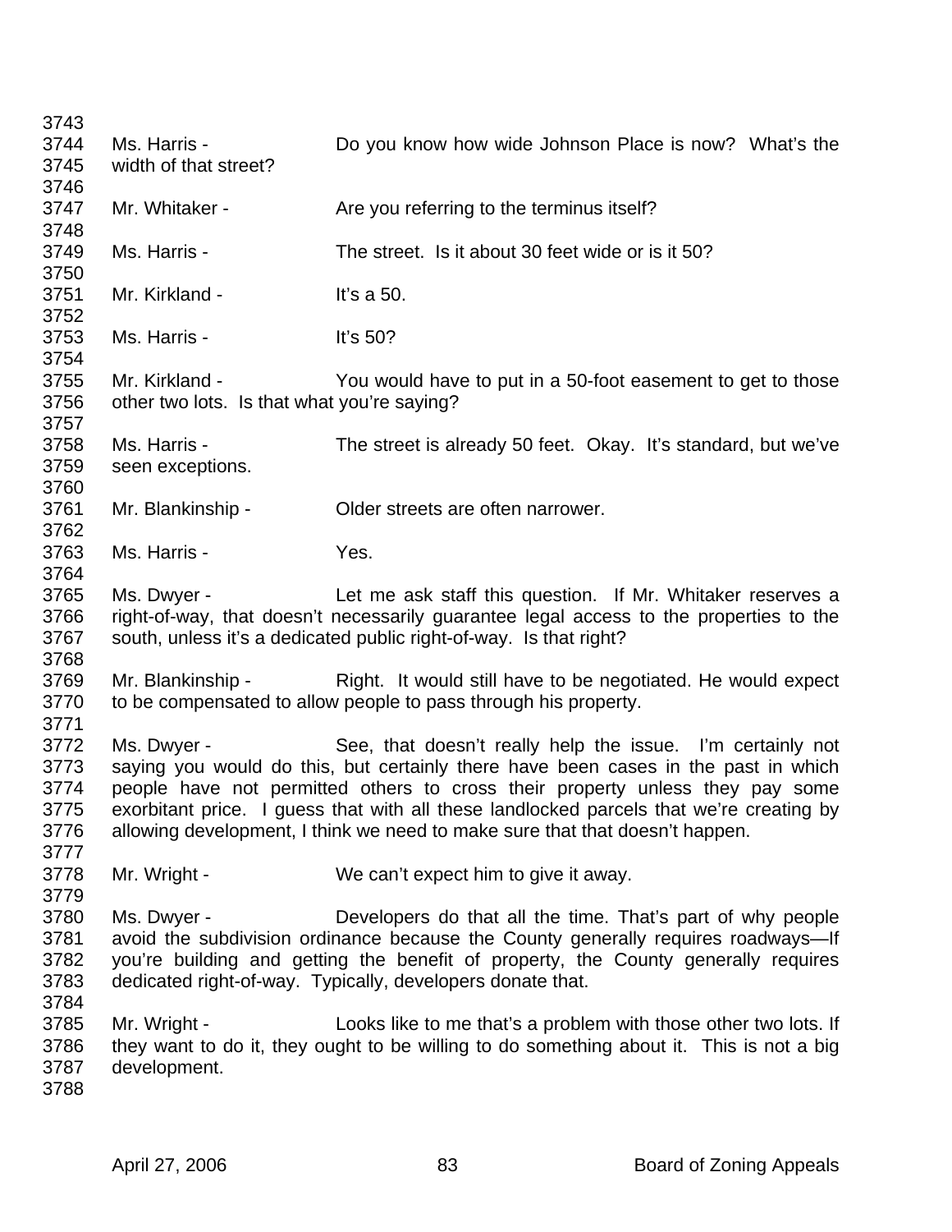3743
3744 Ms. Harris - Do you know how wide Johnson Place is now? What's the
3745 width of that street?
3746
3747 Mr. Whitaker - Are you referring to the terminus itself?
3748
3749 Ms. Harris - The street. Is it about 30 feet wide or is it 50?
3750
3751 Mr. Kirkland - It's a 50.
3752
3753 Ms. Harris - It's 50?
3754
3755 Mr. Kirkland - You would have to put in a 50-foot easement to get to those
3756 other two lots. Is that what you're saying?
3757
3758 Ms. Harris - The street is already 50 feet. Okay. It's standard, but we've
3759 seen exceptions.
3760
3761 Mr. Blankinship - Older streets are often narrower.
3762
3763 Ms. Harris - Yes.
3764
3765 Ms. Dwyer - Let me ask staff this question. If Mr. Whitaker reserves a
3766 right-of-way, that doesn't necessarily guarantee legal access to the properties to the
3767 south, unless it's a dedicated public right-of-way. Is that right?
3768
3769 Mr. Blankinship - Right. It would still have to be negotiated. He would expect
3770 to be compensated to allow people to pass through his property.
3771
3772 Ms. Dwyer - See, that doesn't really help the issue. I'm certainly not
3773 saying you would do this, but certainly there have been cases in the past in which
3774 people have not permitted others to cross their property unless they pay some
3775 exorbitant price. I guess that with all these landlocked parcels that we're creating by
3776 allowing development, I think we need to make sure that that doesn't happen.
3777
3778 Mr. Wright - We can't expect him to give it away.
3779
3780 Ms. Dwyer - Developers do that all the time. That's part of why people
3781 avoid the subdivision ordinance because the County generally requires roadways—If
3782 you're building and getting the benefit of property, the County generally requires
3783 dedicated right-of-way. Typically, developers donate that.
3784
3785 Mr. Wright - Looks like to me that's a problem with those other two lots. If
3786 they want to do it, they ought to be willing to do something about it. This is not a big
3787 development.
3788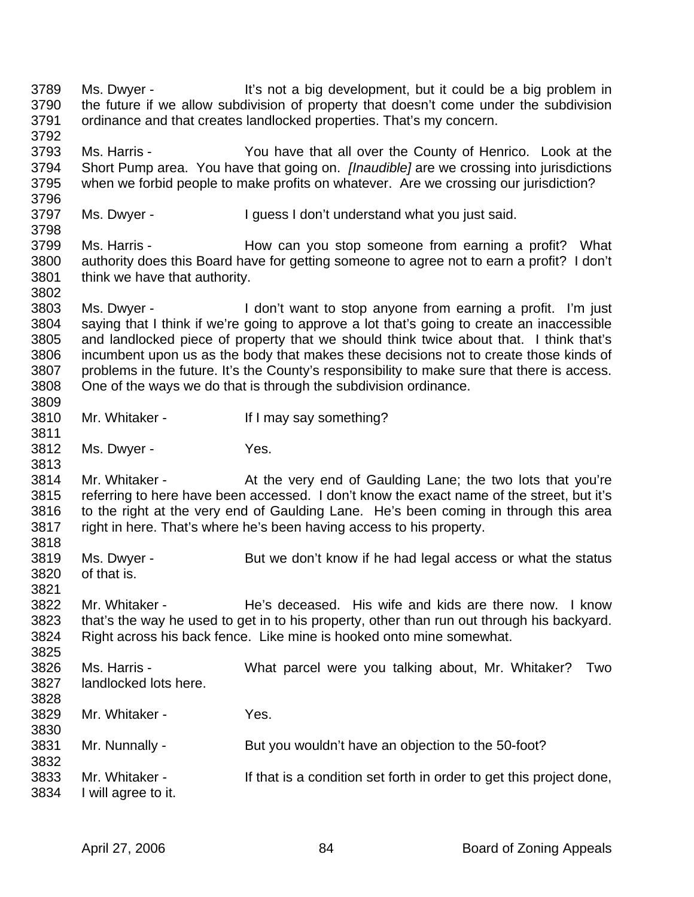3789 Ms. Dwyer - It's not a big development, but it could be a big problem in
3790 the future if we allow subdivision of property that doesn't come under the subdivision
3791 ordinance and that creates landlocked properties. That's my concern.
3792
3793 Ms. Harris - You have that all over the County of Henrico. Look at the
3794 Short Pump area. You have that going on. *[Inaudible]* are we crossing into jurisdictions
3795 when we forbid people to make profits on whatever. Are we crossing our jurisdiction?
3796
3797 Ms. Dwyer - I guess I don't understand what you just said.
3798
3799 Ms. Harris - How can you stop someone from earning a profit? What
3800 authority does this Board have for getting someone to agree not to earn a profit? I don't
3801 think we have that authority.
3802
3803 Ms. Dwyer - I don't want to stop anyone from earning a profit. I'm just
3804 saying that I think if we're going to approve a lot that's going to create an inaccessible
3805 and landlocked piece of property that we should think twice about that. I think that's
3806 incumbent upon us as the body that makes these decisions not to create those kinds of
3807 problems in the future. It's the County's responsibility to make sure that there is access.
3808 One of the ways we do that is through the subdivision ordinance.
3809
3810 Mr. Whitaker - If I may say something?
3811
3812 Ms. Dwyer - Yes.
3813
3814 Mr. Whitaker - At the very end of Gaulding Lane; the two lots that you're
3815 referring to here have been accessed. I don't know the exact name of the street, but it's
3816 to the right at the very end of Gaulding Lane. He's been coming in through this area
3817 right in here. That's where he's been having access to his property.
3818
3819 Ms. Dwyer - But we don't know if he had legal access or what the status
3820 of that is.
3821
3822 Mr. Whitaker - He's deceased. His wife and kids are there now. I know
3823 that's the way he used to get in to his property, other than run out through his backyard.
3824 Right across his back fence. Like mine is hooked onto mine somewhat.
3825
3826 Ms. Harris - What parcel were you talking about, Mr. Whitaker? Two
3827 landlocked lots here.
3828
3829 Mr. Whitaker - Yes.
3830
3831 Mr. Nunnally - But you wouldn't have an objection to the 50-foot?
3832
3833 Mr. Whitaker - If that is a condition set forth in order to get this project done,
3834 I will agree to it.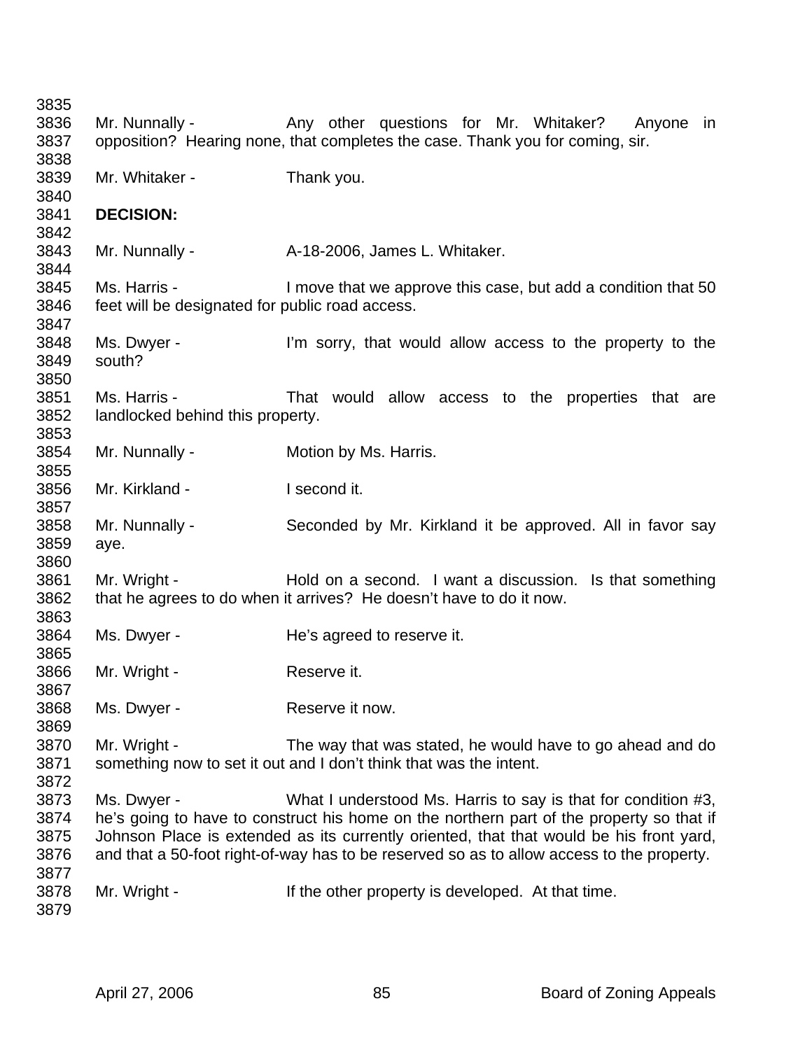Mr. Nunnally - Any other questions for Mr. Whitaker? Anyone in opposition? Hearing none, that completes the case. Thank you for coming, sir.

Mr. Whitaker - Thank you.

**DECISION:**

Mr. Nunnally - A-18-2006, James L. Whitaker.

Ms. Harris - I move that we approve this case, but add a condition that 50 feet will be designated for public road access.

Ms. Dwyer - I'm sorry, that would allow access to the property to the south?

Ms. Harris - That would allow access to the properties that are landlocked behind this property.

Mr. Nunnally - Motion by Ms. Harris.

Mr. Kirkland - I second it.

Mr. Nunnally - Seconded by Mr. Kirkland it be approved. All in favor say aye.

Mr. Wright - Hold on a second. I want a discussion. Is that something that he agrees to do when it arrives? He doesn't have to do it now.

Ms. Dwyer - He's agreed to reserve it.

Mr. Wright - Reserve it.

Ms. Dwyer - Reserve it now.

Mr. Wright - The way that was stated, he would have to go ahead and do something now to set it out and I don't think that was the intent.

Ms. Dwyer - What I understood Ms. Harris to say is that for condition #3, he's going to have to construct his home on the northern part of the property so that if Johnson Place is extended as its currently oriented, that that would be his front yard, and that a 50-foot right-of-way has to be reserved so as to allow access to the property.

Mr. Wright - If the other property is developed. At that time.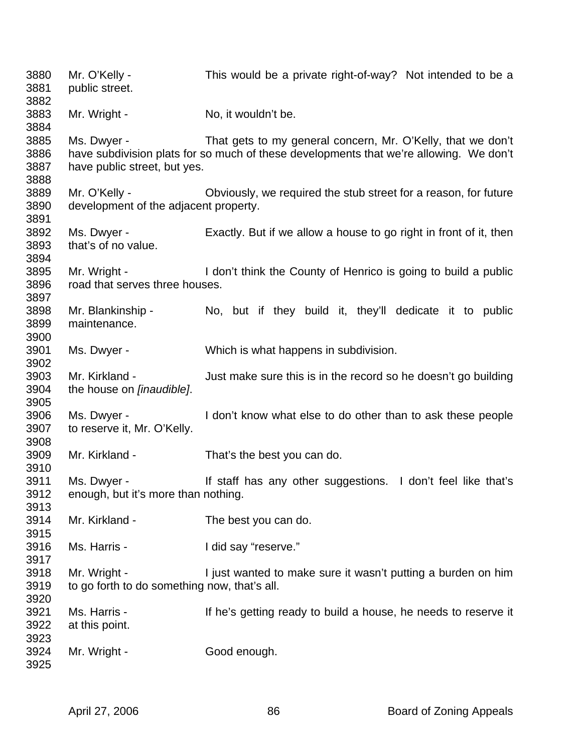Mr. O'Kelly - This would be a private right-of-way? Not intended to be a public street.

Mr. Wright - No, it wouldn't be.

Ms. Dwyer - That gets to my general concern, Mr. O'Kelly, that we don't have subdivision plats for so much of these developments that we're allowing. We don't have public street, but yes.

Mr. O'Kelly - Obviously, we required the stub street for a reason, for future development of the adjacent property.

Ms. Dwyer - Exactly. But if we allow a house to go right in front of it, then that's of no value.

Mr. Wright - I don't think the County of Henrico is going to build a public road that serves three houses.

Mr. Blankinship - No, but if they build it, they'll dedicate it to public maintenance.

Ms. Dwyer - Which is what happens in subdivision.

Mr. Kirkland - Just make sure this is in the record so he doesn't go building the house on *[inaudible]*.

Ms. Dwyer - I don't know what else to do other than to ask these people to reserve it, Mr. O'Kelly.

Mr. Kirkland - That's the best you can do.

Ms. Dwyer - If staff has any other suggestions. I don't feel like that's enough, but it's more than nothing.

Mr. Kirkland - The best you can do.

Ms. Harris - I did say "reserve."

Mr. Wright - I just wanted to make sure it wasn't putting a burden on him to go forth to do something now, that's all.

Ms. Harris - If he's getting ready to build a house, he needs to reserve it at this point.

Mr. Wright - Good enough.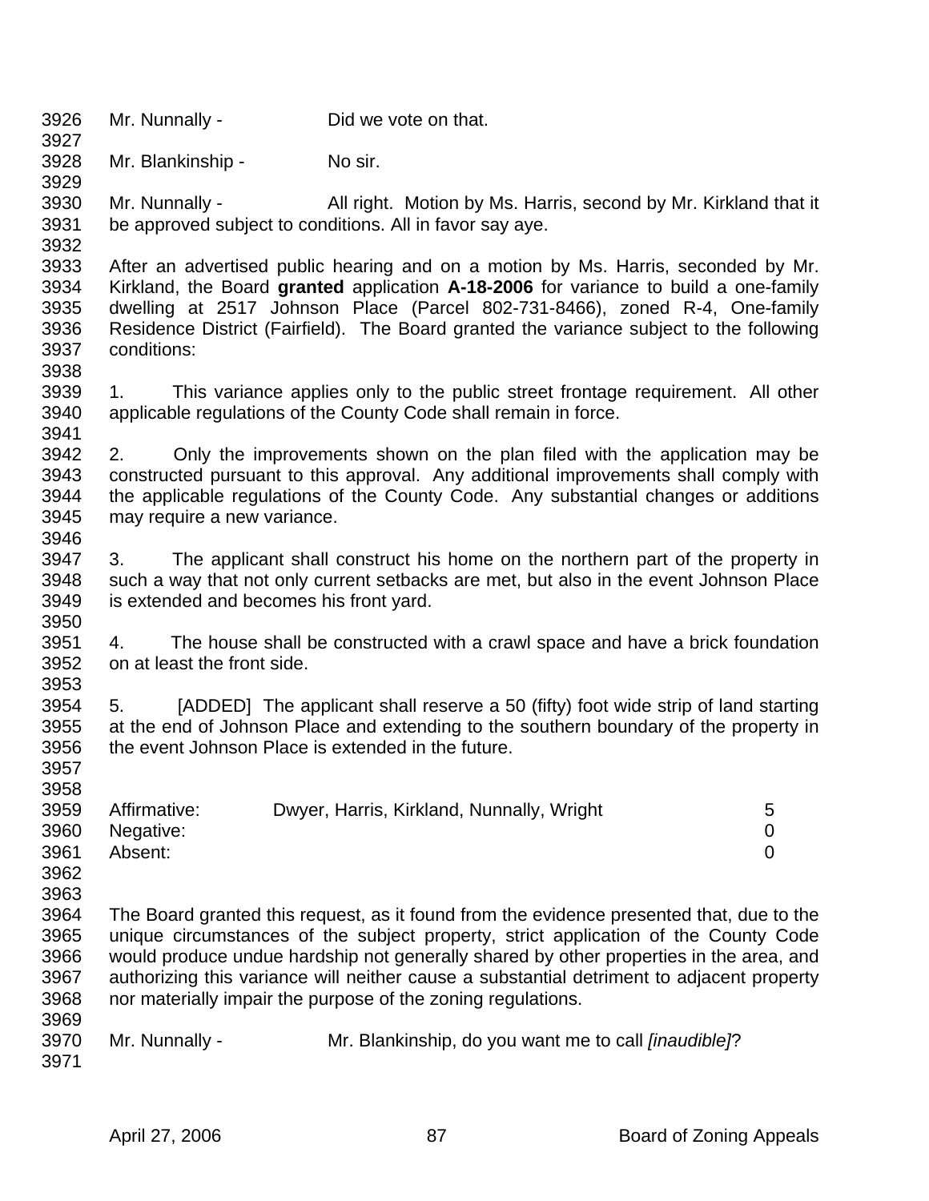Mr. Nunnally - Did we vote on that.

Mr. Blankinship - No sir.

Mr. Nunnally - All right. Motion by Ms. Harris, second by Mr. Kirkland that it be approved subject to conditions. All in favor say aye.

After an advertised public hearing and on a motion by Ms. Harris, seconded by Mr. Kirkland, the Board **granted** application **A-18-2006** for variance to build a one-family dwelling at 2517 Johnson Place (Parcel 802-731-8466), zoned R-4, One-family Residence District (Fairfield). The Board granted the variance subject to the following conditions:

1. This variance applies only to the public street frontage requirement. All other applicable regulations of the County Code shall remain in force.

2. Only the improvements shown on the plan filed with the application may be constructed pursuant to this approval. Any additional improvements shall comply with the applicable regulations of the County Code. Any substantial changes or additions may require a new variance.

3. The applicant shall construct his home on the northern part of the property in such a way that not only current setbacks are met, but also in the event Johnson Place is extended and becomes his front yard.

4. The house shall be constructed with a crawl space and have a brick foundation on at least the front side.

5. [ADDED] The applicant shall reserve a 50 (fifty) foot wide strip of land starting at the end of Johnson Place and extending to the southern boundary of the property in the event Johnson Place is extended in the future.

| | | |
|---|---|---|
| Affirmative: | Dwyer, Harris, Kirkland, Nunnally, Wright | 5 |
| Negative: | | 0 |
| Absent: | | 0 |

The Board granted this request, as it found from the evidence presented that, due to the unique circumstances of the subject property, strict application of the County Code would produce undue hardship not generally shared by other properties in the area, and authorizing this variance will neither cause a substantial detriment to adjacent property nor materially impair the purpose of the zoning regulations.

Mr. Nunnally - Mr. Blankinship, do you want me to call *[inaudible]*?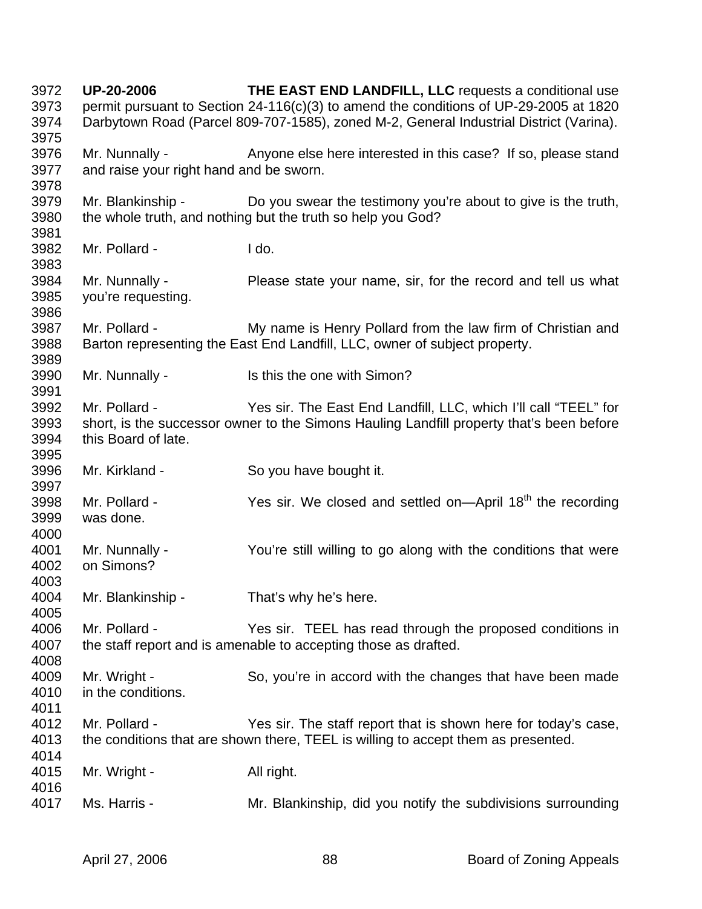3972 **UP-20-2006** **THE EAST END LANDFILL, LLC** requests a conditional use
3973 permit pursuant to Section 24-116(c)(3) to amend the conditions of UP-29-2005 at 1820
3974 Darbytown Road (Parcel 809-707-1585), zoned M-2, General Industrial District (Varina).
3975
3976 Mr. Nunnally - Anyone else here interested in this case? If so, please stand
3977 and raise your right hand and be sworn.
3978
3979 Mr. Blankinship - Do you swear the testimony you're about to give is the truth,
3980 the whole truth, and nothing but the truth so help you God?
3981
3982 Mr. Pollard - I do.
3983
3984 Mr. Nunnally - Please state your name, sir, for the record and tell us what
3985 you're requesting.
3986
3987 Mr. Pollard - My name is Henry Pollard from the law firm of Christian and
3988 Barton representing the East End Landfill, LLC, owner of subject property.
3989
3990 Mr. Nunnally - Is this the one with Simon?
3991
3992 Mr. Pollard - Yes sir. The East End Landfill, LLC, which I'll call "TEEL" for
3993 short, is the successor owner to the Simons Hauling Landfill property that's been before
3994 this Board of late.
3995
3996 Mr. Kirkland - So you have bought it.
3997
3998 Mr. Pollard - Yes sir. We closed and settled on—April 18th the recording
3999 was done.
4000
4001 Mr. Nunnally - You're still willing to go along with the conditions that were
4002 on Simons?
4003
4004 Mr. Blankinship - That's why he's here.
4005
4006 Mr. Pollard - Yes sir. TEEL has read through the proposed conditions in
4007 the staff report and is amenable to accepting those as drafted.
4008
4009 Mr. Wright - So, you're in accord with the changes that have been made
4010 in the conditions.
4011
4012 Mr. Pollard - Yes sir. The staff report that is shown here for today's case,
4013 the conditions that are shown there, TEEL is willing to accept them as presented.
4014
4015 Mr. Wright - All right.
4016
4017 Ms. Harris - Mr. Blankinship, did you notify the subdivisions surrounding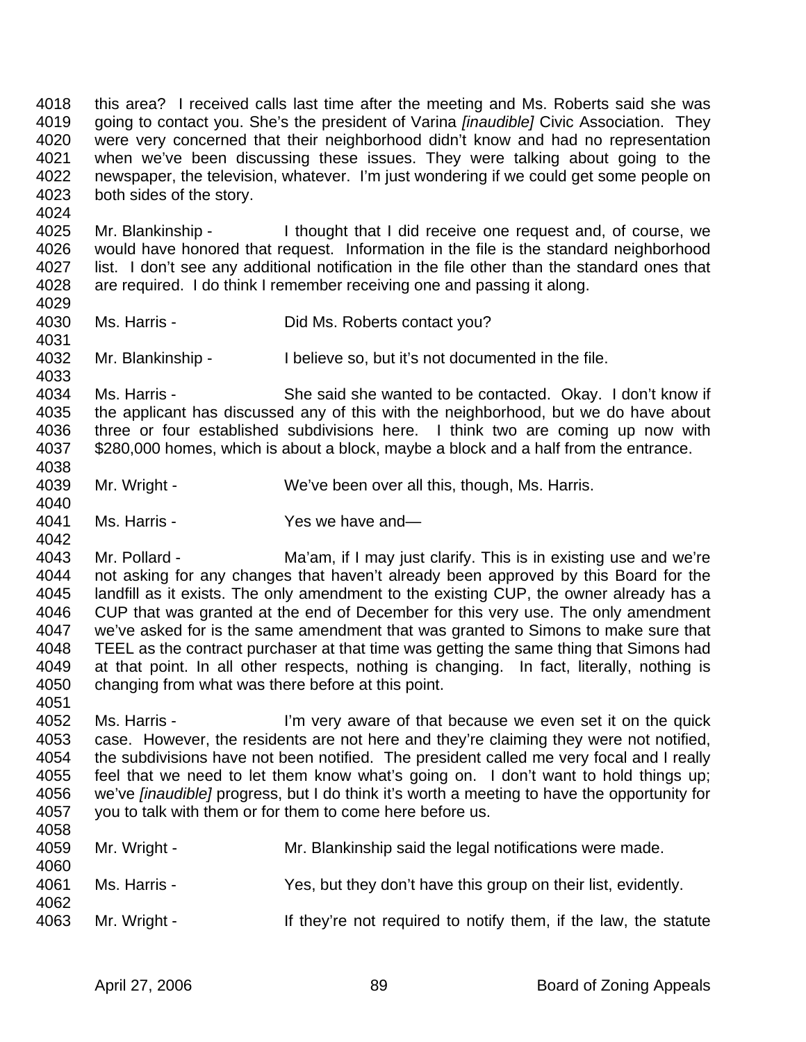4018 this area? I received calls last time after the meeting and Ms. Roberts said she was
4019 going to contact you. She's the president of Varina *[inaudible]* Civic Association. They
4020 were very concerned that their neighborhood didn't know and had no representation
4021 when we've been discussing these issues. They were talking about going to the
4022 newspaper, the television, whatever. I'm just wondering if we could get some people on
4023 both sides of the story.
4024
4025 Mr. Blankinship - I thought that I did receive one request and, of course, we
4026 would have honored that request. Information in the file is the standard neighborhood
4027 list. I don't see any additional notification in the file other than the standard ones that
4028 are required. I do think I remember receiving one and passing it along.
4029
4030 Ms. Harris - Did Ms. Roberts contact you?
4031
4032 Mr. Blankinship - I believe so, but it's not documented in the file.
4033
4034 Ms. Harris - She said she wanted to be contacted. Okay. I don't know if
4035 the applicant has discussed any of this with the neighborhood, but we do have about
4036 three or four established subdivisions here. I think two are coming up now with
4037 $280,000 homes, which is about a block, maybe a block and a half from the entrance.
4038
4039 Mr. Wright - We've been over all this, though, Ms. Harris.
4040
4041 Ms. Harris - Yes we have and—
4042
4043 Mr. Pollard - Ma'am, if I may just clarify. This is in existing use and we're
4044 not asking for any changes that haven't already been approved by this Board for the
4045 landfill as it exists. The only amendment to the existing CUP, the owner already has a
4046 CUP that was granted at the end of December for this very use. The only amendment
4047 we've asked for is the same amendment that was granted to Simons to make sure that
4048 TEEL as the contract purchaser at that time was getting the same thing that Simons had
4049 at that point. In all other respects, nothing is changing. In fact, literally, nothing is
4050 changing from what was there before at this point.
4051
4052 Ms. Harris - I'm very aware of that because we even set it on the quick
4053 case. However, the residents are not here and they're claiming they were not notified,
4054 the subdivisions have not been notified. The president called me very focal and I really
4055 feel that we need to let them know what's going on. I don't want to hold things up;
4056 we've *[inaudible]* progress, but I do think it's worth a meeting to have the opportunity for
4057 you to talk with them or for them to come here before us.
4058
4059 Mr. Wright - Mr. Blankinship said the legal notifications were made.
4060
4061 Ms. Harris - Yes, but they don't have this group on their list, evidently.
4062
4063 Mr. Wright - If they're not required to notify them, if the law, the statute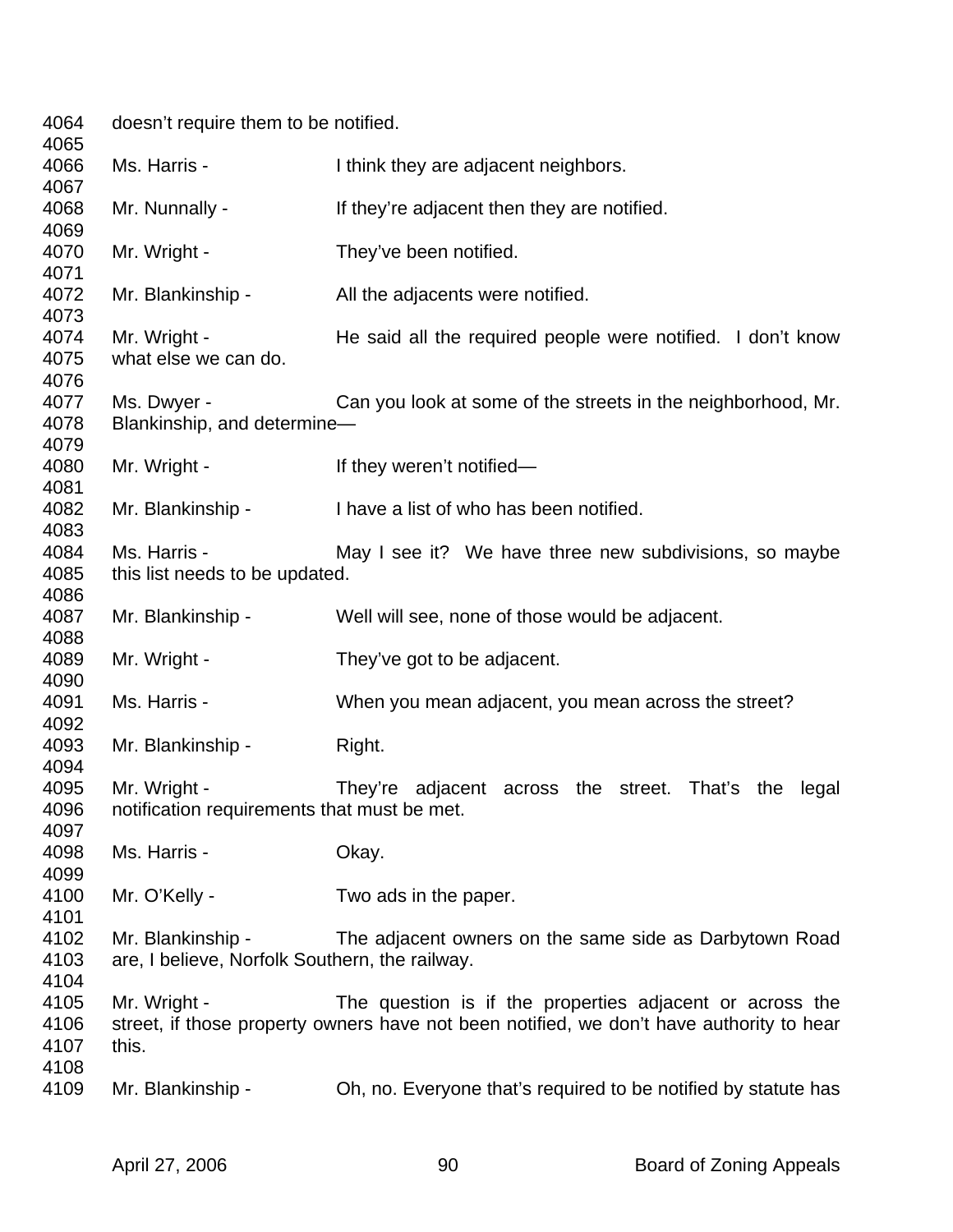doesn't require them to be notified.

Ms. Harris - I think they are adjacent neighbors.

Mr. Nunnally - If they're adjacent then they are notified.

Mr. Wright - They've been notified.

Mr. Blankinship - All the adjacents were notified.

Mr. Wright - He said all the required people were notified. I don't know what else we can do.

Ms. Dwyer - Can you look at some of the streets in the neighborhood, Mr. Blankinship, and determine—

Mr. Wright - If they weren't notified—

Mr. Blankinship - I have a list of who has been notified.

Ms. Harris - May I see it? We have three new subdivisions, so maybe this list needs to be updated.

Mr. Blankinship - Well will see, none of those would be adjacent.

Mr. Wright - They've got to be adjacent.

Ms. Harris - When you mean adjacent, you mean across the street?

Mr. Blankinship - Right.

Mr. Wright - They're adjacent across the street. That's the legal notification requirements that must be met.

Ms. Harris - Okay.

Mr. O'Kelly - Two ads in the paper.

Mr. Blankinship - The adjacent owners on the same side as Darbytown Road are, I believe, Norfolk Southern, the railway.

Mr. Wright - The question is if the properties adjacent or across the street, if those property owners have not been notified, we don't have authority to hear this.

Mr. Blankinship - Oh, no. Everyone that's required to be notified by statute has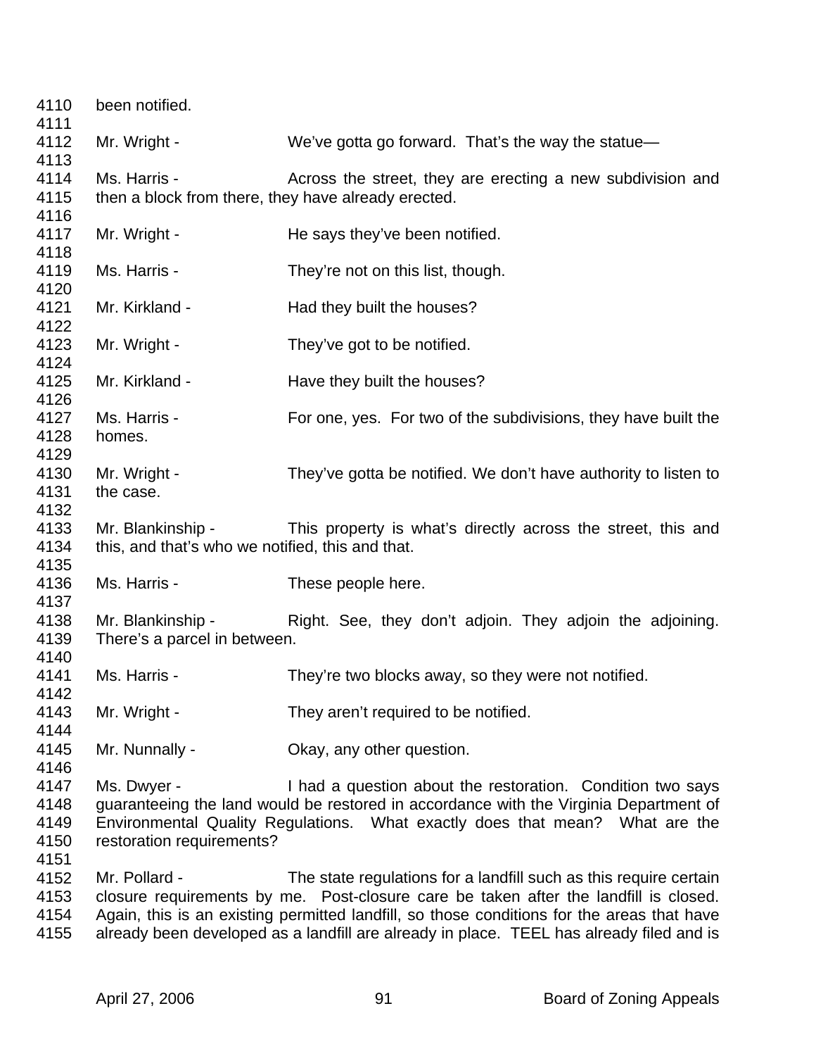4110 been notified.
4111
4112 Mr. Wright - We've gotta go forward. That's the way the statue—
4113
4114 Ms. Harris - Across the street, they are erecting a new subdivision and
4115 then a block from there, they have already erected.
4116
4117 Mr. Wright - He says they've been notified.
4118
4119 Ms. Harris - They're not on this list, though.
4120
4121 Mr. Kirkland - Had they built the houses?
4122
4123 Mr. Wright - They've got to be notified.
4124
4125 Mr. Kirkland - Have they built the houses?
4126
4127 Ms. Harris - For one, yes. For two of the subdivisions, they have built the
4128 homes.
4129
4130 Mr. Wright - They've gotta be notified. We don't have authority to listen to
4131 the case.
4132
4133 Mr. Blankinship - This property is what's directly across the street, this and
4134 this, and that's who we notified, this and that.
4135
4136 Ms. Harris - These people here.
4137
4138 Mr. Blankinship - Right. See, they don't adjoin. They adjoin the adjoining.
4139 There's a parcel in between.
4140
4141 Ms. Harris - They're two blocks away, so they were not notified.
4142
4143 Mr. Wright - They aren't required to be notified.
4144
4145 Mr. Nunnally - Okay, any other question.
4146
4147 Ms. Dwyer - I had a question about the restoration. Condition two says
4148 guaranteeing the land would be restored in accordance with the Virginia Department of
4149 Environmental Quality Regulations. What exactly does that mean? What are the
4150 restoration requirements?
4151
4152 Mr. Pollard - The state regulations for a landfill such as this require certain
4153 closure requirements by me. Post-closure care be taken after the landfill is closed.
4154 Again, this is an existing permitted landfill, so those conditions for the areas that have
4155 already been developed as a landfill are already in place. TEEL has already filed and is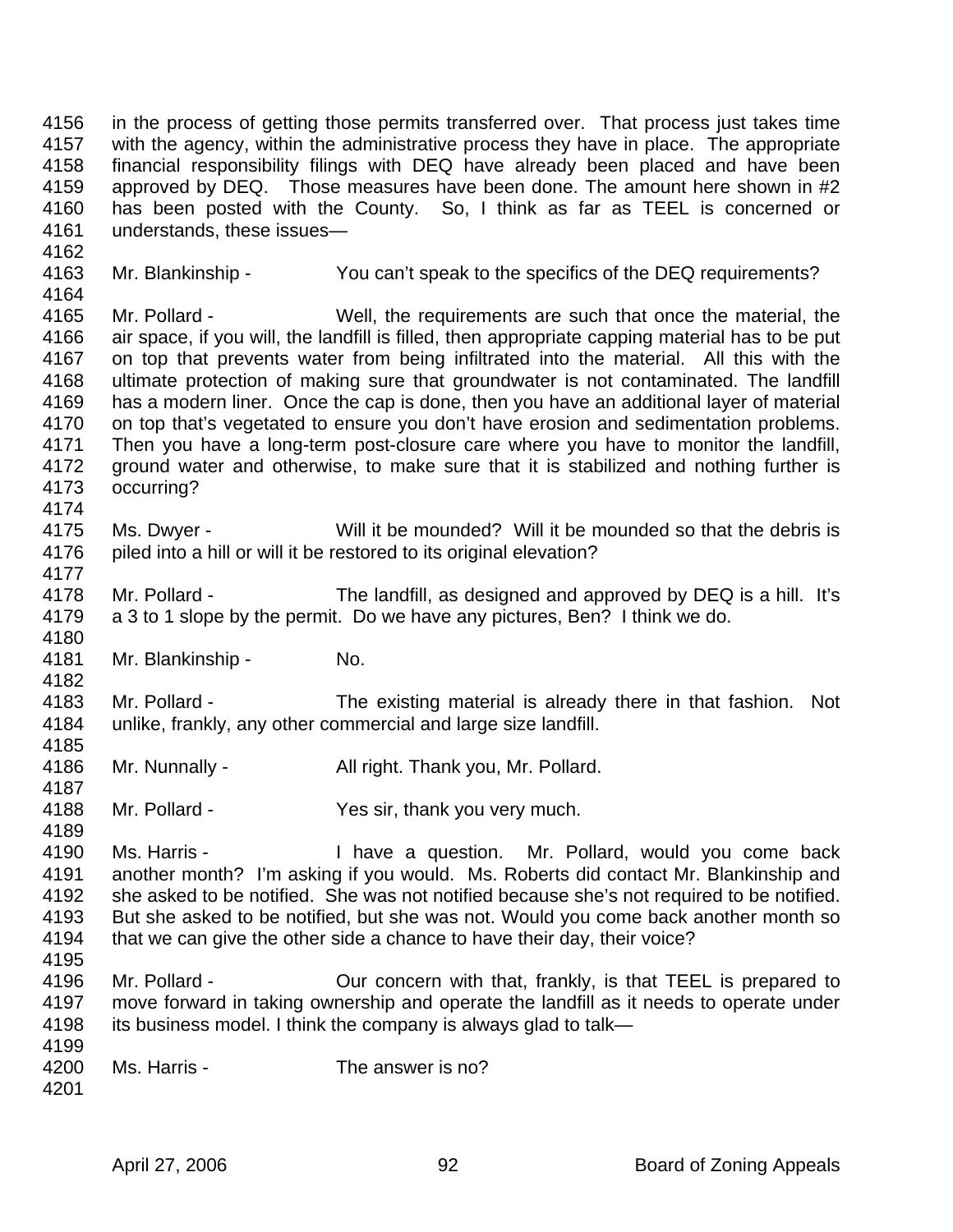in the process of getting those permits transferred over. That process just takes time with the agency, within the administrative process they have in place. The appropriate financial responsibility filings with DEQ have already been placed and have been approved by DEQ. Those measures have been done. The amount here shown in #2 has been posted with the County. So, I think as far as TEEL is concerned or understands, these issues—

Mr. Blankinship - You can't speak to the specifics of the DEQ requirements?

Mr. Pollard - Well, the requirements are such that once the material, the air space, if you will, the landfill is filled, then appropriate capping material has to be put on top that prevents water from being infiltrated into the material. All this with the ultimate protection of making sure that groundwater is not contaminated. The landfill has a modern liner. Once the cap is done, then you have an additional layer of material on top that's vegetated to ensure you don't have erosion and sedimentation problems. Then you have a long-term post-closure care where you have to monitor the landfill, ground water and otherwise, to make sure that it is stabilized and nothing further is occurring?

Ms. Dwyer - Will it be mounded? Will it be mounded so that the debris is piled into a hill or will it be restored to its original elevation?

Mr. Pollard - The landfill, as designed and approved by DEQ is a hill. It's a 3 to 1 slope by the permit. Do we have any pictures, Ben? I think we do.

Mr. Blankinship - No.

Mr. Pollard - The existing material is already there in that fashion. Not unlike, frankly, any other commercial and large size landfill.

Mr. Nunnally - All right. Thank you, Mr. Pollard.

Mr. Pollard - Yes sir, thank you very much.

Ms. Harris - I have a question. Mr. Pollard, would you come back another month? I'm asking if you would. Ms. Roberts did contact Mr. Blankinship and she asked to be notified. She was not notified because she's not required to be notified. But she asked to be notified, but she was not. Would you come back another month so that we can give the other side a chance to have their day, their voice?

Mr. Pollard - Our concern with that, frankly, is that TEEL is prepared to move forward in taking ownership and operate the landfill as it needs to operate under its business model. I think the company is always glad to talk—

Ms. Harris - The answer is no?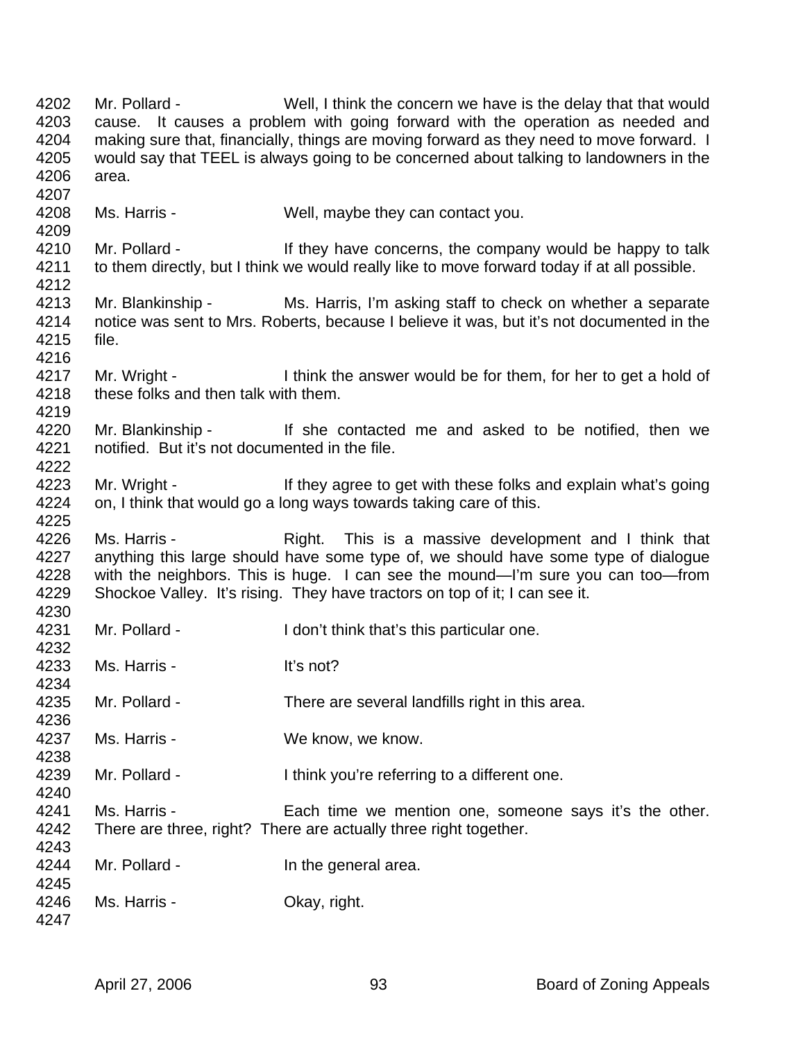4202 Mr. Pollard - Well, I think the concern we have is the delay that that would
4203 cause. It causes a problem with going forward with the operation as needed and
4204 making sure that, financially, things are moving forward as they need to move forward. I
4205 would say that TEEL is always going to be concerned about talking to landowners in the
4206 area.
4207
4208 Ms. Harris - Well, maybe they can contact you.
4209
4210 Mr. Pollard - If they have concerns, the company would be happy to talk
4211 to them directly, but I think we would really like to move forward today if at all possible.
4212
4213 Mr. Blankinship - Ms. Harris, I'm asking staff to check on whether a separate
4214 notice was sent to Mrs. Roberts, because I believe it was, but it's not documented in the
4215 file.
4216
4217 Mr. Wright - I think the answer would be for them, for her to get a hold of
4218 these folks and then talk with them.
4219
4220 Mr. Blankinship - If she contacted me and asked to be notified, then we
4221 notified. But it's not documented in the file.
4222
4223 Mr. Wright - If they agree to get with these folks and explain what's going
4224 on, I think that would go a long ways towards taking care of this.
4225
4226 Ms. Harris - Right. This is a massive development and I think that
4227 anything this large should have some type of, we should have some type of dialogue
4228 with the neighbors. This is huge. I can see the mound—I'm sure you can too—from
4229 Shockoe Valley. It's rising. They have tractors on top of it; I can see it.
4230
4231 Mr. Pollard - I don't think that's this particular one.
4232
4233 Ms. Harris - It's not?
4234
4235 Mr. Pollard - There are several landfills right in this area.
4236
4237 Ms. Harris - We know, we know.
4238
4239 Mr. Pollard - I think you're referring to a different one.
4240
4241 Ms. Harris - Each time we mention one, someone says it's the other.
4242 There are three, right? There are actually three right together.
4243
4244 Mr. Pollard - In the general area.
4245
4246 Ms. Harris - Okay, right.
4247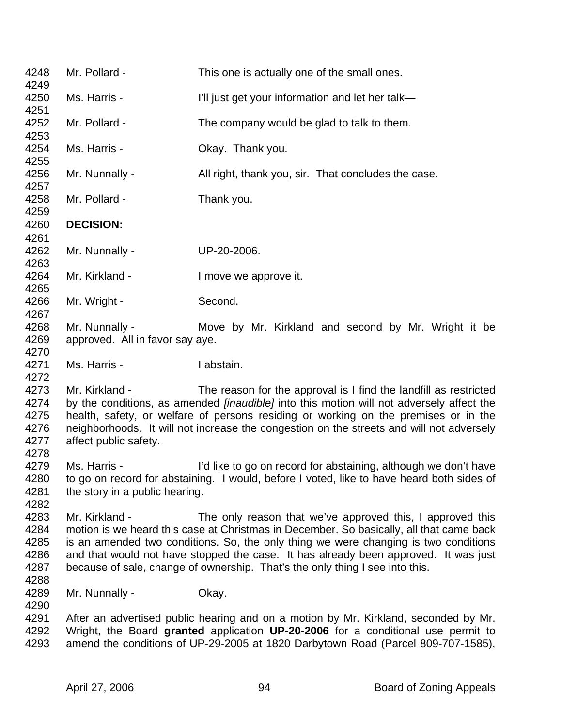Mr. Pollard - This one is actually one of the small ones.

Ms. Harris - I'll just get your information and let her talk—

Mr. Pollard - The company would be glad to talk to them.

Ms. Harris - Okay. Thank you.

Mr. Nunnally - All right, thank you, sir. That concludes the case.

Mr. Pollard - Thank you.

**DECISION:**

Mr. Nunnally - UP-20-2006.

Mr. Kirkland - I move we approve it.

Mr. Wright - Second.

Mr. Nunnally - Move by Mr. Kirkland and second by Mr. Wright it be approved. All in favor say aye.

Ms. Harris - I abstain.

Mr. Kirkland - The reason for the approval is I find the landfill as restricted by the conditions, as amended *[inaudible]* into this motion will not adversely affect the health, safety, or welfare of persons residing or working on the premises or in the neighborhoods. It will not increase the congestion on the streets and will not adversely affect public safety.

Ms. Harris - I'd like to go on record for abstaining, although we don't have to go on record for abstaining. I would, before I voted, like to have heard both sides of the story in a public hearing.

Mr. Kirkland - The only reason that we've approved this, I approved this motion is we heard this case at Christmas in December. So basically, all that came back is an amended two conditions. So, the only thing we were changing is two conditions and that would not have stopped the case. It has already been approved. It was just because of sale, change of ownership. That's the only thing I see into this.

Mr. Nunnally - Okay.

After an advertised public hearing and on a motion by Mr. Kirkland, seconded by Mr. Wright, the Board **granted** application **UP-20-2006** for a conditional use permit to amend the conditions of UP-29-2005 at 1820 Darbytown Road (Parcel 809-707-1585),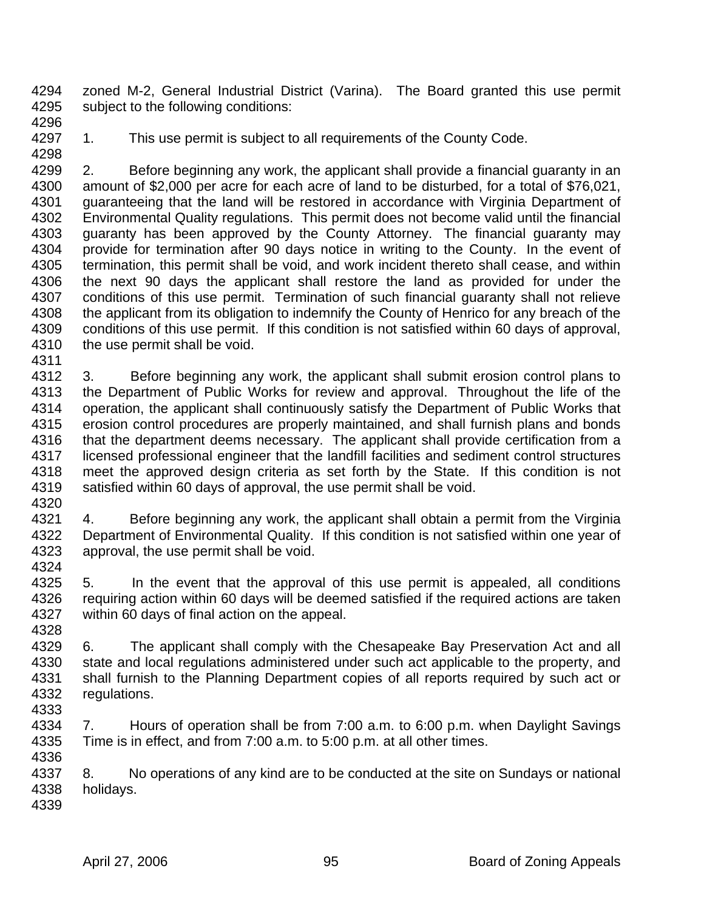zoned M-2, General Industrial District (Varina). The Board granted this use permit subject to the following conditions:

1. This use permit is subject to all requirements of the County Code.

2. Before beginning any work, the applicant shall provide a financial guaranty in an amount of $2,000 per acre for each acre of land to be disturbed, for a total of $76,021, guaranteeing that the land will be restored in accordance with Virginia Department of Environmental Quality regulations. This permit does not become valid until the financial guaranty has been approved by the County Attorney. The financial guaranty may provide for termination after 90 days notice in writing to the County. In the event of termination, this permit shall be void, and work incident thereto shall cease, and within the next 90 days the applicant shall restore the land as provided for under the conditions of this use permit. Termination of such financial guaranty shall not relieve the applicant from its obligation to indemnify the County of Henrico for any breach of the conditions of this use permit. If this condition is not satisfied within 60 days of approval, the use permit shall be void.

3. Before beginning any work, the applicant shall submit erosion control plans to the Department of Public Works for review and approval. Throughout the life of the operation, the applicant shall continuously satisfy the Department of Public Works that erosion control procedures are properly maintained, and shall furnish plans and bonds that the department deems necessary. The applicant shall provide certification from a licensed professional engineer that the landfill facilities and sediment control structures meet the approved design criteria as set forth by the State. If this condition is not satisfied within 60 days of approval, the use permit shall be void.

4. Before beginning any work, the applicant shall obtain a permit from the Virginia Department of Environmental Quality. If this condition is not satisfied within one year of approval, the use permit shall be void.

5. In the event that the approval of this use permit is appealed, all conditions requiring action within 60 days will be deemed satisfied if the required actions are taken within 60 days of final action on the appeal.

6. The applicant shall comply with the Chesapeake Bay Preservation Act and all state and local regulations administered under such act applicable to the property, and shall furnish to the Planning Department copies of all reports required by such act or regulations.

7. Hours of operation shall be from 7:00 a.m. to 6:00 p.m. when Daylight Savings Time is in effect, and from 7:00 a.m. to 5:00 p.m. at all other times.

8. No operations of any kind are to be conducted at the site on Sundays or national holidays.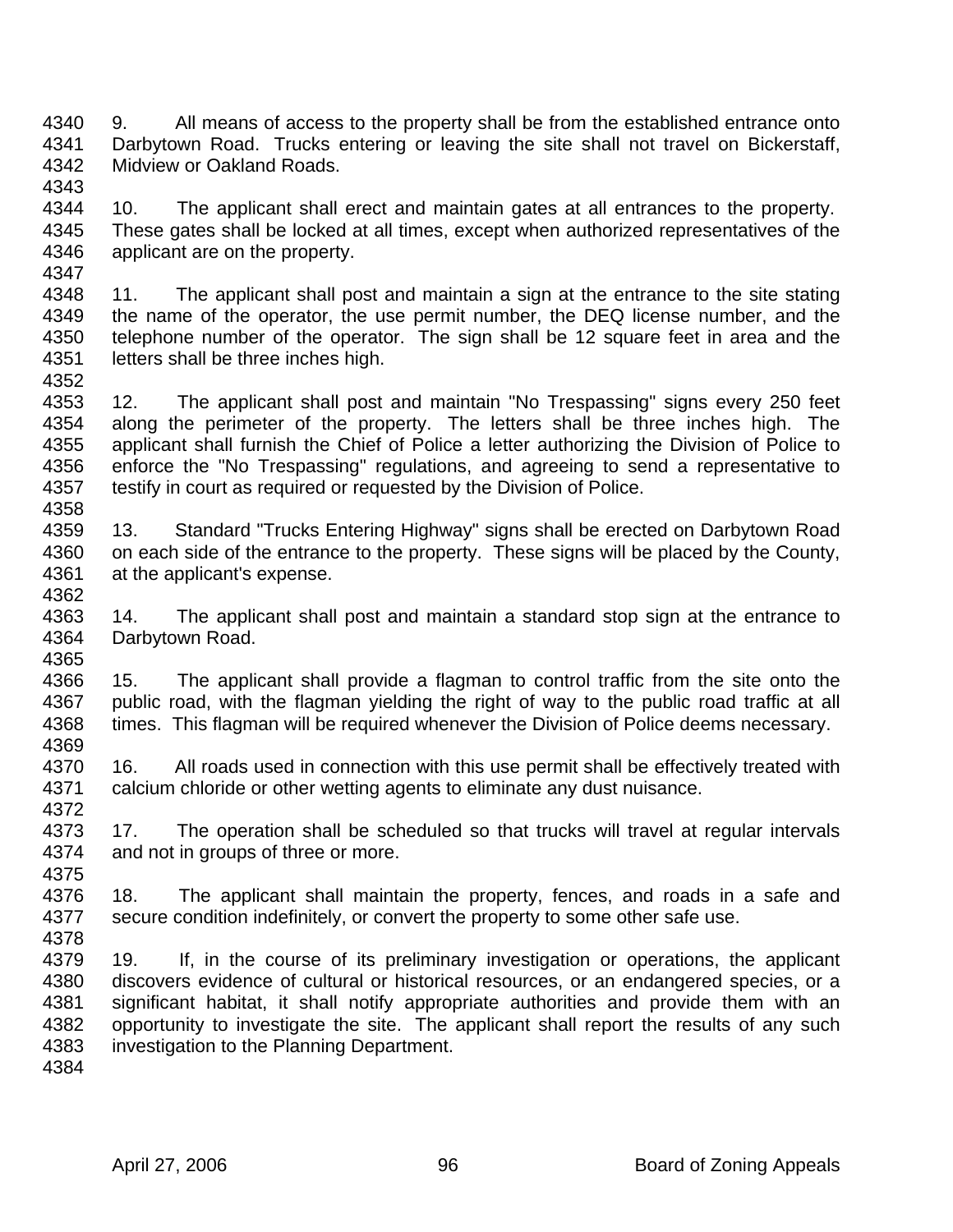9. All means of access to the property shall be from the established entrance onto Darbytown Road. Trucks entering or leaving the site shall not travel on Bickerstaff, Midview or Oakland Roads.

10. The applicant shall erect and maintain gates at all entrances to the property. These gates shall be locked at all times, except when authorized representatives of the applicant are on the property.

11. The applicant shall post and maintain a sign at the entrance to the site stating the name of the operator, the use permit number, the DEQ license number, and the telephone number of the operator. The sign shall be 12 square feet in area and the letters shall be three inches high.

12. The applicant shall post and maintain "No Trespassing" signs every 250 feet along the perimeter of the property. The letters shall be three inches high. The applicant shall furnish the Chief of Police a letter authorizing the Division of Police to enforce the "No Trespassing" regulations, and agreeing to send a representative to testify in court as required or requested by the Division of Police.

13. Standard "Trucks Entering Highway" signs shall be erected on Darbytown Road on each side of the entrance to the property. These signs will be placed by the County, at the applicant's expense.

14. The applicant shall post and maintain a standard stop sign at the entrance to Darbytown Road.

15. The applicant shall provide a flagman to control traffic from the site onto the public road, with the flagman yielding the right of way to the public road traffic at all times. This flagman will be required whenever the Division of Police deems necessary.

16. All roads used in connection with this use permit shall be effectively treated with calcium chloride or other wetting agents to eliminate any dust nuisance.

17. The operation shall be scheduled so that trucks will travel at regular intervals and not in groups of three or more.

18. The applicant shall maintain the property, fences, and roads in a safe and secure condition indefinitely, or convert the property to some other safe use.

19. If, in the course of its preliminary investigation or operations, the applicant discovers evidence of cultural or historical resources, or an endangered species, or a significant habitat, it shall notify appropriate authorities and provide them with an opportunity to investigate the site. The applicant shall report the results of any such investigation to the Planning Department.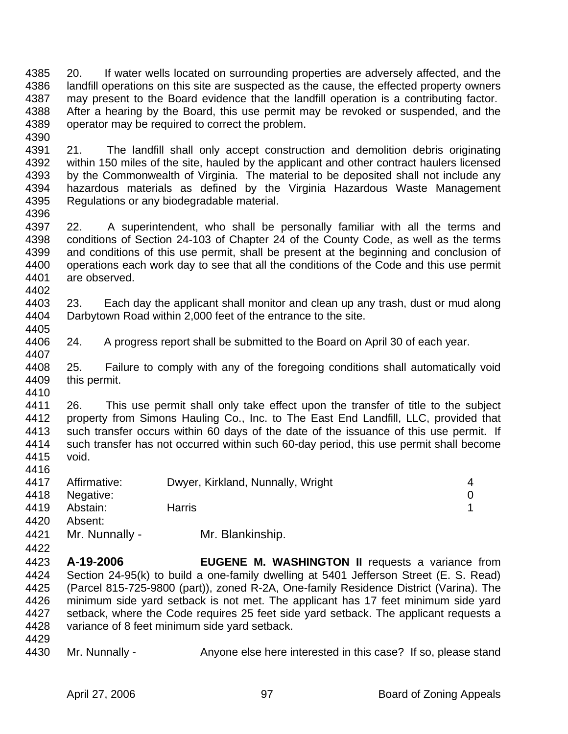20. If water wells located on surrounding properties are adversely affected, and the landfill operations on this site are suspected as the cause, the effected property owners may present to the Board evidence that the landfill operation is a contributing factor. After a hearing by the Board, this use permit may be revoked or suspended, and the operator may be required to correct the problem.

21. The landfill shall only accept construction and demolition debris originating within 150 miles of the site, hauled by the applicant and other contract haulers licensed by the Commonwealth of Virginia. The material to be deposited shall not include any hazardous materials as defined by the Virginia Hazardous Waste Management Regulations or any biodegradable material.

22. A superintendent, who shall be personally familiar with all the terms and conditions of Section 24-103 of Chapter 24 of the County Code, as well as the terms and conditions of this use permit, shall be present at the beginning and conclusion of operations each work day to see that all the conditions of the Code and this use permit are observed.

23. Each day the applicant shall monitor and clean up any trash, dust or mud along Darbytown Road within 2,000 feet of the entrance to the site.

24. A progress report shall be submitted to the Board on April 30 of each year.

25. Failure to comply with any of the foregoing conditions shall automatically void this permit.

26. This use permit shall only take effect upon the transfer of title to the subject property from Simons Hauling Co., Inc. to The East End Landfill, LLC, provided that such transfer occurs within 60 days of the date of the issuance of this use permit. If such transfer has not occurred within such 60-day period, this use permit shall become void.

| | | |
|---|---|---|
| Affirmative: | Dwyer, Kirkland, Nunnally, Wright | 4 |
| Negative: | | 0 |
| Abstain: | Harris | 1 |
| Absent: | | |

Mr. Nunnally - Mr. Blankinship.

**A-19-2006** **EUGENE M. WASHINGTON II** requests a variance from Section 24-95(k) to build a one-family dwelling at 5401 Jefferson Street (E. S. Read) (Parcel 815-725-9800 (part)), zoned R-2A, One-family Residence District (Varina). The minimum side yard setback is not met. The applicant has 17 feet minimum side yard setback, where the Code requires 25 feet side yard setback. The applicant requests a variance of 8 feet minimum side yard setback.

Mr. Nunnally - Anyone else here interested in this case? If so, please stand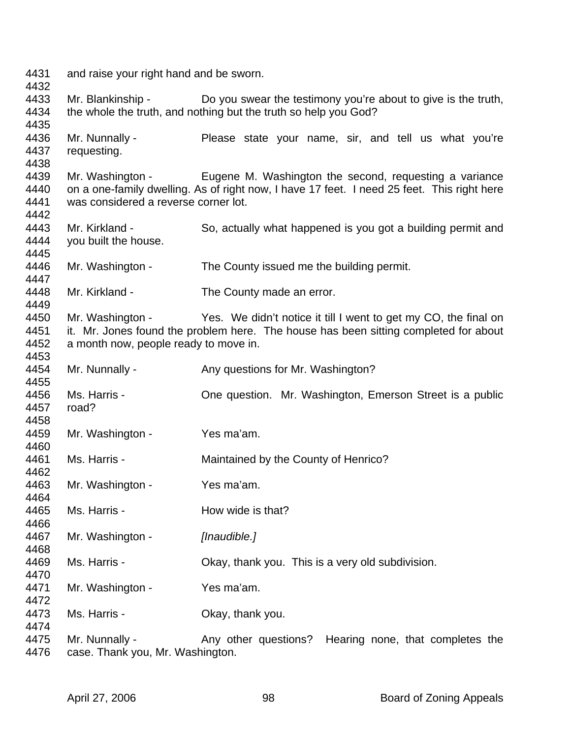and raise your right hand and be sworn.

Mr. Blankinship - Do you swear the testimony you're about to give is the truth, the whole the truth, and nothing but the truth so help you God?

Mr. Nunnally - Please state your name, sir, and tell us what you're requesting.

Mr. Washington - Eugene M. Washington the second, requesting a variance on a one-family dwelling. As of right now, I have 17 feet. I need 25 feet. This right here was considered a reverse corner lot.

Mr. Kirkland - So, actually what happened is you got a building permit and you built the house.

Mr. Washington - The County issued me the building permit.

Mr. Kirkland - The County made an error.

Mr. Washington - Yes. We didn't notice it till I went to get my CO, the final on it. Mr. Jones found the problem here. The house has been sitting completed for about a month now, people ready to move in.

Mr. Nunnally - Any questions for Mr. Washington?

Ms. Harris - One question. Mr. Washington, Emerson Street is a public road?

Mr. Washington - Yes ma'am.

Ms. Harris - Maintained by the County of Henrico?

Mr. Washington - Yes ma'am.

Ms. Harris - How wide is that?

Mr. Washington - *[Inaudible.]*

Ms. Harris - Okay, thank you. This is a very old subdivision.

Mr. Washington - Yes ma'am.

Ms. Harris - Okay, thank you.

Mr. Nunnally - Any other questions? Hearing none, that completes the case. Thank you, Mr. Washington.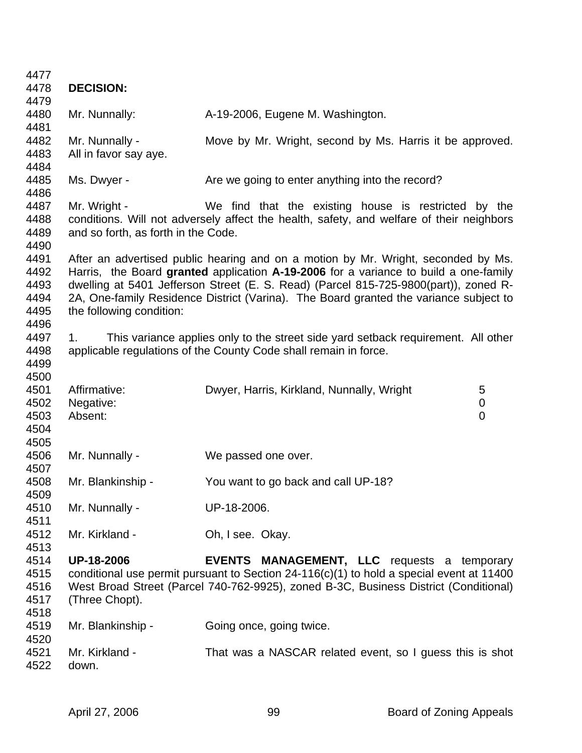**DECISION:**

Mr. Nunnally: A-19-2006, Eugene M. Washington.

Mr. Nunnally - Move by Mr. Wright, second by Ms. Harris it be approved. All in favor say aye.

Ms. Dwyer - Are we going to enter anything into the record?

Mr. Wright - We find that the existing house is restricted by the conditions. Will not adversely affect the health, safety, and welfare of their neighbors and so forth, as forth in the Code.

After an advertised public hearing and on a motion by Mr. Wright, seconded by Ms. Harris, the Board **granted** application **A-19-2006** for a variance to build a one-family dwelling at 5401 Jefferson Street (E. S. Read) (Parcel 815-725-9800(part)), zoned R-2A, One-family Residence District (Varina). The Board granted the variance subject to the following condition:

1. This variance applies only to the street side yard setback requirement. All other applicable regulations of the County Code shall remain in force.

| | | |
|---|---|---|
| Affirmative: | Dwyer, Harris, Kirkland, Nunnally, Wright | 5 |
| Negative: | | 0 |
| Absent: | | 0 |

Mr. Nunnally - We passed one over.

Mr. Blankinship - You want to go back and call UP-18?

Mr. Nunnally - UP-18-2006.

Mr. Kirkland - Oh, I see. Okay.

**UP-18-2006** **EVENTS MANAGEMENT, LLC** requests a temporary conditional use permit pursuant to Section 24-116(c)(1) to hold a special event at 11400 West Broad Street (Parcel 740-762-9925), zoned B-3C, Business District (Conditional) (Three Chopt).

Mr. Blankinship - Going once, going twice.

Mr. Kirkland - That was a NASCAR related event, so I guess this is shot down.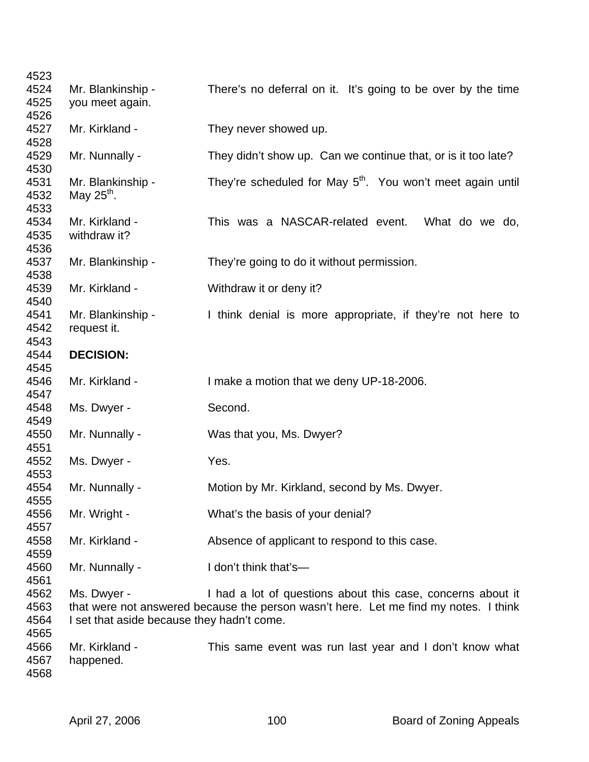Mr. Blankinship - There's no deferral on it. It's going to be over by the time you meet again.

Mr. Kirkland - They never showed up.

Mr. Nunnally - They didn't show up. Can we continue that, or is it too late?

Mr. Blankinship - They're scheduled for May 5th. You won't meet again until May 25th.

Mr. Kirkland - This was a NASCAR-related event. What do we do, withdraw it?

Mr. Blankinship - They're going to do it without permission.

Mr. Kirkland - Withdraw it or deny it?

Mr. Blankinship - I think denial is more appropriate, if they're not here to request it.

**DECISION:**

Mr. Kirkland - I make a motion that we deny UP-18-2006.

Ms. Dwyer - Second.

Mr. Nunnally - Was that you, Ms. Dwyer?

Ms. Dwyer - Yes.

Mr. Nunnally - Motion by Mr. Kirkland, second by Ms. Dwyer.

Mr. Wright - What's the basis of your denial?

Mr. Kirkland - Absence of applicant to respond to this case.

Mr. Nunnally - I don't think that's—

Ms. Dwyer - I had a lot of questions about this case, concerns about it that were not answered because the person wasn't here. Let me find my notes. I think I set that aside because they hadn't come.

Mr. Kirkland - This same event was run last year and I don't know what happened.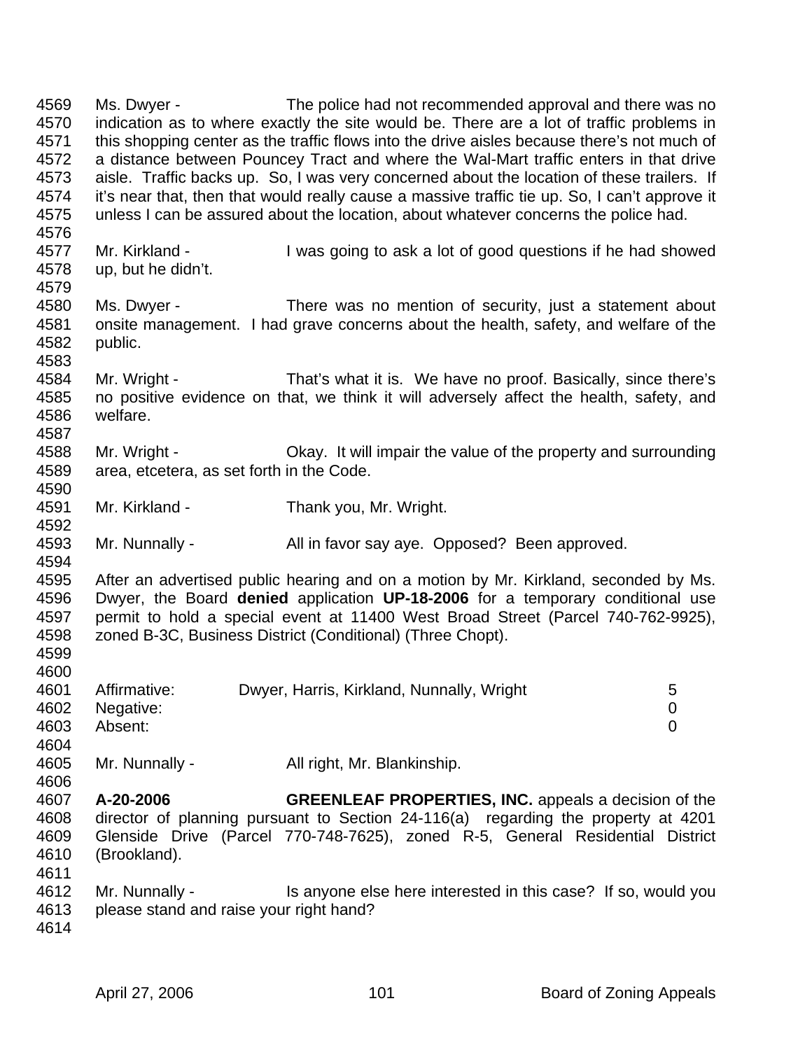Ms. Dwyer - The police had not recommended approval and there was no indication as to where exactly the site would be. There are a lot of traffic problems in this shopping center as the traffic flows into the drive aisles because there's not much of a distance between Pouncey Tract and where the Wal-Mart traffic enters in that drive aisle. Traffic backs up. So, I was very concerned about the location of these trailers. If it's near that, then that would really cause a massive traffic tie up. So, I can't approve it unless I can be assured about the location, about whatever concerns the police had.

Mr. Kirkland - I was going to ask a lot of good questions if he had showed up, but he didn't.

Ms. Dwyer - There was no mention of security, just a statement about onsite management. I had grave concerns about the health, safety, and welfare of the public.

Mr. Wright - That's what it is. We have no proof. Basically, since there's no positive evidence on that, we think it will adversely affect the health, safety, and welfare.

Mr. Wright - Okay. It will impair the value of the property and surrounding area, etcetera, as set forth in the Code.

Mr. Kirkland - Thank you, Mr. Wright.

Mr. Nunnally - All in favor say aye. Opposed? Been approved.

After an advertised public hearing and on a motion by Mr. Kirkland, seconded by Ms. Dwyer, the Board **denied** application **UP-18-2006** for a temporary conditional use permit to hold a special event at 11400 West Broad Street (Parcel 740-762-9925), zoned B-3C, Business District (Conditional) (Three Chopt).

| | | |
|---|---|---|
| Affirmative: | Dwyer, Harris, Kirkland, Nunnally, Wright | 5 |
| Negative: | | 0 |
| Absent: | | 0 |

Mr. Nunnally - All right, Mr. Blankinship.

**A-20-2006** **GREENLEAF PROPERTIES, INC.** appeals a decision of the director of planning pursuant to Section 24-116(a) regarding the property at 4201 Glenside Drive (Parcel 770-748-7625), zoned R-5, General Residential District (Brookland).

Mr. Nunnally - Is anyone else here interested in this case? If so, would you please stand and raise your right hand?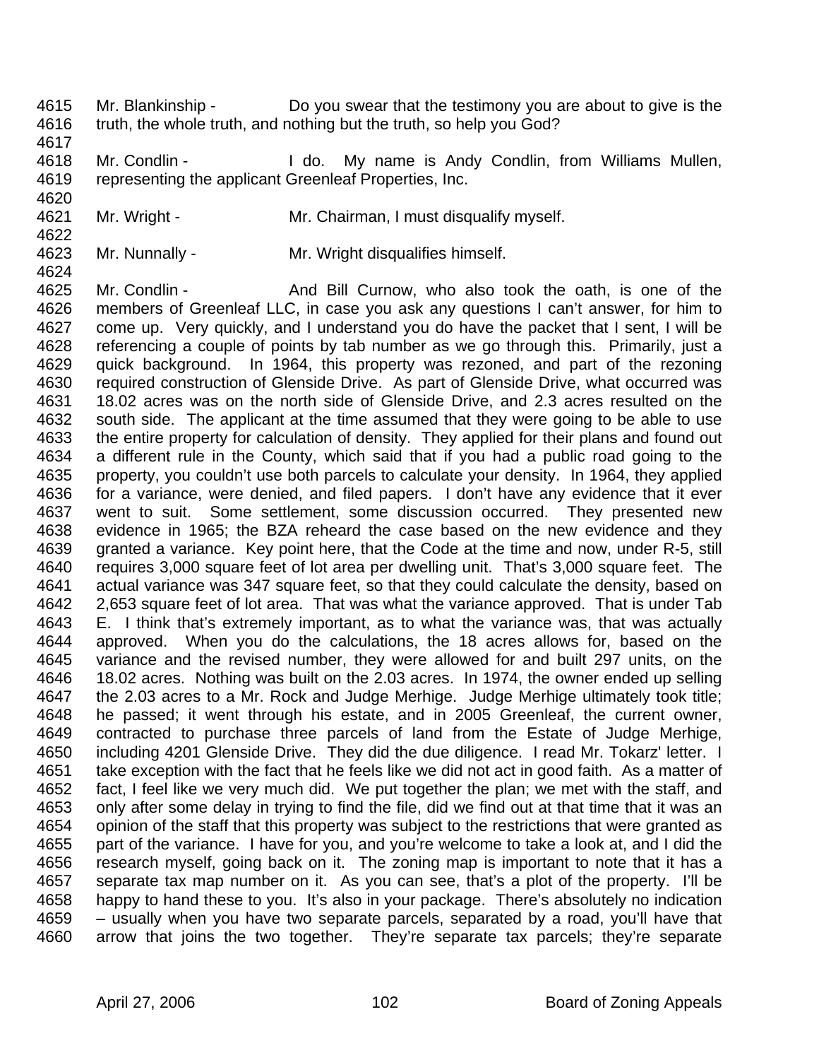4615 Mr. Blankinship - Do you swear that the testimony you are about to give is the
4616 truth, the whole truth, and nothing but the truth, so help you God?
4617
4618 Mr. Condlin - I do. My name is Andy Condlin, from Williams Mullen,
4619 representing the applicant Greenleaf Properties, Inc.
4620
4621 Mr. Wright - Mr. Chairman, I must disqualify myself.
4622
4623 Mr. Nunnally - Mr. Wright disqualifies himself.
4624
4625 Mr. Condlin - And Bill Curnow, who also took the oath, is one of the
4626 members of Greenleaf LLC, in case you ask any questions I can't answer, for him to
4627 come up. Very quickly, and I understand you do have the packet that I sent, I will be
4628 referencing a couple of points by tab number as we go through this. Primarily, just a
4629 quick background. In 1964, this property was rezoned, and part of the rezoning
4630 required construction of Glenside Drive. As part of Glenside Drive, what occurred was
4631 18.02 acres was on the north side of Glenside Drive, and 2.3 acres resulted on the
4632 south side. The applicant at the time assumed that they were going to be able to use
4633 the entire property for calculation of density. They applied for their plans and found out
4634 a different rule in the County, which said that if you had a public road going to the
4635 property, you couldn't use both parcels to calculate your density. In 1964, they applied
4636 for a variance, were denied, and filed papers. I don't have any evidence that it ever
4637 went to suit. Some settlement, some discussion occurred. They presented new
4638 evidence in 1965; the BZA reheard the case based on the new evidence and they
4639 granted a variance. Key point here, that the Code at the time and now, under R-5, still
4640 requires 3,000 square feet of lot area per dwelling unit. That's 3,000 square feet. The
4641 actual variance was 347 square feet, so that they could calculate the density, based on
4642 2,653 square feet of lot area. That was what the variance approved. That is under Tab
4643 E. I think that's extremely important, as to what the variance was, that was actually
4644 approved. When you do the calculations, the 18 acres allows for, based on the
4645 variance and the revised number, they were allowed for and built 297 units, on the
4646 18.02 acres. Nothing was built on the 2.03 acres. In 1974, the owner ended up selling
4647 the 2.03 acres to a Mr. Rock and Judge Merhige. Judge Merhige ultimately took title;
4648 he passed; it went through his estate, and in 2005 Greenleaf, the current owner,
4649 contracted to purchase three parcels of land from the Estate of Judge Merhige,
4650 including 4201 Glenside Drive. They did the due diligence. I read Mr. Tokarz' letter. I
4651 take exception with the fact that he feels like we did not act in good faith. As a matter of
4652 fact, I feel like we very much did. We put together the plan; we met with the staff, and
4653 only after some delay in trying to find the file, did we find out at that time that it was an
4654 opinion of the staff that this property was subject to the restrictions that were granted as
4655 part of the variance. I have for you, and you're welcome to take a look at, and I did the
4656 research myself, going back on it. The zoning map is important to note that it has a
4657 separate tax map number on it. As you can see, that's a plot of the property. I'll be
4658 happy to hand these to you. It's also in your package. There's absolutely no indication
4659 – usually when you have two separate parcels, separated by a road, you'll have that
4660 arrow that joins the two together. They're separate tax parcels; they're separate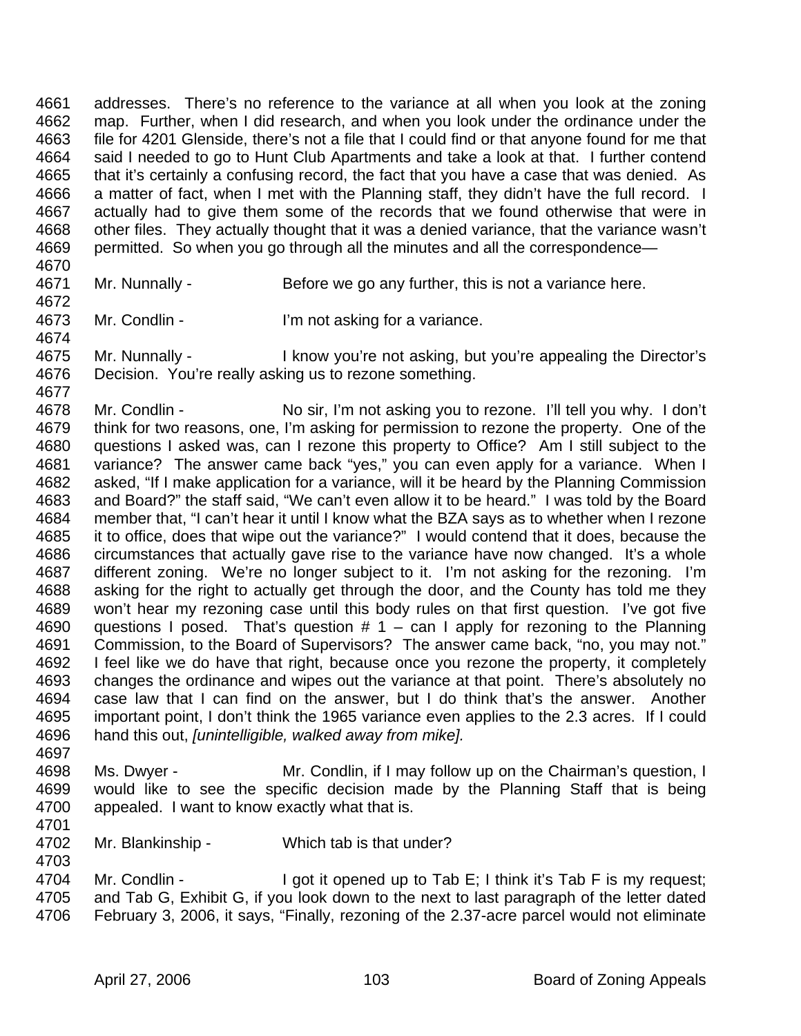4661 addresses. There's no reference to the variance at all when you look at the zoning
4662 map. Further, when I did research, and when you look under the ordinance under the
4663 file for 4201 Glenside, there's not a file that I could find or that anyone found for me that
4664 said I needed to go to Hunt Club Apartments and take a look at that. I further contend
4665 that it's certainly a confusing record, the fact that you have a case that was denied. As
4666 a matter of fact, when I met with the Planning staff, they didn't have the full record. I
4667 actually had to give them some of the records that we found otherwise that were in
4668 other files. They actually thought that it was a denied variance, that the variance wasn't
4669 permitted. So when you go through all the minutes and all the correspondence—
4670
4671 Mr. Nunnally - Before we go any further, this is not a variance here.
4672
4673 Mr. Condlin - I'm not asking for a variance.
4674
4675 Mr. Nunnally - I know you're not asking, but you're appealing the Director's
4676 Decision. You're really asking us to rezone something.
4677
4678 Mr. Condlin - No sir, I'm not asking you to rezone. I'll tell you why. I don't
4679 think for two reasons, one, I'm asking for permission to rezone the property. One of the
4680 questions I asked was, can I rezone this property to Office? Am I still subject to the
4681 variance? The answer came back "yes," you can even apply for a variance. When I
4682 asked, "If I make application for a variance, will it be heard by the Planning Commission
4683 and Board?" the staff said, "We can't even allow it to be heard." I was told by the Board
4684 member that, "I can't hear it until I know what the BZA says as to whether when I rezone
4685 it to office, does that wipe out the variance?" I would contend that it does, because the
4686 circumstances that actually gave rise to the variance have now changed. It's a whole
4687 different zoning. We're no longer subject to it. I'm not asking for the rezoning. I'm
4688 asking for the right to actually get through the door, and the County has told me they
4689 won't hear my rezoning case until this body rules on that first question. I've got five
4690 questions I posed. That's question # 1 – can I apply for rezoning to the Planning
4691 Commission, to the Board of Supervisors? The answer came back, "no, you may not."
4692 I feel like we do have that right, because once you rezone the property, it completely
4693 changes the ordinance and wipes out the variance at that point. There's absolutely no
4694 case law that I can find on the answer, but I do think that's the answer. Another
4695 important point, I don't think the 1965 variance even applies to the 2.3 acres. If I could
4696 hand this out, *[unintelligible, walked away from mike].*
4697
4698 Ms. Dwyer - Mr. Condlin, if I may follow up on the Chairman's question, I
4699 would like to see the specific decision made by the Planning Staff that is being
4700 appealed. I want to know exactly what that is.
4701
4702 Mr. Blankinship - Which tab is that under?
4703
4704 Mr. Condlin - I got it opened up to Tab E; I think it's Tab F is my request;
4705 and Tab G, Exhibit G, if you look down to the next to last paragraph of the letter dated
4706 February 3, 2006, it says, "Finally, rezoning of the 2.37-acre parcel would not eliminate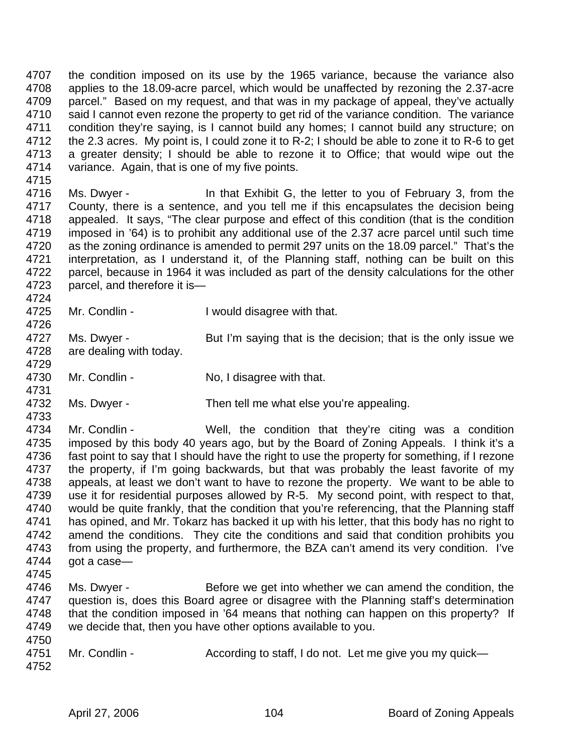4707 the condition imposed on its use by the 1965 variance, because the variance also
4708 applies to the 18.09-acre parcel, which would be unaffected by rezoning the 2.37-acre
4709 parcel." Based on my request, and that was in my package of appeal, they've actually
4710 said I cannot even rezone the property to get rid of the variance condition. The variance
4711 condition they're saying, is I cannot build any homes; I cannot build any structure; on
4712 the 2.3 acres. My point is, I could zone it to R-2; I should be able to zone it to R-6 to get
4713 a greater density; I should be able to rezone it to Office; that would wipe out the
4714 variance. Again, that is one of my five points.
4715
4716 Ms. Dwyer - In that Exhibit G, the letter to you of February 3, from the
4717 County, there is a sentence, and you tell me if this encapsulates the decision being
4718 appealed. It says, "The clear purpose and effect of this condition (that is the condition
4719 imposed in '64) is to prohibit any additional use of the 2.37 acre parcel until such time
4720 as the zoning ordinance is amended to permit 297 units on the 18.09 parcel." That's the
4721 interpretation, as I understand it, of the Planning staff, nothing can be built on this
4722 parcel, because in 1964 it was included as part of the density calculations for the other
4723 parcel, and therefore it is—
4724
4725 Mr. Condlin - I would disagree with that.
4726
4727 Ms. Dwyer - But I'm saying that is the decision; that is the only issue we
4728 are dealing with today.
4729
4730 Mr. Condlin - No, I disagree with that.
4731
4732 Ms. Dwyer - Then tell me what else you're appealing.
4733
4734 Mr. Condlin - Well, the condition that they're citing was a condition
4735 imposed by this body 40 years ago, but by the Board of Zoning Appeals. I think it's a
4736 fast point to say that I should have the right to use the property for something, if I rezone
4737 the property, if I'm going backwards, but that was probably the least favorite of my
4738 appeals, at least we don't want to have to rezone the property. We want to be able to
4739 use it for residential purposes allowed by R-5. My second point, with respect to that,
4740 would be quite frankly, that the condition that you're referencing, that the Planning staff
4741 has opined, and Mr. Tokarz has backed it up with his letter, that this body has no right to
4742 amend the conditions. They cite the conditions and said that condition prohibits you
4743 from using the property, and furthermore, the BZA can't amend its very condition. I've
4744 got a case—
4745
4746 Ms. Dwyer - Before we get into whether we can amend the condition, the
4747 question is, does this Board agree or disagree with the Planning staff's determination
4748 that the condition imposed in '64 means that nothing can happen on this property? If
4749 we decide that, then you have other options available to you.
4750
4751 Mr. Condlin - According to staff, I do not. Let me give you my quick—
4752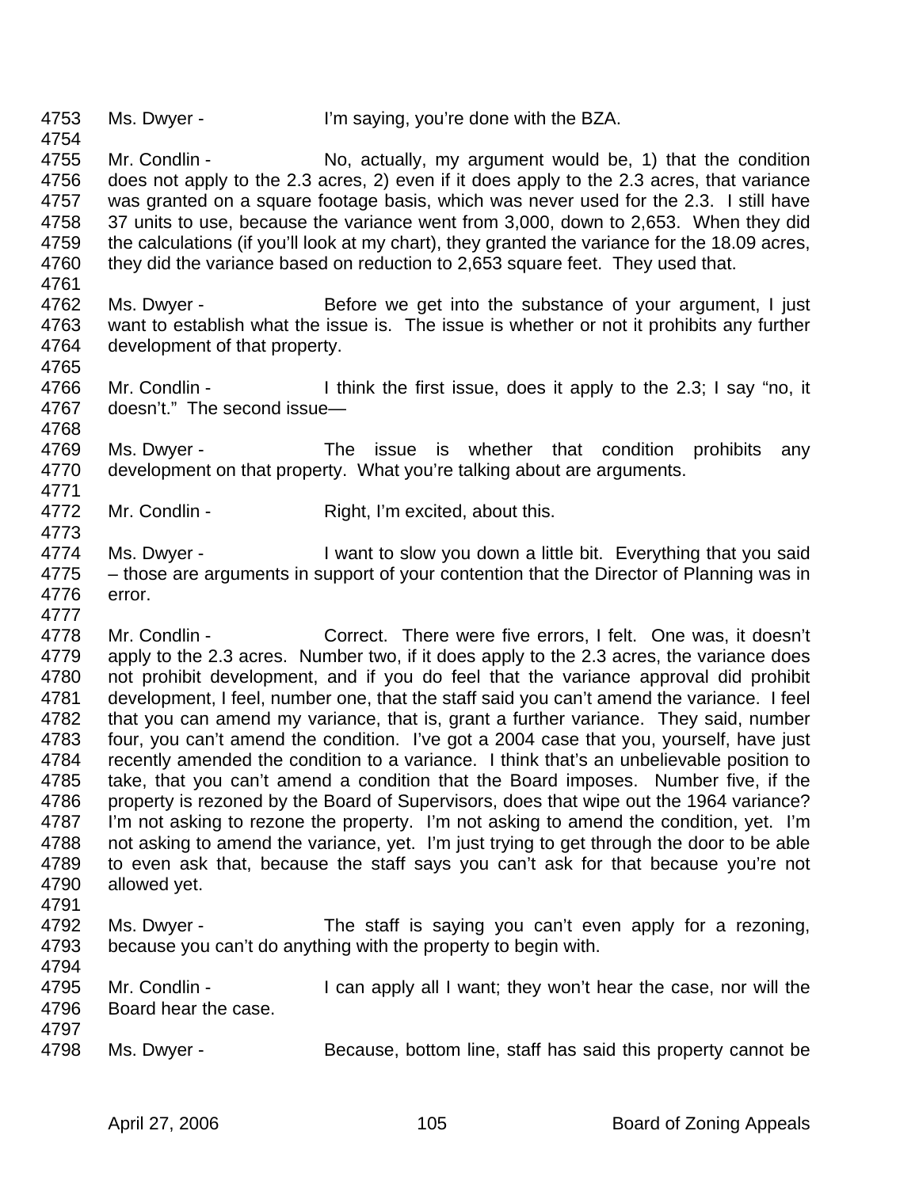4753 Ms. Dwyer - I'm saying, you're done with the BZA.
4754
4755 Mr. Condlin - No, actually, my argument would be, 1) that the condition
4756 does not apply to the 2.3 acres, 2) even if it does apply to the 2.3 acres, that variance
4757 was granted on a square footage basis, which was never used for the 2.3. I still have
4758 37 units to use, because the variance went from 3,000, down to 2,653. When they did
4759 the calculations (if you'll look at my chart), they granted the variance for the 18.09 acres,
4760 they did the variance based on reduction to 2,653 square feet. They used that.
4761
4762 Ms. Dwyer - Before we get into the substance of your argument, I just
4763 want to establish what the issue is. The issue is whether or not it prohibits any further
4764 development of that property.
4765
4766 Mr. Condlin - I think the first issue, does it apply to the 2.3; I say "no, it
4767 doesn't." The second issue—
4768
4769 Ms. Dwyer - The issue is whether that condition prohibits any
4770 development on that property. What you're talking about are arguments.
4771
4772 Mr. Condlin - Right, I'm excited, about this.
4773
4774 Ms. Dwyer - I want to slow you down a little bit. Everything that you said
4775 – those are arguments in support of your contention that the Director of Planning was in
4776 error.
4777
4778 Mr. Condlin - Correct. There were five errors, I felt. One was, it doesn't
4779 apply to the 2.3 acres. Number two, if it does apply to the 2.3 acres, the variance does
4780 not prohibit development, and if you do feel that the variance approval did prohibit
4781 development, I feel, number one, that the staff said you can't amend the variance. I feel
4782 that you can amend my variance, that is, grant a further variance. They said, number
4783 four, you can't amend the condition. I've got a 2004 case that you, yourself, have just
4784 recently amended the condition to a variance. I think that's an unbelievable position to
4785 take, that you can't amend a condition that the Board imposes. Number five, if the
4786 property is rezoned by the Board of Supervisors, does that wipe out the 1964 variance?
4787 I'm not asking to rezone the property. I'm not asking to amend the condition, yet. I'm
4788 not asking to amend the variance, yet. I'm just trying to get through the door to be able
4789 to even ask that, because the staff says you can't ask for that because you're not
4790 allowed yet.
4791
4792 Ms. Dwyer - The staff is saying you can't even apply for a rezoning,
4793 because you can't do anything with the property to begin with.
4794
4795 Mr. Condlin - I can apply all I want; they won't hear the case, nor will the
4796 Board hear the case.
4797
4798 Ms. Dwyer - Because, bottom line, staff has said this property cannot be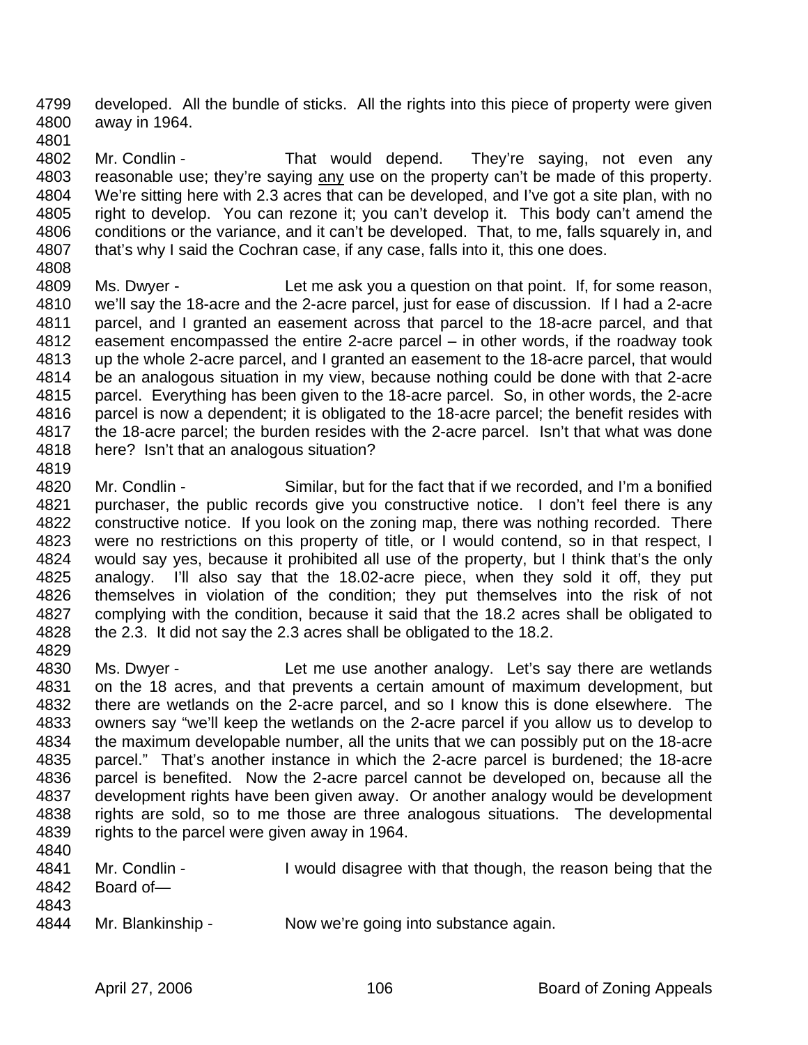developed. All the bundle of sticks. All the rights into this piece of property were given away in 1964.

Mr. Condlin - That would depend. They're saying, not even any reasonable use; they're saying any use on the property can't be made of this property. We're sitting here with 2.3 acres that can be developed, and I've got a site plan, with no right to develop. You can rezone it; you can't develop it. This body can't amend the conditions or the variance, and it can't be developed. That, to me, falls squarely in, and that's why I said the Cochran case, if any case, falls into it, this one does.

Ms. Dwyer - Let me ask you a question on that point. If, for some reason, we'll say the 18-acre and the 2-acre parcel, just for ease of discussion. If I had a 2-acre parcel, and I granted an easement across that parcel to the 18-acre parcel, and that easement encompassed the entire 2-acre parcel – in other words, if the roadway took up the whole 2-acre parcel, and I granted an easement to the 18-acre parcel, that would be an analogous situation in my view, because nothing could be done with that 2-acre parcel. Everything has been given to the 18-acre parcel. So, in other words, the 2-acre parcel is now a dependent; it is obligated to the 18-acre parcel; the benefit resides with the 18-acre parcel; the burden resides with the 2-acre parcel. Isn't that what was done here? Isn't that an analogous situation?

Mr. Condlin - Similar, but for the fact that if we recorded, and I'm a bonified purchaser, the public records give you constructive notice. I don't feel there is any constructive notice. If you look on the zoning map, there was nothing recorded. There were no restrictions on this property of title, or I would contend, so in that respect, I would say yes, because it prohibited all use of the property, but I think that's the only analogy. I'll also say that the 18.02-acre piece, when they sold it off, they put themselves in violation of the condition; they put themselves into the risk of not complying with the condition, because it said that the 18.2 acres shall be obligated to the 2.3. It did not say the 2.3 acres shall be obligated to the 18.2.

Ms. Dwyer - Let me use another analogy. Let's say there are wetlands on the 18 acres, and that prevents a certain amount of maximum development, but there are wetlands on the 2-acre parcel, and so I know this is done elsewhere. The owners say "we'll keep the wetlands on the 2-acre parcel if you allow us to develop to the maximum developable number, all the units that we can possibly put on the 18-acre parcel." That's another instance in which the 2-acre parcel is burdened; the 18-acre parcel is benefited. Now the 2-acre parcel cannot be developed on, because all the development rights have been given away. Or another analogy would be development rights are sold, so to me those are three analogous situations. The developmental rights to the parcel were given away in 1964.

Mr. Condlin - I would disagree with that though, the reason being that the Board of—

Mr. Blankinship - Now we're going into substance again.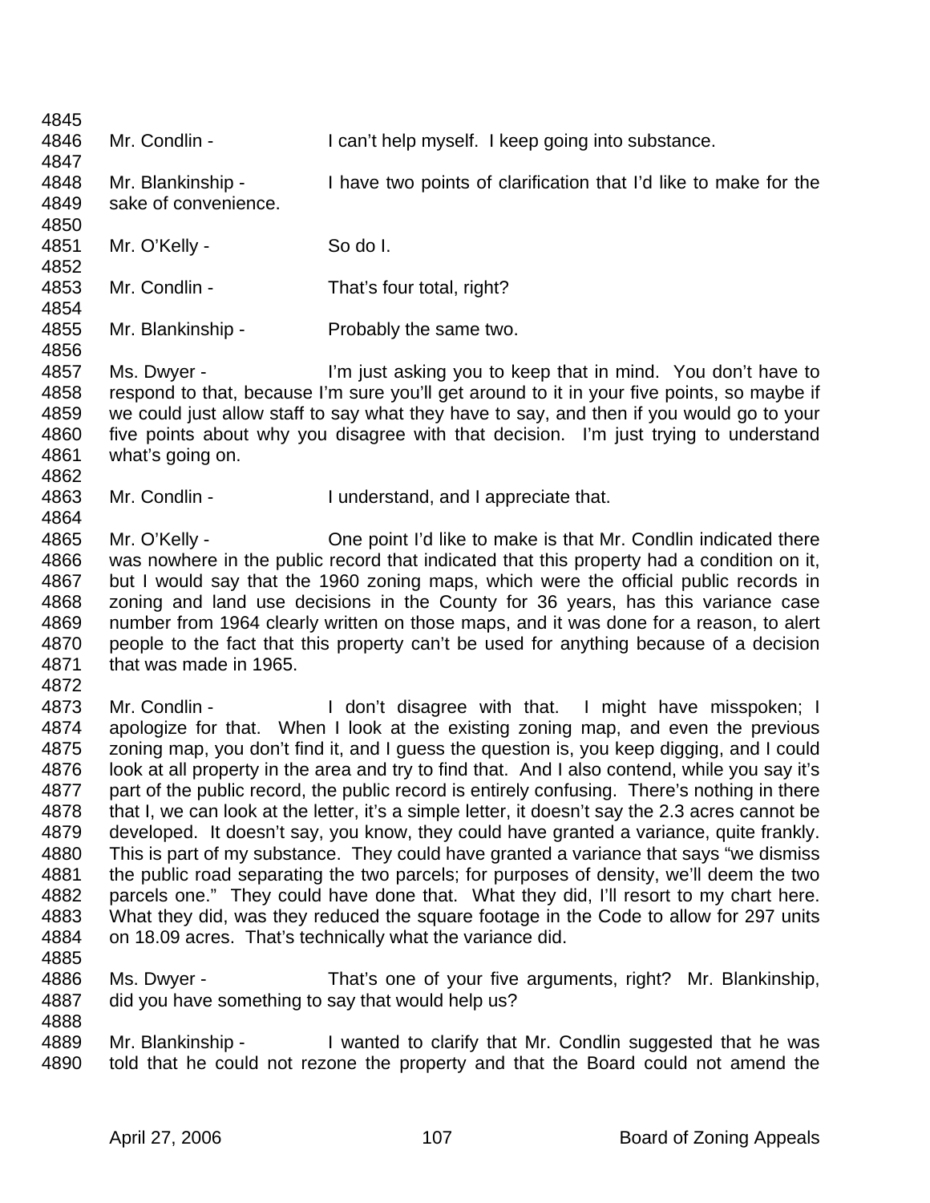4845

4846 Mr. Condlin - I can't help myself. I keep going into substance.

4847

4848 Mr. Blankinship - I have two points of clarification that I'd like to make for the
4849 sake of convenience.

4850

4851 Mr. O'Kelly - So do I.

4852

4853 Mr. Condlin - That's four total, right?

4854

4855 Mr. Blankinship - Probably the same two.

4856

4857 Ms. Dwyer - I'm just asking you to keep that in mind. You don't have to
4858 respond to that, because I'm sure you'll get around to it in your five points, so maybe if
4859 we could just allow staff to say what they have to say, and then if you would go to your
4860 five points about why you disagree with that decision. I'm just trying to understand
4861 what's going on.

4862

4863 Mr. Condlin - I understand, and I appreciate that.

4864

4865 Mr. O'Kelly - One point I'd like to make is that Mr. Condlin indicated there
4866 was nowhere in the public record that indicated that this property had a condition on it,
4867 but I would say that the 1960 zoning maps, which were the official public records in
4868 zoning and land use decisions in the County for 36 years, has this variance case
4869 number from 1964 clearly written on those maps, and it was done for a reason, to alert
4870 people to the fact that this property can't be used for anything because of a decision
4871 that was made in 1965.

4872

4873 Mr. Condlin - I don't disagree with that. I might have misspoken; I
4874 apologize for that. When I look at the existing zoning map, and even the previous
4875 zoning map, you don't find it, and I guess the question is, you keep digging, and I could
4876 look at all property in the area and try to find that. And I also contend, while you say it's
4877 part of the public record, the public record is entirely confusing. There's nothing in there
4878 that I, we can look at the letter, it's a simple letter, it doesn't say the 2.3 acres cannot be
4879 developed. It doesn't say, you know, they could have granted a variance, quite frankly.
4880 This is part of my substance. They could have granted a variance that says "we dismiss
4881 the public road separating the two parcels; for purposes of density, we'll deem the two
4882 parcels one." They could have done that. What they did, I'll resort to my chart here.
4883 What they did, was they reduced the square footage in the Code to allow for 297 units
4884 on 18.09 acres. That's technically what the variance did.

4885

4886 Ms. Dwyer - That's one of your five arguments, right? Mr. Blankinship,
4887 did you have something to say that would help us?

4888

4889 Mr. Blankinship - I wanted to clarify that Mr. Condlin suggested that he was
4890 told that he could not rezone the property and that the Board could not amend the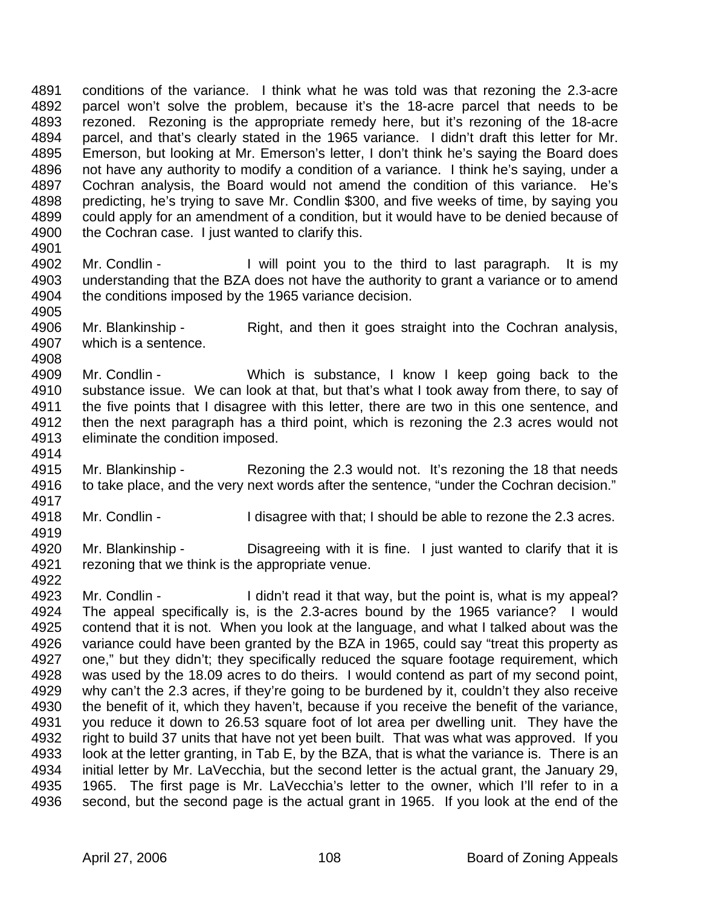4891 conditions of the variance. I think what he was told was that rezoning the 2.3-acre
4892 parcel won't solve the problem, because it's the 18-acre parcel that needs to be
4893 rezoned. Rezoning is the appropriate remedy here, but it's rezoning of the 18-acre
4894 parcel, and that's clearly stated in the 1965 variance. I didn't draft this letter for Mr.
4895 Emerson, but looking at Mr. Emerson's letter, I don't think he's saying the Board does
4896 not have any authority to modify a condition of a variance. I think he's saying, under a
4897 Cochran analysis, the Board would not amend the condition of this variance. He's
4898 predicting, he's trying to save Mr. Condlin $300, and five weeks of time, by saying you
4899 could apply for an amendment of a condition, but it would have to be denied because of
4900 the Cochran case. I just wanted to clarify this.
4901
4902 Mr. Condlin - I will point you to the third to last paragraph. It is my
4903 understanding that the BZA does not have the authority to grant a variance or to amend
4904 the conditions imposed by the 1965 variance decision.
4905
4906 Mr. Blankinship - Right, and then it goes straight into the Cochran analysis,
4907 which is a sentence.
4908
4909 Mr. Condlin - Which is substance, I know I keep going back to the
4910 substance issue. We can look at that, but that's what I took away from there, to say of
4911 the five points that I disagree with this letter, there are two in this one sentence, and
4912 then the next paragraph has a third point, which is rezoning the 2.3 acres would not
4913 eliminate the condition imposed.
4914
4915 Mr. Blankinship - Rezoning the 2.3 would not. It's rezoning the 18 that needs
4916 to take place, and the very next words after the sentence, "under the Cochran decision."
4917
4918 Mr. Condlin - I disagree with that; I should be able to rezone the 2.3 acres.
4919
4920 Mr. Blankinship - Disagreeing with it is fine. I just wanted to clarify that it is
4921 rezoning that we think is the appropriate venue.
4922
4923 Mr. Condlin - I didn't read it that way, but the point is, what is my appeal?
4924 The appeal specifically is, is the 2.3-acres bound by the 1965 variance? I would
4925 contend that it is not. When you look at the language, and what I talked about was the
4926 variance could have been granted by the BZA in 1965, could say "treat this property as
4927 one," but they didn't; they specifically reduced the square footage requirement, which
4928 was used by the 18.09 acres to do theirs. I would contend as part of my second point,
4929 why can't the 2.3 acres, if they're going to be burdened by it, couldn't they also receive
4930 the benefit of it, which they haven't, because if you receive the benefit of the variance,
4931 you reduce it down to 26.53 square foot of lot area per dwelling unit. They have the
4932 right to build 37 units that have not yet been built. That was what was approved. If you
4933 look at the letter granting, in Tab E, by the BZA, that is what the variance is. There is an
4934 initial letter by Mr. LaVecchia, but the second letter is the actual grant, the January 29,
4935 1965. The first page is Mr. LaVecchia's letter to the owner, which I'll refer to in a
4936 second, but the second page is the actual grant in 1965. If you look at the end of the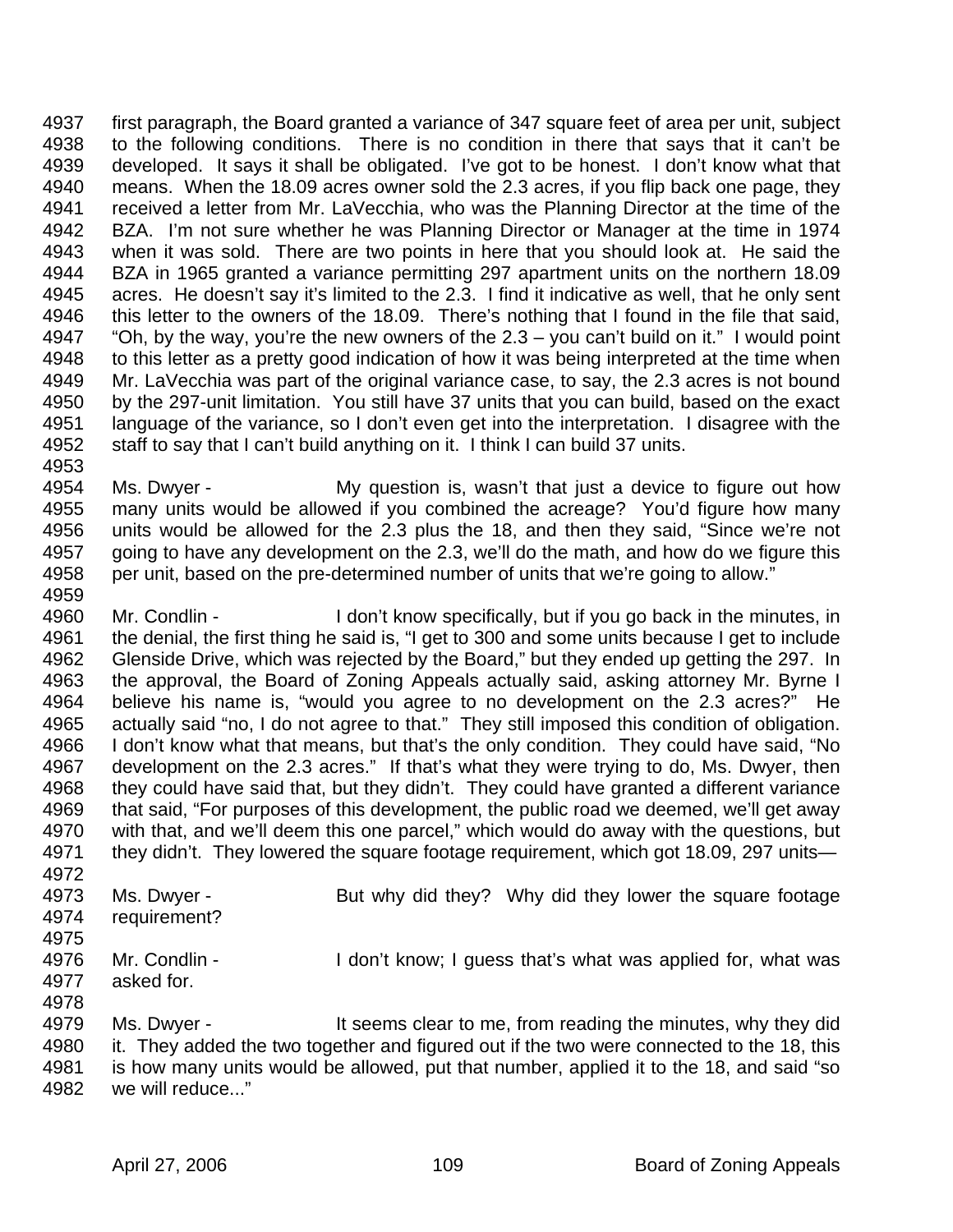first paragraph, the Board granted a variance of 347 square feet of area per unit, subject to the following conditions. There is no condition in there that says that it can't be developed. It says it shall be obligated. I've got to be honest. I don't know what that means. When the 18.09 acres owner sold the 2.3 acres, if you flip back one page, they received a letter from Mr. LaVecchia, who was the Planning Director at the time of the BZA. I'm not sure whether he was Planning Director or Manager at the time in 1974 when it was sold. There are two points in here that you should look at. He said the BZA in 1965 granted a variance permitting 297 apartment units on the northern 18.09 acres. He doesn't say it's limited to the 2.3. I find it indicative as well, that he only sent this letter to the owners of the 18.09. There's nothing that I found in the file that said, "Oh, by the way, you're the new owners of the 2.3 – you can't build on it." I would point to this letter as a pretty good indication of how it was being interpreted at the time when Mr. LaVecchia was part of the original variance case, to say, the 2.3 acres is not bound by the 297-unit limitation. You still have 37 units that you can build, based on the exact language of the variance, so I don't even get into the interpretation. I disagree with the staff to say that I can't build anything on it. I think I can build 37 units.

Ms. Dwyer - My question is, wasn't that just a device to figure out how many units would be allowed if you combined the acreage? You'd figure how many units would be allowed for the 2.3 plus the 18, and then they said, "Since we're not going to have any development on the 2.3, we'll do the math, and how do we figure this per unit, based on the pre-determined number of units that we're going to allow."

Mr. Condlin - I don't know specifically, but if you go back in the minutes, in the denial, the first thing he said is, "I get to 300 and some units because I get to include Glenside Drive, which was rejected by the Board," but they ended up getting the 297. In the approval, the Board of Zoning Appeals actually said, asking attorney Mr. Byrne I believe his name is, "would you agree to no development on the 2.3 acres?" He actually said "no, I do not agree to that." They still imposed this condition of obligation. I don't know what that means, but that's the only condition. They could have said, "No development on the 2.3 acres." If that's what they were trying to do, Ms. Dwyer, then they could have said that, but they didn't. They could have granted a different variance that said, "For purposes of this development, the public road we deemed, we'll get away with that, and we'll deem this one parcel," which would do away with the questions, but they didn't. They lowered the square footage requirement, which got 18.09, 297 units—

Ms. Dwyer - But why did they? Why did they lower the square footage requirement?

Mr. Condlin - I don't know; I guess that's what was applied for, what was asked for.

Ms. Dwyer - It seems clear to me, from reading the minutes, why they did it. They added the two together and figured out if the two were connected to the 18, this is how many units would be allowed, put that number, applied it to the 18, and said "so we will reduce..."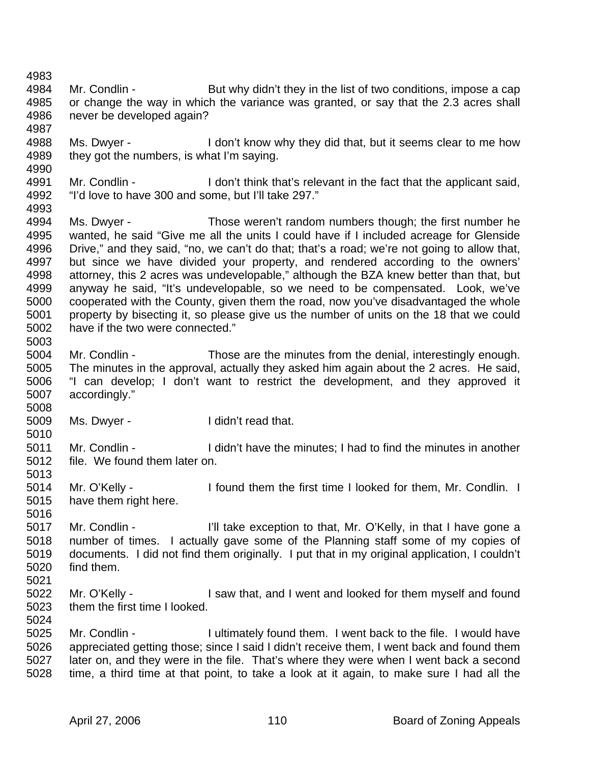Mr. Condlin - But why didn't they in the list of two conditions, impose a cap or change the way in which the variance was granted, or say that the 2.3 acres shall never be developed again?

Ms. Dwyer - I don't know why they did that, but it seems clear to me how they got the numbers, is what I'm saying.

Mr. Condlin - I don't think that's relevant in the fact that the applicant said, "I'd love to have 300 and some, but I'll take 297."

Ms. Dwyer - Those weren't random numbers though; the first number he wanted, he said "Give me all the units I could have if I included acreage for Glenside Drive," and they said, "no, we can't do that; that's a road; we're not going to allow that, but since we have divided your property, and rendered according to the owners' attorney, this 2 acres was undevelopable," although the BZA knew better than that, but anyway he said, "It's undevelopable, so we need to be compensated. Look, we've cooperated with the County, given them the road, now you've disadvantaged the whole property by bisecting it, so please give us the number of units on the 18 that we could have if the two were connected."

Mr. Condlin - Those are the minutes from the denial, interestingly enough. The minutes in the approval, actually they asked him again about the 2 acres. He said, "I can develop; I don't want to restrict the development, and they approved it accordingly."

Ms. Dwyer - I didn't read that.

Mr. Condlin - I didn't have the minutes; I had to find the minutes in another file. We found them later on.

Mr. O'Kelly - I found them the first time I looked for them, Mr. Condlin. I have them right here.

Mr. Condlin - I'll take exception to that, Mr. O'Kelly, in that I have gone a number of times. I actually gave some of the Planning staff some of my copies of documents. I did not find them originally. I put that in my original application, I couldn't find them.

Mr. O'Kelly - I saw that, and I went and looked for them myself and found them the first time I looked.

Mr. Condlin - I ultimately found them. I went back to the file. I would have appreciated getting those; since I said I didn't receive them, I went back and found them later on, and they were in the file. That's where they were when I went back a second time, a third time at that point, to take a look at it again, to make sure I had all the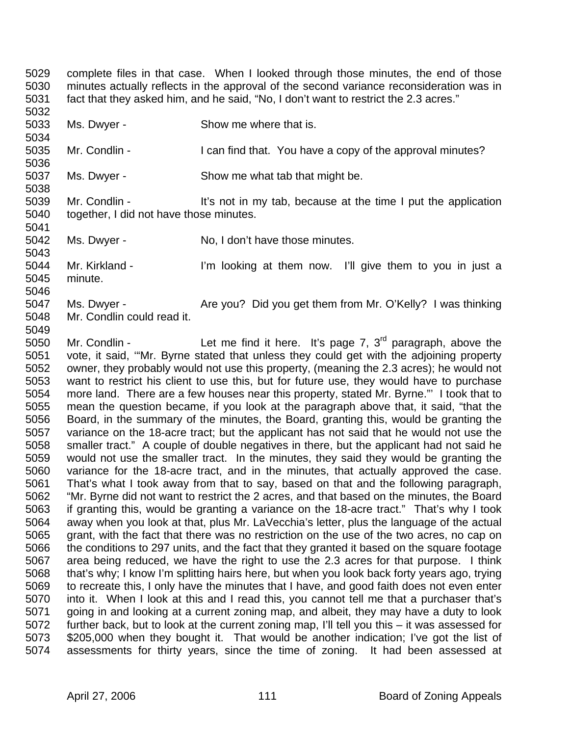complete files in that case. When I looked through those minutes, the end of those minutes actually reflects in the approval of the second variance reconsideration was in fact that they asked him, and he said, "No, I don't want to restrict the 2.3 acres."

Ms. Dwyer - Show me where that is.

Mr. Condlin - I can find that. You have a copy of the approval minutes?

Ms. Dwyer - Show me what tab that might be.

Mr. Condlin - It's not in my tab, because at the time I put the application together, I did not have those minutes.

Ms. Dwyer - No, I don't have those minutes.

Mr. Kirkland - I'm looking at them now. I'll give them to you in just a minute.

Ms. Dwyer - Are you? Did you get them from Mr. O'Kelly? I was thinking Mr. Condlin could read it.

Mr. Condlin - Let me find it here. It's page 7, 3rd paragraph, above the vote, it said, '"Mr. Byrne stated that unless they could get with the adjoining property owner, they probably would not use this property, (meaning the 2.3 acres); he would not want to restrict his client to use this, but for future use, they would have to purchase more land. There are a few houses near this property, stated Mr. Byrne."' I took that to mean the question became, if you look at the paragraph above that, it said, "that the Board, in the summary of the minutes, the Board, granting this, would be granting the variance on the 18-acre tract; but the applicant has not said that he would not use the smaller tract." A couple of double negatives in there, but the applicant had not said he would not use the smaller tract. In the minutes, they said they would be granting the variance for the 18-acre tract, and in the minutes, that actually approved the case. That's what I took away from that to say, based on that and the following paragraph, "Mr. Byrne did not want to restrict the 2 acres, and that based on the minutes, the Board if granting this, would be granting a variance on the 18-acre tract." That's why I took away when you look at that, plus Mr. LaVecchia's letter, plus the language of the actual grant, with the fact that there was no restriction on the use of the two acres, no cap on the conditions to 297 units, and the fact that they granted it based on the square footage area being reduced, we have the right to use the 2.3 acres for that purpose. I think that's why; I know I'm splitting hairs here, but when you look back forty years ago, trying to recreate this, I only have the minutes that I have, and good faith does not even enter into it. When I look at this and I read this, you cannot tell me that a purchaser that's going in and looking at a current zoning map, and albeit, they may have a duty to look further back, but to look at the current zoning map, I'll tell you this – it was assessed for $205,000 when they bought it. That would be another indication; I've got the list of assessments for thirty years, since the time of zoning. It had been assessed at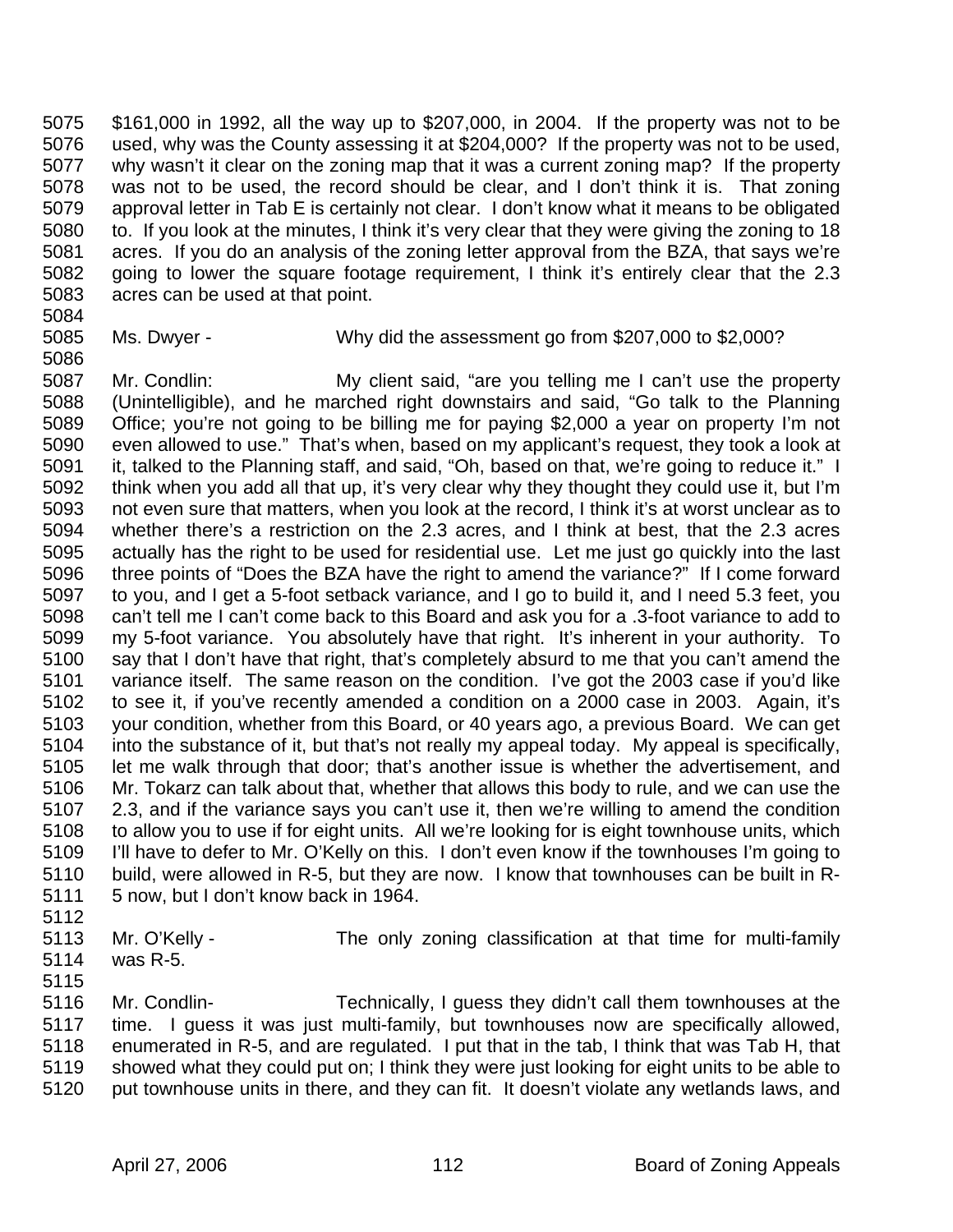$161,000 in 1992, all the way up to $207,000, in 2004. If the property was not to be used, why was the County assessing it at $204,000? If the property was not to be used, why wasn't it clear on the zoning map that it was a current zoning map? If the property was not to be used, the record should be clear, and I don't think it is. That zoning approval letter in Tab E is certainly not clear. I don't know what it means to be obligated to. If you look at the minutes, I think it's very clear that they were giving the zoning to 18 acres. If you do an analysis of the zoning letter approval from the BZA, that says we're going to lower the square footage requirement, I think it's entirely clear that the 2.3 acres can be used at that point.

Ms. Dwyer - Why did the assessment go from $207,000 to $2,000?

Mr. Condlin: My client said, "are you telling me I can't use the property (Unintelligible), and he marched right downstairs and said, "Go talk to the Planning Office; you're not going to be billing me for paying $2,000 a year on property I'm not even allowed to use." That's when, based on my applicant's request, they took a look at it, talked to the Planning staff, and said, "Oh, based on that, we're going to reduce it." I think when you add all that up, it's very clear why they thought they could use it, but I'm not even sure that matters, when you look at the record, I think it's at worst unclear as to whether there's a restriction on the 2.3 acres, and I think at best, that the 2.3 acres actually has the right to be used for residential use. Let me just go quickly into the last three points of "Does the BZA have the right to amend the variance?" If I come forward to you, and I get a 5-foot setback variance, and I go to build it, and I need 5.3 feet, you can't tell me I can't come back to this Board and ask you for a .3-foot variance to add to my 5-foot variance. You absolutely have that right. It's inherent in your authority. To say that I don't have that right, that's completely absurd to me that you can't amend the variance itself. The same reason on the condition. I've got the 2003 case if you'd like to see it, if you've recently amended a condition on a 2000 case in 2003. Again, it's your condition, whether from this Board, or 40 years ago, a previous Board. We can get into the substance of it, but that's not really my appeal today. My appeal is specifically, let me walk through that door; that's another issue is whether the advertisement, and Mr. Tokarz can talk about that, whether that allows this body to rule, and we can use the 2.3, and if the variance says you can't use it, then we're willing to amend the condition to allow you to use if for eight units. All we're looking for is eight townhouse units, which I'll have to defer to Mr. O'Kelly on this. I don't even know if the townhouses I'm going to build, were allowed in R-5, but they are now. I know that townhouses can be built in R-5 now, but I don't know back in 1964.

Mr. O'Kelly - The only zoning classification at that time for multi-family was R-5.

Mr. Condlin- Technically, I guess they didn't call them townhouses at the time. I guess it was just multi-family, but townhouses now are specifically allowed, enumerated in R-5, and are regulated. I put that in the tab, I think that was Tab H, that showed what they could put on; I think they were just looking for eight units to be able to put townhouse units in there, and they can fit. It doesn't violate any wetlands laws, and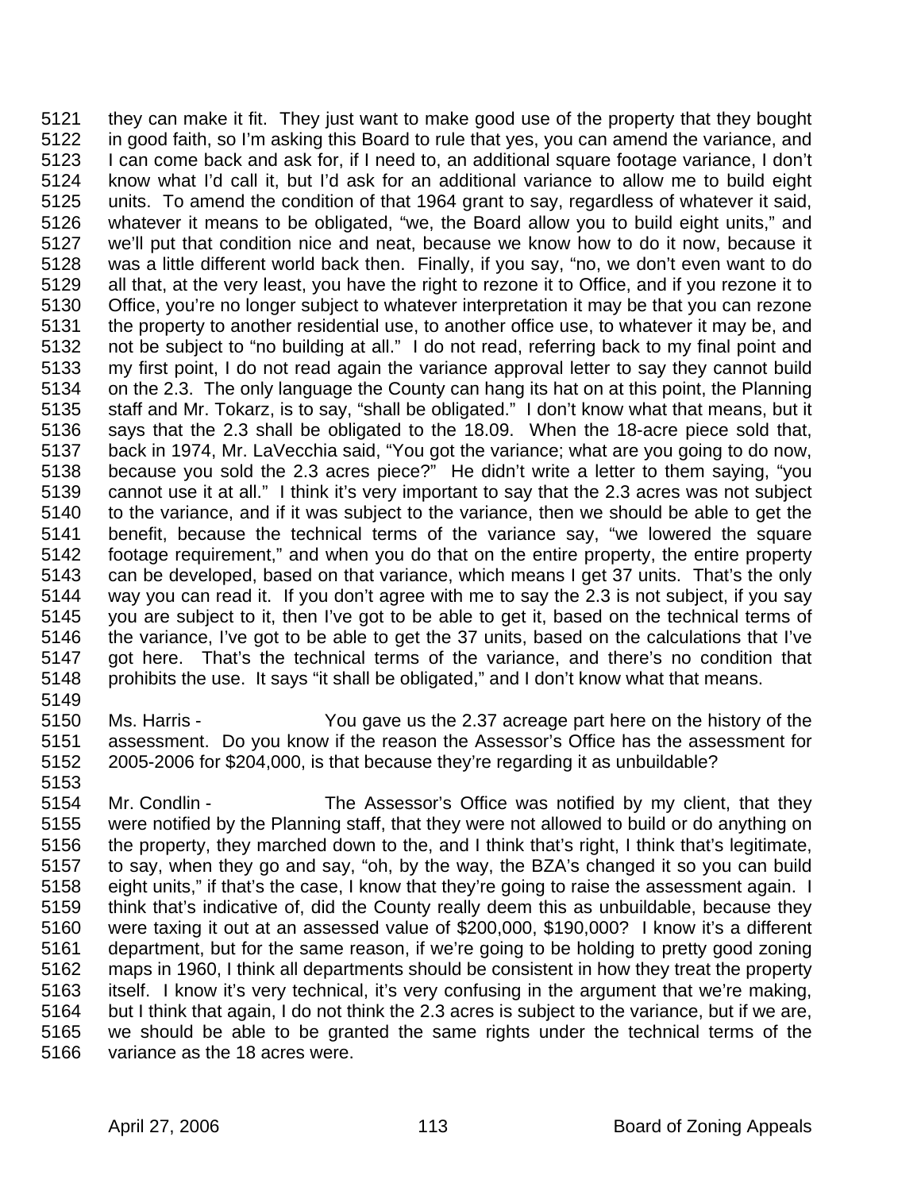they can make it fit. They just want to make good use of the property that they bought in good faith, so I'm asking this Board to rule that yes, you can amend the variance, and I can come back and ask for, if I need to, an additional square footage variance, I don't know what I'd call it, but I'd ask for an additional variance to allow me to build eight units. To amend the condition of that 1964 grant to say, regardless of whatever it said, whatever it means to be obligated, "we, the Board allow you to build eight units," and we'll put that condition nice and neat, because we know how to do it now, because it was a little different world back then. Finally, if you say, "no, we don't even want to do all that, at the very least, you have the right to rezone it to Office, and if you rezone it to Office, you're no longer subject to whatever interpretation it may be that you can rezone the property to another residential use, to another office use, to whatever it may be, and not be subject to "no building at all." I do not read, referring back to my final point and my first point, I do not read again the variance approval letter to say they cannot build on the 2.3. The only language the County can hang its hat on at this point, the Planning staff and Mr. Tokarz, is to say, "shall be obligated." I don't know what that means, but it says that the 2.3 shall be obligated to the 18.09. When the 18-acre piece sold that, back in 1974, Mr. LaVecchia said, "You got the variance; what are you going to do now, because you sold the 2.3 acres piece?" He didn't write a letter to them saying, "you cannot use it at all." I think it's very important to say that the 2.3 acres was not subject to the variance, and if it was subject to the variance, then we should be able to get the benefit, because the technical terms of the variance say, "we lowered the square footage requirement," and when you do that on the entire property, the entire property can be developed, based on that variance, which means I get 37 units. That's the only way you can read it. If you don't agree with me to say the 2.3 is not subject, if you say you are subject to it, then I've got to be able to get it, based on the technical terms of the variance, I've got to be able to get the 37 units, based on the calculations that I've got here. That's the technical terms of the variance, and there's no condition that prohibits the use. It says "it shall be obligated," and I don't know what that means.

Ms. Harris - You gave us the 2.37 acreage part here on the history of the assessment. Do you know if the reason the Assessor's Office has the assessment for 2005-2006 for $204,000, is that because they're regarding it as unbuildable?

Mr. Condlin - The Assessor's Office was notified by my client, that they were notified by the Planning staff, that they were not allowed to build or do anything on the property, they marched down to the, and I think that's right, I think that's legitimate, to say, when they go and say, "oh, by the way, the BZA's changed it so you can build eight units," if that's the case, I know that they're going to raise the assessment again. I think that's indicative of, did the County really deem this as unbuildable, because they were taxing it out at an assessed value of $200,000, $190,000? I know it's a different department, but for the same reason, if we're going to be holding to pretty good zoning maps in 1960, I think all departments should be consistent in how they treat the property itself. I know it's very technical, it's very confusing in the argument that we're making, but I think that again, I do not think the 2.3 acres is subject to the variance, but if we are, we should be able to be granted the same rights under the technical terms of the variance as the 18 acres were.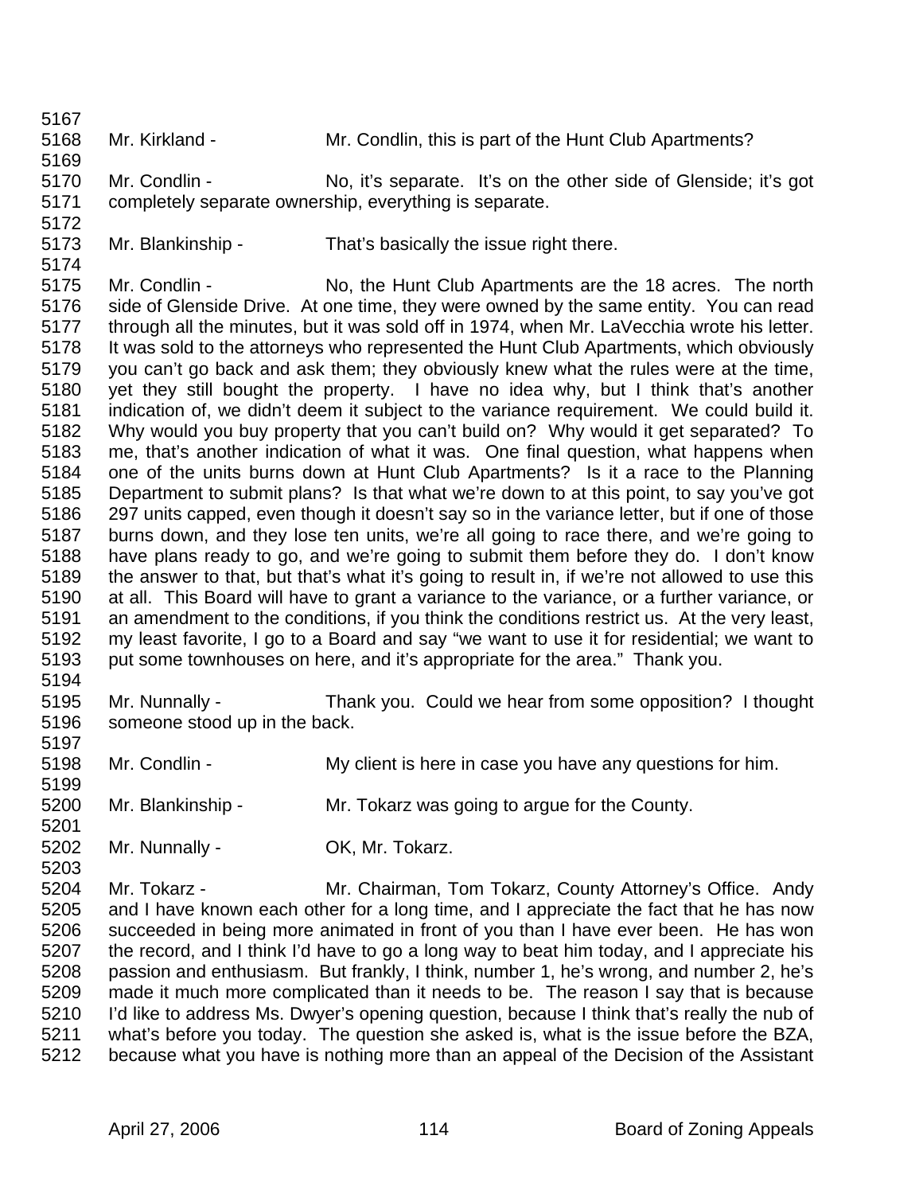Mr. Kirkland - Mr. Condlin, this is part of the Hunt Club Apartments?

Mr. Condlin - No, it's separate. It's on the other side of Glenside; it's got completely separate ownership, everything is separate.

Mr. Blankinship - That's basically the issue right there.

Mr. Condlin - No, the Hunt Club Apartments are the 18 acres. The north side of Glenside Drive. At one time, they were owned by the same entity. You can read through all the minutes, but it was sold off in 1974, when Mr. LaVecchia wrote his letter. It was sold to the attorneys who represented the Hunt Club Apartments, which obviously you can't go back and ask them; they obviously knew what the rules were at the time, yet they still bought the property. I have no idea why, but I think that's another indication of, we didn't deem it subject to the variance requirement. We could build it. Why would you buy property that you can't build on? Why would it get separated? To me, that's another indication of what it was. One final question, what happens when one of the units burns down at Hunt Club Apartments? Is it a race to the Planning Department to submit plans? Is that what we're down to at this point, to say you've got 297 units capped, even though it doesn't say so in the variance letter, but if one of those burns down, and they lose ten units, we're all going to race there, and we're going to have plans ready to go, and we're going to submit them before they do. I don't know the answer to that, but that's what it's going to result in, if we're not allowed to use this at all. This Board will have to grant a variance to the variance, or a further variance, or an amendment to the conditions, if you think the conditions restrict us. At the very least, my least favorite, I go to a Board and say "we want to use it for residential; we want to put some townhouses on here, and it's appropriate for the area." Thank you.

Mr. Nunnally - Thank you. Could we hear from some opposition? I thought someone stood up in the back.

Mr. Condlin - My client is here in case you have any questions for him.

Mr. Blankinship - Mr. Tokarz was going to argue for the County.

Mr. Nunnally - OK, Mr. Tokarz.

Mr. Tokarz - Mr. Chairman, Tom Tokarz, County Attorney's Office. Andy and I have known each other for a long time, and I appreciate the fact that he has now succeeded in being more animated in front of you than I have ever been. He has won the record, and I think I'd have to go a long way to beat him today, and I appreciate his passion and enthusiasm. But frankly, I think, number 1, he's wrong, and number 2, he's made it much more complicated than it needs to be. The reason I say that is because I'd like to address Ms. Dwyer's opening question, because I think that's really the nub of what's before you today. The question she asked is, what is the issue before the BZA, because what you have is nothing more than an appeal of the Decision of the Assistant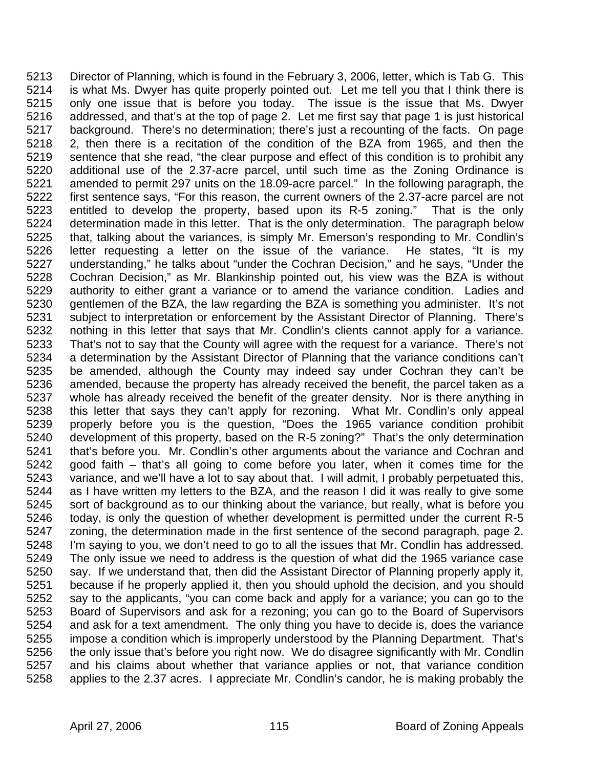5213 Director of Planning, which is found in the February 3, 2006, letter, which is Tab G. This
5214 is what Ms. Dwyer has quite properly pointed out. Let me tell you that I think there is
5215 only one issue that is before you today. The issue is the issue that Ms. Dwyer
5216 addressed, and that's at the top of page 2. Let me first say that page 1 is just historical
5217 background. There's no determination; there's just a recounting of the facts. On page
5218 2, then there is a recitation of the condition of the BZA from 1965, and then the
5219 sentence that she read, "the clear purpose and effect of this condition is to prohibit any
5220 additional use of the 2.37-acre parcel, until such time as the Zoning Ordinance is
5221 amended to permit 297 units on the 18.09-acre parcel." In the following paragraph, the
5222 first sentence says, "For this reason, the current owners of the 2.37-acre parcel are not
5223 entitled to develop the property, based upon its R-5 zoning." That is the only
5224 determination made in this letter. That is the only determination. The paragraph below
5225 that, talking about the variances, is simply Mr. Emerson's responding to Mr. Condlin's
5226 letter requesting a letter on the issue of the variance. He states, "It is my
5227 understanding," he talks about "under the Cochran Decision," and he says, "Under the
5228 Cochran Decision," as Mr. Blankinship pointed out, his view was the BZA is without
5229 authority to either grant a variance or to amend the variance condition. Ladies and
5230 gentlemen of the BZA, the law regarding the BZA is something you administer. It's not
5231 subject to interpretation or enforcement by the Assistant Director of Planning. There's
5232 nothing in this letter that says that Mr. Condlin's clients cannot apply for a variance.
5233 That's not to say that the County will agree with the request for a variance. There's not
5234 a determination by the Assistant Director of Planning that the variance conditions can't
5235 be amended, although the County may indeed say under Cochran they can't be
5236 amended, because the property has already received the benefit, the parcel taken as a
5237 whole has already received the benefit of the greater density. Nor is there anything in
5238 this letter that says they can't apply for rezoning. What Mr. Condlin's only appeal
5239 properly before you is the question, "Does the 1965 variance condition prohibit
5240 development of this property, based on the R-5 zoning?" That's the only determination
5241 that's before you. Mr. Condlin's other arguments about the variance and Cochran and
5242 good faith – that's all going to come before you later, when it comes time for the
5243 variance, and we'll have a lot to say about that. I will admit, I probably perpetuated this,
5244 as I have written my letters to the BZA, and the reason I did it was really to give some
5245 sort of background as to our thinking about the variance, but really, what is before you
5246 today, is only the question of whether development is permitted under the current R-5
5247 zoning, the determination made in the first sentence of the second paragraph, page 2.
5248 I'm saying to you, we don't need to go to all the issues that Mr. Condlin has addressed.
5249 The only issue we need to address is the question of what did the 1965 variance case
5250 say. If we understand that, then did the Assistant Director of Planning properly apply it,
5251 because if he properly applied it, then you should uphold the decision, and you should
5252 say to the applicants, "you can come back and apply for a variance; you can go to the
5253 Board of Supervisors and ask for a rezoning; you can go to the Board of Supervisors
5254 and ask for a text amendment. The only thing you have to decide is, does the variance
5255 impose a condition which is improperly understood by the Planning Department. That's
5256 the only issue that's before you right now. We do disagree significantly with Mr. Condlin
5257 and his claims about whether that variance applies or not, that variance condition
5258 applies to the 2.37 acres. I appreciate Mr. Condlin's candor, he is making probably the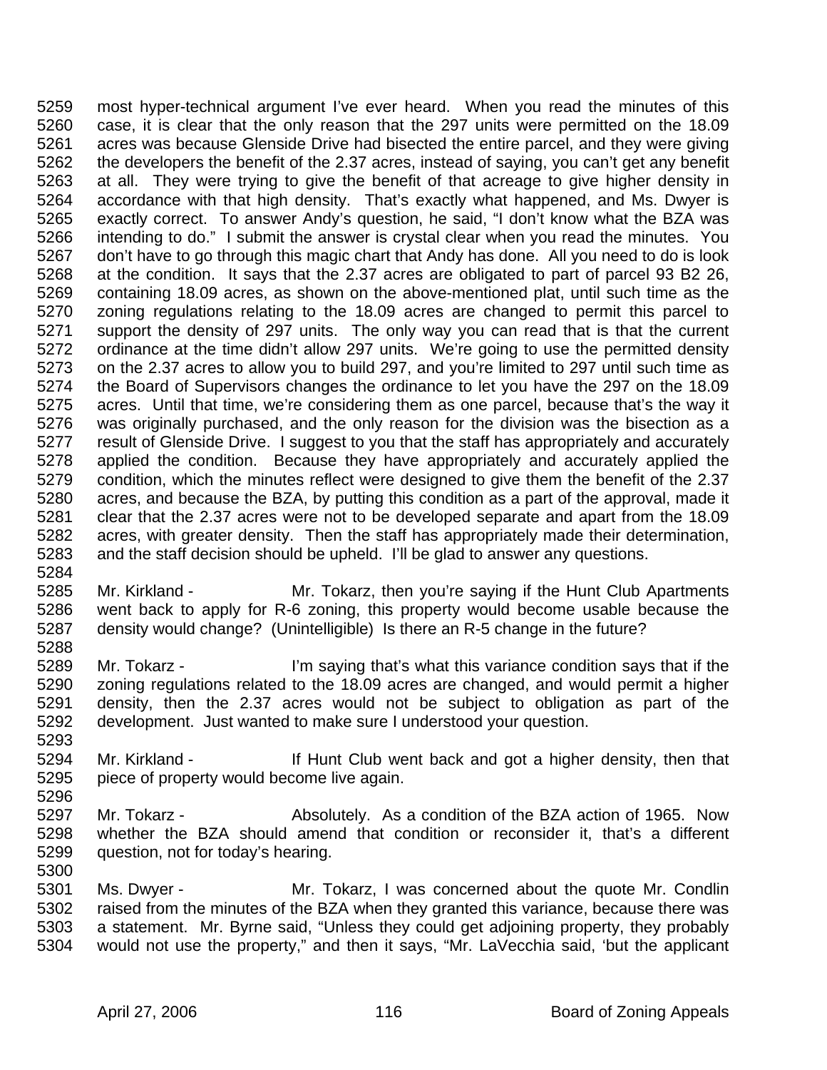most hyper-technical argument I've ever heard. When you read the minutes of this case, it is clear that the only reason that the 297 units were permitted on the 18.09 acres was because Glenside Drive had bisected the entire parcel, and they were giving the developers the benefit of the 2.37 acres, instead of saying, you can't get any benefit at all. They were trying to give the benefit of that acreage to give higher density in accordance with that high density. That's exactly what happened, and Ms. Dwyer is exactly correct. To answer Andy's question, he said, "I don't know what the BZA was intending to do." I submit the answer is crystal clear when you read the minutes. You don't have to go through this magic chart that Andy has done. All you need to do is look at the condition. It says that the 2.37 acres are obligated to part of parcel 93 B2 26, containing 18.09 acres, as shown on the above-mentioned plat, until such time as the zoning regulations relating to the 18.09 acres are changed to permit this parcel to support the density of 297 units. The only way you can read that is that the current ordinance at the time didn't allow 297 units. We're going to use the permitted density on the 2.37 acres to allow you to build 297, and you're limited to 297 until such time as the Board of Supervisors changes the ordinance to let you have the 297 on the 18.09 acres. Until that time, we're considering them as one parcel, because that's the way it was originally purchased, and the only reason for the division was the bisection as a result of Glenside Drive. I suggest to you that the staff has appropriately and accurately applied the condition. Because they have appropriately and accurately applied the condition, which the minutes reflect were designed to give them the benefit of the 2.37 acres, and because the BZA, by putting this condition as a part of the approval, made it clear that the 2.37 acres were not to be developed separate and apart from the 18.09 acres, with greater density. Then the staff has appropriately made their determination, and the staff decision should be upheld. I'll be glad to answer any questions.

Mr. Kirkland - Mr. Tokarz, then you're saying if the Hunt Club Apartments went back to apply for R-6 zoning, this property would become usable because the density would change? (Unintelligible) Is there an R-5 change in the future?

Mr. Tokarz - I'm saying that's what this variance condition says that if the zoning regulations related to the 18.09 acres are changed, and would permit a higher density, then the 2.37 acres would not be subject to obligation as part of the development. Just wanted to make sure I understood your question.

Mr. Kirkland - If Hunt Club went back and got a higher density, then that piece of property would become live again.

Mr. Tokarz - Absolutely. As a condition of the BZA action of 1965. Now whether the BZA should amend that condition or reconsider it, that's a different question, not for today's hearing.

Ms. Dwyer - Mr. Tokarz, I was concerned about the quote Mr. Condlin raised from the minutes of the BZA when they granted this variance, because there was a statement. Mr. Byrne said, "Unless they could get adjoining property, they probably would not use the property," and then it says, "Mr. LaVecchia said, 'but the applicant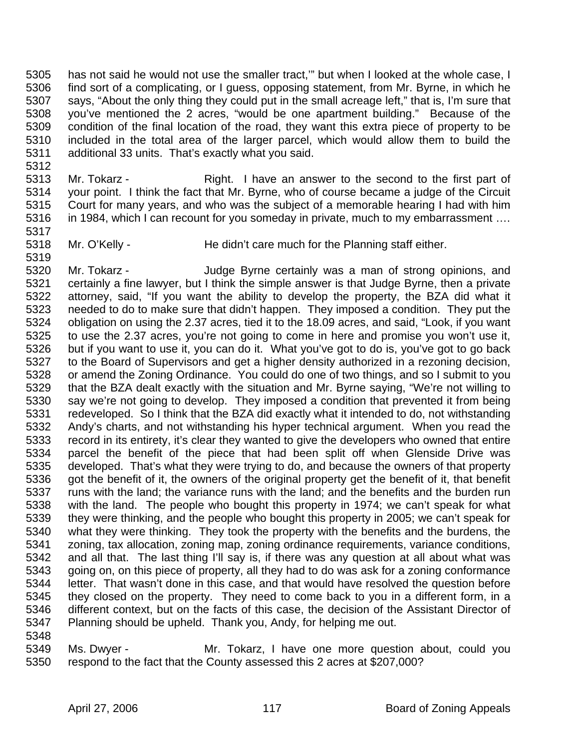has not said he would not use the smaller tract,'" but when I looked at the whole case, I find sort of a complicating, or I guess, opposing statement, from Mr. Byrne, in which he says, "About the only thing they could put in the small acreage left," that is, I'm sure that you've mentioned the 2 acres, "would be one apartment building." Because of the condition of the final location of the road, they want this extra piece of property to be included in the total area of the larger parcel, which would allow them to build the additional 33 units. That's exactly what you said.

Mr. Tokarz - Right. I have an answer to the second to the first part of your point. I think the fact that Mr. Byrne, who of course became a judge of the Circuit Court for many years, and who was the subject of a memorable hearing I had with him in 1984, which I can recount for you someday in private, much to my embarrassment ….

Mr. O'Kelly - He didn't care much for the Planning staff either.

Mr. Tokarz - Judge Byrne certainly was a man of strong opinions, and certainly a fine lawyer, but I think the simple answer is that Judge Byrne, then a private attorney, said, "If you want the ability to develop the property, the BZA did what it needed to do to make sure that didn't happen. They imposed a condition. They put the obligation on using the 2.37 acres, tied it to the 18.09 acres, and said, "Look, if you want to use the 2.37 acres, you're not going to come in here and promise you won't use it, but if you want to use it, you can do it. What you've got to do is, you've got to go back to the Board of Supervisors and get a higher density authorized in a rezoning decision, or amend the Zoning Ordinance. You could do one of two things, and so I submit to you that the BZA dealt exactly with the situation and Mr. Byrne saying, "We're not willing to say we're not going to develop. They imposed a condition that prevented it from being redeveloped. So I think that the BZA did exactly what it intended to do, not withstanding Andy's charts, and not withstanding his hyper technical argument. When you read the record in its entirety, it's clear they wanted to give the developers who owned that entire parcel the benefit of the piece that had been split off when Glenside Drive was developed. That's what they were trying to do, and because the owners of that property got the benefit of it, the owners of the original property get the benefit of it, that benefit runs with the land; the variance runs with the land; and the benefits and the burden run with the land. The people who bought this property in 1974; we can't speak for what they were thinking, and the people who bought this property in 2005; we can't speak for what they were thinking. They took the property with the benefits and the burdens, the zoning, tax allocation, zoning map, zoning ordinance requirements, variance conditions, and all that. The last thing I'll say is, if there was any question at all about what was going on, on this piece of property, all they had to do was ask for a zoning conformance letter. That wasn't done in this case, and that would have resolved the question before they closed on the property. They need to come back to you in a different form, in a different context, but on the facts of this case, the decision of the Assistant Director of Planning should be upheld. Thank you, Andy, for helping me out.

Ms. Dwyer - Mr. Tokarz, I have one more question about, could you respond to the fact that the County assessed this 2 acres at $207,000?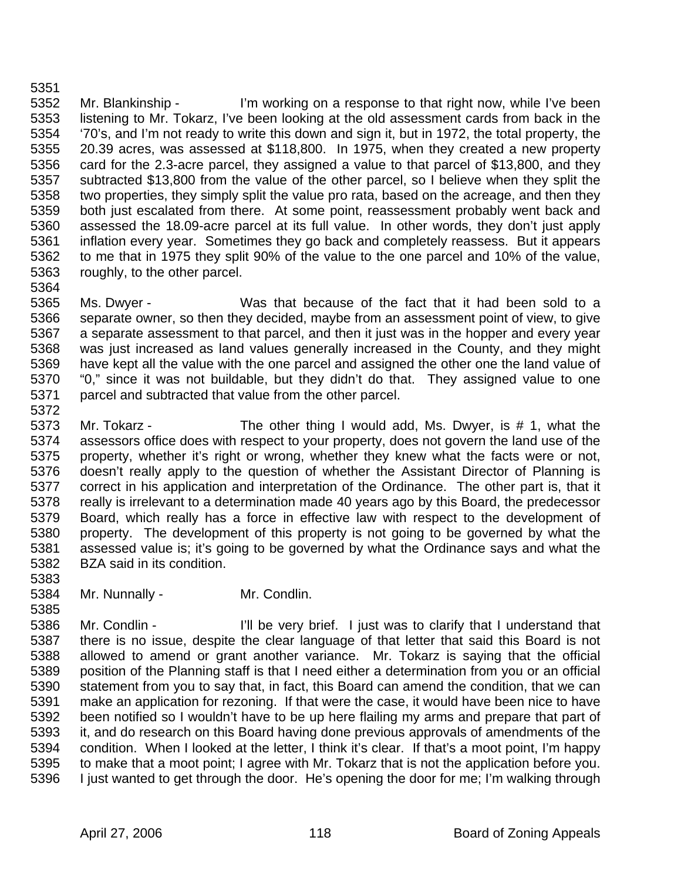Mr. Blankinship - I'm working on a response to that right now, while I've been listening to Mr. Tokarz, I've been looking at the old assessment cards from back in the '70's, and I'm not ready to write this down and sign it, but in 1972, the total property, the 20.39 acres, was assessed at $118,800. In 1975, when they created a new property card for the 2.3-acre parcel, they assigned a value to that parcel of $13,800, and they subtracted $13,800 from the value of the other parcel, so I believe when they split the two properties, they simply split the value pro rata, based on the acreage, and then they both just escalated from there. At some point, reassessment probably went back and assessed the 18.09-acre parcel at its full value. In other words, they don't just apply inflation every year. Sometimes they go back and completely reassess. But it appears to me that in 1975 they split 90% of the value to the one parcel and 10% of the value, roughly, to the other parcel.

Ms. Dwyer - Was that because of the fact that it had been sold to a separate owner, so then they decided, maybe from an assessment point of view, to give a separate assessment to that parcel, and then it just was in the hopper and every year was just increased as land values generally increased in the County, and they might have kept all the value with the one parcel and assigned the other one the land value of "0," since it was not buildable, but they didn't do that. They assigned value to one parcel and subtracted that value from the other parcel.

Mr. Tokarz - The other thing I would add, Ms. Dwyer, is # 1, what the assessors office does with respect to your property, does not govern the land use of the property, whether it's right or wrong, whether they knew what the facts were or not, doesn't really apply to the question of whether the Assistant Director of Planning is correct in his application and interpretation of the Ordinance. The other part is, that it really is irrelevant to a determination made 40 years ago by this Board, the predecessor Board, which really has a force in effective law with respect to the development of property. The development of this property is not going to be governed by what the assessed value is; it's going to be governed by what the Ordinance says and what the BZA said in its condition.

Mr. Nunnally - Mr. Condlin.

Mr. Condlin - I'll be very brief. I just was to clarify that I understand that there is no issue, despite the clear language of that letter that said this Board is not allowed to amend or grant another variance. Mr. Tokarz is saying that the official position of the Planning staff is that I need either a determination from you or an official statement from you to say that, in fact, this Board can amend the condition, that we can make an application for rezoning. If that were the case, it would have been nice to have been notified so I wouldn't have to be up here flailing my arms and prepare that part of it, and do research on this Board having done previous approvals of amendments of the condition. When I looked at the letter, I think it's clear. If that's a moot point, I'm happy to make that a moot point; I agree with Mr. Tokarz that is not the application before you. I just wanted to get through the door. He's opening the door for me; I'm walking through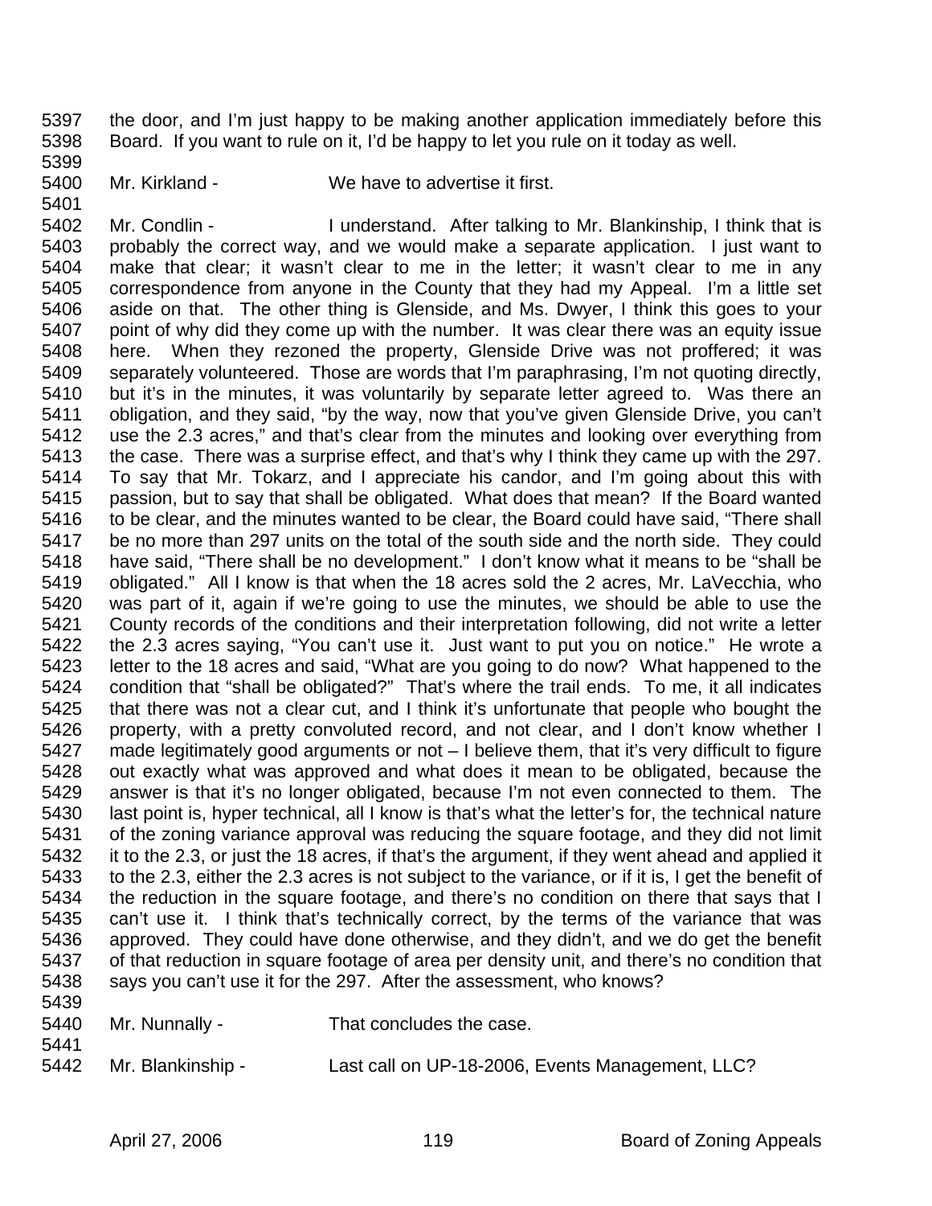the door, and I'm just happy to be making another application immediately before this Board. If you want to rule on it, I'd be happy to let you rule on it today as well.

Mr. Kirkland - We have to advertise it first.

Mr. Condlin - I understand. After talking to Mr. Blankinship, I think that is probably the correct way, and we would make a separate application. I just want to make that clear; it wasn't clear to me in the letter; it wasn't clear to me in any correspondence from anyone in the County that they had my Appeal. I'm a little set aside on that. The other thing is Glenside, and Ms. Dwyer, I think this goes to your point of why did they come up with the number. It was clear there was an equity issue here. When they rezoned the property, Glenside Drive was not proffered; it was separately volunteered. Those are words that I'm paraphrasing, I'm not quoting directly, but it's in the minutes, it was voluntarily by separate letter agreed to. Was there an obligation, and they said, "by the way, now that you've given Glenside Drive, you can't use the 2.3 acres," and that's clear from the minutes and looking over everything from the case. There was a surprise effect, and that's why I think they came up with the 297. To say that Mr. Tokarz, and I appreciate his candor, and I'm going about this with passion, but to say that shall be obligated. What does that mean? If the Board wanted to be clear, and the minutes wanted to be clear, the Board could have said, "There shall be no more than 297 units on the total of the south side and the north side. They could have said, "There shall be no development." I don't know what it means to be "shall be obligated." All I know is that when the 18 acres sold the 2 acres, Mr. LaVecchia, who was part of it, again if we're going to use the minutes, we should be able to use the County records of the conditions and their interpretation following, did not write a letter the 2.3 acres saying, "You can't use it. Just want to put you on notice." He wrote a letter to the 18 acres and said, "What are you going to do now? What happened to the condition that "shall be obligated?" That's where the trail ends. To me, it all indicates that there was not a clear cut, and I think it's unfortunate that people who bought the property, with a pretty convoluted record, and not clear, and I don't know whether I made legitimately good arguments or not – I believe them, that it's very difficult to figure out exactly what was approved and what does it mean to be obligated, because the answer is that it's no longer obligated, because I'm not even connected to them. The last point is, hyper technical, all I know is that's what the letter's for, the technical nature of the zoning variance approval was reducing the square footage, and they did not limit it to the 2.3, or just the 18 acres, if that's the argument, if they went ahead and applied it to the 2.3, either the 2.3 acres is not subject to the variance, or if it is, I get the benefit of the reduction in the square footage, and there's no condition on there that says that I can't use it. I think that's technically correct, by the terms of the variance that was approved. They could have done otherwise, and they didn't, and we do get the benefit of that reduction in square footage of area per density unit, and there's no condition that says you can't use it for the 297. After the assessment, who knows?

Mr. Nunnally - That concludes the case.

Mr. Blankinship - Last call on UP-18-2006, Events Management, LLC?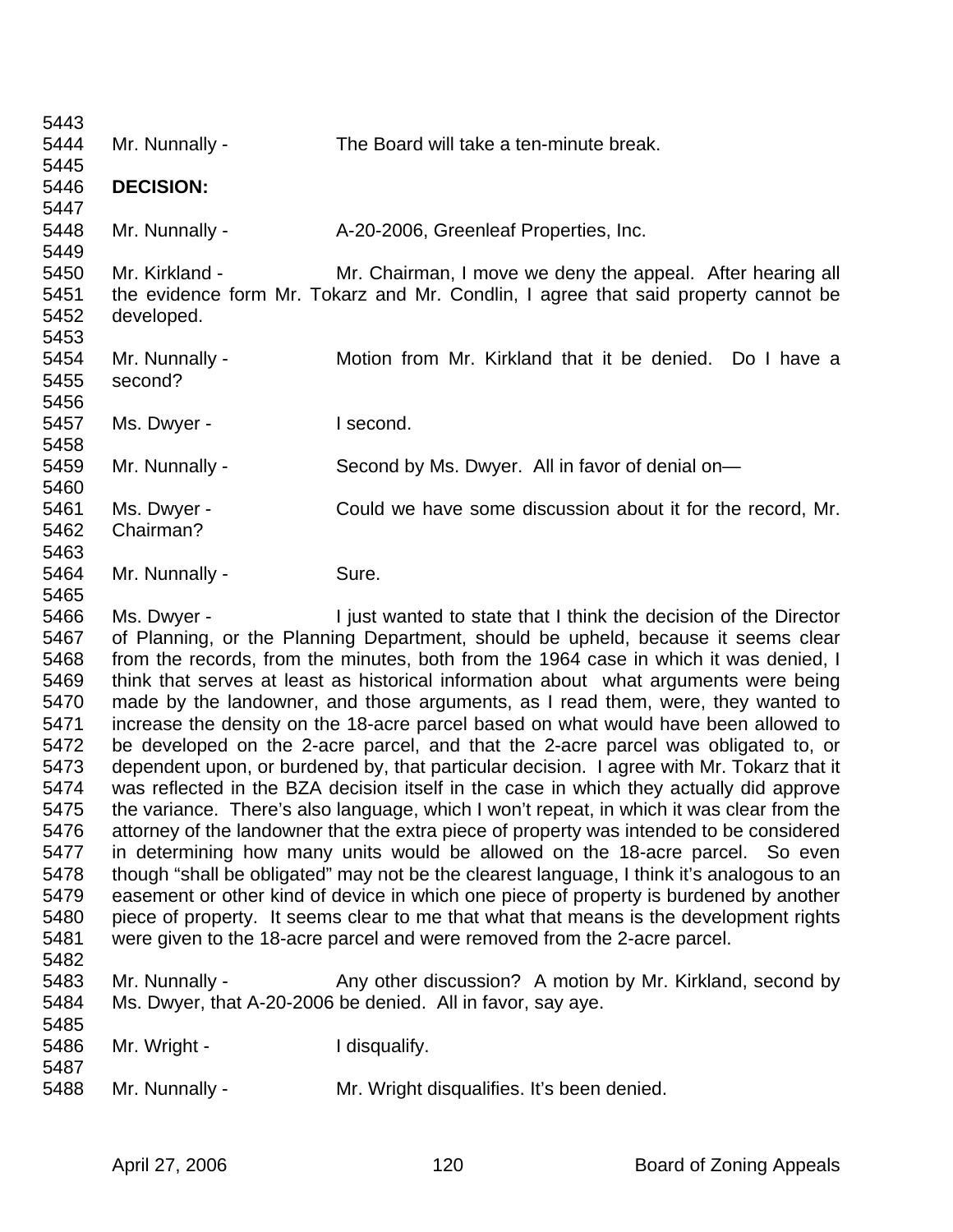Mr. Nunnally - The Board will take a ten-minute break.

**DECISION:**

Mr. Nunnally - A-20-2006, Greenleaf Properties, Inc.

Mr. Kirkland - Mr. Chairman, I move we deny the appeal. After hearing all the evidence form Mr. Tokarz and Mr. Condlin, I agree that said property cannot be developed.

Mr. Nunnally - Motion from Mr. Kirkland that it be denied. Do I have a second?

Ms. Dwyer - I second.

Mr. Nunnally - Second by Ms. Dwyer. All in favor of denial on—

Ms. Dwyer - Could we have some discussion about it for the record, Mr. Chairman?

Mr. Nunnally - Sure.

Ms. Dwyer - I just wanted to state that I think the decision of the Director of Planning, or the Planning Department, should be upheld, because it seems clear from the records, from the minutes, both from the 1964 case in which it was denied, I think that serves at least as historical information about what arguments were being made by the landowner, and those arguments, as I read them, were, they wanted to increase the density on the 18-acre parcel based on what would have been allowed to be developed on the 2-acre parcel, and that the 2-acre parcel was obligated to, or dependent upon, or burdened by, that particular decision. I agree with Mr. Tokarz that it was reflected in the BZA decision itself in the case in which they actually did approve the variance. There's also language, which I won't repeat, in which it was clear from the attorney of the landowner that the extra piece of property was intended to be considered in determining how many units would be allowed on the 18-acre parcel. So even though "shall be obligated" may not be the clearest language, I think it's analogous to an easement or other kind of device in which one piece of property is burdened by another piece of property. It seems clear to me that what that means is the development rights were given to the 18-acre parcel and were removed from the 2-acre parcel.

Mr. Nunnally - Any other discussion? A motion by Mr. Kirkland, second by Ms. Dwyer, that A-20-2006 be denied. All in favor, say aye.

Mr. Wright - I disqualify.

Mr. Nunnally - Mr. Wright disqualifies. It's been denied.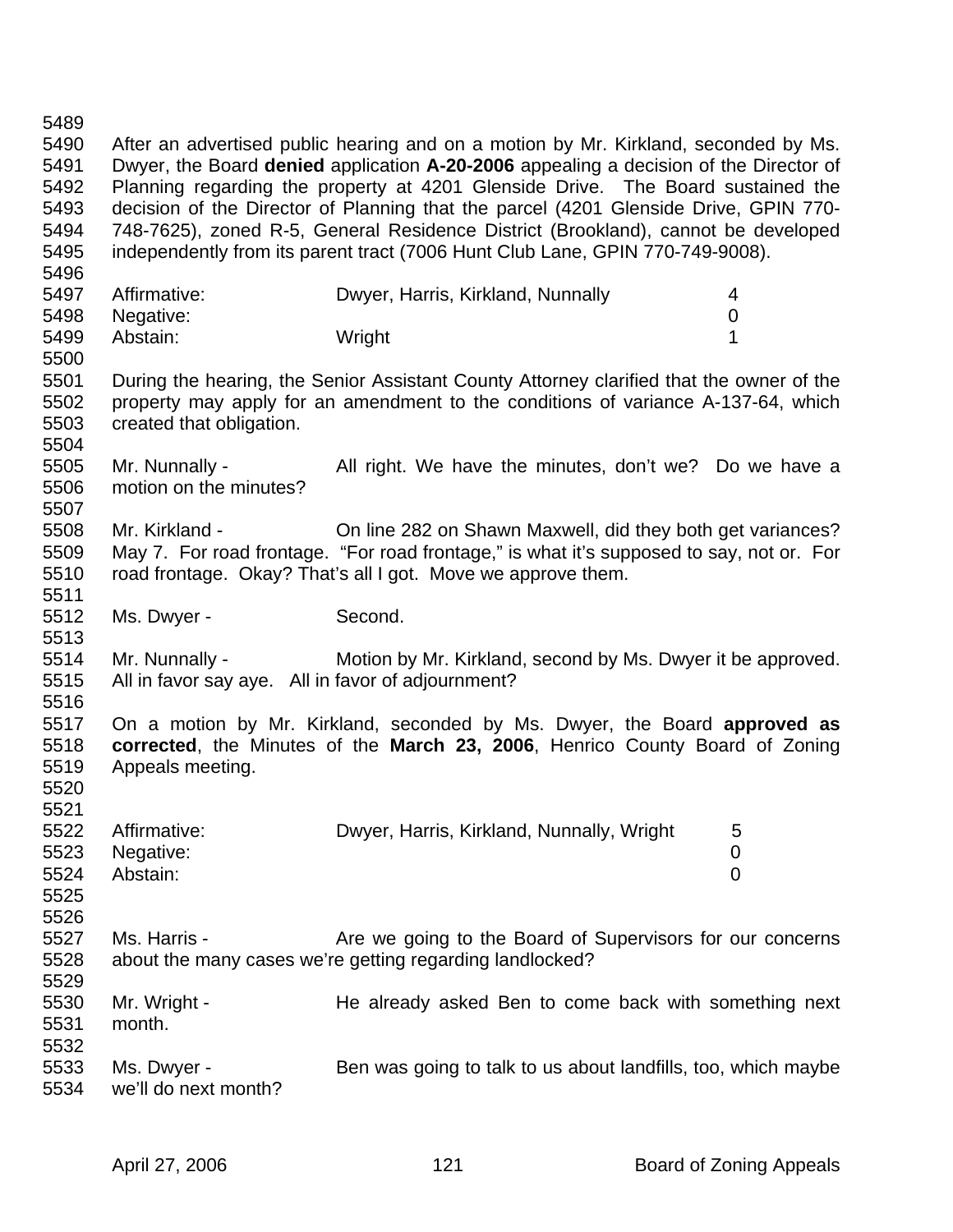After an advertised public hearing and on a motion by Mr. Kirkland, seconded by Ms. Dwyer, the Board **denied** application **A-20-2006** appealing a decision of the Director of Planning regarding the property at 4201 Glenside Drive. The Board sustained the decision of the Director of Planning that the parcel (4201 Glenside Drive, GPIN 770-748-7625), zoned R-5, General Residence District (Brookland), cannot be developed independently from its parent tract (7006 Hunt Club Lane, GPIN 770-749-9008).

| | | |
|---|---|---|
| Affirmative: | Dwyer, Harris, Kirkland, Nunnally | 4 |
| Negative: | | 0 |
| Abstain: | Wright | 1 |

During the hearing, the Senior Assistant County Attorney clarified that the owner of the property may apply for an amendment to the conditions of variance A-137-64, which created that obligation.

Mr. Nunnally - All right. We have the minutes, don't we? Do we have a motion on the minutes?

Mr. Kirkland - On line 282 on Shawn Maxwell, did they both get variances? May 7. For road frontage. "For road frontage," is what it's supposed to say, not or. For road frontage. Okay? That's all I got. Move we approve them.

Ms. Dwyer - Second.

Mr. Nunnally - Motion by Mr. Kirkland, second by Ms. Dwyer it be approved. All in favor say aye. All in favor of adjournment?

On a motion by Mr. Kirkland, seconded by Ms. Dwyer, the Board **approved as corrected**, the Minutes of the **March 23, 2006**, Henrico County Board of Zoning Appeals meeting.

| | | |
|---|---|---|
| Affirmative: | Dwyer, Harris, Kirkland, Nunnally, Wright | 5 |
| Negative: | | 0 |
| Abstain: | | 0 |

Ms. Harris - Are we going to the Board of Supervisors for our concerns about the many cases we're getting regarding landlocked?

Mr. Wright - He already asked Ben to come back with something next month.

Ms. Dwyer - Ben was going to talk to us about landfills, too, which maybe we'll do next month?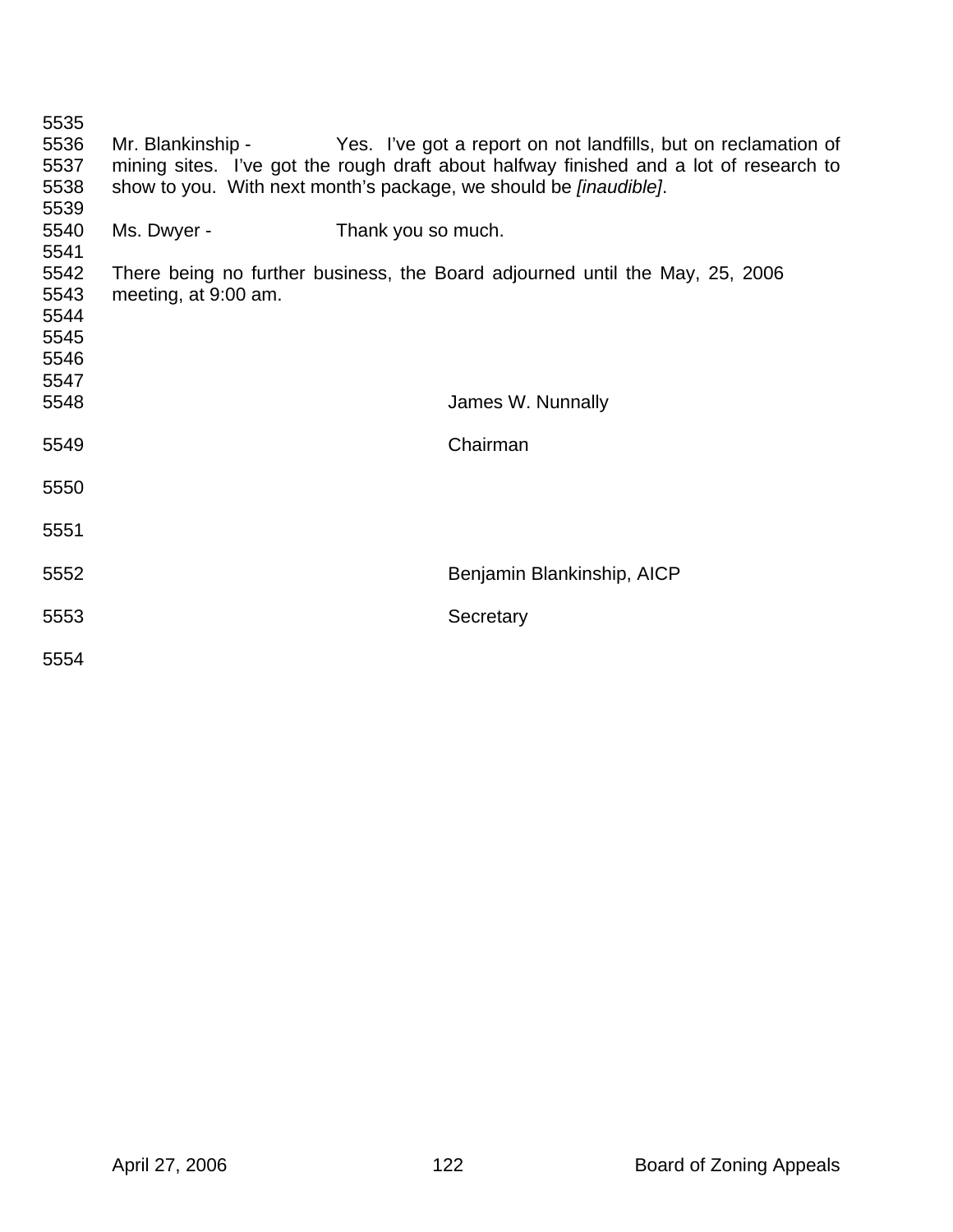Mr. Blankinship - Yes. I've got a report on not landfills, but on reclamation of mining sites. I've got the rough draft about halfway finished and a lot of research to show to you. With next month's package, we should be *[inaudible]*.

Ms. Dwyer - Thank you so much.

There being no further business, the Board adjourned until the May, 25, 2006 meeting, at 9:00 am.

James W. Nunnally

Chairman

Benjamin Blankinship, AICP

Secretary